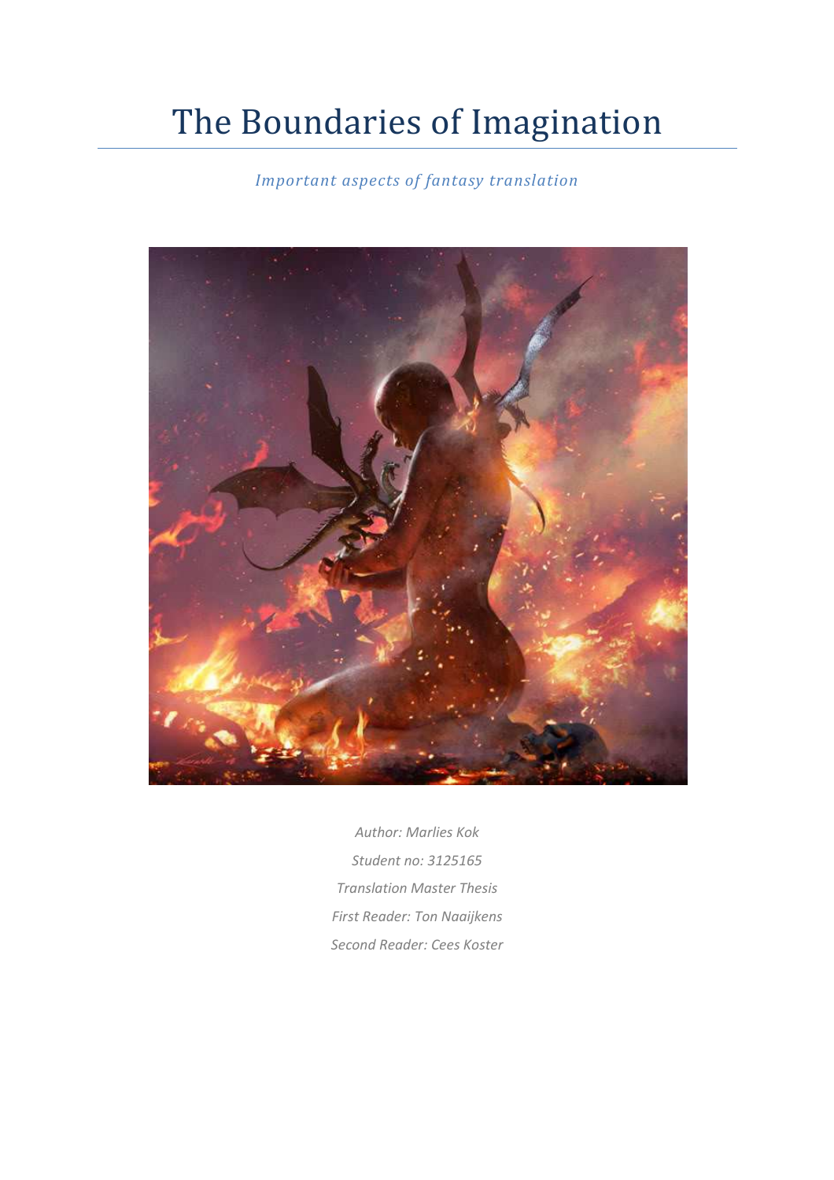# The Boundaries of Imagination

*Important aspects of fantasy translation*

*Author: Marlies Kok*

*Student no: 3125165*

*Translation Master Thesis*

*First Reader: Ton Naaijkens*

*Second Reader: Cees Koster*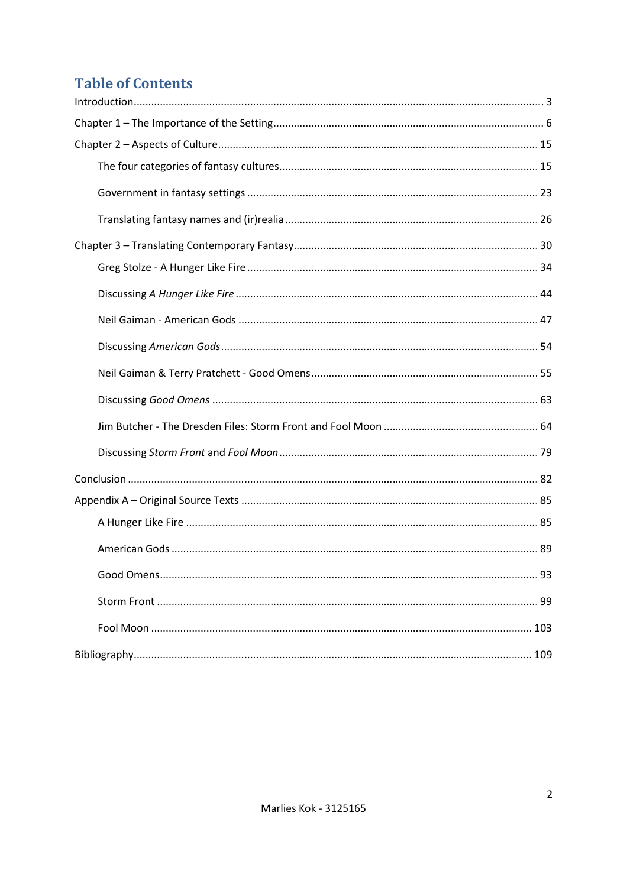# Table of Contents

Introduction .......... 3

Chapter 1 – The Importance of the Setting .......... 6

Chapter 2 – Aspects of Culture .......... 15

- The four categories of fantasy cultures .......... 15
- Government in fantasy settings .......... 23
- Translating fantasy names and (ir)realia .......... 26

Chapter 3 – Translating Contemporary Fantasy .......... 30

- Greg Stolze - A Hunger Like Fire .......... 34
- Discussing *A Hunger Like Fire* .......... 44
- Neil Gaiman - American Gods .......... 47
- Discussing *American Gods* .......... 54
- Neil Gaiman & Terry Pratchett - Good Omens .......... 55
- Discussing *Good Omens* .......... 63
- Jim Butcher - The Dresden Files: Storm Front and Fool Moon .......... 64
- Discussing *Storm Front* and *Fool Moon* .......... 79

Conclusion .......... 82

Appendix A – Original Source Texts .......... 85

- A Hunger Like Fire .......... 85
- American Gods .......... 89
- Good Omens .......... 93
- Storm Front .......... 99
- Fool Moon .......... 103

Bibliography .......... 109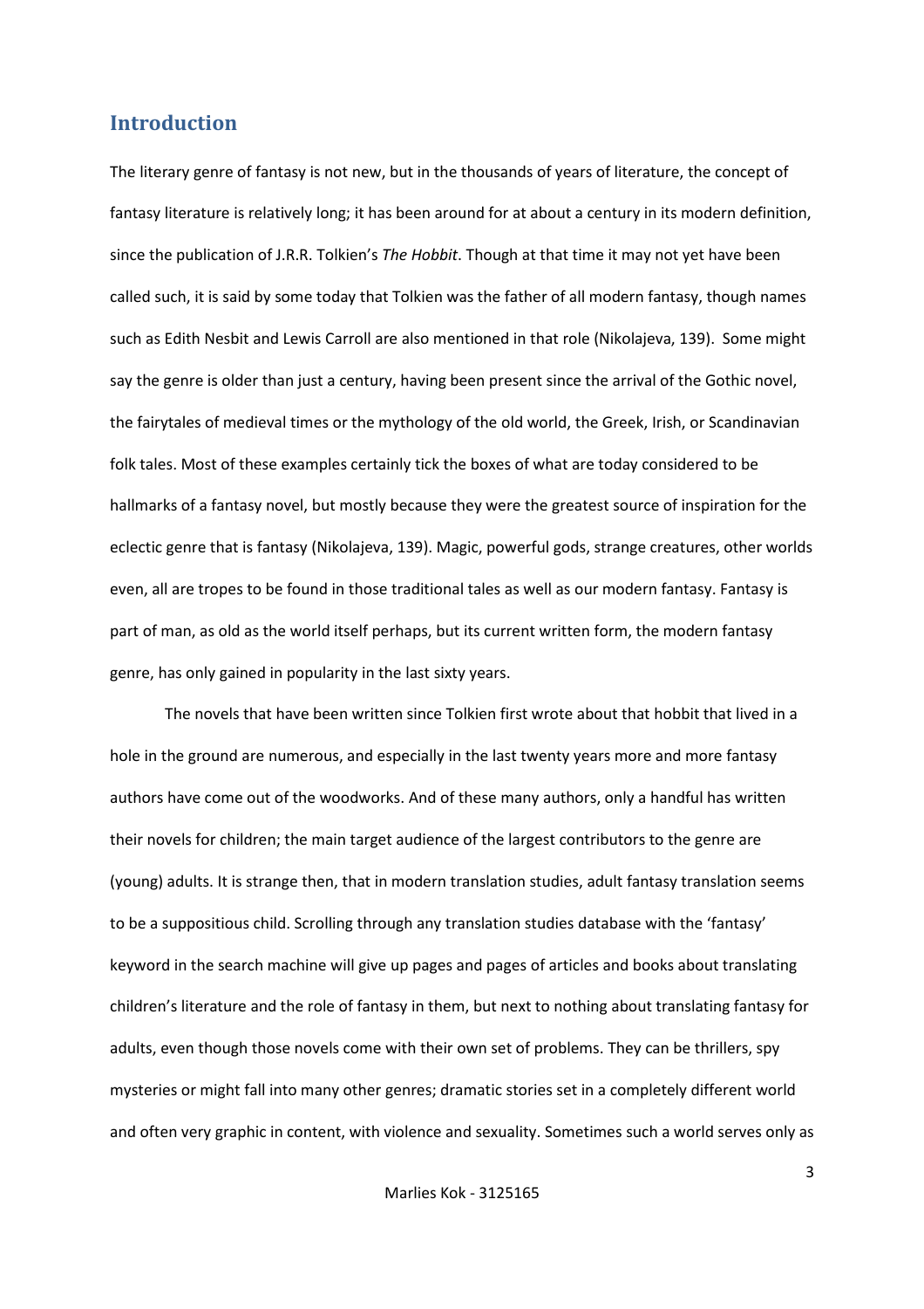## Introduction

The literary genre of fantasy is not new, but in the thousands of years of literature, the concept of fantasy literature is relatively long; it has been around for at about a century in its modern definition, since the publication of J.R.R. Tolkien's *The Hobbit*. Though at that time it may not yet have been called such, it is said by some today that Tolkien was the father of all modern fantasy, though names such as Edith Nesbit and Lewis Carroll are also mentioned in that role (Nikolajeva, 139). Some might say the genre is older than just a century, having been present since the arrival of the Gothic novel, the fairytales of medieval times or the mythology of the old world, the Greek, Irish, or Scandinavian folk tales. Most of these examples certainly tick the boxes of what are today considered to be hallmarks of a fantasy novel, but mostly because they were the greatest source of inspiration for the eclectic genre that is fantasy (Nikolajeva, 139). Magic, powerful gods, strange creatures, other worlds even, all are tropes to be found in those traditional tales as well as our modern fantasy. Fantasy is part of man, as old as the world itself perhaps, but its current written form, the modern fantasy genre, has only gained in popularity in the last sixty years.

The novels that have been written since Tolkien first wrote about that hobbit that lived in a hole in the ground are numerous, and especially in the last twenty years more and more fantasy authors have come out of the woodworks. And of these many authors, only a handful has written their novels for children; the main target audience of the largest contributors to the genre are (young) adults. It is strange then, that in modern translation studies, adult fantasy translation seems to be a supposititious child. Scrolling through any translation studies database with the 'fantasy' keyword in the search machine will give up pages and pages of articles and books about translating children's literature and the role of fantasy in them, but next to nothing about translating fantasy for adults, even though those novels come with their own set of problems. They can be thrillers, spy mysteries or might fall into many other genres; dramatic stories set in a completely different world and often very graphic in content, with violence and sexuality. Sometimes such a world serves only as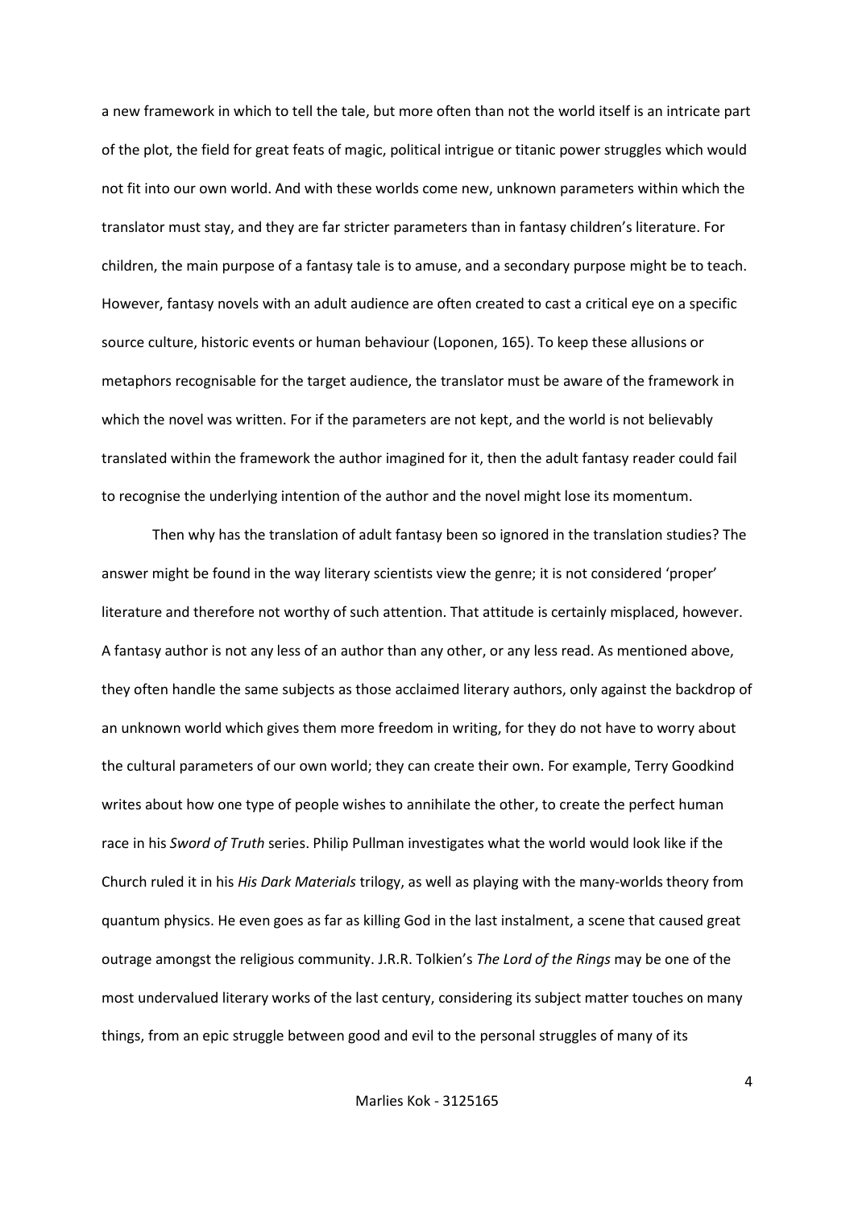a new framework in which to tell the tale, but more often than not the world itself is an intricate part of the plot, the field for great feats of magic, political intrigue or titanic power struggles which would not fit into our own world. And with these worlds come new, unknown parameters within which the translator must stay, and they are far stricter parameters than in fantasy children's literature. For children, the main purpose of a fantasy tale is to amuse, and a secondary purpose might be to teach. However, fantasy novels with an adult audience are often created to cast a critical eye on a specific source culture, historic events or human behaviour (Loponen, 165). To keep these allusions or metaphors recognisable for the target audience, the translator must be aware of the framework in which the novel was written. For if the parameters are not kept, and the world is not believably translated within the framework the author imagined for it, then the adult fantasy reader could fail to recognise the underlying intention of the author and the novel might lose its momentum.

Then why has the translation of adult fantasy been so ignored in the translation studies? The answer might be found in the way literary scientists view the genre; it is not considered 'proper' literature and therefore not worthy of such attention. That attitude is certainly misplaced, however. A fantasy author is not any less of an author than any other, or any less read. As mentioned above, they often handle the same subjects as those acclaimed literary authors, only against the backdrop of an unknown world which gives them more freedom in writing, for they do not have to worry about the cultural parameters of our own world; they can create their own. For example, Terry Goodkind writes about how one type of people wishes to annihilate the other, to create the perfect human race in his *Sword of Truth* series. Philip Pullman investigates what the world would look like if the Church ruled it in his *His Dark Materials* trilogy, as well as playing with the many-worlds theory from quantum physics. He even goes as far as killing God in the last instalment, a scene that caused great outrage amongst the religious community. J.R.R. Tolkien's *The Lord of the Rings* may be one of the most undervalued literary works of the last century, considering its subject matter touches on many things, from an epic struggle between good and evil to the personal struggles of many of its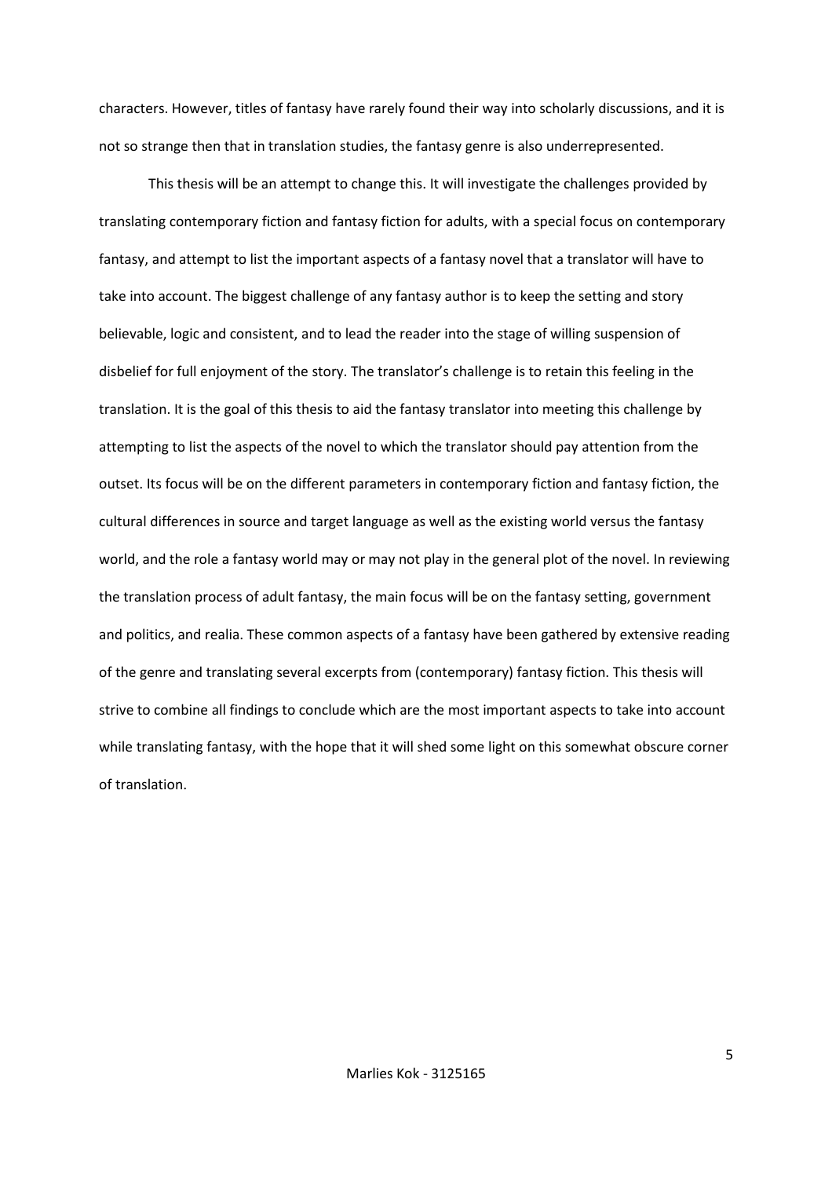characters. However, titles of fantasy have rarely found their way into scholarly discussions, and it is not so strange then that in translation studies, the fantasy genre is also underrepresented.

This thesis will be an attempt to change this. It will investigate the challenges provided by translating contemporary fiction and fantasy fiction for adults, with a special focus on contemporary fantasy, and attempt to list the important aspects of a fantasy novel that a translator will have to take into account. The biggest challenge of any fantasy author is to keep the setting and story believable, logic and consistent, and to lead the reader into the stage of willing suspension of disbelief for full enjoyment of the story. The translator's challenge is to retain this feeling in the translation. It is the goal of this thesis to aid the fantasy translator into meeting this challenge by attempting to list the aspects of the novel to which the translator should pay attention from the outset. Its focus will be on the different parameters in contemporary fiction and fantasy fiction, the cultural differences in source and target language as well as the existing world versus the fantasy world, and the role a fantasy world may or may not play in the general plot of the novel. In reviewing the translation process of adult fantasy, the main focus will be on the fantasy setting, government and politics, and realia. These common aspects of a fantasy have been gathered by extensive reading of the genre and translating several excerpts from (contemporary) fantasy fiction. This thesis will strive to combine all findings to conclude which are the most important aspects to take into account while translating fantasy, with the hope that it will shed some light on this somewhat obscure corner of translation.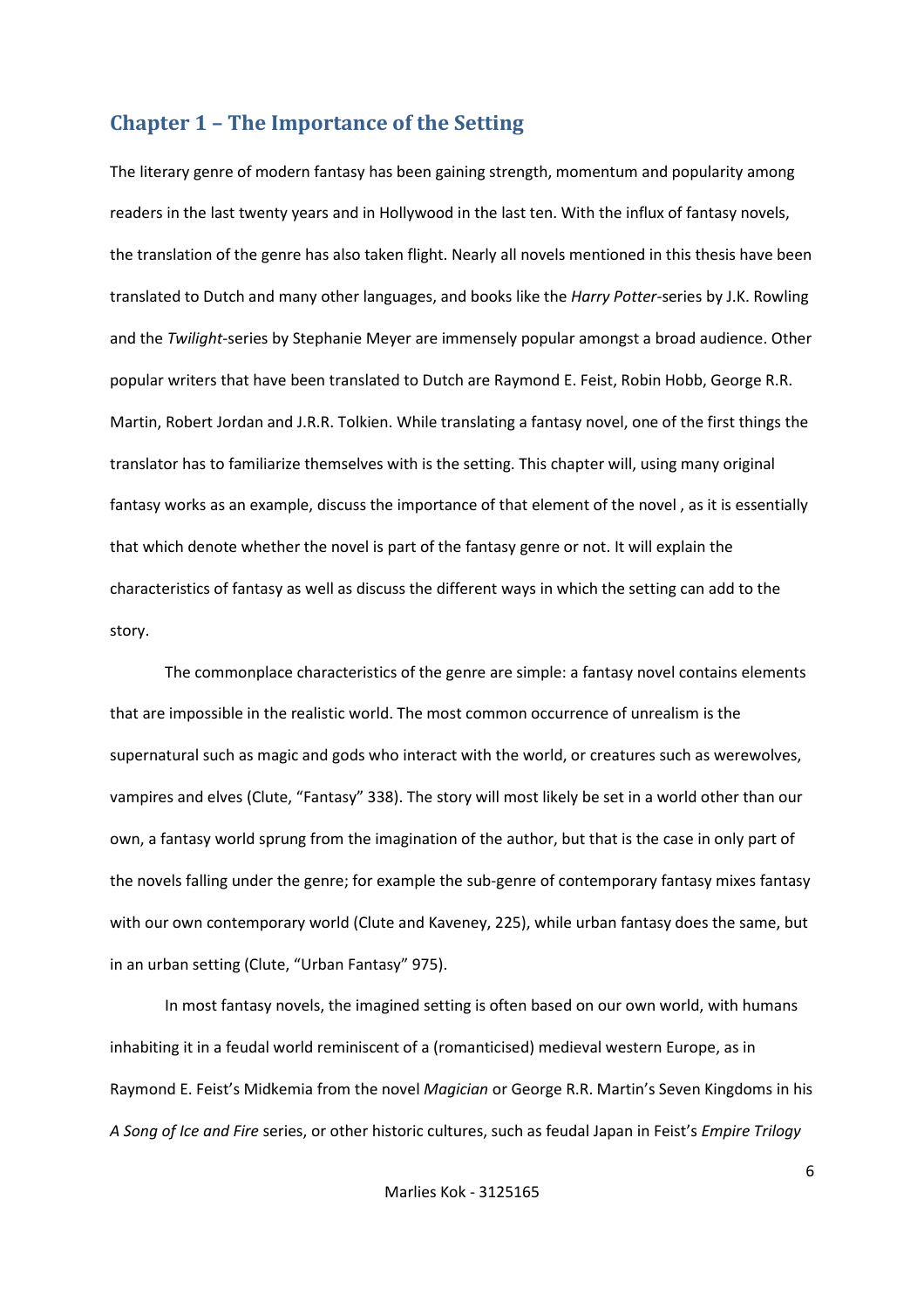## Chapter 1 – The Importance of the Setting

The literary genre of modern fantasy has been gaining strength, momentum and popularity among readers in the last twenty years and in Hollywood in the last ten. With the influx of fantasy novels, the translation of the genre has also taken flight. Nearly all novels mentioned in this thesis have been translated to Dutch and many other languages, and books like the *Harry Potter*-series by J.K. Rowling and the *Twilight*-series by Stephanie Meyer are immensely popular amongst a broad audience. Other popular writers that have been translated to Dutch are Raymond E. Feist, Robin Hobb, George R.R. Martin, Robert Jordan and J.R.R. Tolkien. While translating a fantasy novel, one of the first things the translator has to familiarize themselves with is the setting. This chapter will, using many original fantasy works as an example, discuss the importance of that element of the novel , as it is essentially that which denote whether the novel is part of the fantasy genre or not. It will explain the characteristics of fantasy as well as discuss the different ways in which the setting can add to the story.

The commonplace characteristics of the genre are simple: a fantasy novel contains elements that are impossible in the realistic world. The most common occurrence of unrealism is the supernatural such as magic and gods who interact with the world, or creatures such as werewolves, vampires and elves (Clute, "Fantasy" 338). The story will most likely be set in a world other than our own, a fantasy world sprung from the imagination of the author, but that is the case in only part of the novels falling under the genre; for example the sub-genre of contemporary fantasy mixes fantasy with our own contemporary world (Clute and Kaveney, 225), while urban fantasy does the same, but in an urban setting (Clute, "Urban Fantasy" 975).

In most fantasy novels, the imagined setting is often based on our own world, with humans inhabiting it in a feudal world reminiscent of a (romanticised) medieval western Europe, as in Raymond E. Feist's Midkemia from the novel *Magician* or George R.R. Martin's Seven Kingdoms in his *A Song of Ice and Fire* series, or other historic cultures, such as feudal Japan in Feist's *Empire Trilogy*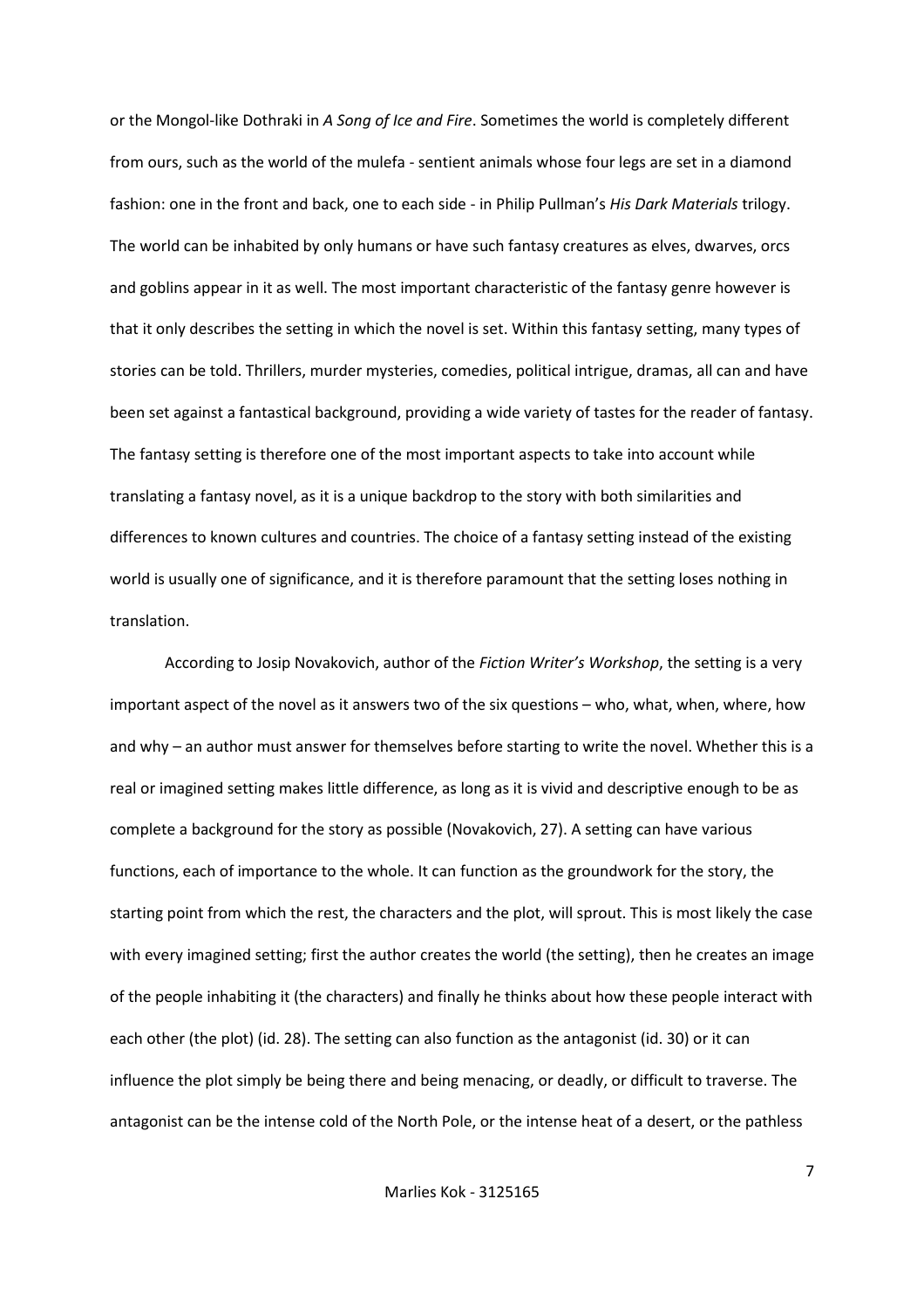or the Mongol-like Dothraki in *A Song of Ice and Fire*. Sometimes the world is completely different from ours, such as the world of the mulefa - sentient animals whose four legs are set in a diamond fashion: one in the front and back, one to each side - in Philip Pullman's *His Dark Materials* trilogy. The world can be inhabited by only humans or have such fantasy creatures as elves, dwarves, orcs and goblins appear in it as well. The most important characteristic of the fantasy genre however is that it only describes the setting in which the novel is set. Within this fantasy setting, many types of stories can be told. Thrillers, murder mysteries, comedies, political intrigue, dramas, all can and have been set against a fantastical background, providing a wide variety of tastes for the reader of fantasy. The fantasy setting is therefore one of the most important aspects to take into account while translating a fantasy novel, as it is a unique backdrop to the story with both similarities and differences to known cultures and countries. The choice of a fantasy setting instead of the existing world is usually one of significance, and it is therefore paramount that the setting loses nothing in translation.

According to Josip Novakovich, author of the *Fiction Writer's Workshop*, the setting is a very important aspect of the novel as it answers two of the six questions – who, what, when, where, how and why – an author must answer for themselves before starting to write the novel. Whether this is a real or imagined setting makes little difference, as long as it is vivid and descriptive enough to be as complete a background for the story as possible (Novakovich, 27). A setting can have various functions, each of importance to the whole. It can function as the groundwork for the story, the starting point from which the rest, the characters and the plot, will sprout. This is most likely the case with every imagined setting; first the author creates the world (the setting), then he creates an image of the people inhabiting it (the characters) and finally he thinks about how these people interact with each other (the plot) (id. 28). The setting can also function as the antagonist (id. 30) or it can influence the plot simply be being there and being menacing, or deadly, or difficult to traverse. The antagonist can be the intense cold of the North Pole, or the intense heat of a desert, or the pathless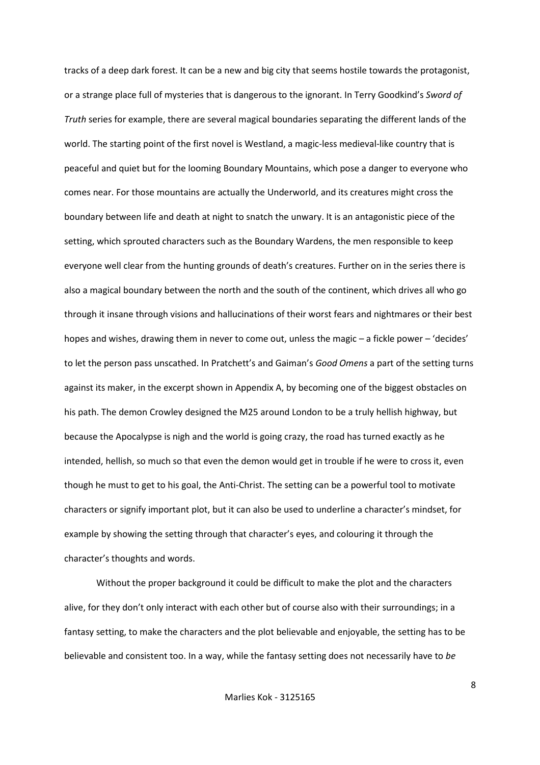tracks of a deep dark forest. It can be a new and big city that seems hostile towards the protagonist, or a strange place full of mysteries that is dangerous to the ignorant. In Terry Goodkind's *Sword of Truth* series for example, there are several magical boundaries separating the different lands of the world. The starting point of the first novel is Westland, a magic-less medieval-like country that is peaceful and quiet but for the looming Boundary Mountains, which pose a danger to everyone who comes near. For those mountains are actually the Underworld, and its creatures might cross the boundary between life and death at night to snatch the unwary. It is an antagonistic piece of the setting, which sprouted characters such as the Boundary Wardens, the men responsible to keep everyone well clear from the hunting grounds of death's creatures. Further on in the series there is also a magical boundary between the north and the south of the continent, which drives all who go through it insane through visions and hallucinations of their worst fears and nightmares or their best hopes and wishes, drawing them in never to come out, unless the magic – a fickle power – 'decides' to let the person pass unscathed. In Pratchett's and Gaiman's *Good Omens* a part of the setting turns against its maker, in the excerpt shown in Appendix A, by becoming one of the biggest obstacles on his path. The demon Crowley designed the M25 around London to be a truly hellish highway, but because the Apocalypse is nigh and the world is going crazy, the road has turned exactly as he intended, hellish, so much so that even the demon would get in trouble if he were to cross it, even though he must to get to his goal, the Anti-Christ. The setting can be a powerful tool to motivate characters or signify important plot, but it can also be used to underline a character's mindset, for example by showing the setting through that character's eyes, and colouring it through the character's thoughts and words.

Without the proper background it could be difficult to make the plot and the characters alive, for they don't only interact with each other but of course also with their surroundings; in a fantasy setting, to make the characters and the plot believable and enjoyable, the setting has to be believable and consistent too. In a way, while the fantasy setting does not necessarily have to *be*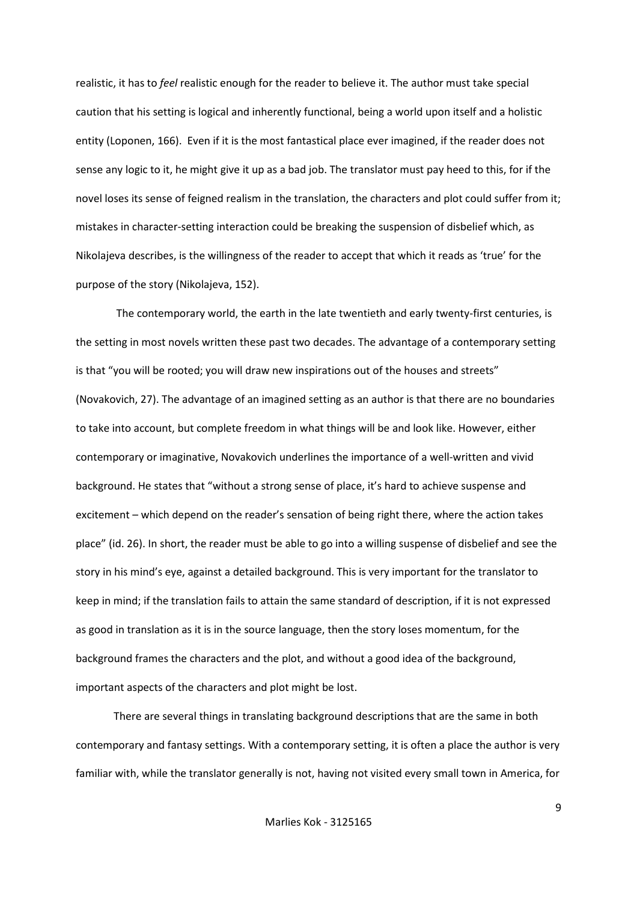realistic, it has to *feel* realistic enough for the reader to believe it. The author must take special caution that his setting is logical and inherently functional, being a world upon itself and a holistic entity (Loponen, 166). Even if it is the most fantastical place ever imagined, if the reader does not sense any logic to it, he might give it up as a bad job. The translator must pay heed to this, for if the novel loses its sense of feigned realism in the translation, the characters and plot could suffer from it; mistakes in character-setting interaction could be breaking the suspension of disbelief which, as Nikolajeva describes, is the willingness of the reader to accept that which it reads as 'true' for the purpose of the story (Nikolajeva, 152).

The contemporary world, the earth in the late twentieth and early twenty-first centuries, is the setting in most novels written these past two decades. The advantage of a contemporary setting is that "you will be rooted; you will draw new inspirations out of the houses and streets" (Novakovich, 27). The advantage of an imagined setting as an author is that there are no boundaries to take into account, but complete freedom in what things will be and look like. However, either contemporary or imaginative, Novakovich underlines the importance of a well-written and vivid background. He states that "without a strong sense of place, it's hard to achieve suspense and excitement – which depend on the reader's sensation of being right there, where the action takes place" (id. 26). In short, the reader must be able to go into a willing suspense of disbelief and see the story in his mind's eye, against a detailed background. This is very important for the translator to keep in mind; if the translation fails to attain the same standard of description, if it is not expressed as good in translation as it is in the source language, then the story loses momentum, for the background frames the characters and the plot, and without a good idea of the background, important aspects of the characters and plot might be lost.

There are several things in translating background descriptions that are the same in both contemporary and fantasy settings. With a contemporary setting, it is often a place the author is very familiar with, while the translator generally is not, having not visited every small town in America, for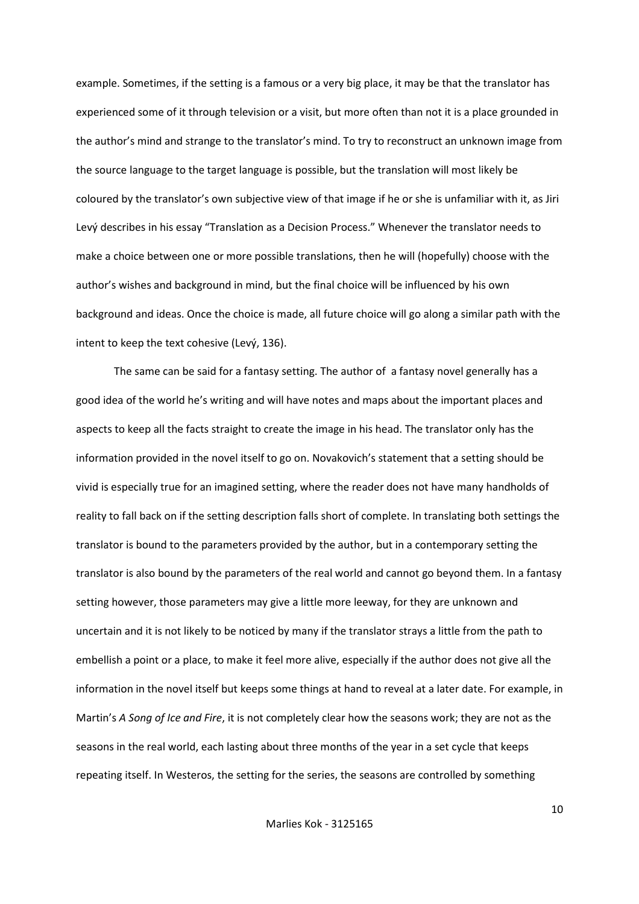example. Sometimes, if the setting is a famous or a very big place, it may be that the translator has experienced some of it through television or a visit, but more often than not it is a place grounded in the author's mind and strange to the translator's mind. To try to reconstruct an unknown image from the source language to the target language is possible, but the translation will most likely be coloured by the translator's own subjective view of that image if he or she is unfamiliar with it, as Jiri Levý describes in his essay "Translation as a Decision Process." Whenever the translator needs to make a choice between one or more possible translations, then he will (hopefully) choose with the author's wishes and background in mind, but the final choice will be influenced by his own background and ideas. Once the choice is made, all future choice will go along a similar path with the intent to keep the text cohesive (Levý, 136).

The same can be said for a fantasy setting. The author of a fantasy novel generally has a good idea of the world he's writing and will have notes and maps about the important places and aspects to keep all the facts straight to create the image in his head. The translator only has the information provided in the novel itself to go on. Novakovich's statement that a setting should be vivid is especially true for an imagined setting, where the reader does not have many handholds of reality to fall back on if the setting description falls short of complete. In translating both settings the translator is bound to the parameters provided by the author, but in a contemporary setting the translator is also bound by the parameters of the real world and cannot go beyond them. In a fantasy setting however, those parameters may give a little more leeway, for they are unknown and uncertain and it is not likely to be noticed by many if the translator strays a little from the path to embellish a point or a place, to make it feel more alive, especially if the author does not give all the information in the novel itself but keeps some things at hand to reveal at a later date. For example, in Martin's *A Song of Ice and Fire*, it is not completely clear how the seasons work; they are not as the seasons in the real world, each lasting about three months of the year in a set cycle that keeps repeating itself. In Westeros, the setting for the series, the seasons are controlled by something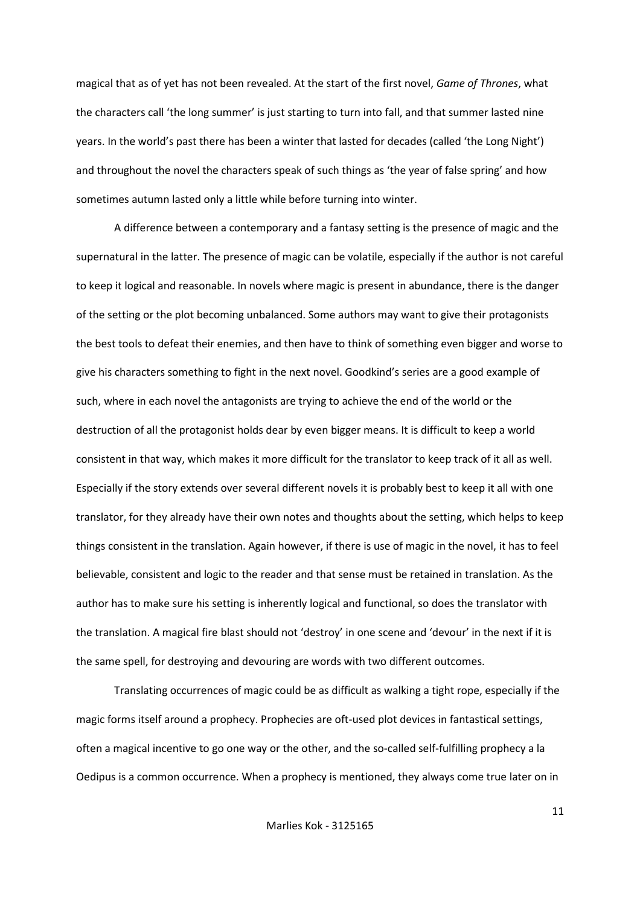magical that as of yet has not been revealed. At the start of the first novel, *Game of Thrones*, what the characters call 'the long summer' is just starting to turn into fall, and that summer lasted nine years. In the world's past there has been a winter that lasted for decades (called 'the Long Night') and throughout the novel the characters speak of such things as 'the year of false spring' and how sometimes autumn lasted only a little while before turning into winter.

A difference between a contemporary and a fantasy setting is the presence of magic and the supernatural in the latter. The presence of magic can be volatile, especially if the author is not careful to keep it logical and reasonable. In novels where magic is present in abundance, there is the danger of the setting or the plot becoming unbalanced. Some authors may want to give their protagonists the best tools to defeat their enemies, and then have to think of something even bigger and worse to give his characters something to fight in the next novel. Goodkind's series are a good example of such, where in each novel the antagonists are trying to achieve the end of the world or the destruction of all the protagonist holds dear by even bigger means. It is difficult to keep a world consistent in that way, which makes it more difficult for the translator to keep track of it all as well. Especially if the story extends over several different novels it is probably best to keep it all with one translator, for they already have their own notes and thoughts about the setting, which helps to keep things consistent in the translation. Again however, if there is use of magic in the novel, it has to feel believable, consistent and logic to the reader and that sense must be retained in translation. As the author has to make sure his setting is inherently logical and functional, so does the translator with the translation. A magical fire blast should not 'destroy' in one scene and 'devour' in the next if it is the same spell, for destroying and devouring are words with two different outcomes.

Translating occurrences of magic could be as difficult as walking a tight rope, especially if the magic forms itself around a prophecy. Prophecies are oft-used plot devices in fantastical settings, often a magical incentive to go one way or the other, and the so-called self-fulfilling prophecy a la Oedipus is a common occurrence. When a prophecy is mentioned, they always come true later on in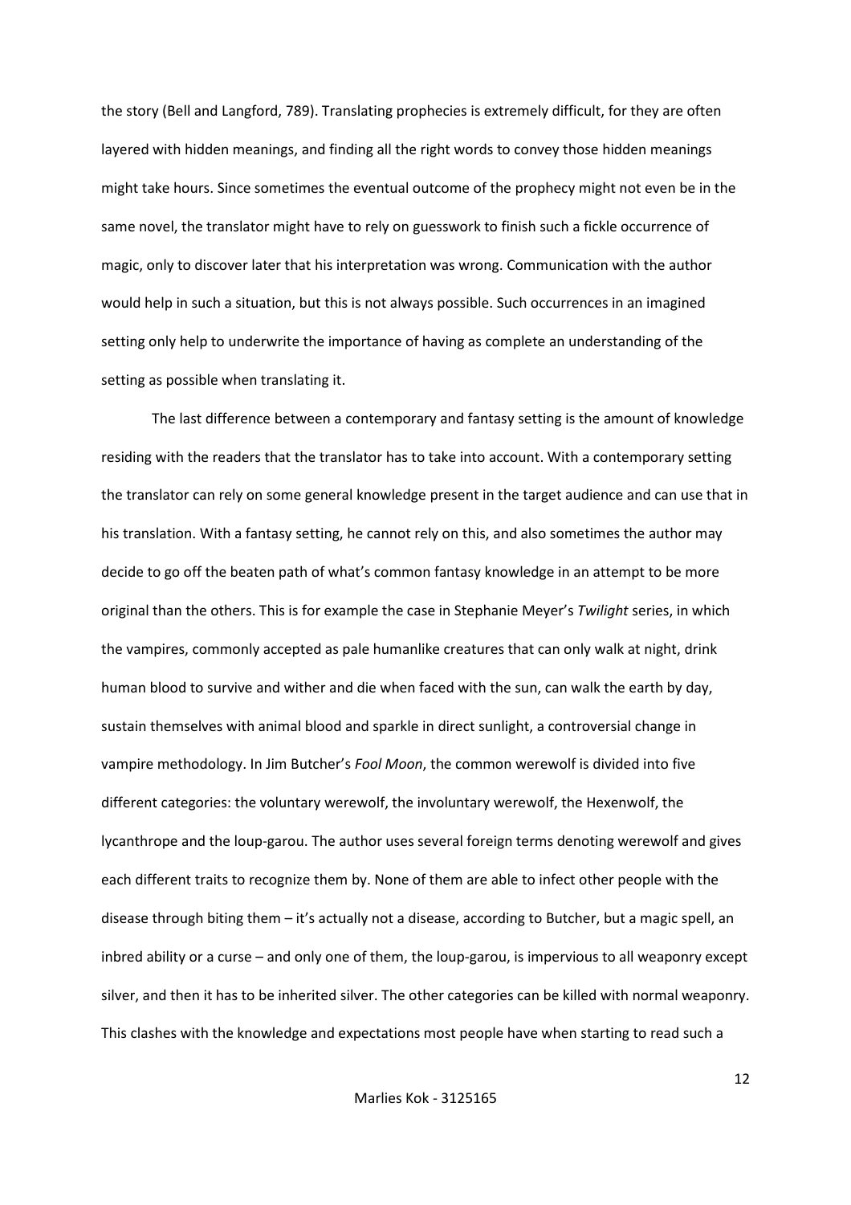the story (Bell and Langford, 789). Translating prophecies is extremely difficult, for they are often layered with hidden meanings, and finding all the right words to convey those hidden meanings might take hours. Since sometimes the eventual outcome of the prophecy might not even be in the same novel, the translator might have to rely on guesswork to finish such a fickle occurrence of magic, only to discover later that his interpretation was wrong. Communication with the author would help in such a situation, but this is not always possible. Such occurrences in an imagined setting only help to underwrite the importance of having as complete an understanding of the setting as possible when translating it.

The last difference between a contemporary and fantasy setting is the amount of knowledge residing with the readers that the translator has to take into account. With a contemporary setting the translator can rely on some general knowledge present in the target audience and can use that in his translation. With a fantasy setting, he cannot rely on this, and also sometimes the author may decide to go off the beaten path of what's common fantasy knowledge in an attempt to be more original than the others. This is for example the case in Stephanie Meyer's *Twilight* series, in which the vampires, commonly accepted as pale humanlike creatures that can only walk at night, drink human blood to survive and wither and die when faced with the sun, can walk the earth by day, sustain themselves with animal blood and sparkle in direct sunlight, a controversial change in vampire methodology. In Jim Butcher's *Fool Moon*, the common werewolf is divided into five different categories: the voluntary werewolf, the involuntary werewolf, the Hexenwolf, the lycanthrope and the loup-garou. The author uses several foreign terms denoting werewolf and gives each different traits to recognize them by. None of them are able to infect other people with the disease through biting them – it's actually not a disease, according to Butcher, but a magic spell, an inbred ability or a curse – and only one of them, the loup-garou, is impervious to all weaponry except silver, and then it has to be inherited silver. The other categories can be killed with normal weaponry. This clashes with the knowledge and expectations most people have when starting to read such a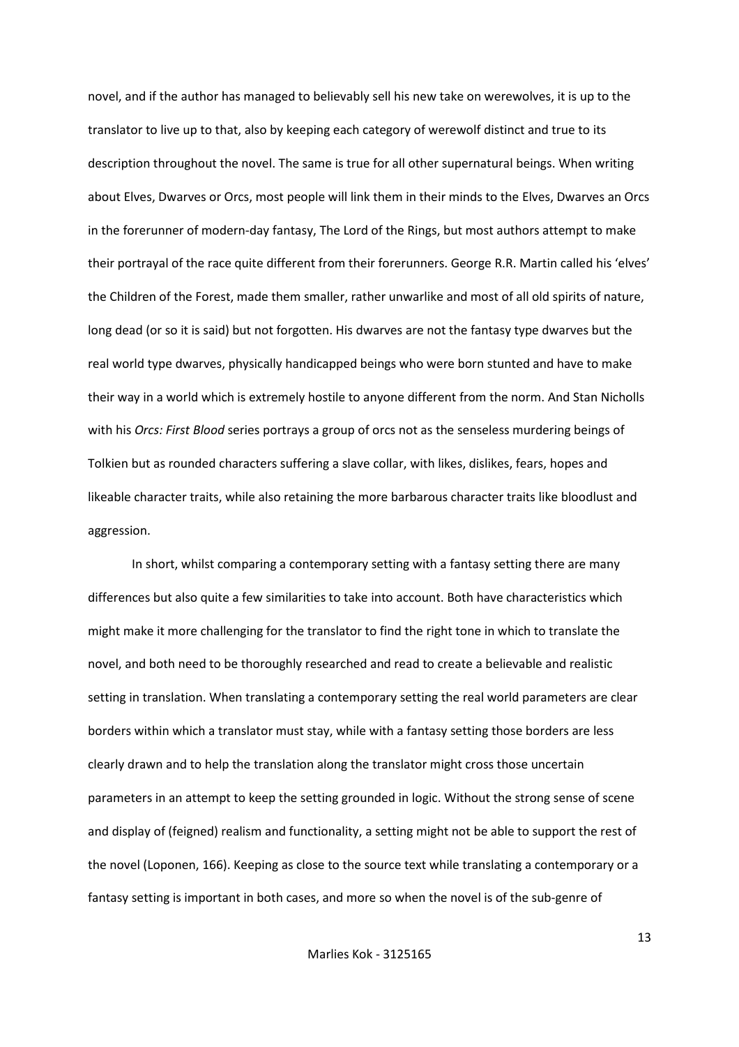novel, and if the author has managed to believably sell his new take on werewolves, it is up to the translator to live up to that, also by keeping each category of werewolf distinct and true to its description throughout the novel. The same is true for all other supernatural beings. When writing about Elves, Dwarves or Orcs, most people will link them in their minds to the Elves, Dwarves an Orcs in the forerunner of modern-day fantasy, The Lord of the Rings, but most authors attempt to make their portrayal of the race quite different from their forerunners. George R.R. Martin called his 'elves' the Children of the Forest, made them smaller, rather unwarlike and most of all old spirits of nature, long dead (or so it is said) but not forgotten. His dwarves are not the fantasy type dwarves but the real world type dwarves, physically handicapped beings who were born stunted and have to make their way in a world which is extremely hostile to anyone different from the norm. And Stan Nicholls with his *Orcs: First Blood* series portrays a group of orcs not as the senseless murdering beings of Tolkien but as rounded characters suffering a slave collar, with likes, dislikes, fears, hopes and likeable character traits, while also retaining the more barbarous character traits like bloodlust and aggression.

In short, whilst comparing a contemporary setting with a fantasy setting there are many differences but also quite a few similarities to take into account. Both have characteristics which might make it more challenging for the translator to find the right tone in which to translate the novel, and both need to be thoroughly researched and read to create a believable and realistic setting in translation. When translating a contemporary setting the real world parameters are clear borders within which a translator must stay, while with a fantasy setting those borders are less clearly drawn and to help the translation along the translator might cross those uncertain parameters in an attempt to keep the setting grounded in logic. Without the strong sense of scene and display of (feigned) realism and functionality, a setting might not be able to support the rest of the novel (Loponen, 166). Keeping as close to the source text while translating a contemporary or a fantasy setting is important in both cases, and more so when the novel is of the sub-genre of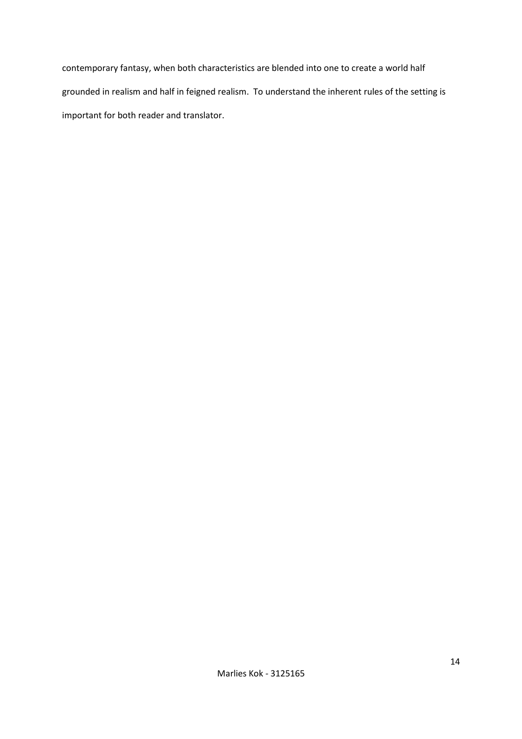contemporary fantasy, when both characteristics are blended into one to create a world half grounded in realism and half in feigned realism. To understand the inherent rules of the setting is important for both reader and translator.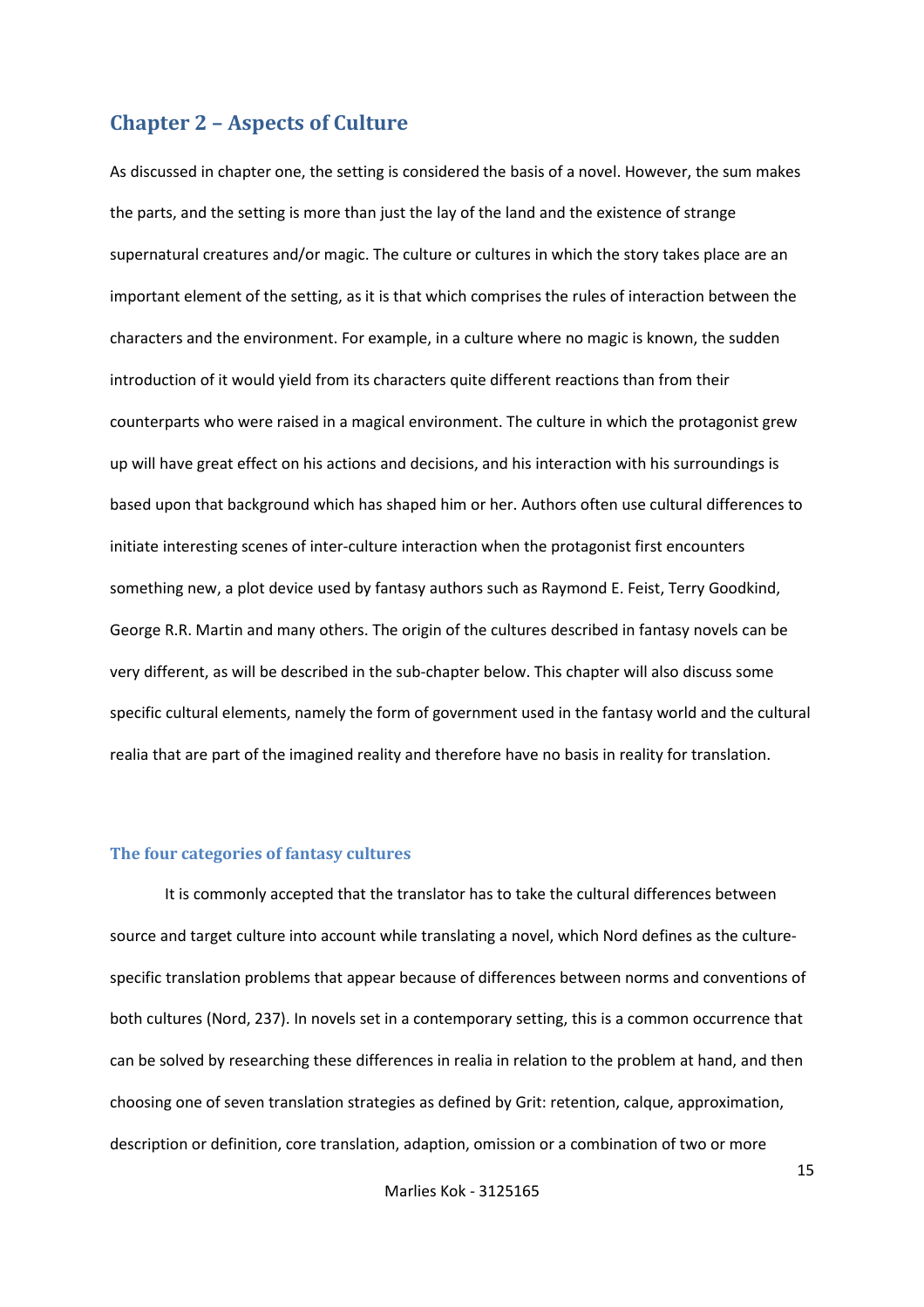## Chapter 2 – Aspects of Culture

As discussed in chapter one, the setting is considered the basis of a novel. However, the sum makes the parts, and the setting is more than just the lay of the land and the existence of strange supernatural creatures and/or magic. The culture or cultures in which the story takes place are an important element of the setting, as it is that which comprises the rules of interaction between the characters and the environment. For example, in a culture where no magic is known, the sudden introduction of it would yield from its characters quite different reactions than from their counterparts who were raised in a magical environment. The culture in which the protagonist grew up will have great effect on his actions and decisions, and his interaction with his surroundings is based upon that background which has shaped him or her. Authors often use cultural differences to initiate interesting scenes of inter-culture interaction when the protagonist first encounters something new, a plot device used by fantasy authors such as Raymond E. Feist, Terry Goodkind, George R.R. Martin and many others. The origin of the cultures described in fantasy novels can be very different, as will be described in the sub-chapter below. This chapter will also discuss some specific cultural elements, namely the form of government used in the fantasy world and the cultural realia that are part of the imagined reality and therefore have no basis in reality for translation.

### The four categories of fantasy cultures

It is commonly accepted that the translator has to take the cultural differences between source and target culture into account while translating a novel, which Nord defines as the culture-specific translation problems that appear because of differences between norms and conventions of both cultures (Nord, 237). In novels set in a contemporary setting, this is a common occurrence that can be solved by researching these differences in realia in relation to the problem at hand, and then choosing one of seven translation strategies as defined by Grit: retention, calque, approximation, description or definition, core translation, adaption, omission or a combination of two or more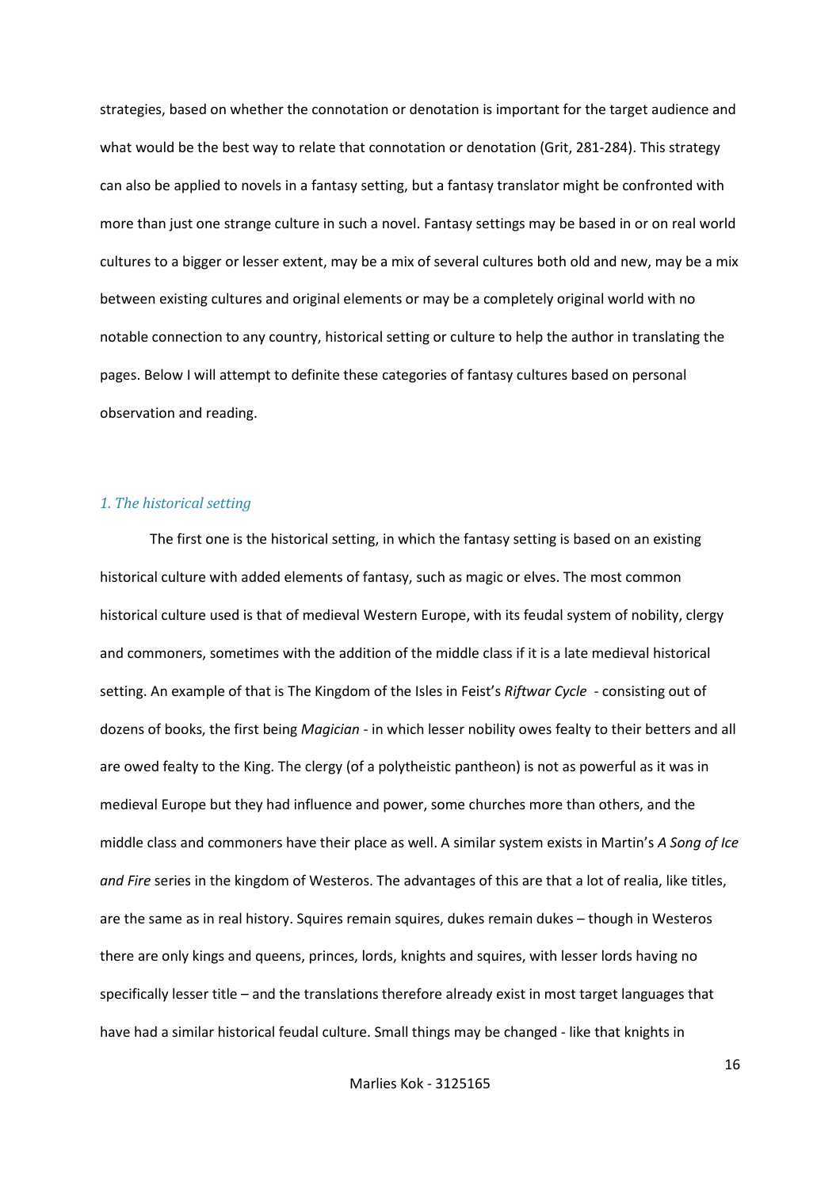strategies, based on whether the connotation or denotation is important for the target audience and what would be the best way to relate that connotation or denotation (Grit, 281-284). This strategy can also be applied to novels in a fantasy setting, but a fantasy translator might be confronted with more than just one strange culture in such a novel. Fantasy settings may be based in or on real world cultures to a bigger or lesser extent, may be a mix of several cultures both old and new, may be a mix between existing cultures and original elements or may be a completely original world with no notable connection to any country, historical setting or culture to help the author in translating the pages. Below I will attempt to definite these categories of fantasy cultures based on personal observation and reading.

### *1. The historical setting*

The first one is the historical setting, in which the fantasy setting is based on an existing historical culture with added elements of fantasy, such as magic or elves. The most common historical culture used is that of medieval Western Europe, with its feudal system of nobility, clergy and commoners, sometimes with the addition of the middle class if it is a late medieval historical setting. An example of that is The Kingdom of the Isles in Feist's *Riftwar Cycle* - consisting out of dozens of books, the first being *Magician* - in which lesser nobility owes fealty to their betters and all are owed fealty to the King. The clergy (of a polytheistic pantheon) is not as powerful as it was in medieval Europe but they had influence and power, some churches more than others, and the middle class and commoners have their place as well. A similar system exists in Martin's *A Song of Ice and Fire* series in the kingdom of Westeros. The advantages of this are that a lot of realia, like titles, are the same as in real history. Squires remain squires, dukes remain dukes – though in Westeros there are only kings and queens, princes, lords, knights and squires, with lesser lords having no specifically lesser title – and the translations therefore already exist in most target languages that have had a similar historical feudal culture. Small things may be changed - like that knights in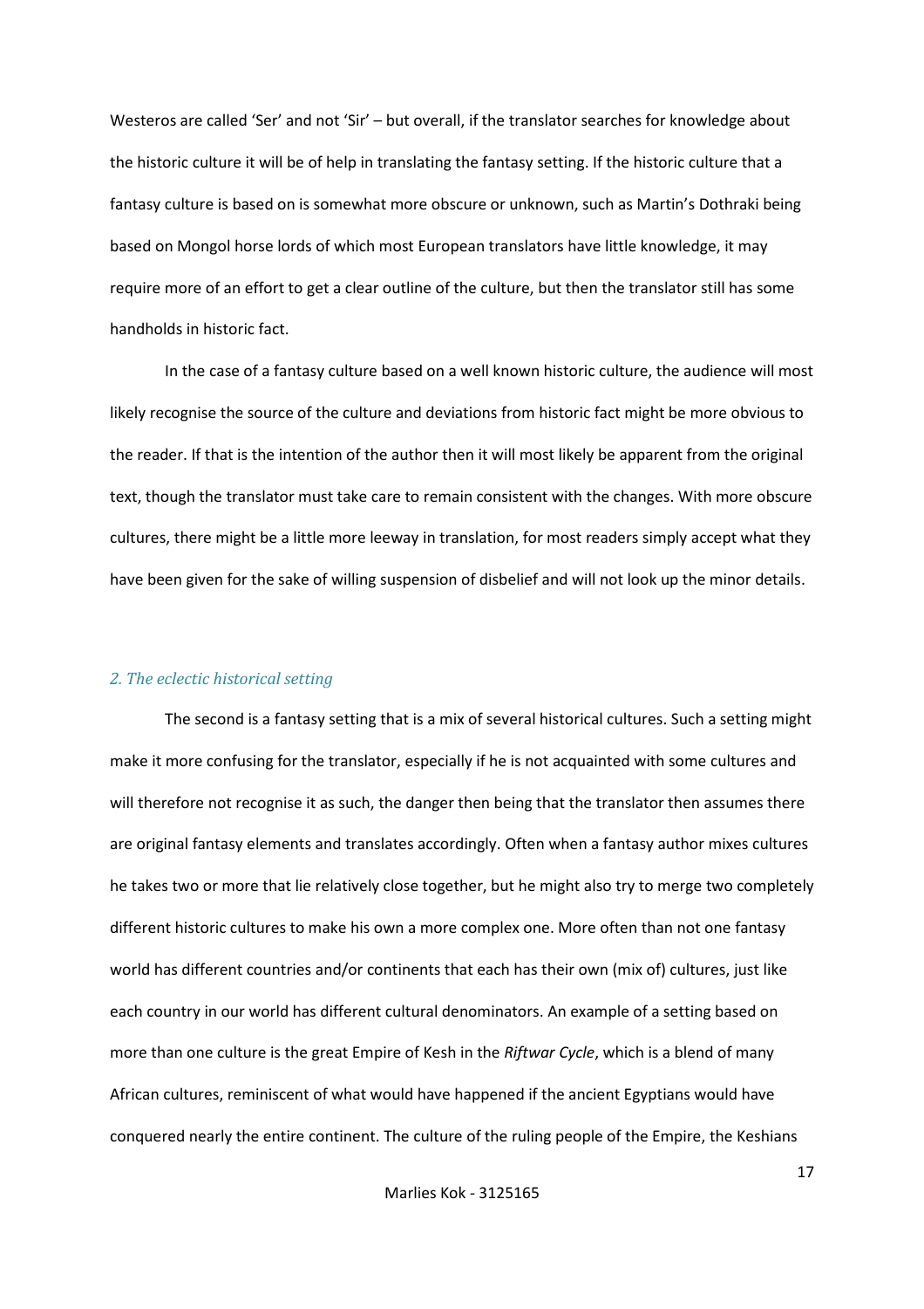Westeros are called 'Ser' and not 'Sir' – but overall, if the translator searches for knowledge about the historic culture it will be of help in translating the fantasy setting. If the historic culture that a fantasy culture is based on is somewhat more obscure or unknown, such as Martin's Dothraki being based on Mongol horse lords of which most European translators have little knowledge, it may require more of an effort to get a clear outline of the culture, but then the translator still has some handholds in historic fact.

In the case of a fantasy culture based on a well known historic culture, the audience will most likely recognise the source of the culture and deviations from historic fact might be more obvious to the reader. If that is the intention of the author then it will most likely be apparent from the original text, though the translator must take care to remain consistent with the changes. With more obscure cultures, there might be a little more leeway in translation, for most readers simply accept what they have been given for the sake of willing suspension of disbelief and will not look up the minor details.

### *2. The eclectic historical setting*

The second is a fantasy setting that is a mix of several historical cultures. Such a setting might make it more confusing for the translator, especially if he is not acquainted with some cultures and will therefore not recognise it as such, the danger then being that the translator then assumes there are original fantasy elements and translates accordingly. Often when a fantasy author mixes cultures he takes two or more that lie relatively close together, but he might also try to merge two completely different historic cultures to make his own a more complex one. More often than not one fantasy world has different countries and/or continents that each has their own (mix of) cultures, just like each country in our world has different cultural denominators. An example of a setting based on more than one culture is the great Empire of Kesh in the *Riftwar Cycle*, which is a blend of many African cultures, reminiscent of what would have happened if the ancient Egyptians would have conquered nearly the entire continent. The culture of the ruling people of the Empire, the Keshians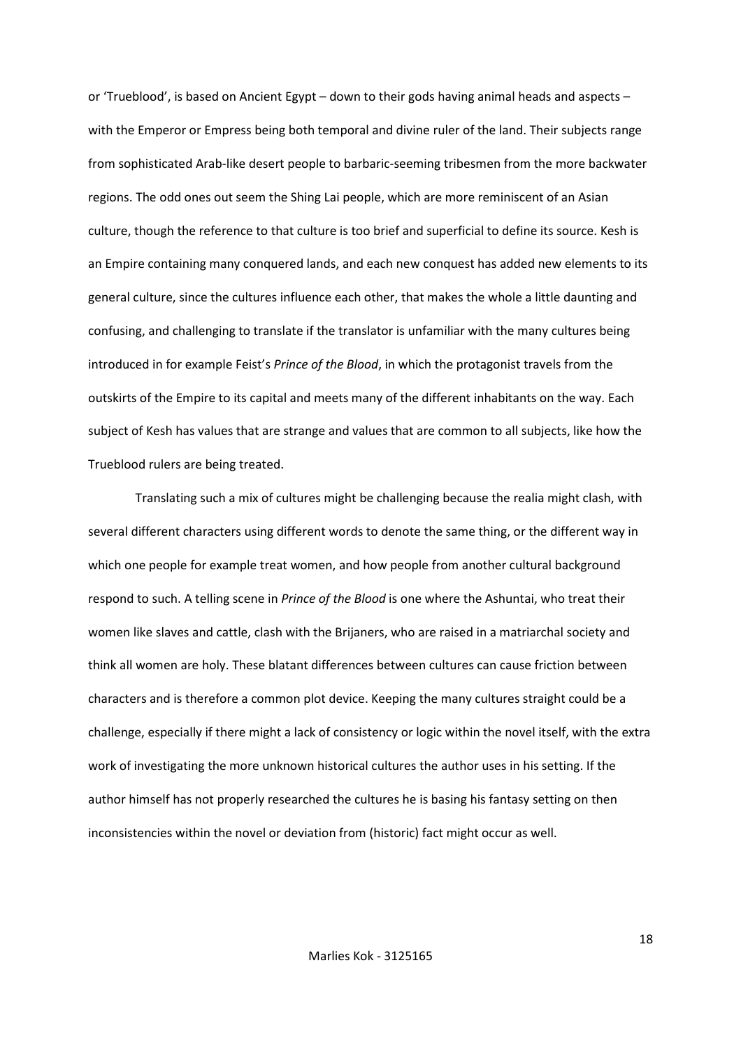or 'Trueblood', is based on Ancient Egypt – down to their gods having animal heads and aspects – with the Emperor or Empress being both temporal and divine ruler of the land. Their subjects range from sophisticated Arab-like desert people to barbaric-seeming tribesmen from the more backwater regions. The odd ones out seem the Shing Lai people, which are more reminiscent of an Asian culture, though the reference to that culture is too brief and superficial to define its source. Kesh is an Empire containing many conquered lands, and each new conquest has added new elements to its general culture, since the cultures influence each other, that makes the whole a little daunting and confusing, and challenging to translate if the translator is unfamiliar with the many cultures being introduced in for example Feist's *Prince of the Blood*, in which the protagonist travels from the outskirts of the Empire to its capital and meets many of the different inhabitants on the way. Each subject of Kesh has values that are strange and values that are common to all subjects, like how the Trueblood rulers are being treated.

Translating such a mix of cultures might be challenging because the realia might clash, with several different characters using different words to denote the same thing, or the different way in which one people for example treat women, and how people from another cultural background respond to such. A telling scene in *Prince of the Blood* is one where the Ashuntai, who treat their women like slaves and cattle, clash with the Brijaners, who are raised in a matriarchal society and think all women are holy. These blatant differences between cultures can cause friction between characters and is therefore a common plot device. Keeping the many cultures straight could be a challenge, especially if there might a lack of consistency or logic within the novel itself, with the extra work of investigating the more unknown historical cultures the author uses in his setting. If the author himself has not properly researched the cultures he is basing his fantasy setting on then inconsistencies within the novel or deviation from (historic) fact might occur as well.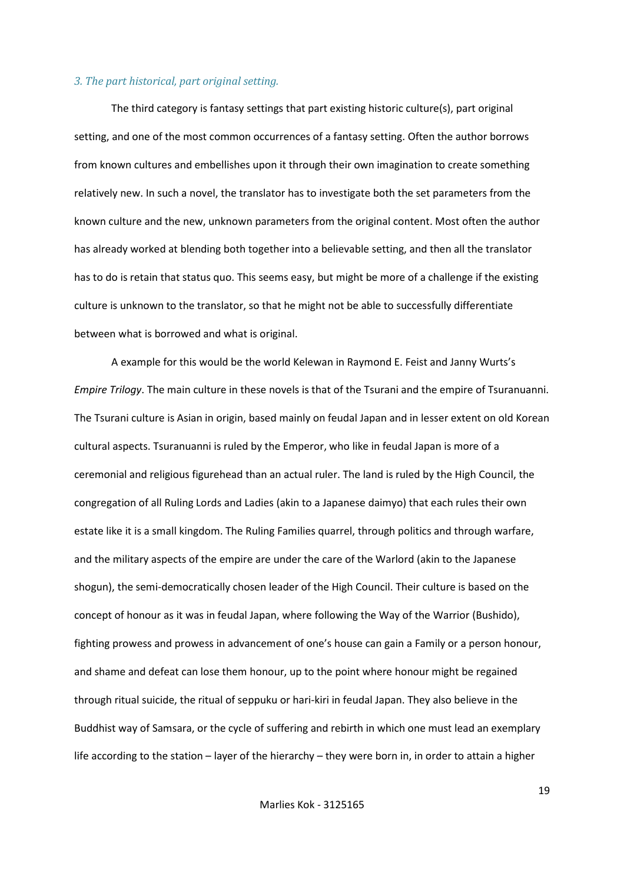### *3. The part historical, part original setting.*

The third category is fantasy settings that part existing historic culture(s), part original setting, and one of the most common occurrences of a fantasy setting. Often the author borrows from known cultures and embellishes upon it through their own imagination to create something relatively new. In such a novel, the translator has to investigate both the set parameters from the known culture and the new, unknown parameters from the original content. Most often the author has already worked at blending both together into a believable setting, and then all the translator has to do is retain that status quo. This seems easy, but might be more of a challenge if the existing culture is unknown to the translator, so that he might not be able to successfully differentiate between what is borrowed and what is original.

A example for this would be the world Kelewan in Raymond E. Feist and Janny Wurts's *Empire Trilogy*. The main culture in these novels is that of the Tsurani and the empire of Tsuranuanni. The Tsurani culture is Asian in origin, based mainly on feudal Japan and in lesser extent on old Korean cultural aspects. Tsuranuanni is ruled by the Emperor, who like in feudal Japan is more of a ceremonial and religious figurehead than an actual ruler. The land is ruled by the High Council, the congregation of all Ruling Lords and Ladies (akin to a Japanese daimyo) that each rules their own estate like it is a small kingdom. The Ruling Families quarrel, through politics and through warfare, and the military aspects of the empire are under the care of the Warlord (akin to the Japanese shogun), the semi-democratically chosen leader of the High Council. Their culture is based on the concept of honour as it was in feudal Japan, where following the Way of the Warrior (Bushido), fighting prowess and prowess in advancement of one's house can gain a Family or a person honour, and shame and defeat can lose them honour, up to the point where honour might be regained through ritual suicide, the ritual of seppuku or hari-kiri in feudal Japan. They also believe in the Buddhist way of Samsara, or the cycle of suffering and rebirth in which one must lead an exemplary life according to the station – layer of the hierarchy – they were born in, in order to attain a higher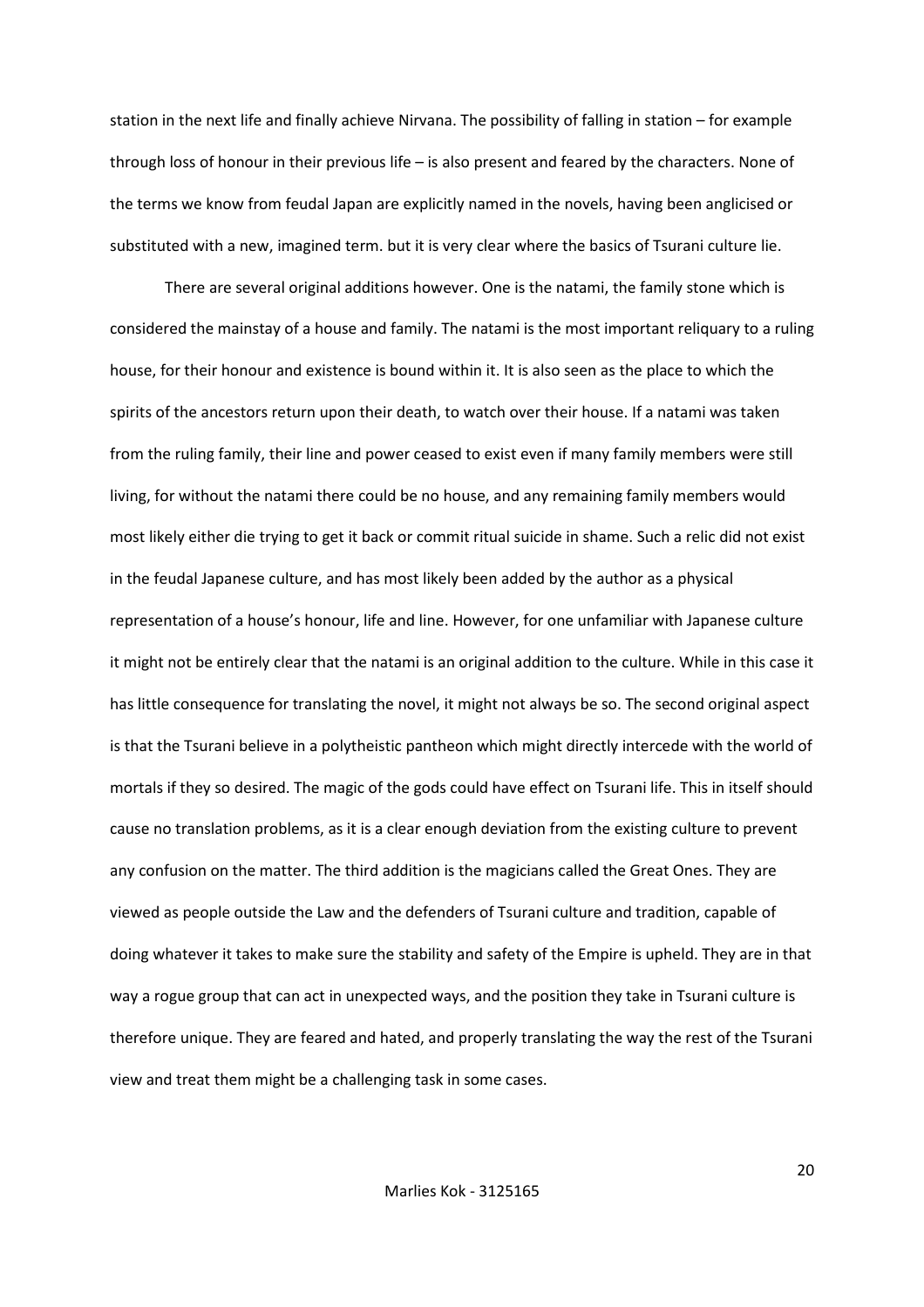station in the next life and finally achieve Nirvana. The possibility of falling in station – for example through loss of honour in their previous life – is also present and feared by the characters. None of the terms we know from feudal Japan are explicitly named in the novels, having been anglicised or substituted with a new, imagined term. but it is very clear where the basics of Tsurani culture lie.

There are several original additions however. One is the natami, the family stone which is considered the mainstay of a house and family. The natami is the most important reliquary to a ruling house, for their honour and existence is bound within it. It is also seen as the place to which the spirits of the ancestors return upon their death, to watch over their house. If a natami was taken from the ruling family, their line and power ceased to exist even if many family members were still living, for without the natami there could be no house, and any remaining family members would most likely either die trying to get it back or commit ritual suicide in shame. Such a relic did not exist in the feudal Japanese culture, and has most likely been added by the author as a physical representation of a house's honour, life and line. However, for one unfamiliar with Japanese culture it might not be entirely clear that the natami is an original addition to the culture. While in this case it has little consequence for translating the novel, it might not always be so. The second original aspect is that the Tsurani believe in a polytheistic pantheon which might directly intercede with the world of mortals if they so desired. The magic of the gods could have effect on Tsurani life. This in itself should cause no translation problems, as it is a clear enough deviation from the existing culture to prevent any confusion on the matter. The third addition is the magicians called the Great Ones. They are viewed as people outside the Law and the defenders of Tsurani culture and tradition, capable of doing whatever it takes to make sure the stability and safety of the Empire is upheld. They are in that way a rogue group that can act in unexpected ways, and the position they take in Tsurani culture is therefore unique. They are feared and hated, and properly translating the way the rest of the Tsurani view and treat them might be a challenging task in some cases.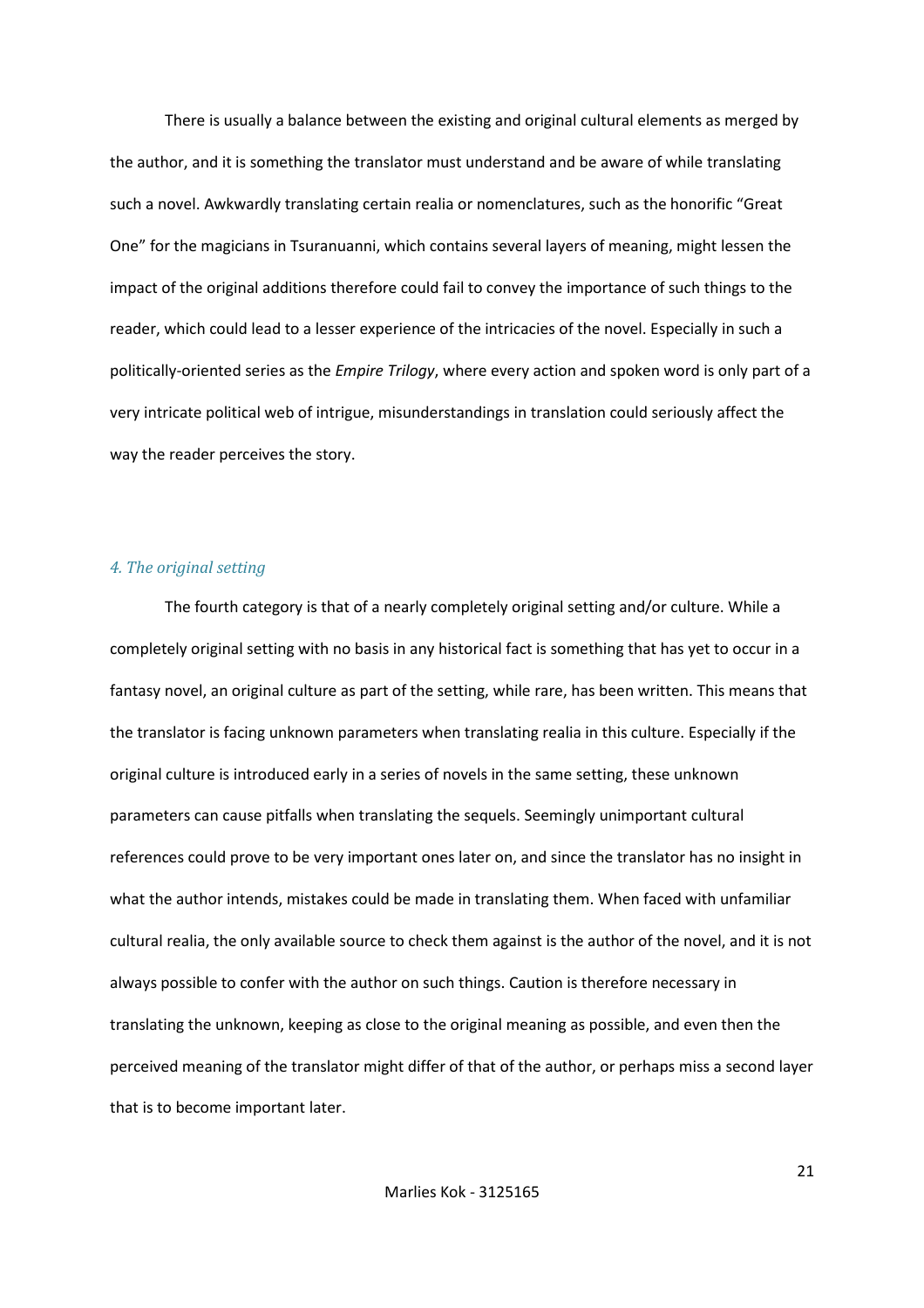There is usually a balance between the existing and original cultural elements as merged by the author, and it is something the translator must understand and be aware of while translating such a novel. Awkwardly translating certain realia or nomenclatures, such as the honorific "Great One" for the magicians in Tsuranuanni, which contains several layers of meaning, might lessen the impact of the original additions therefore could fail to convey the importance of such things to the reader, which could lead to a lesser experience of the intricacies of the novel. Especially in such a politically-oriented series as the *Empire Trilogy*, where every action and spoken word is only part of a very intricate political web of intrigue, misunderstandings in translation could seriously affect the way the reader perceives the story.

### *4. The original setting*

The fourth category is that of a nearly completely original setting and/or culture. While a completely original setting with no basis in any historical fact is something that has yet to occur in a fantasy novel, an original culture as part of the setting, while rare, has been written. This means that the translator is facing unknown parameters when translating realia in this culture. Especially if the original culture is introduced early in a series of novels in the same setting, these unknown parameters can cause pitfalls when translating the sequels. Seemingly unimportant cultural references could prove to be very important ones later on, and since the translator has no insight in what the author intends, mistakes could be made in translating them. When faced with unfamiliar cultural realia, the only available source to check them against is the author of the novel, and it is not always possible to confer with the author on such things. Caution is therefore necessary in translating the unknown, keeping as close to the original meaning as possible, and even then the perceived meaning of the translator might differ of that of the author, or perhaps miss a second layer that is to become important later.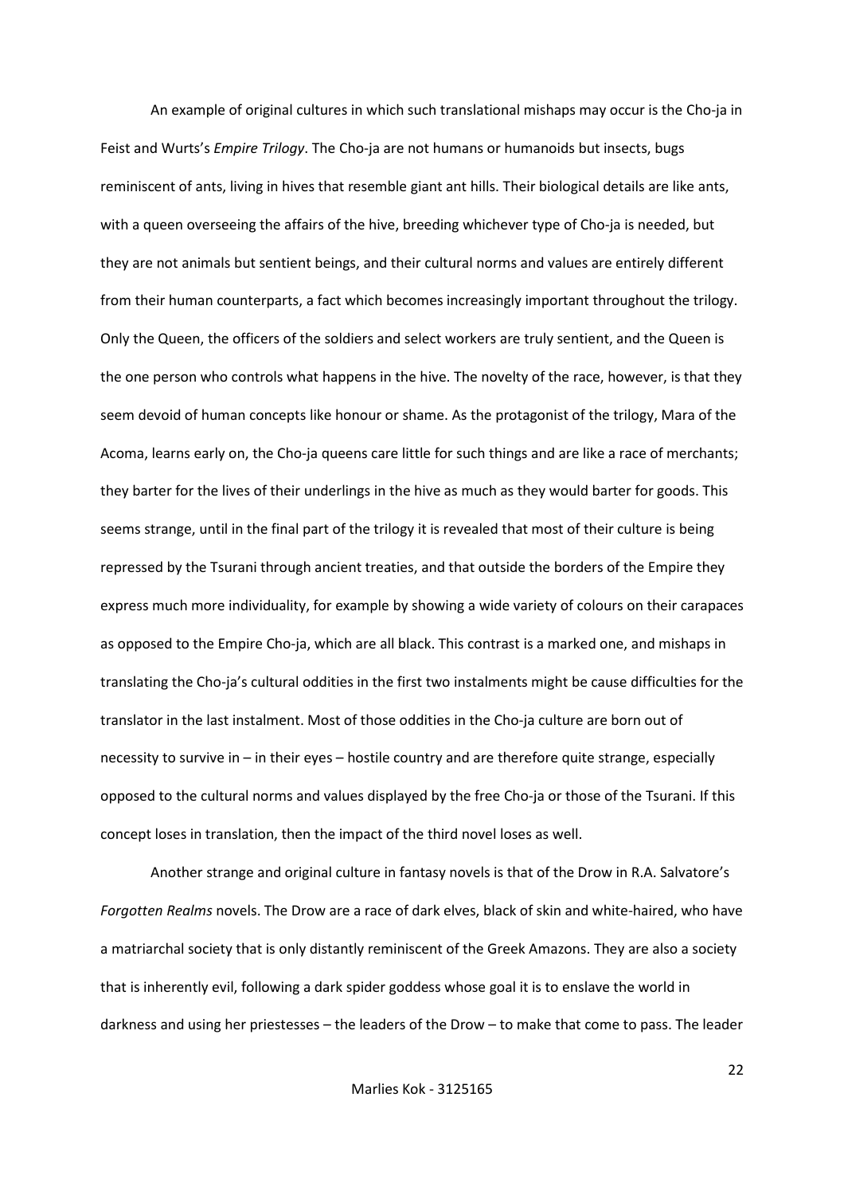An example of original cultures in which such translational mishaps may occur is the Cho-ja in Feist and Wurts's *Empire Trilogy*. The Cho-ja are not humans or humanoids but insects, bugs reminiscent of ants, living in hives that resemble giant ant hills. Their biological details are like ants, with a queen overseeing the affairs of the hive, breeding whichever type of Cho-ja is needed, but they are not animals but sentient beings, and their cultural norms and values are entirely different from their human counterparts, a fact which becomes increasingly important throughout the trilogy. Only the Queen, the officers of the soldiers and select workers are truly sentient, and the Queen is the one person who controls what happens in the hive. The novelty of the race, however, is that they seem devoid of human concepts like honour or shame. As the protagonist of the trilogy, Mara of the Acoma, learns early on, the Cho-ja queens care little for such things and are like a race of merchants; they barter for the lives of their underlings in the hive as much as they would barter for goods. This seems strange, until in the final part of the trilogy it is revealed that most of their culture is being repressed by the Tsurani through ancient treaties, and that outside the borders of the Empire they express much more individuality, for example by showing a wide variety of colours on their carapaces as opposed to the Empire Cho-ja, which are all black. This contrast is a marked one, and mishaps in translating the Cho-ja's cultural oddities in the first two instalments might be cause difficulties for the translator in the last instalment. Most of those oddities in the Cho-ja culture are born out of necessity to survive in – in their eyes – hostile country and are therefore quite strange, especially opposed to the cultural norms and values displayed by the free Cho-ja or those of the Tsurani. If this concept loses in translation, then the impact of the third novel loses as well.

Another strange and original culture in fantasy novels is that of the Drow in R.A. Salvatore's *Forgotten Realms* novels. The Drow are a race of dark elves, black of skin and white-haired, who have a matriarchal society that is only distantly reminiscent of the Greek Amazons. They are also a society that is inherently evil, following a dark spider goddess whose goal it is to enslave the world in darkness and using her priestesses – the leaders of the Drow – to make that come to pass. The leader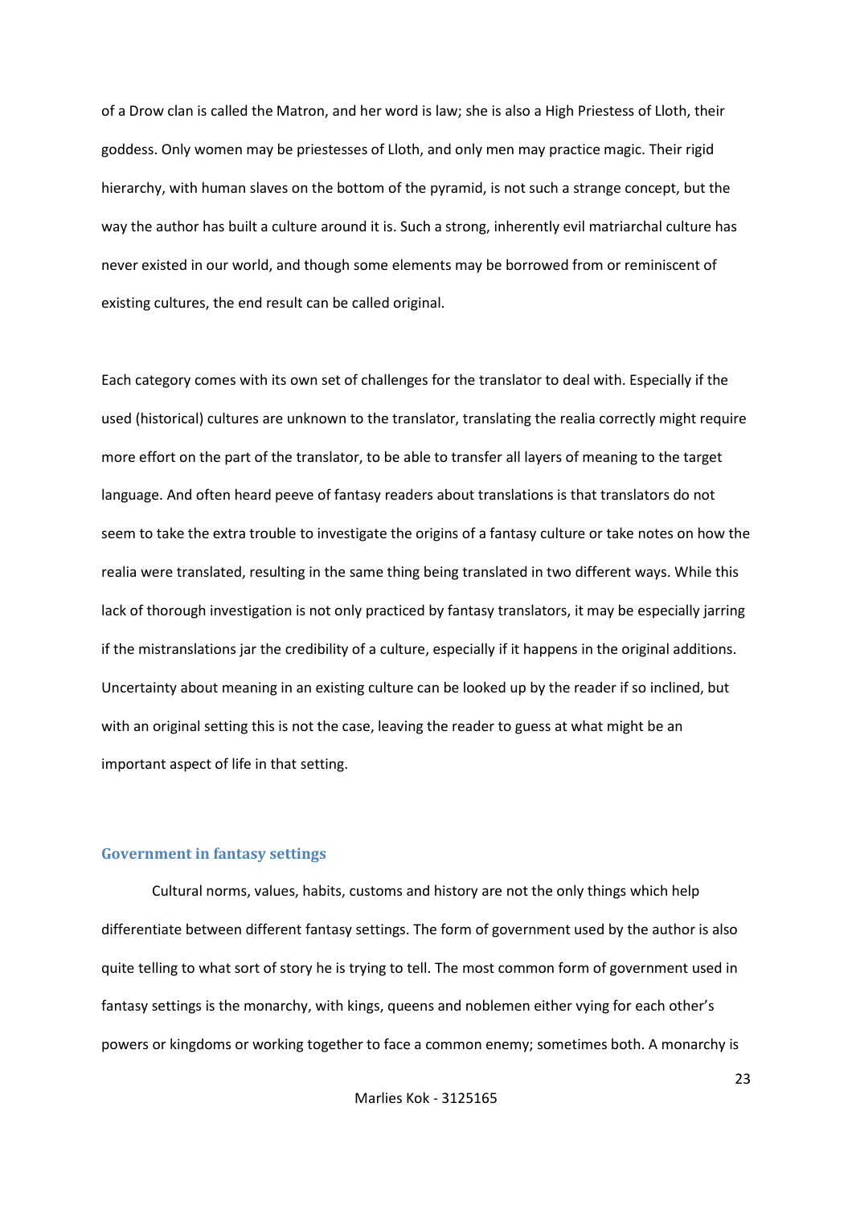of a Drow clan is called the Matron, and her word is law; she is also a High Priestess of Lloth, their goddess. Only women may be priestesses of Lloth, and only men may practice magic. Their rigid hierarchy, with human slaves on the bottom of the pyramid, is not such a strange concept, but the way the author has built a culture around it is. Such a strong, inherently evil matriarchal culture has never existed in our world, and though some elements may be borrowed from or reminiscent of existing cultures, the end result can be called original.

Each category comes with its own set of challenges for the translator to deal with. Especially if the used (historical) cultures are unknown to the translator, translating the realia correctly might require more effort on the part of the translator, to be able to transfer all layers of meaning to the target language. And often heard peeve of fantasy readers about translations is that translators do not seem to take the extra trouble to investigate the origins of a fantasy culture or take notes on how the realia were translated, resulting in the same thing being translated in two different ways. While this lack of thorough investigation is not only practiced by fantasy translators, it may be especially jarring if the mistranslations jar the credibility of a culture, especially if it happens in the original additions. Uncertainty about meaning in an existing culture can be looked up by the reader if so inclined, but with an original setting this is not the case, leaving the reader to guess at what might be an important aspect of life in that setting.

### Government in fantasy settings

Cultural norms, values, habits, customs and history are not the only things which help differentiate between different fantasy settings. The form of government used by the author is also quite telling to what sort of story he is trying to tell. The most common form of government used in fantasy settings is the monarchy, with kings, queens and noblemen either vying for each other's powers or kingdoms or working together to face a common enemy; sometimes both. A monarchy is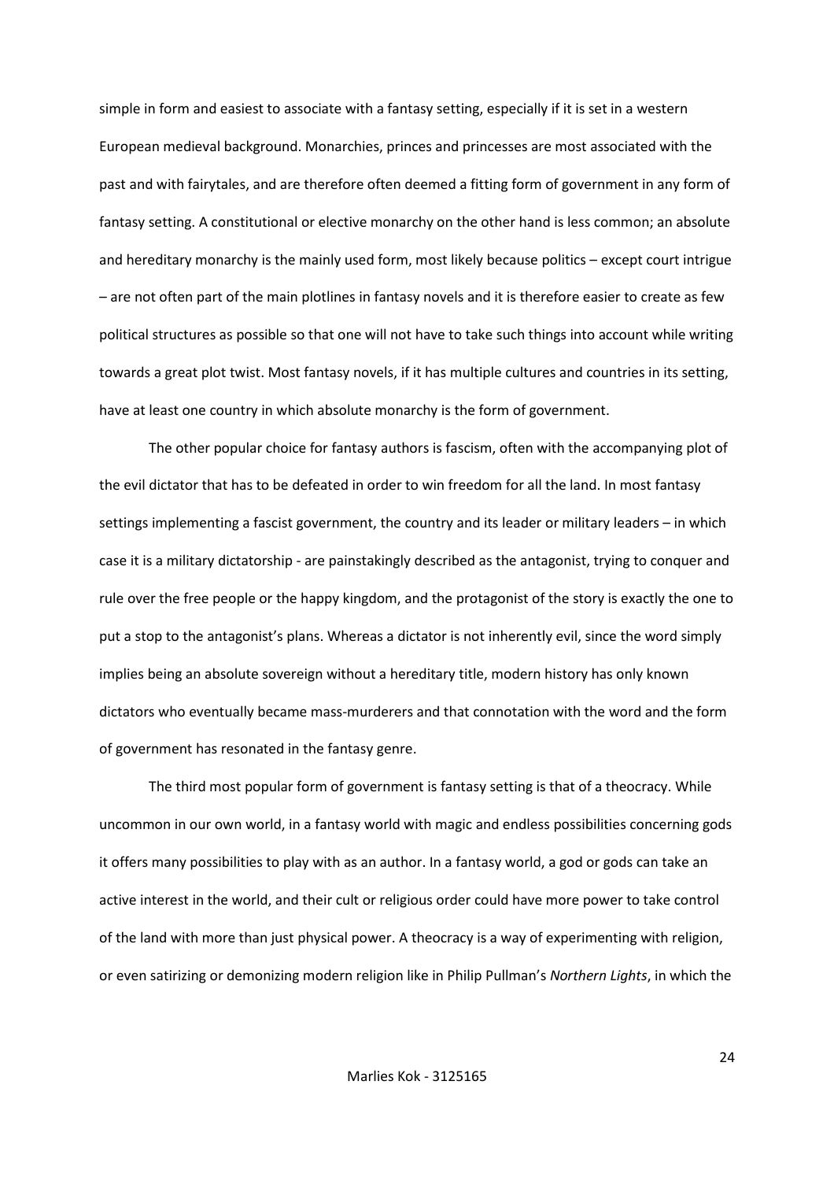simple in form and easiest to associate with a fantasy setting, especially if it is set in a western European medieval background. Monarchies, princes and princesses are most associated with the past and with fairytales, and are therefore often deemed a fitting form of government in any form of fantasy setting. A constitutional or elective monarchy on the other hand is less common; an absolute and hereditary monarchy is the mainly used form, most likely because politics – except court intrigue – are not often part of the main plotlines in fantasy novels and it is therefore easier to create as few political structures as possible so that one will not have to take such things into account while writing towards a great plot twist. Most fantasy novels, if it has multiple cultures and countries in its setting, have at least one country in which absolute monarchy is the form of government.

The other popular choice for fantasy authors is fascism, often with the accompanying plot of the evil dictator that has to be defeated in order to win freedom for all the land. In most fantasy settings implementing a fascist government, the country and its leader or military leaders – in which case it is a military dictatorship - are painstakingly described as the antagonist, trying to conquer and rule over the free people or the happy kingdom, and the protagonist of the story is exactly the one to put a stop to the antagonist's plans. Whereas a dictator is not inherently evil, since the word simply implies being an absolute sovereign without a hereditary title, modern history has only known dictators who eventually became mass-murderers and that connotation with the word and the form of government has resonated in the fantasy genre.

The third most popular form of government is fantasy setting is that of a theocracy. While uncommon in our own world, in a fantasy world with magic and endless possibilities concerning gods it offers many possibilities to play with as an author. In a fantasy world, a god or gods can take an active interest in the world, and their cult or religious order could have more power to take control of the land with more than just physical power. A theocracy is a way of experimenting with religion, or even satirizing or demonizing modern religion like in Philip Pullman's *Northern Lights*, in which the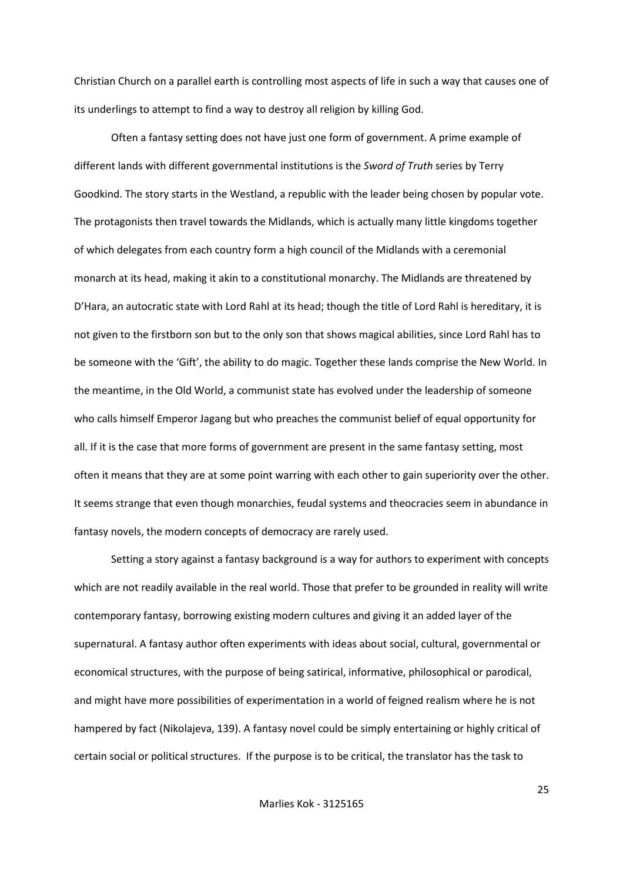Christian Church on a parallel earth is controlling most aspects of life in such a way that causes one of its underlings to attempt to find a way to destroy all religion by killing God.

Often a fantasy setting does not have just one form of government. A prime example of different lands with different governmental institutions is the *Sword of Truth* series by Terry Goodkind. The story starts in the Westland, a republic with the leader being chosen by popular vote. The protagonists then travel towards the Midlands, which is actually many little kingdoms together of which delegates from each country form a high council of the Midlands with a ceremonial monarch at its head, making it akin to a constitutional monarchy. The Midlands are threatened by D'Hara, an autocratic state with Lord Rahl at its head; though the title of Lord Rahl is hereditary, it is not given to the firstborn son but to the only son that shows magical abilities, since Lord Rahl has to be someone with the 'Gift', the ability to do magic. Together these lands comprise the New World. In the meantime, in the Old World, a communist state has evolved under the leadership of someone who calls himself Emperor Jagang but who preaches the communist belief of equal opportunity for all. If it is the case that more forms of government are present in the same fantasy setting, most often it means that they are at some point warring with each other to gain superiority over the other. It seems strange that even though monarchies, feudal systems and theocracies seem in abundance in fantasy novels, the modern concepts of democracy are rarely used.

Setting a story against a fantasy background is a way for authors to experiment with concepts which are not readily available in the real world. Those that prefer to be grounded in reality will write contemporary fantasy, borrowing existing modern cultures and giving it an added layer of the supernatural. A fantasy author often experiments with ideas about social, cultural, governmental or economical structures, with the purpose of being satirical, informative, philosophical or parodical, and might have more possibilities of experimentation in a world of feigned realism where he is not hampered by fact (Nikolajeva, 139). A fantasy novel could be simply entertaining or highly critical of certain social or political structures. If the purpose is to be critical, the translator has the task to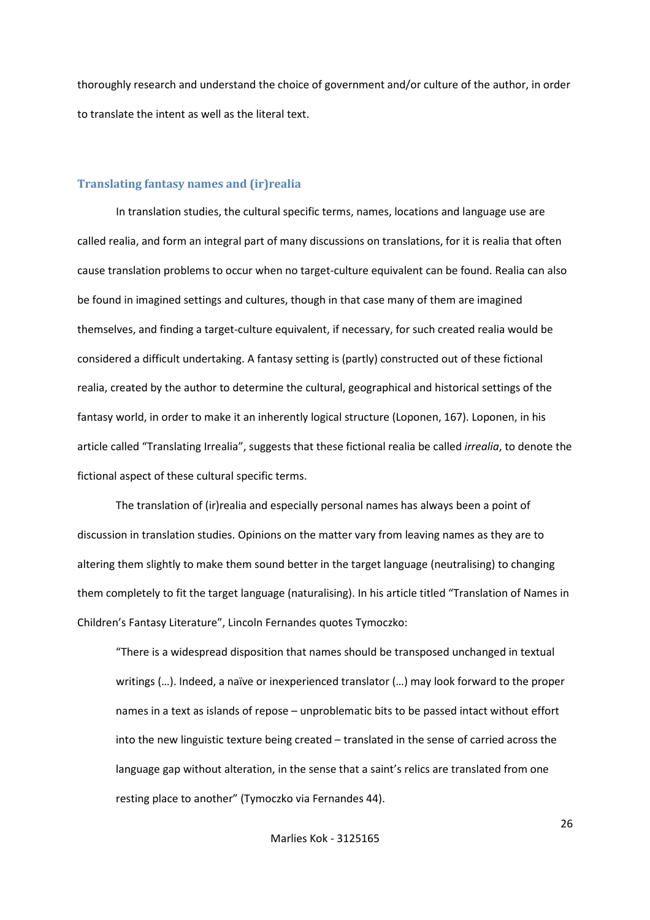thoroughly research and understand the choice of government and/or culture of the author, in order to translate the intent as well as the literal text.

### Translating fantasy names and (ir)realia

In translation studies, the cultural specific terms, names, locations and language use are called realia, and form an integral part of many discussions on translations, for it is realia that often cause translation problems to occur when no target-culture equivalent can be found. Realia can also be found in imagined settings and cultures, though in that case many of them are imagined themselves, and finding a target-culture equivalent, if necessary, for such created realia would be considered a difficult undertaking. A fantasy setting is (partly) constructed out of these fictional realia, created by the author to determine the cultural, geographical and historical settings of the fantasy world, in order to make it an inherently logical structure (Loponen, 167). Loponen, in his article called "Translating Irrealia", suggests that these fictional realia be called *irrealia*, to denote the fictional aspect of these cultural specific terms.

The translation of (ir)realia and especially personal names has always been a point of discussion in translation studies. Opinions on the matter vary from leaving names as they are to altering them slightly to make them sound better in the target language (neutralising) to changing them completely to fit the target language (naturalising). In his article titled "Translation of Names in Children's Fantasy Literature", Lincoln Fernandes quotes Tymoczko:

> "There is a widespread disposition that names should be transposed unchanged in textual writings (…). Indeed, a naïve or inexperienced translator (…) may look forward to the proper names in a text as islands of repose – unproblematic bits to be passed intact without effort into the new linguistic texture being created – translated in the sense of carried across the language gap without alteration, in the sense that a saint's relics are translated from one resting place to another" (Tymoczko via Fernandes 44).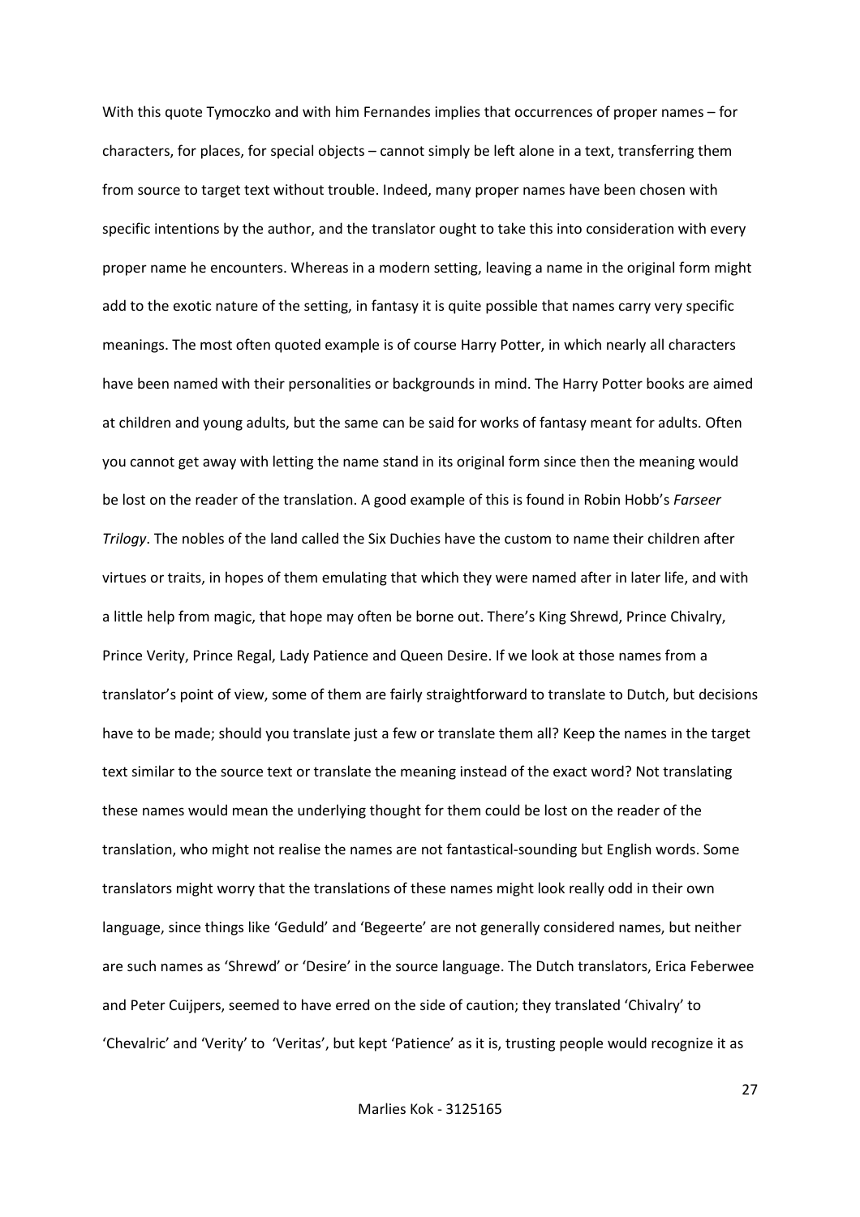With this quote Tymoczko and with him Fernandes implies that occurrences of proper names – for characters, for places, for special objects – cannot simply be left alone in a text, transferring them from source to target text without trouble. Indeed, many proper names have been chosen with specific intentions by the author, and the translator ought to take this into consideration with every proper name he encounters. Whereas in a modern setting, leaving a name in the original form might add to the exotic nature of the setting, in fantasy it is quite possible that names carry very specific meanings. The most often quoted example is of course Harry Potter, in which nearly all characters have been named with their personalities or backgrounds in mind. The Harry Potter books are aimed at children and young adults, but the same can be said for works of fantasy meant for adults. Often you cannot get away with letting the name stand in its original form since then the meaning would be lost on the reader of the translation. A good example of this is found in Robin Hobb's *Farseer Trilogy*. The nobles of the land called the Six Duchies have the custom to name their children after virtues or traits, in hopes of them emulating that which they were named after in later life, and with a little help from magic, that hope may often be borne out. There's King Shrewd, Prince Chivalry, Prince Verity, Prince Regal, Lady Patience and Queen Desire. If we look at those names from a translator's point of view, some of them are fairly straightforward to translate to Dutch, but decisions have to be made; should you translate just a few or translate them all? Keep the names in the target text similar to the source text or translate the meaning instead of the exact word? Not translating these names would mean the underlying thought for them could be lost on the reader of the translation, who might not realise the names are not fantastical-sounding but English words. Some translators might worry that the translations of these names might look really odd in their own language, since things like 'Geduld' and 'Begeerte' are not generally considered names, but neither are such names as 'Shrewd' or 'Desire' in the source language. The Dutch translators, Erica Feberwee and Peter Cuijpers, seemed to have erred on the side of caution; they translated 'Chivalry' to 'Chevalric' and 'Verity' to 'Veritas', but kept 'Patience' as it is, trusting people would recognize it as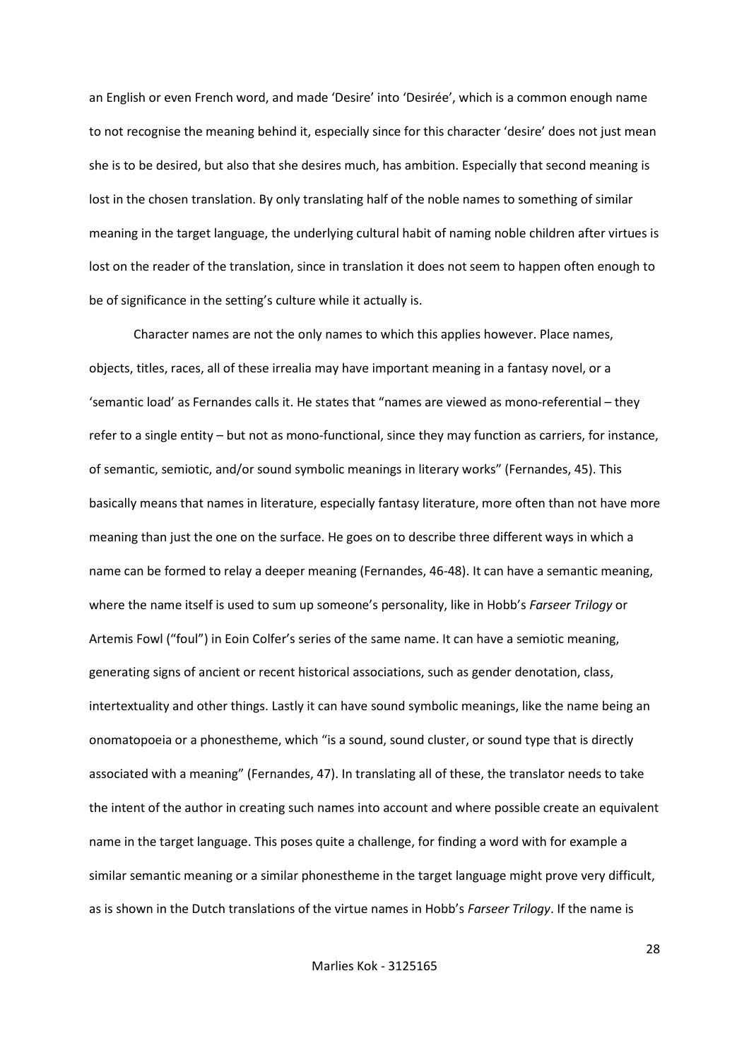an English or even French word, and made 'Desire' into 'Desirée', which is a common enough name to not recognise the meaning behind it, especially since for this character 'desire' does not just mean she is to be desired, but also that she desires much, has ambition. Especially that second meaning is lost in the chosen translation. By only translating half of the noble names to something of similar meaning in the target language, the underlying cultural habit of naming noble children after virtues is lost on the reader of the translation, since in translation it does not seem to happen often enough to be of significance in the setting's culture while it actually is.

Character names are not the only names to which this applies however. Place names, objects, titles, races, all of these irrealia may have important meaning in a fantasy novel, or a 'semantic load' as Fernandes calls it. He states that "names are viewed as mono-referential – they refer to a single entity – but not as mono-functional, since they may function as carriers, for instance, of semantic, semiotic, and/or sound symbolic meanings in literary works" (Fernandes, 45). This basically means that names in literature, especially fantasy literature, more often than not have more meaning than just the one on the surface. He goes on to describe three different ways in which a name can be formed to relay a deeper meaning (Fernandes, 46-48). It can have a semantic meaning, where the name itself is used to sum up someone's personality, like in Hobb's *Farseer Trilogy* or Artemis Fowl ("foul") in Eoin Colfer's series of the same name. It can have a semiotic meaning, generating signs of ancient or recent historical associations, such as gender denotation, class, intertextuality and other things. Lastly it can have sound symbolic meanings, like the name being an onomatopoeia or a phonestheme, which "is a sound, sound cluster, or sound type that is directly associated with a meaning" (Fernandes, 47). In translating all of these, the translator needs to take the intent of the author in creating such names into account and where possible create an equivalent name in the target language. This poses quite a challenge, for finding a word with for example a similar semantic meaning or a similar phonestheme in the target language might prove very difficult, as is shown in the Dutch translations of the virtue names in Hobb's *Farseer Trilogy*. If the name is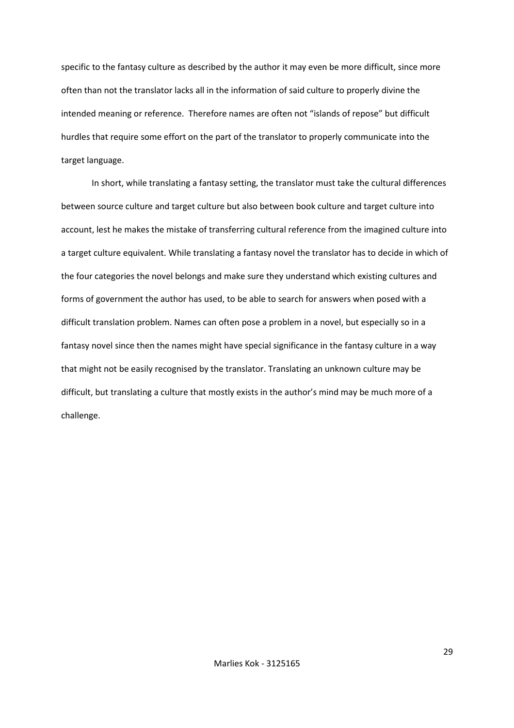specific to the fantasy culture as described by the author it may even be more difficult, since more often than not the translator lacks all in the information of said culture to properly divine the intended meaning or reference.  Therefore names are often not “islands of repose” but difficult hurdles that require some effort on the part of the translator to properly communicate into the target language.

In short, while translating a fantasy setting, the translator must take the cultural differences between source culture and target culture but also between book culture and target culture into account, lest he makes the mistake of transferring cultural reference from the imagined culture into a target culture equivalent. While translating a fantasy novel the translator has to decide in which of the four categories the novel belongs and make sure they understand which existing cultures and forms of government the author has used, to be able to search for answers when posed with a difficult translation problem. Names can often pose a problem in a novel, but especially so in a fantasy novel since then the names might have special significance in the fantasy culture in a way that might not be easily recognised by the translator. Translating an unknown culture may be difficult, but translating a culture that mostly exists in the author’s mind may be much more of a challenge.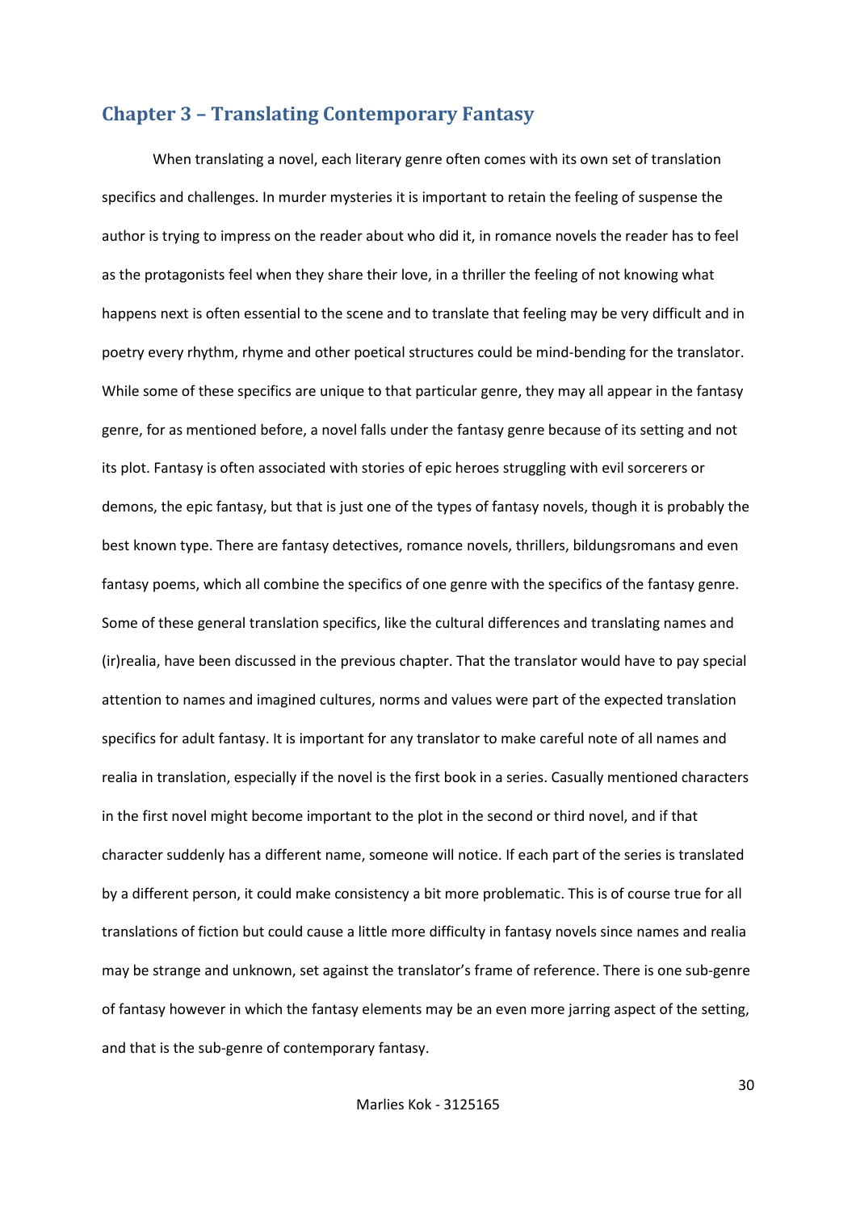## Chapter 3 – Translating Contemporary Fantasy

When translating a novel, each literary genre often comes with its own set of translation specifics and challenges. In murder mysteries it is important to retain the feeling of suspense the author is trying to impress on the reader about who did it, in romance novels the reader has to feel as the protagonists feel when they share their love, in a thriller the feeling of not knowing what happens next is often essential to the scene and to translate that feeling may be very difficult and in poetry every rhythm, rhyme and other poetical structures could be mind-bending for the translator. While some of these specifics are unique to that particular genre, they may all appear in the fantasy genre, for as mentioned before, a novel falls under the fantasy genre because of its setting and not its plot. Fantasy is often associated with stories of epic heroes struggling with evil sorcerers or demons, the epic fantasy, but that is just one of the types of fantasy novels, though it is probably the best known type. There are fantasy detectives, romance novels, thrillers, bildungsromans and even fantasy poems, which all combine the specifics of one genre with the specifics of the fantasy genre. Some of these general translation specifics, like the cultural differences and translating names and (ir)realia, have been discussed in the previous chapter. That the translator would have to pay special attention to names and imagined cultures, norms and values were part of the expected translation specifics for adult fantasy. It is important for any translator to make careful note of all names and realia in translation, especially if the novel is the first book in a series. Casually mentioned characters in the first novel might become important to the plot in the second or third novel, and if that character suddenly has a different name, someone will notice. If each part of the series is translated by a different person, it could make consistency a bit more problematic. This is of course true for all translations of fiction but could cause a little more difficulty in fantasy novels since names and realia may be strange and unknown, set against the translator's frame of reference. There is one sub-genre of fantasy however in which the fantasy elements may be an even more jarring aspect of the setting, and that is the sub-genre of contemporary fantasy.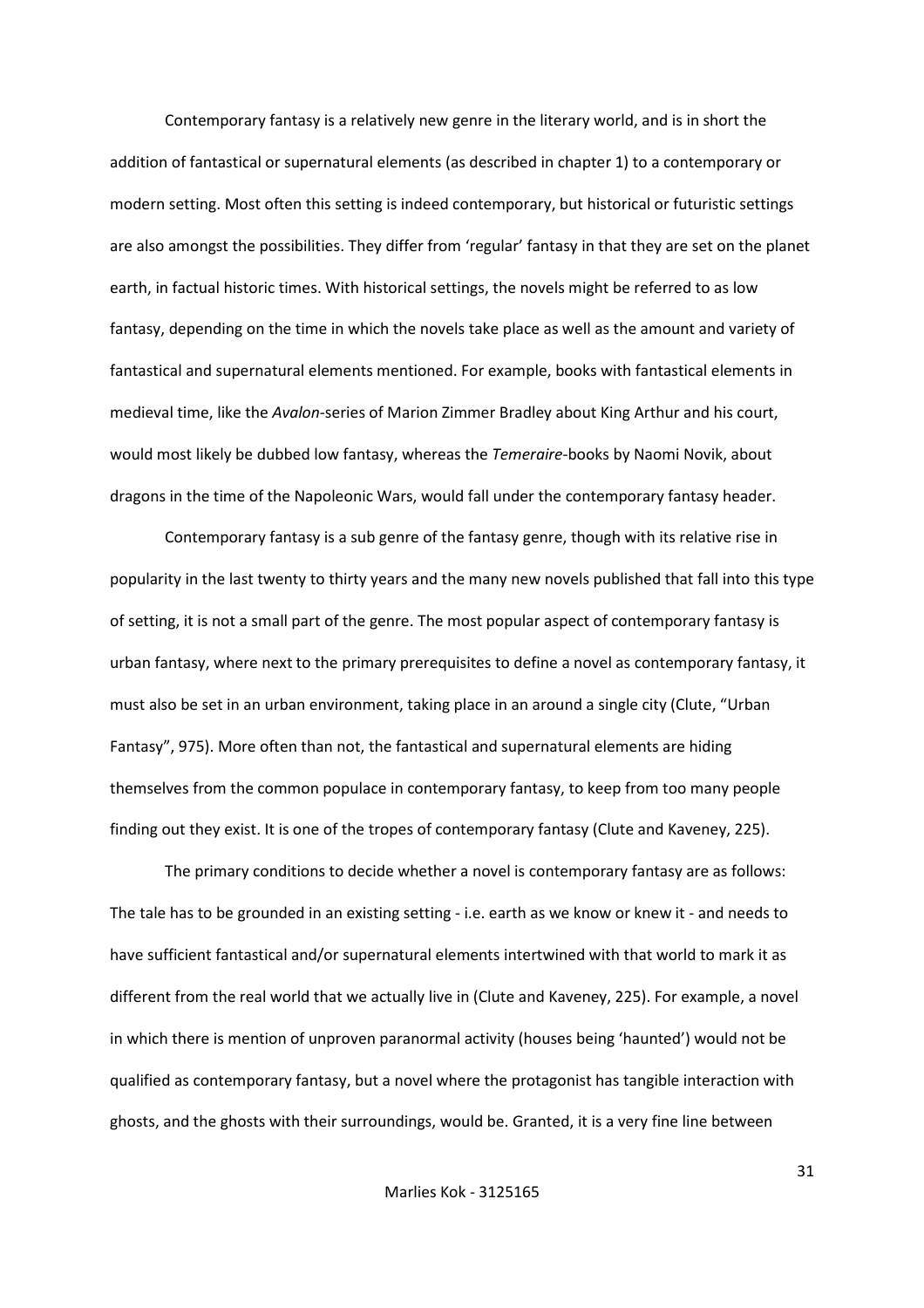Contemporary fantasy is a relatively new genre in the literary world, and is in short the addition of fantastical or supernatural elements (as described in chapter 1) to a contemporary or modern setting. Most often this setting is indeed contemporary, but historical or futuristic settings are also amongst the possibilities. They differ from 'regular' fantasy in that they are set on the planet earth, in factual historic times. With historical settings, the novels might be referred to as low fantasy, depending on the time in which the novels take place as well as the amount and variety of fantastical and supernatural elements mentioned. For example, books with fantastical elements in medieval time, like the *Avalon*-series of Marion Zimmer Bradley about King Arthur and his court, would most likely be dubbed low fantasy, whereas the *Temeraire*-books by Naomi Novik, about dragons in the time of the Napoleonic Wars, would fall under the contemporary fantasy header.

Contemporary fantasy is a sub genre of the fantasy genre, though with its relative rise in popularity in the last twenty to thirty years and the many new novels published that fall into this type of setting, it is not a small part of the genre. The most popular aspect of contemporary fantasy is urban fantasy, where next to the primary prerequisites to define a novel as contemporary fantasy, it must also be set in an urban environment, taking place in an around a single city (Clute, "Urban Fantasy", 975). More often than not, the fantastical and supernatural elements are hiding themselves from the common populace in contemporary fantasy, to keep from too many people finding out they exist. It is one of the tropes of contemporary fantasy (Clute and Kaveney, 225).

The primary conditions to decide whether a novel is contemporary fantasy are as follows: The tale has to be grounded in an existing setting - i.e. earth as we know or knew it - and needs to have sufficient fantastical and/or supernatural elements intertwined with that world to mark it as different from the real world that we actually live in (Clute and Kaveney, 225). For example, a novel in which there is mention of unproven paranormal activity (houses being 'haunted') would not be qualified as contemporary fantasy, but a novel where the protagonist has tangible interaction with ghosts, and the ghosts with their surroundings, would be. Granted, it is a very fine line between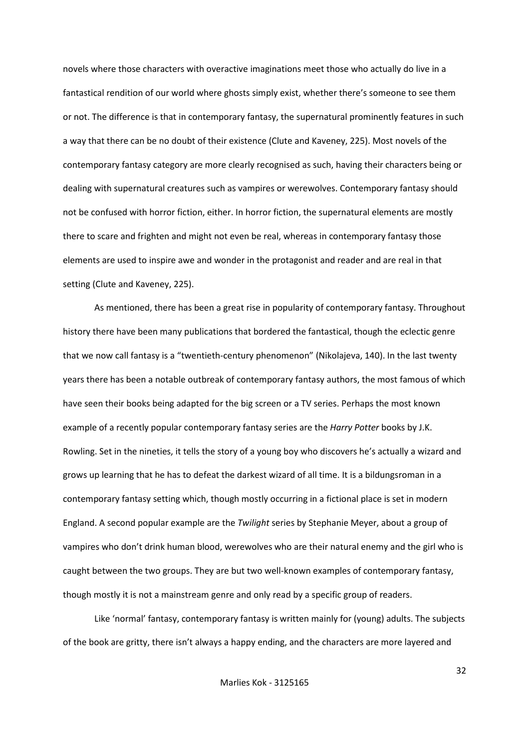novels where those characters with overactive imaginations meet those who actually do live in a fantastical rendition of our world where ghosts simply exist, whether there's someone to see them or not. The difference is that in contemporary fantasy, the supernatural prominently features in such a way that there can be no doubt of their existence (Clute and Kaveney, 225). Most novels of the contemporary fantasy category are more clearly recognised as such, having their characters being or dealing with supernatural creatures such as vampires or werewolves. Contemporary fantasy should not be confused with horror fiction, either. In horror fiction, the supernatural elements are mostly there to scare and frighten and might not even be real, whereas in contemporary fantasy those elements are used to inspire awe and wonder in the protagonist and reader and are real in that setting (Clute and Kaveney, 225).

As mentioned, there has been a great rise in popularity of contemporary fantasy. Throughout history there have been many publications that bordered the fantastical, though the eclectic genre that we now call fantasy is a "twentieth-century phenomenon" (Nikolajeva, 140). In the last twenty years there has been a notable outbreak of contemporary fantasy authors, the most famous of which have seen their books being adapted for the big screen or a TV series. Perhaps the most known example of a recently popular contemporary fantasy series are the *Harry Potter* books by J.K. Rowling. Set in the nineties, it tells the story of a young boy who discovers he's actually a wizard and grows up learning that he has to defeat the darkest wizard of all time. It is a bildungsroman in a contemporary fantasy setting which, though mostly occurring in a fictional place is set in modern England. A second popular example are the *Twilight* series by Stephanie Meyer, about a group of vampires who don't drink human blood, werewolves who are their natural enemy and the girl who is caught between the two groups. They are but two well-known examples of contemporary fantasy, though mostly it is not a mainstream genre and only read by a specific group of readers.

Like 'normal' fantasy, contemporary fantasy is written mainly for (young) adults. The subjects of the book are gritty, there isn't always a happy ending, and the characters are more layered and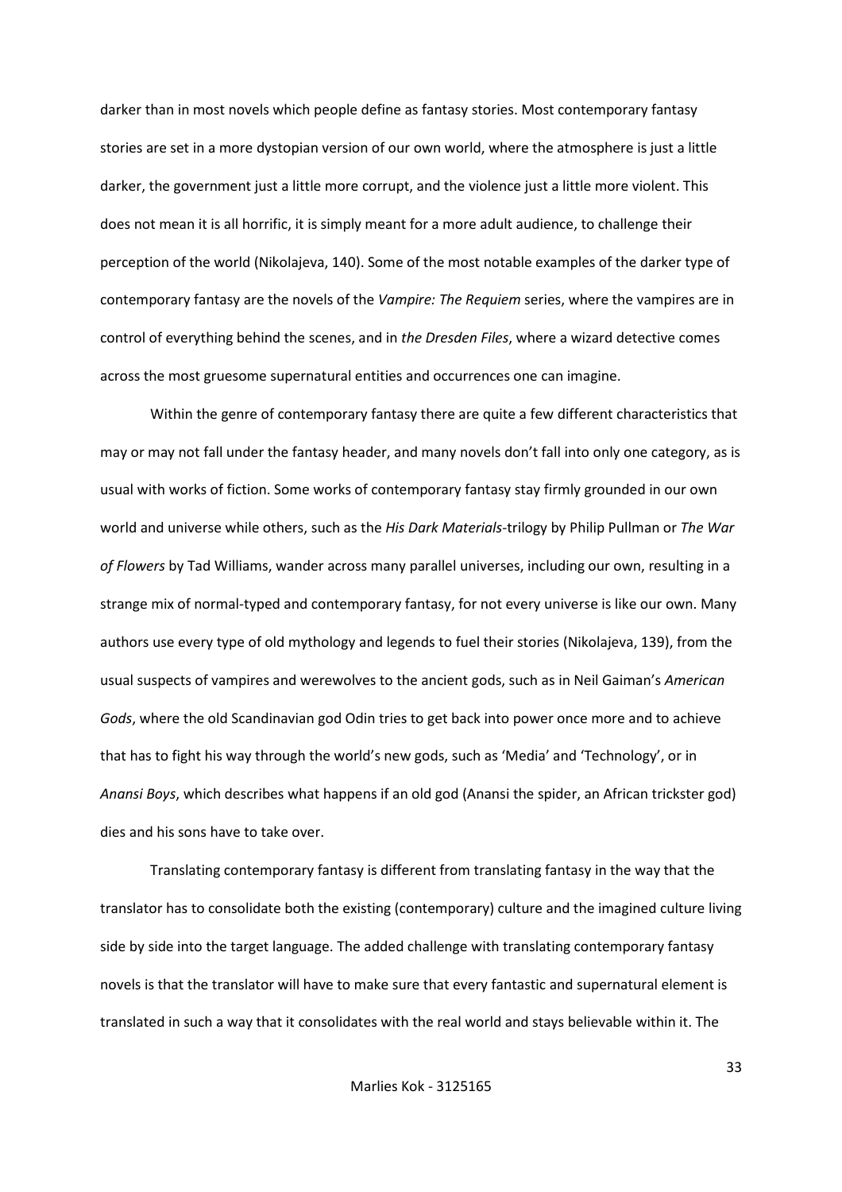darker than in most novels which people define as fantasy stories. Most contemporary fantasy stories are set in a more dystopian version of our own world, where the atmosphere is just a little darker, the government just a little more corrupt, and the violence just a little more violent. This does not mean it is all horrific, it is simply meant for a more adult audience, to challenge their perception of the world (Nikolajeva, 140). Some of the most notable examples of the darker type of contemporary fantasy are the novels of the *Vampire: The Requiem* series, where the vampires are in control of everything behind the scenes, and in *the Dresden Files*, where a wizard detective comes across the most gruesome supernatural entities and occurrences one can imagine.

Within the genre of contemporary fantasy there are quite a few different characteristics that may or may not fall under the fantasy header, and many novels don't fall into only one category, as is usual with works of fiction. Some works of contemporary fantasy stay firmly grounded in our own world and universe while others, such as the *His Dark Materials*-trilogy by Philip Pullman or *The War of Flowers* by Tad Williams, wander across many parallel universes, including our own, resulting in a strange mix of normal-typed and contemporary fantasy, for not every universe is like our own. Many authors use every type of old mythology and legends to fuel their stories (Nikolajeva, 139), from the usual suspects of vampires and werewolves to the ancient gods, such as in Neil Gaiman's *American Gods*, where the old Scandinavian god Odin tries to get back into power once more and to achieve that has to fight his way through the world's new gods, such as 'Media' and 'Technology', or in *Anansi Boys*, which describes what happens if an old god (Anansi the spider, an African trickster god) dies and his sons have to take over.

Translating contemporary fantasy is different from translating fantasy in the way that the translator has to consolidate both the existing (contemporary) culture and the imagined culture living side by side into the target language. The added challenge with translating contemporary fantasy novels is that the translator will have to make sure that every fantastic and supernatural element is translated in such a way that it consolidates with the real world and stays believable within it. The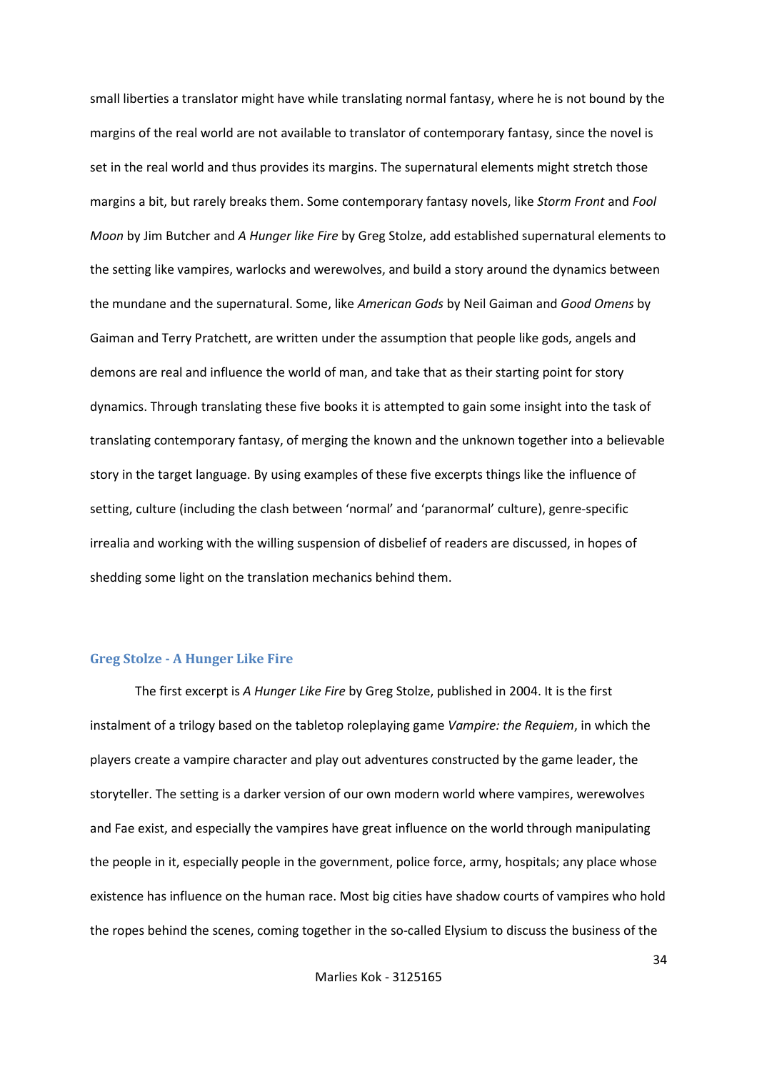small liberties a translator might have while translating normal fantasy, where he is not bound by the margins of the real world are not available to translator of contemporary fantasy, since the novel is set in the real world and thus provides its margins. The supernatural elements might stretch those margins a bit, but rarely breaks them. Some contemporary fantasy novels, like *Storm Front* and *Fool Moon* by Jim Butcher and *A Hunger like Fire* by Greg Stolze, add established supernatural elements to the setting like vampires, warlocks and werewolves, and build a story around the dynamics between the mundane and the supernatural. Some, like *American Gods* by Neil Gaiman and *Good Omens* by Gaiman and Terry Pratchett, are written under the assumption that people like gods, angels and demons are real and influence the world of man, and take that as their starting point for story dynamics. Through translating these five books it is attempted to gain some insight into the task of translating contemporary fantasy, of merging the known and the unknown together into a believable story in the target language. By using examples of these five excerpts things like the influence of setting, culture (including the clash between 'normal' and 'paranormal' culture), genre-specific irrealia and working with the willing suspension of disbelief of readers are discussed, in hopes of shedding some light on the translation mechanics behind them.

### Greg Stolze - A Hunger Like Fire

The first excerpt is *A Hunger Like Fire* by Greg Stolze, published in 2004. It is the first instalment of a trilogy based on the tabletop roleplaying game *Vampire: the Requiem*, in which the players create a vampire character and play out adventures constructed by the game leader, the storyteller. The setting is a darker version of our own modern world where vampires, werewolves and Fae exist, and especially the vampires have great influence on the world through manipulating the people in it, especially people in the government, police force, army, hospitals; any place whose existence has influence on the human race. Most big cities have shadow courts of vampires who hold the ropes behind the scenes, coming together in the so-called Elysium to discuss the business of the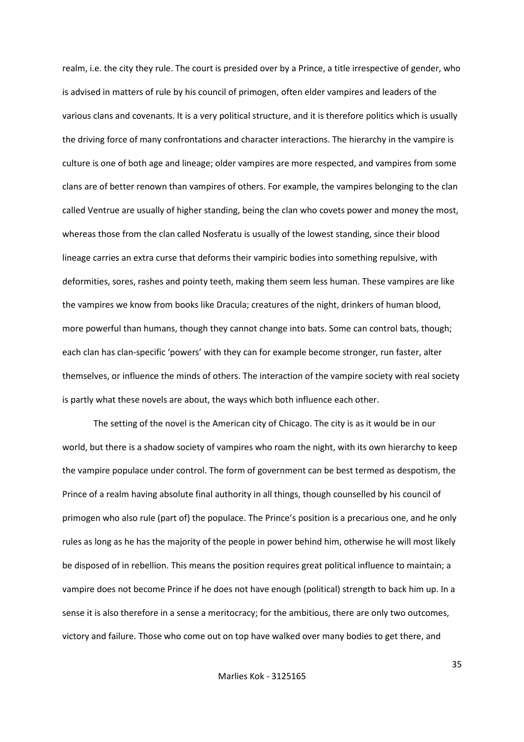realm, i.e. the city they rule. The court is presided over by a Prince, a title irrespective of gender, who is advised in matters of rule by his council of primogen, often elder vampires and leaders of the various clans and covenants. It is a very political structure, and it is therefore politics which is usually the driving force of many confrontations and character interactions. The hierarchy in the vampire is culture is one of both age and lineage; older vampires are more respected, and vampires from some clans are of better renown than vampires of others. For example, the vampires belonging to the clan called Ventrue are usually of higher standing, being the clan who covets power and money the most, whereas those from the clan called Nosferatu is usually of the lowest standing, since their blood lineage carries an extra curse that deforms their vampiric bodies into something repulsive, with deformities, sores, rashes and pointy teeth, making them seem less human. These vampires are like the vampires we know from books like Dracula; creatures of the night, drinkers of human blood, more powerful than humans, though they cannot change into bats. Some can control bats, though; each clan has clan-specific 'powers' with they can for example become stronger, run faster, alter themselves, or influence the minds of others. The interaction of the vampire society with real society is partly what these novels are about, the ways which both influence each other.

The setting of the novel is the American city of Chicago. The city is as it would be in our world, but there is a shadow society of vampires who roam the night, with its own hierarchy to keep the vampire populace under control. The form of government can be best termed as despotism, the Prince of a realm having absolute final authority in all things, though counselled by his council of primogen who also rule (part of) the populace. The Prince's position is a precarious one, and he only rules as long as he has the majority of the people in power behind him, otherwise he will most likely be disposed of in rebellion. This means the position requires great political influence to maintain; a vampire does not become Prince if he does not have enough (political) strength to back him up. In a sense it is also therefore in a sense a meritocracy; for the ambitious, there are only two outcomes, victory and failure. Those who come out on top have walked over many bodies to get there, and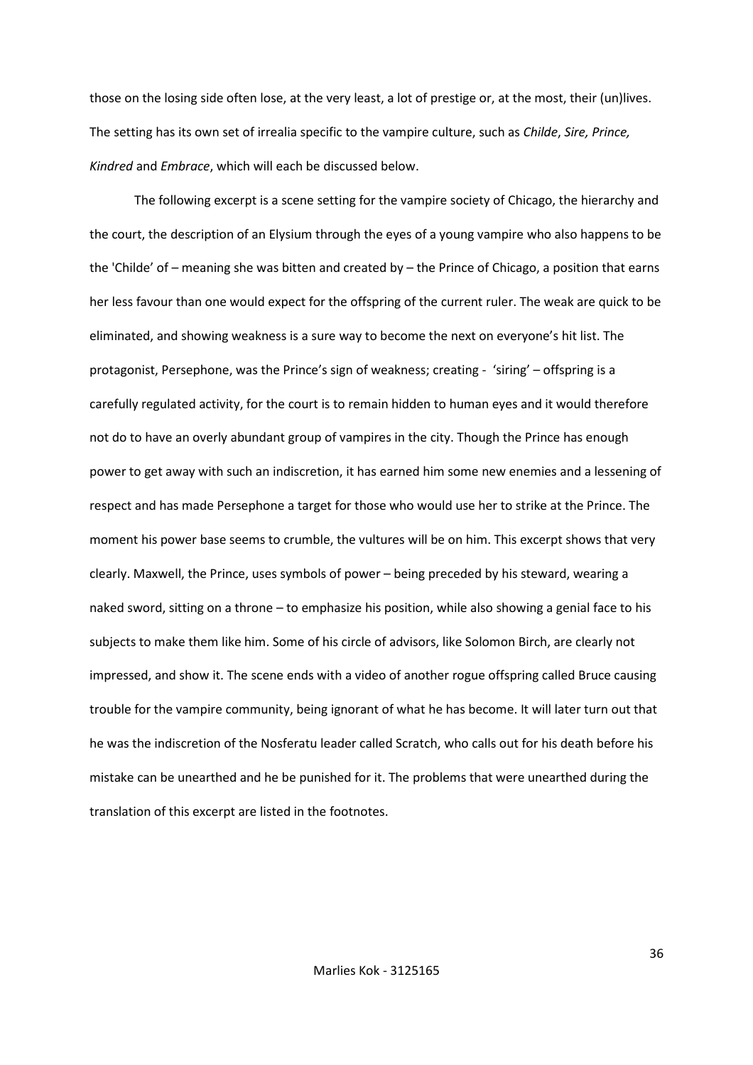those on the losing side often lose, at the very least, a lot of prestige or, at the most, their (un)lives. The setting has its own set of irrealia specific to the vampire culture, such as *Childe*, *Sire, Prince, Kindred* and *Embrace*, which will each be discussed below.

The following excerpt is a scene setting for the vampire society of Chicago, the hierarchy and the court, the description of an Elysium through the eyes of a young vampire who also happens to be the 'Childe' of – meaning she was bitten and created by – the Prince of Chicago, a position that earns her less favour than one would expect for the offspring of the current ruler. The weak are quick to be eliminated, and showing weakness is a sure way to become the next on everyone's hit list. The protagonist, Persephone, was the Prince's sign of weakness; creating - 'siring' – offspring is a carefully regulated activity, for the court is to remain hidden to human eyes and it would therefore not do to have an overly abundant group of vampires in the city. Though the Prince has enough power to get away with such an indiscretion, it has earned him some new enemies and a lessening of respect and has made Persephone a target for those who would use her to strike at the Prince. The moment his power base seems to crumble, the vultures will be on him. This excerpt shows that very clearly. Maxwell, the Prince, uses symbols of power – being preceded by his steward, wearing a naked sword, sitting on a throne – to emphasize his position, while also showing a genial face to his subjects to make them like him. Some of his circle of advisors, like Solomon Birch, are clearly not impressed, and show it. The scene ends with a video of another rogue offspring called Bruce causing trouble for the vampire community, being ignorant of what he has become. It will later turn out that he was the indiscretion of the Nosferatu leader called Scratch, who calls out for his death before his mistake can be unearthed and he be punished for it. The problems that were unearthed during the translation of this excerpt are listed in the footnotes.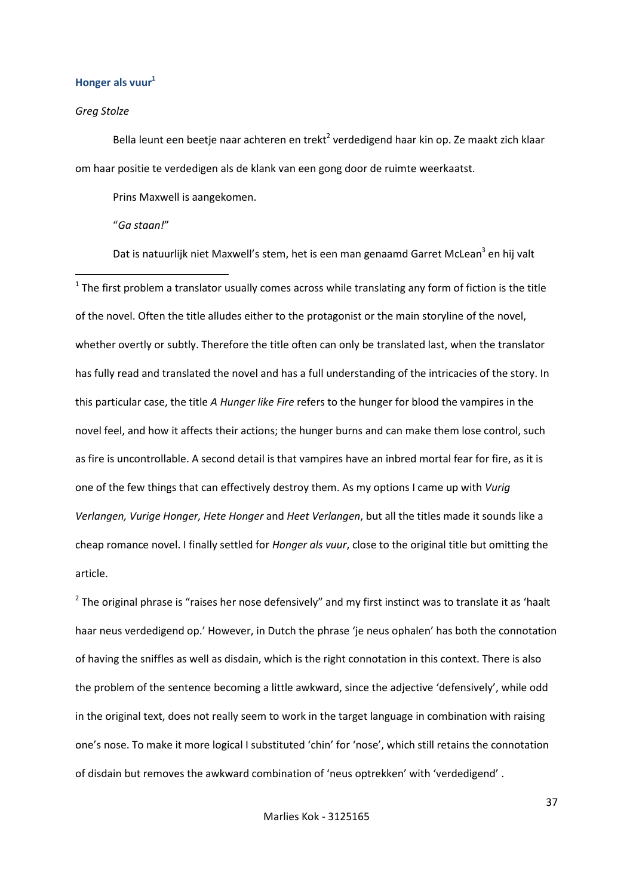### Honger als vuur[1]

*Greg Stolze*

Bella leunt een beetje naar achteren en trekt[2] verdedigend haar kin op. Ze maakt zich klaar om haar positie te verdedigen als de klank van een gong door de ruimte weerkaatst.

Prins Maxwell is aangekomen.

"*Ga staan!*"

Dat is natuurlijk niet Maxwell's stem, het is een man genaamd Garret McLean[3] en hij valt

---

[1] The first problem a translator usually comes across while translating any form of fiction is the title of the novel. Often the title alludes either to the protagonist or the main storyline of the novel, whether overtly or subtly. Therefore the title often can only be translated last, when the translator has fully read and translated the novel and has a full understanding of the intricacies of the story. In this particular case, the title *A Hunger like Fire* refers to the hunger for blood the vampires in the novel feel, and how it affects their actions; the hunger burns and can make them lose control, such as fire is uncontrollable. A second detail is that vampires have an inbred mortal fear for fire, as it is one of the few things that can effectively destroy them. As my options I came up with *Vurig Verlangen, Vurige Honger, Hete Honger* and *Heet Verlangen*, but all the titles made it sounds like a cheap romance novel. I finally settled for *Honger als vuur*, close to the original title but omitting the article.

[2] The original phrase is "raises her nose defensively" and my first instinct was to translate it as 'haalt haar neus verdedigend op.' However, in Dutch the phrase 'je neus ophalen' has both the connotation of having the sniffles as well as disdain, which is the right connotation in this context. There is also the problem of the sentence becoming a little awkward, since the adjective 'defensively', while odd in the original text, does not really seem to work in the target language in combination with raising one's nose. To make it more logical I substituted 'chin' for 'nose', which still retains the connotation of disdain but removes the awkward combination of 'neus optrekken' with 'verdedigend' .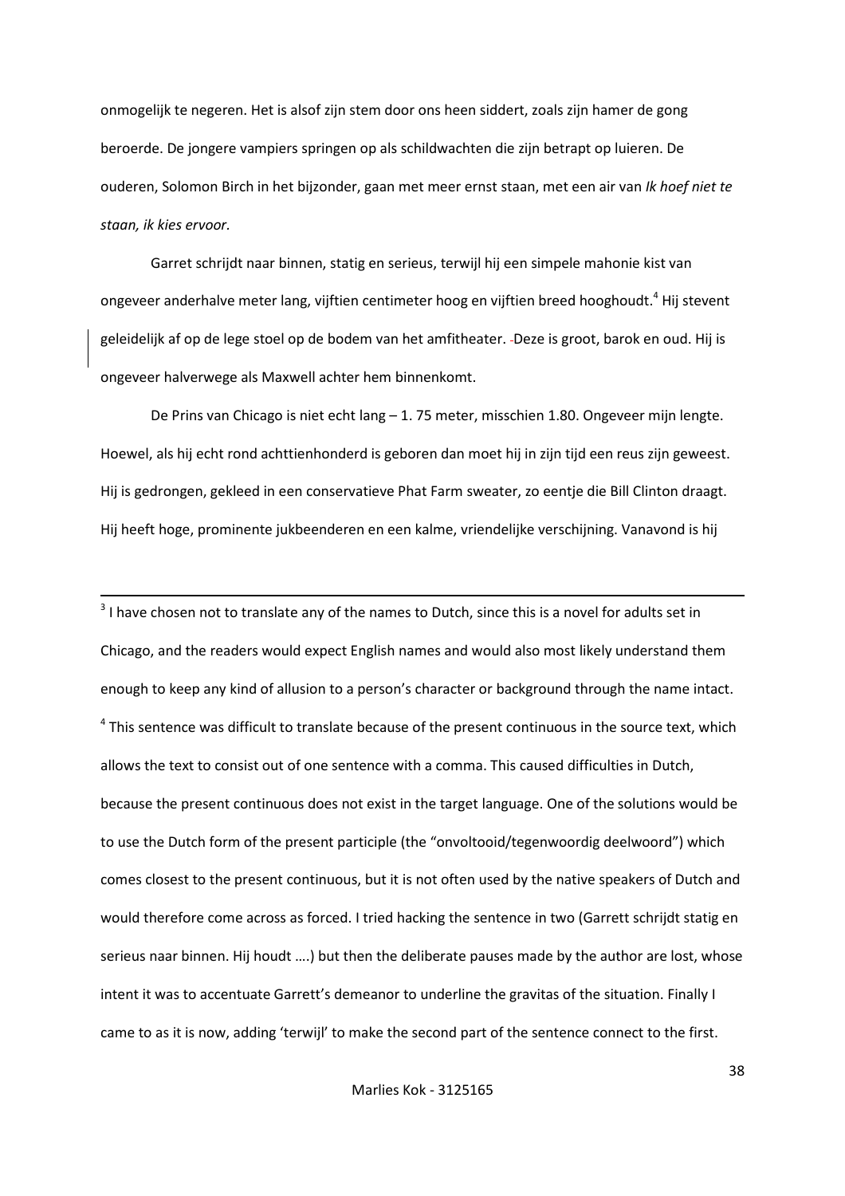onmogelijk te negeren. Het is alsof zijn stem door ons heen siddert, zoals zijn hamer de gong beroerde. De jongere vampiers springen op als schildwachten die zijn betrapt op luieren. De ouderen, Solomon Birch in het bijzonder, gaan met meer ernst staan, met een air van *Ik hoef niet te staan, ik kies ervoor.*

Garret schrijdt naar binnen, statig en serieus, terwijl hij een simpele mahonie kist van ongeveer anderhalve meter lang, vijftien centimeter hoog en vijftien breed hooghoudt.[4] Hij stevent geleidelijk af op de lege stoel op de bodem van het amfitheater. Deze is groot, barok en oud. Hij is ongeveer halverwege als Maxwell achter hem binnenkomt.

De Prins van Chicago is niet echt lang – 1. 75 meter, misschien 1.80. Ongeveer mijn lengte. Hoewel, als hij echt rond achttienhonderd is geboren dan moet hij in zijn tijd een reus zijn geweest. Hij is gedrongen, gekleed in een conservatieve Phat Farm sweater, zo eentje die Bill Clinton draagt. Hij heeft hoge, prominente jukbeenderen en een kalme, vriendelijke verschijning. Vanavond is hij

---

[3] I have chosen not to translate any of the names to Dutch, since this is a novel for adults set in Chicago, and the readers would expect English names and would also most likely understand them enough to keep any kind of allusion to a person's character or background through the name intact.

[4] This sentence was difficult to translate because of the present continuous in the source text, which allows the text to consist out of one sentence with a comma. This caused difficulties in Dutch, because the present continuous does not exist in the target language. One of the solutions would be to use the Dutch form of the present participle (the "onvoltooid/tegenwoordig deelwoord") which comes closest to the present continuous, but it is not often used by the native speakers of Dutch and would therefore come across as forced. I tried hacking the sentence in two (Garrett schrijdt statig en serieus naar binnen. Hij houdt ….) but then the deliberate pauses made by the author are lost, whose intent it was to accentuate Garrett's demeanor to underline the gravitas of the situation. Finally I came to as it is now, adding 'terwijl' to make the second part of the sentence connect to the first.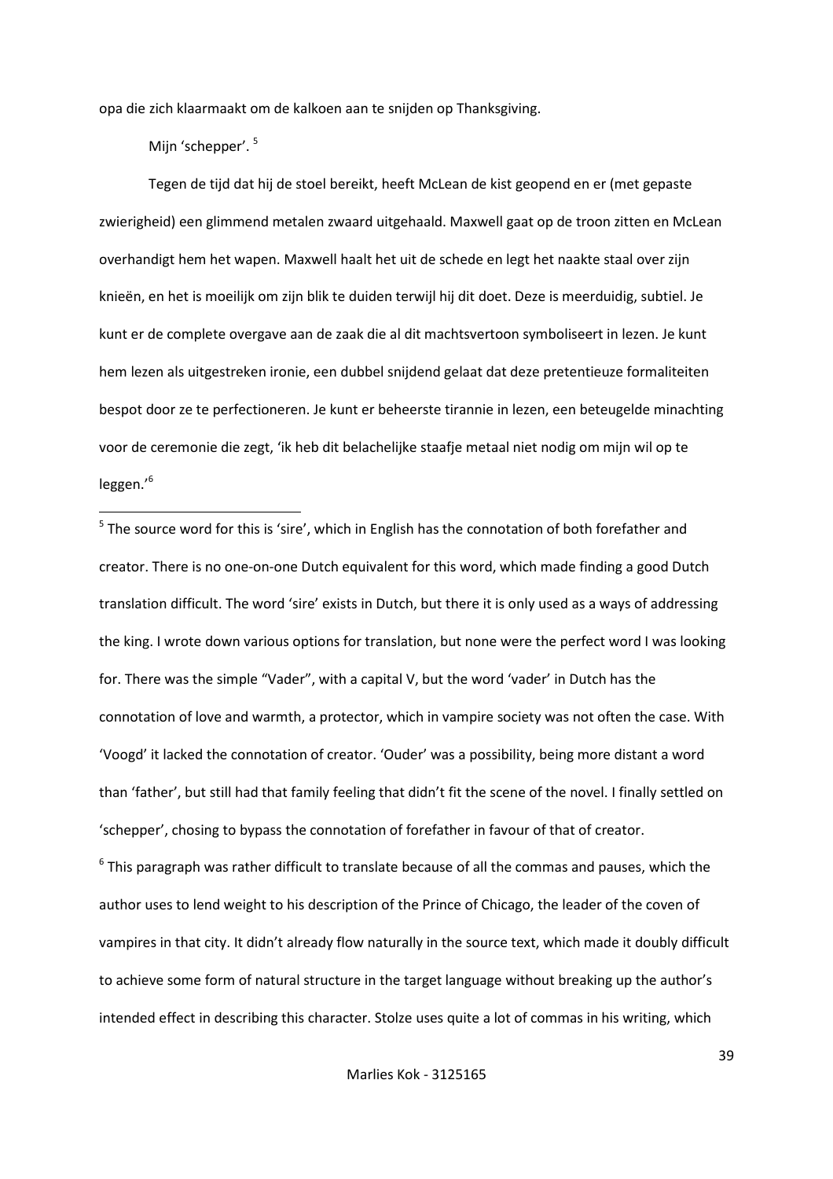opa die zich klaarmaakt om de kalkoen aan te snijden op Thanksgiving.

Mijn 'schepper'. [5]

Tegen de tijd dat hij de stoel bereikt, heeft McLean de kist geopend en er (met gepaste zwierigheid) een glimmend metalen zwaard uitgehaald. Maxwell gaat op de troon zitten en McLean overhandigt hem het wapen. Maxwell haalt het uit de schede en legt het naakte staal over zijn knieën, en het is moeilijk om zijn blik te duiden terwijl hij dit doet. Deze is meerduidig, subtiel. Je kunt er de complete overgave aan de zaak die al dit machtsvertoon symboliseert in lezen. Je kunt hem lezen als uitgestreken ironie, een dubbel snijdend gelaat dat deze pretentieuze formaliteiten bespot door ze te perfectioneren. Je kunt er beheerste tirannie in lezen, een beteugelde minachting voor de ceremonie die zegt, 'ik heb dit belachelijke staafje metaal niet nodig om mijn wil op te leggen.'[6]

---

[5] The source word for this is 'sire', which in English has the connotation of both forefather and creator. There is no one-on-one Dutch equivalent for this word, which made finding a good Dutch translation difficult. The word 'sire' exists in Dutch, but there it is only used as a ways of addressing the king. I wrote down various options for translation, but none were the perfect word I was looking for. There was the simple "Vader", with a capital V, but the word 'vader' in Dutch has the connotation of love and warmth, a protector, which in vampire society was not often the case. With 'Voogd' it lacked the connotation of creator. 'Ouder' was a possibility, being more distant a word than 'father', but still had that family feeling that didn't fit the scene of the novel. I finally settled on 'schepper', chosing to bypass the connotation of forefather in favour of that of creator.

[6] This paragraph was rather difficult to translate because of all the commas and pauses, which the author uses to lend weight to his description of the Prince of Chicago, the leader of the coven of vampires in that city. It didn't already flow naturally in the source text, which made it doubly difficult to achieve some form of natural structure in the target language without breaking up the author's intended effect in describing this character. Stolze uses quite a lot of commas in his writing, which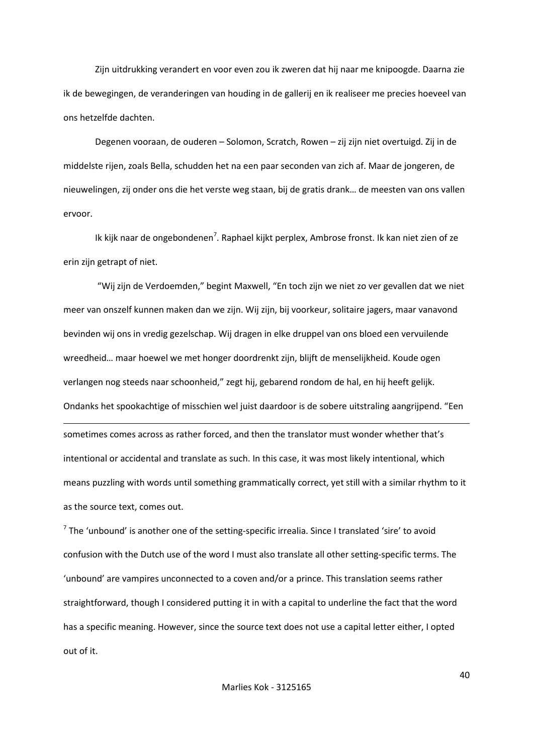Zijn uitdrukking verandert en voor even zou ik zweren dat hij naar me knipoogde. Daarna zie ik de bewegingen, de veranderingen van houding in de gallerij en ik realiseer me precies hoeveel van ons hetzelfde dachten.

Degenen vooraan, de ouderen – Solomon, Scratch, Rowen – zij zijn niet overtuigd. Zij in de middelste rijen, zoals Bella, schudden het na een paar seconden van zich af. Maar de jongeren, de nieuwelingen, zij onder ons die het verste weg staan, bij de gratis drank… de meesten van ons vallen ervoor.

Ik kijk naar de ongebondenen[7]. Raphael kijkt perplex, Ambrose fronst. Ik kan niet zien of ze erin zijn getrapt of niet.

"Wij zijn de Verdoemden," begint Maxwell, "En toch zijn we niet zo ver gevallen dat we niet meer van onszelf kunnen maken dan we zijn. Wij zijn, bij voorkeur, solitaire jagers, maar vanavond bevinden wij ons in vredig gezelschap. Wij dragen in elke druppel van ons bloed een vervuilende wreedheid… maar hoewel we met honger doordrenkt zijn, blijft de menselijkheid. Koude ogen verlangen nog steeds naar schoonheid," zegt hij, gebarend rondom de hal, en hij heeft gelijk. Ondanks het spookachtige of misschien wel juist daardoor is de sobere uitstraling aangrijpend. "Een

---

sometimes comes across as rather forced, and then the translator must wonder whether that's intentional or accidental and translate as such. In this case, it was most likely intentional, which means puzzling with words until something grammatically correct, yet still with a similar rhythm to it as the source text, comes out.

[7] The 'unbound' is another one of the setting-specific irrealia. Since I translated 'sire' to avoid confusion with the Dutch use of the word I must also translate all other setting-specific terms. The 'unbound' are vampires unconnected to a coven and/or a prince. This translation seems rather straightforward, though I considered putting it in with a capital to underline the fact that the word has a specific meaning. However, since the source text does not use a capital letter either, I opted out of it.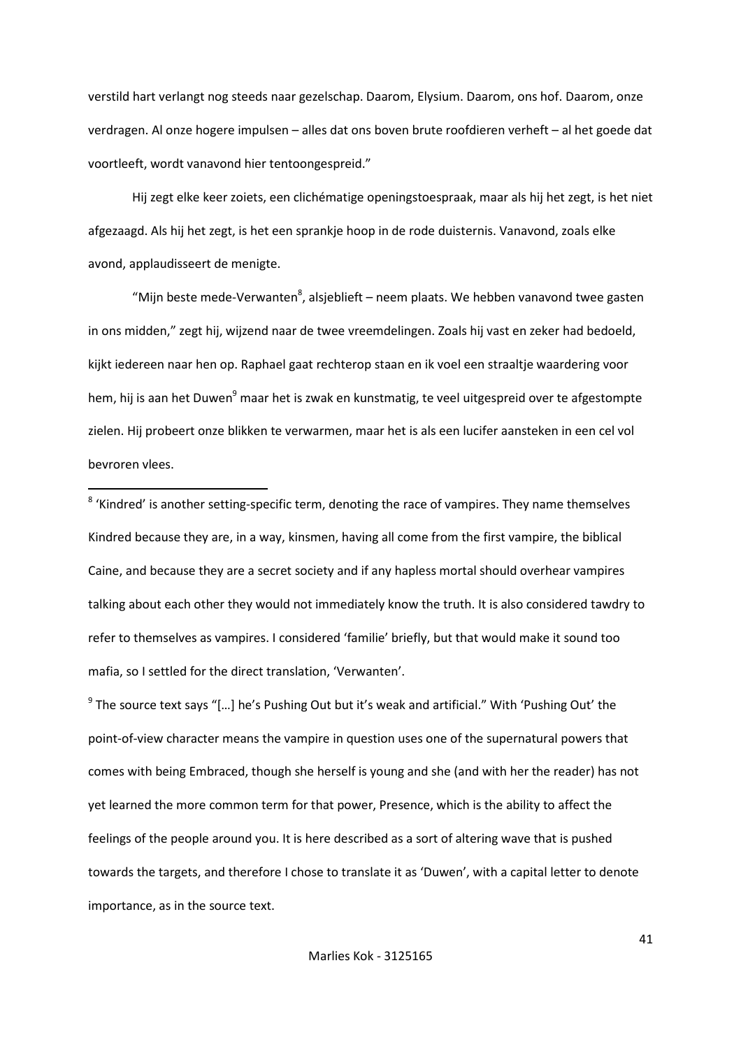verstild hart verlangt nog steeds naar gezelschap. Daarom, Elysium. Daarom, ons hof. Daarom, onze verdragen. Al onze hogere impulsen – alles dat ons boven brute roofdieren verheft – al het goede dat voortleeft, wordt vanavond hier tentoongespreid."

Hij zegt elke keer zoiets, een clichématige openingstoespraak, maar als hij het zegt, is het niet afgezaagd. Als hij het zegt, is het een sprankje hoop in de rode duisternis. Vanavond, zoals elke avond, applaudisseert de menigte.

"Mijn beste mede-Verwanten[8], alsjeblieft – neem plaats. We hebben vanavond twee gasten in ons midden," zegt hij, wijzend naar de twee vreemdelingen. Zoals hij vast en zeker had bedoeld, kijkt iedereen naar hen op. Raphael gaat rechterop staan en ik voel een straaltje waardering voor hem, hij is aan het Duwen[9] maar het is zwak en kunstmatig, te veel uitgespreid over te afgestompte zielen. Hij probeert onze blikken te verwarmen, maar het is als een lucifer aansteken in een cel vol bevroren vlees.

---

[8] 'Kindred' is another setting-specific term, denoting the race of vampires. They name themselves Kindred because they are, in a way, kinsmen, having all come from the first vampire, the biblical Caine, and because they are a secret society and if any hapless mortal should overhear vampires talking about each other they would not immediately know the truth. It is also considered tawdry to refer to themselves as vampires. I considered 'familie' briefly, but that would make it sound too mafia, so I settled for the direct translation, 'Verwanten'.

[9] The source text says "[…] he's Pushing Out but it's weak and artificial." With 'Pushing Out' the point-of-view character means the vampire in question uses one of the supernatural powers that comes with being Embraced, though she herself is young and she (and with her the reader) has not yet learned the more common term for that power, Presence, which is the ability to affect the feelings of the people around you. It is here described as a sort of altering wave that is pushed towards the targets, and therefore I chose to translate it as 'Duwen', with a capital letter to denote importance, as in the source text.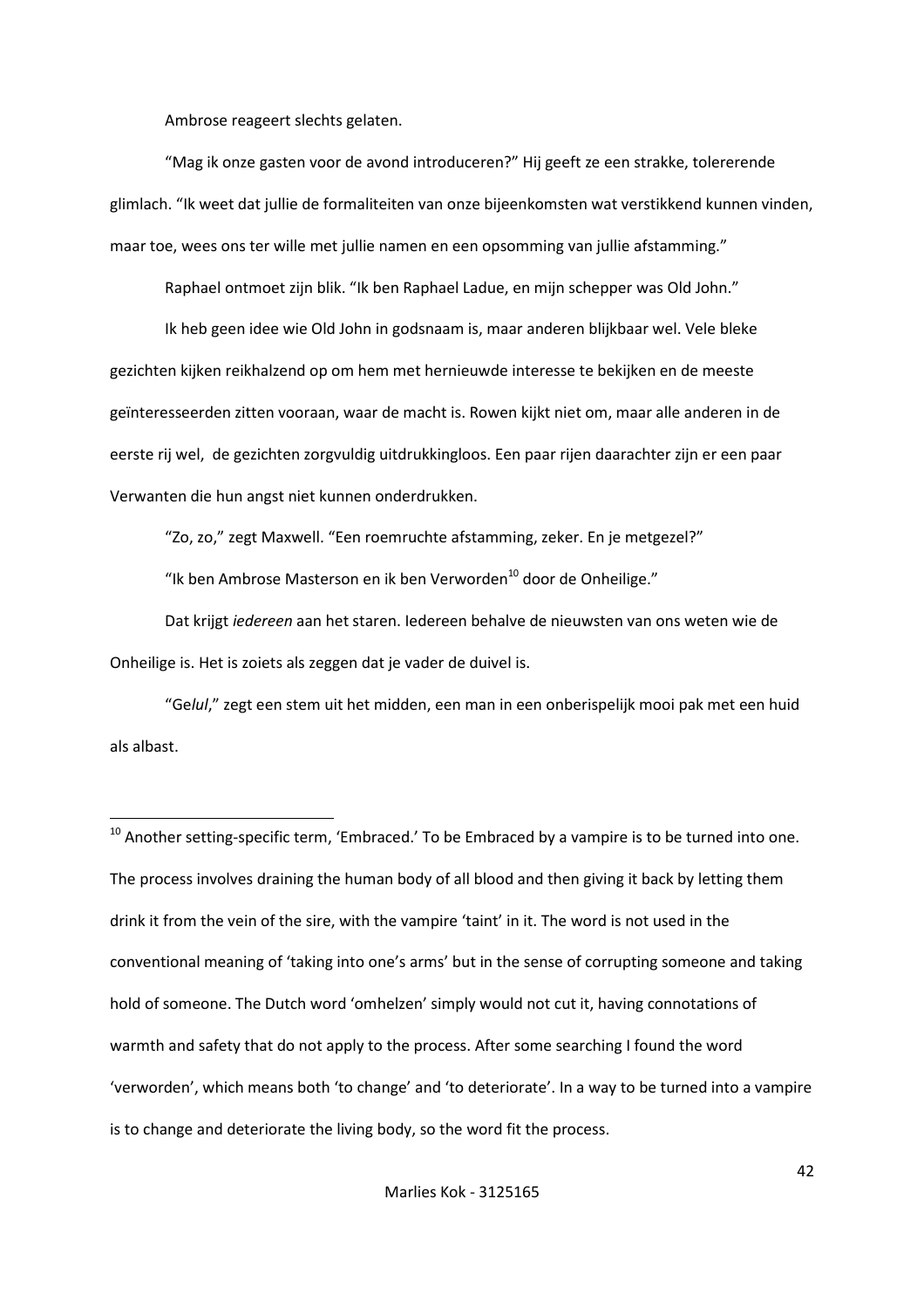Ambrose reageert slechts gelaten.

"Mag ik onze gasten voor de avond introduceren?" Hij geeft ze een strakke, tolererende glimlach. "Ik weet dat jullie de formaliteiten van onze bijeenkomsten wat verstikkend kunnen vinden, maar toe, wees ons ter wille met jullie namen en een opsomming van jullie afstamming."

Raphael ontmoet zijn blik. "Ik ben Raphael Ladue, en mijn schepper was Old John."

Ik heb geen idee wie Old John in godsnaam is, maar anderen blijkbaar wel. Vele bleke gezichten kijken reikhalzend op om hem met hernieuwde interesse te bekijken en de meeste geïnteresseerden zitten vooraan, waar de macht is. Rowen kijkt niet om, maar alle anderen in de eerste rij wel,  de gezichten zorgvuldig uitdrukkingloos. Een paar rijen daarachter zijn er een paar Verwanten die hun angst niet kunnen onderdrukken.

"Zo, zo," zegt Maxwell. "Een roemruchte afstamming, zeker. En je metgezel?"

"Ik ben Ambrose Masterson en ik ben Verworden[10] door de Onheilige."

Dat krijgt *iedereen* aan het staren. Iedereen behalve de nieuwsten van ons weten wie de Onheilige is. Het is zoiets als zeggen dat je vader de duivel is.

"Ge*lul*," zegt een stem uit het midden, een man in een onberispelijk mooi pak met een huid als albast.

---

[10] Another setting-specific term, 'Embraced.' To be Embraced by a vampire is to be turned into one. The process involves draining the human body of all blood and then giving it back by letting them drink it from the vein of the sire, with the vampire 'taint' in it. The word is not used in the conventional meaning of 'taking into one's arms' but in the sense of corrupting someone and taking hold of someone. The Dutch word 'omhelzen' simply would not cut it, having connotations of warmth and safety that do not apply to the process. After some searching I found the word 'verworden', which means both 'to change' and 'to deteriorate'. In a way to be turned into a vampire is to change and deteriorate the living body, so the word fit the process.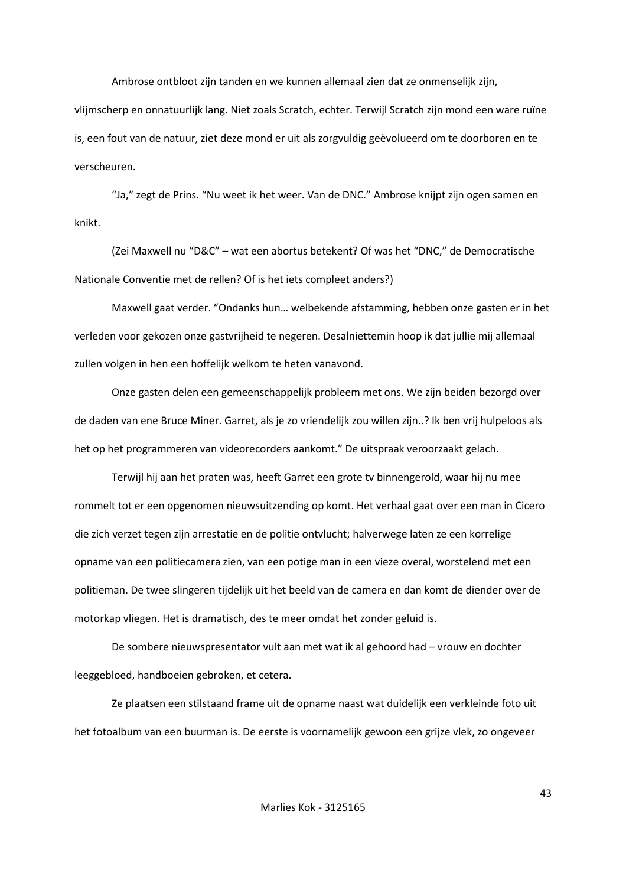Ambrose ontbloot zijn tanden en we kunnen allemaal zien dat ze onmenselijk zijn, vlijmscherp en onnatuurlijk lang. Niet zoals Scratch, echter. Terwijl Scratch zijn mond een ware ruïne is, een fout van de natuur, ziet deze mond er uit als zorgvuldig geëvolueerd om te doorboren en te verscheuren.

"Ja," zegt de Prins. "Nu weet ik het weer. Van de DNC." Ambrose knijpt zijn ogen samen en knikt.

(Zei Maxwell nu "D&C" – wat een abortus betekent? Of was het "DNC," de Democratische Nationale Conventie met de rellen? Of is het iets compleet anders?)

Maxwell gaat verder. "Ondanks hun… welbekende afstamming, hebben onze gasten er in het verleden voor gekozen onze gastvrijheid te negeren. Desalniettemin hoop ik dat jullie mij allemaal zullen volgen in hen een hoffelijk welkom te heten vanavond.

Onze gasten delen een gemeenschappelijk probleem met ons. We zijn beiden bezorgd over de daden van ene Bruce Miner. Garret, als je zo vriendelijk zou willen zijn..? Ik ben vrij hulpeloos als het op het programmeren van videorecorders aankomt." De uitspraak veroorzaakt gelach.

Terwijl hij aan het praten was, heeft Garret een grote tv binnengerold, waar hij nu mee rommelt tot er een opgenomen nieuwsuitzending op komt. Het verhaal gaat over een man in Cicero die zich verzet tegen zijn arrestatie en de politie ontvlucht; halverwege laten ze een korrelige opname van een politiecamera zien, van een potige man in een vieze overal, worstelend met een politieman. De twee slingeren tijdelijk uit het beeld van de camera en dan komt de diender over de motorkap vliegen. Het is dramatisch, des te meer omdat het zonder geluid is.

De sombere nieuwspresentator vult aan met wat ik al gehoord had – vrouw en dochter leeggebloed, handboeien gebroken, et cetera.

Ze plaatsen een stilstaand frame uit de opname naast wat duidelijk een verkleinde foto uit het fotoalbum van een buurman is. De eerste is voornamelijk gewoon een grijze vlek, zo ongeveer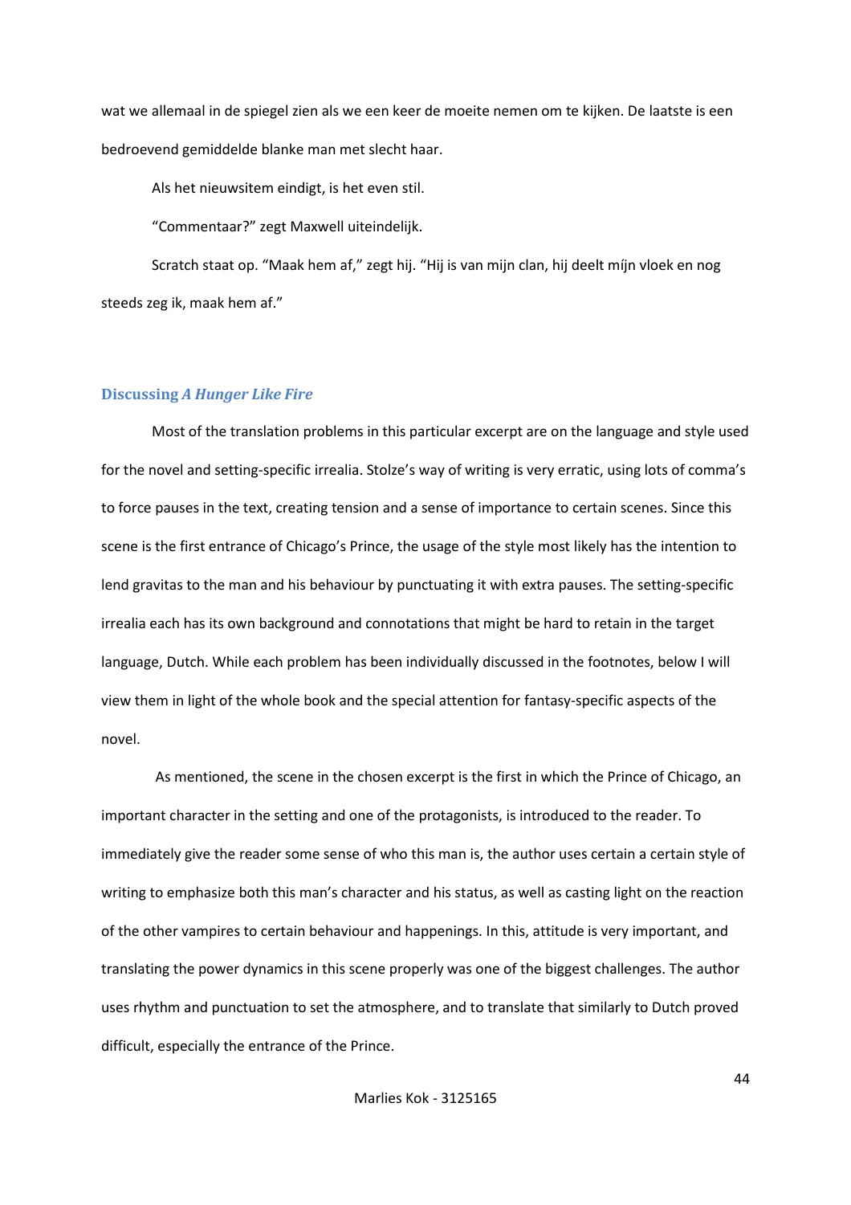wat we allemaal in de spiegel zien als we een keer de moeite nemen om te kijken. De laatste is een bedroevend gemiddelde blanke man met slecht haar.

Als het nieuwsitem eindigt, is het even stil.

“Commentaar?” zegt Maxwell uiteindelijk.

Scratch staat op. “Maak hem af,” zegt hij. “Hij is van mijn clan, hij deelt míjn vloek en nog steeds zeg ik, maak hem af.”

### Discussing *A Hunger Like Fire*

Most of the translation problems in this particular excerpt are on the language and style used for the novel and setting-specific irrealia. Stolze’s way of writing is very erratic, using lots of comma’s to force pauses in the text, creating tension and a sense of importance to certain scenes. Since this scene is the first entrance of Chicago’s Prince, the usage of the style most likely has the intention to lend gravitas to the man and his behaviour by punctuating it with extra pauses. The setting-specific irrealia each has its own background and connotations that might be hard to retain in the target language, Dutch. While each problem has been individually discussed in the footnotes, below I will view them in light of the whole book and the special attention for fantasy-specific aspects of the novel.

As mentioned, the scene in the chosen excerpt is the first in which the Prince of Chicago, an important character in the setting and one of the protagonists, is introduced to the reader. To immediately give the reader some sense of who this man is, the author uses certain a certain style of writing to emphasize both this man’s character and his status, as well as casting light on the reaction of the other vampires to certain behaviour and happenings. In this, attitude is very important, and translating the power dynamics in this scene properly was one of the biggest challenges. The author uses rhythm and punctuation to set the atmosphere, and to translate that similarly to Dutch proved difficult, especially the entrance of the Prince.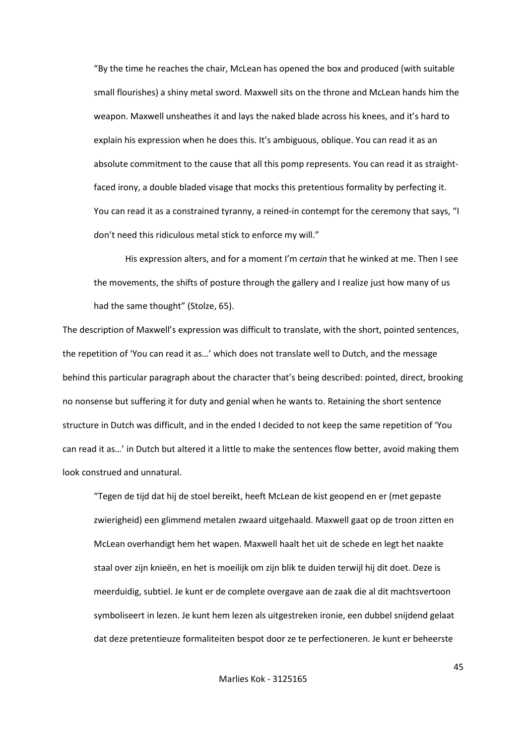> "By the time he reaches the chair, McLean has opened the box and produced (with suitable small flourishes) a shiny metal sword. Maxwell sits on the throne and McLean hands him the weapon. Maxwell unsheathes it and lays the naked blade across his knees, and it's hard to explain his expression when he does this. It's ambiguous, oblique. You can read it as an absolute commitment to the cause that all this pomp represents. You can read it as straight-faced irony, a double bladed visage that mocks this pretentious formality by perfecting it. You can read it as a constrained tyranny, a reined-in contempt for the ceremony that says, "I don't need this ridiculous metal stick to enforce my will."
>
> His expression alters, and for a moment I'm *certain* that he winked at me. Then I see the movements, the shifts of posture through the gallery and I realize just how many of us had the same thought" (Stolze, 65).

The description of Maxwell's expression was difficult to translate, with the short, pointed sentences, the repetition of 'You can read it as…' which does not translate well to Dutch, and the message behind this particular paragraph about the character that's being described: pointed, direct, brooking no nonsense but suffering it for duty and genial when he wants to. Retaining the short sentence structure in Dutch was difficult, and in the ended I decided to not keep the same repetition of 'You can read it as…' in Dutch but altered it a little to make the sentences flow better, avoid making them look construed and unnatural.

> "Tegen de tijd dat hij de stoel bereikt, heeft McLean de kist geopend en er (met gepaste zwierigheid) een glimmend metalen zwaard uitgehaald. Maxwell gaat op de troon zitten en McLean overhandigt hem het wapen. Maxwell haalt het uit de schede en legt het naakte staal over zijn knieën, en het is moeilijk om zijn blik te duiden terwijl hij dit doet. Deze is meerduidig, subtiel. Je kunt er de complete overgave aan de zaak die al dit machtsvertoon symboliseert in lezen. Je kunt hem lezen als uitgestreken ironie, een dubbel snijdend gelaat dat deze pretentieuze formaliteiten bespot door ze te perfectioneren. Je kunt er beheerste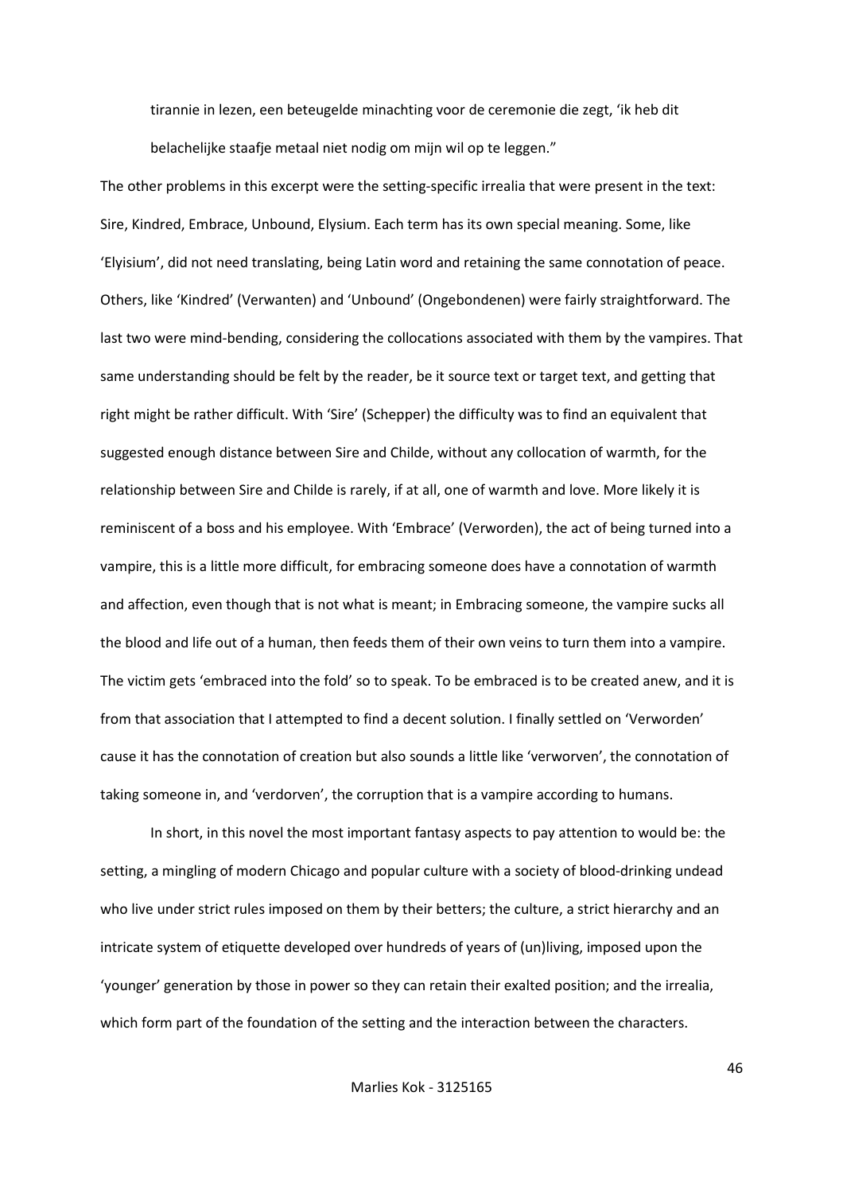> tirannie in lezen, een beteugelde minachting voor de ceremonie die zegt, 'ik heb dit belachelijke staafje metaal niet nodig om mijn wil op te leggen."

The other problems in this excerpt were the setting-specific irrealia that were present in the text: Sire, Kindred, Embrace, Unbound, Elysium. Each term has its own special meaning. Some, like 'Elyisium', did not need translating, being Latin word and retaining the same connotation of peace. Others, like 'Kindred' (Verwanten) and 'Unbound' (Ongebondenen) were fairly straightforward. The last two were mind-bending, considering the collocations associated with them by the vampires. That same understanding should be felt by the reader, be it source text or target text, and getting that right might be rather difficult. With 'Sire' (Schepper) the difficulty was to find an equivalent that suggested enough distance between Sire and Childe, without any collocation of warmth, for the relationship between Sire and Childe is rarely, if at all, one of warmth and love. More likely it is reminiscent of a boss and his employee. With 'Embrace' (Verworden), the act of being turned into a vampire, this is a little more difficult, for embracing someone does have a connotation of warmth and affection, even though that is not what is meant; in Embracing someone, the vampire sucks all the blood and life out of a human, then feeds them of their own veins to turn them into a vampire. The victim gets 'embraced into the fold' so to speak. To be embraced is to be created anew, and it is from that association that I attempted to find a decent solution. I finally settled on 'Verworden' cause it has the connotation of creation but also sounds a little like 'verworven', the connotation of taking someone in, and 'verdorven', the corruption that is a vampire according to humans.

In short, in this novel the most important fantasy aspects to pay attention to would be: the setting, a mingling of modern Chicago and popular culture with a society of blood-drinking undead who live under strict rules imposed on them by their betters; the culture, a strict hierarchy and an intricate system of etiquette developed over hundreds of years of (un)living, imposed upon the 'younger' generation by those in power so they can retain their exalted position; and the irrealia, which form part of the foundation of the setting and the interaction between the characters.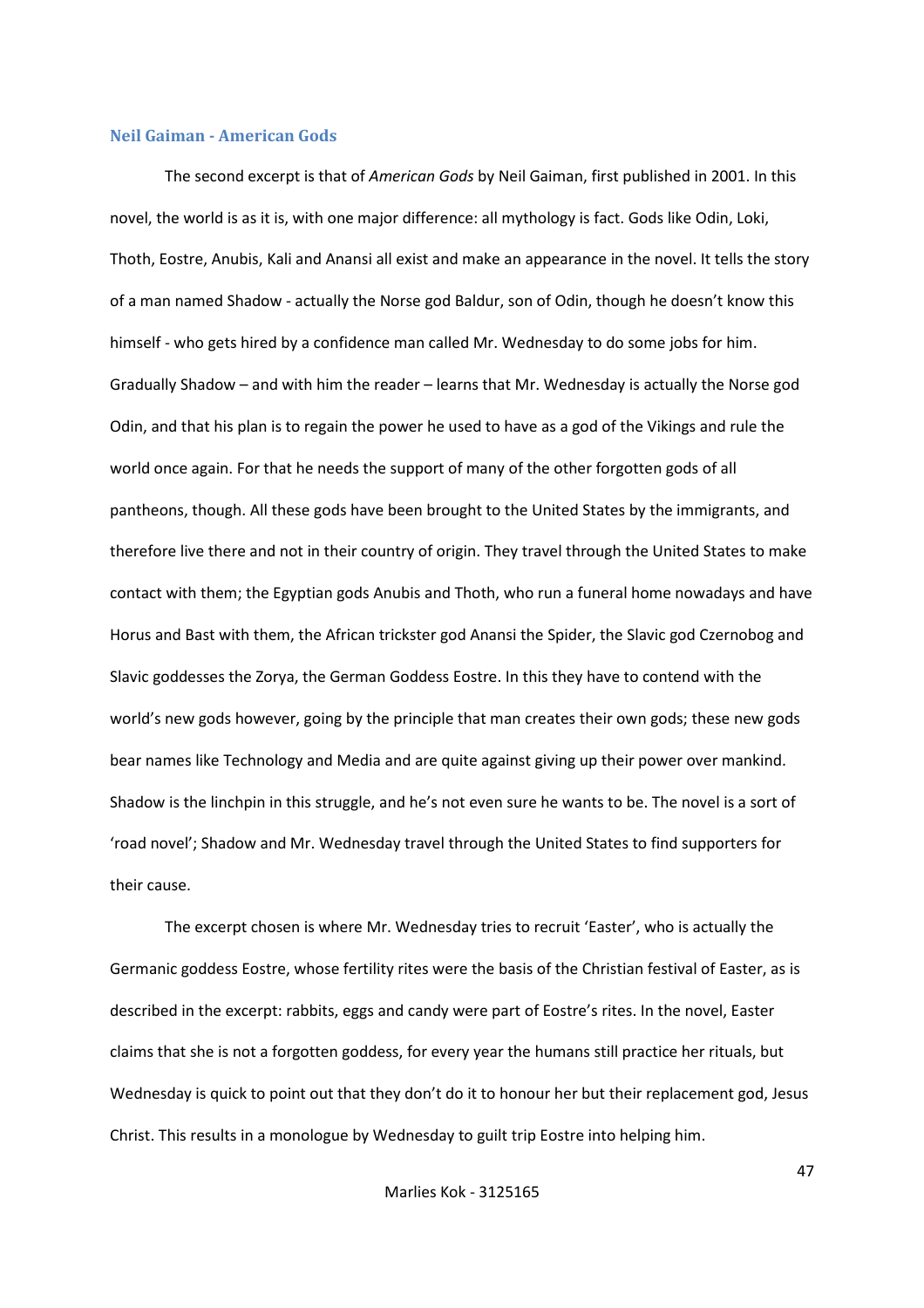### Neil Gaiman - American Gods

The second excerpt is that of *American Gods* by Neil Gaiman, first published in 2001. In this novel, the world is as it is, with one major difference: all mythology is fact. Gods like Odin, Loki, Thoth, Eostre, Anubis, Kali and Anansi all exist and make an appearance in the novel. It tells the story of a man named Shadow - actually the Norse god Baldur, son of Odin, though he doesn't know this himself - who gets hired by a confidence man called Mr. Wednesday to do some jobs for him. Gradually Shadow – and with him the reader – learns that Mr. Wednesday is actually the Norse god Odin, and that his plan is to regain the power he used to have as a god of the Vikings and rule the world once again. For that he needs the support of many of the other forgotten gods of all pantheons, though. All these gods have been brought to the United States by the immigrants, and therefore live there and not in their country of origin. They travel through the United States to make contact with them; the Egyptian gods Anubis and Thoth, who run a funeral home nowadays and have Horus and Bast with them, the African trickster god Anansi the Spider, the Slavic god Czernobog and Slavic goddesses the Zorya, the German Goddess Eostre. In this they have to contend with the world's new gods however, going by the principle that man creates their own gods; these new gods bear names like Technology and Media and are quite against giving up their power over mankind. Shadow is the linchpin in this struggle, and he's not even sure he wants to be. The novel is a sort of 'road novel'; Shadow and Mr. Wednesday travel through the United States to find supporters for their cause.

The excerpt chosen is where Mr. Wednesday tries to recruit 'Easter', who is actually the Germanic goddess Eostre, whose fertility rites were the basis of the Christian festival of Easter, as is described in the excerpt: rabbits, eggs and candy were part of Eostre's rites. In the novel, Easter claims that she is not a forgotten goddess, for every year the humans still practice her rituals, but Wednesday is quick to point out that they don't do it to honour her but their replacement god, Jesus Christ. This results in a monologue by Wednesday to guilt trip Eostre into helping him.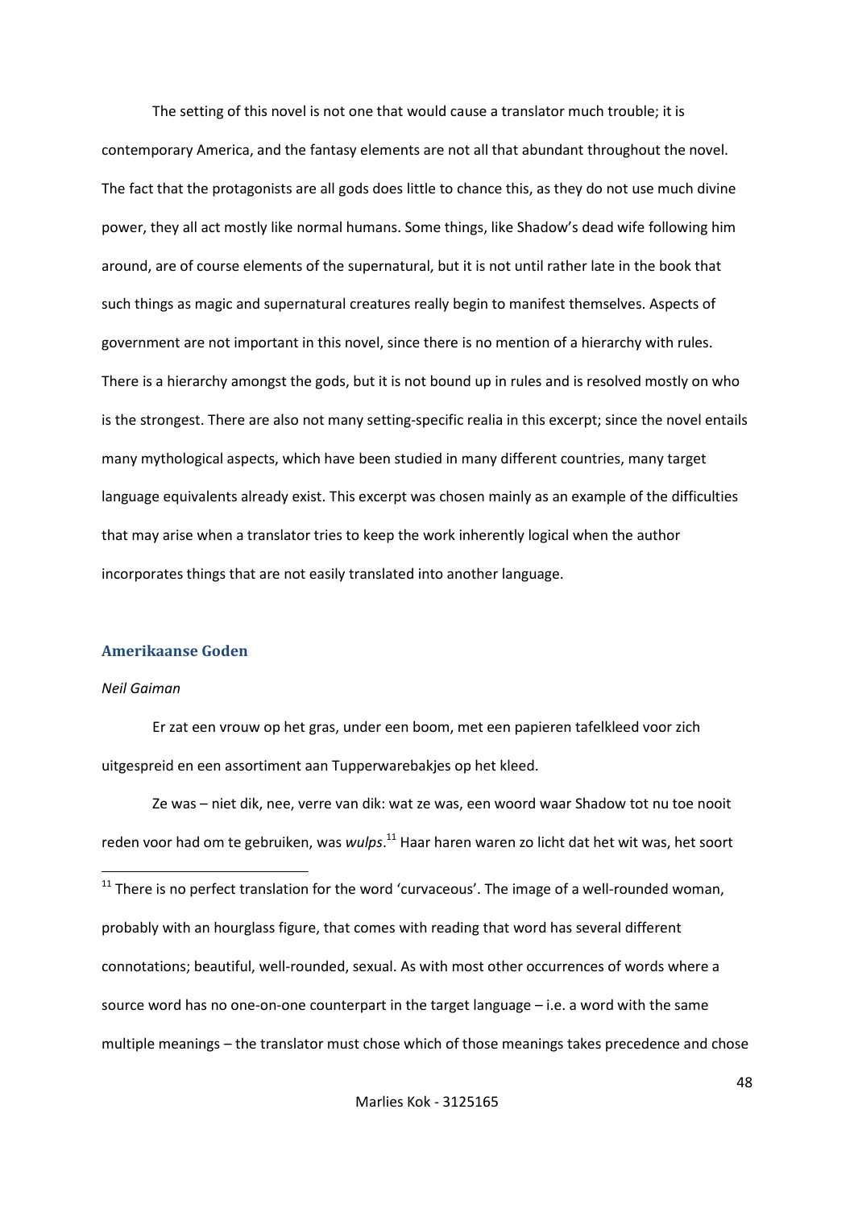The setting of this novel is not one that would cause a translator much trouble; it is contemporary America, and the fantasy elements are not all that abundant throughout the novel. The fact that the protagonists are all gods does little to chance this, as they do not use much divine power, they all act mostly like normal humans. Some things, like Shadow's dead wife following him around, are of course elements of the supernatural, but it is not until rather late in the book that such things as magic and supernatural creatures really begin to manifest themselves. Aspects of government are not important in this novel, since there is no mention of a hierarchy with rules. There is a hierarchy amongst the gods, but it is not bound up in rules and is resolved mostly on who is the strongest. There are also not many setting-specific realia in this excerpt; since the novel entails many mythological aspects, which have been studied in many different countries, many target language equivalents already exist. This excerpt was chosen mainly as an example of the difficulties that may arise when a translator tries to keep the work inherently logical when the author incorporates things that are not easily translated into another language.

## Amerikaanse Goden

*Neil Gaiman*

Er zat een vrouw op het gras, under een boom, met een papieren tafelkleed voor zich uitgespreid en een assortiment aan Tupperwarebakjes op het kleed.

Ze was – niet dik, nee, verre van dik: wat ze was, een woord waar Shadow tot nu toe nooit reden voor had om te gebruiken, was *wulps*.[11] Haar haren waren zo licht dat het wit was, het soort

[11] There is no perfect translation for the word 'curvaceous'. The image of a well-rounded woman, probably with an hourglass figure, that comes with reading that word has several different connotations; beautiful, well-rounded, sexual. As with most other occurrences of words where a source word has no one-on-one counterpart in the target language – i.e. a word with the same multiple meanings – the translator must chose which of those meanings takes precedence and chose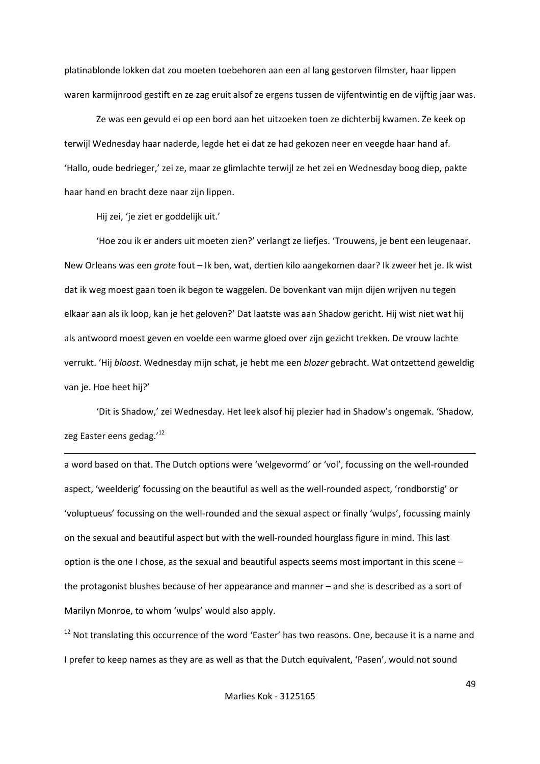platinablonde lokken dat zou moeten toebehoren aan een al lang gestorven filmster, haar lippen waren karmijnrood gestift en ze zag eruit alsof ze ergens tussen de vijfentwintig en de vijftig jaar was.

Ze was een gevuld ei op een bord aan het uitzoeken toen ze dichterbij kwamen. Ze keek op terwijl Wednesday haar naderde, legde het ei dat ze had gekozen neer en veegde haar hand af. ‘Hallo, oude bedrieger,’ zei ze, maar ze glimlachte terwijl ze het zei en Wednesday boog diep, pakte haar hand en bracht deze naar zijn lippen.

Hij zei, ‘je ziet er goddelijk uit.’

‘Hoe zou ik er anders uit moeten zien?’ verlangt ze liefjes. ‘Trouwens, je bent een leugenaar. New Orleans was een *grote* fout – Ik ben, wat, dertien kilo aangekomen daar? Ik zweer het je. Ik wist dat ik weg moest gaan toen ik begon te waggelen. De bovenkant van mijn dijen wrijven nu tegen elkaar aan als ik loop, kan je het geloven?’ Dat laatste was aan Shadow gericht. Hij wist niet wat hij als antwoord moest geven en voelde een warme gloed over zijn gezicht trekken. De vrouw lachte verrukt. ‘Hij *bloost*. Wednesday mijn schat, je hebt me een *blozer* gebracht. Wat ontzettend geweldig van je. Hoe heet hij?’

‘Dit is Shadow,’ zei Wednesday. Het leek alsof hij plezier had in Shadow’s ongemak. ‘Shadow, zeg Easter eens gedag.’[12]

---

a word based on that. The Dutch options were ‘welgevormd’ or ‘vol’, focussing on the well-rounded aspect, ‘weelderig’ focussing on the beautiful as well as the well-rounded aspect, ‘rondborstig’ or ‘voluptueus’ focussing on the well-rounded and the sexual aspect or finally ‘wulps’, focussing mainly on the sexual and beautiful aspect but with the well-rounded hourglass figure in mind. This last option is the one I chose, as the sexual and beautiful aspects seems most important in this scene – the protagonist blushes because of her appearance and manner – and she is described as a sort of Marilyn Monroe, to whom ‘wulps’ would also apply.

[12] Not translating this occurrence of the word ‘Easter’ has two reasons. One, because it is a name and I prefer to keep names as they are as well as that the Dutch equivalent, ‘Pasen’, would not sound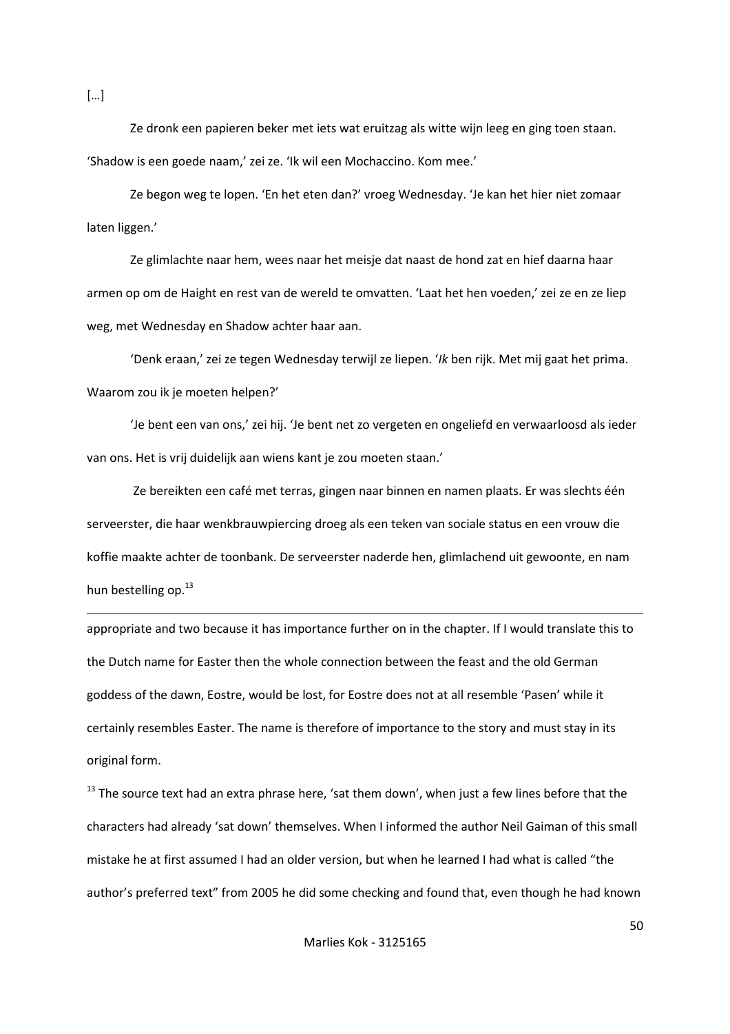[…]

Ze dronk een papieren beker met iets wat eruitzag als witte wijn leeg en ging toen staan. ‘Shadow is een goede naam,’ zei ze. ‘Ik wil een Mochaccino. Kom mee.’

Ze begon weg te lopen. ‘En het eten dan?’ vroeg Wednesday. ‘Je kan het hier niet zomaar laten liggen.’

Ze glimlachte naar hem, wees naar het meisje dat naast de hond zat en hief daarna haar armen op om de Haight en rest van de wereld te omvatten. ‘Laat het hen voeden,’ zei ze en ze liep weg, met Wednesday en Shadow achter haar aan.

‘Denk eraan,’ zei ze tegen Wednesday terwijl ze liepen. ‘*Ik* ben rijk. Met mij gaat het prima. Waarom zou ik je moeten helpen?’

‘Je bent een van ons,’ zei hij. ‘Je bent net zo vergeten en ongeliefd en verwaarloosd als ieder van ons. Het is vrij duidelijk aan wiens kant je zou moeten staan.’

Ze bereikten een café met terras, gingen naar binnen en namen plaats. Er was slechts één serveerster, die haar wenkbrauwpiercing droeg als een teken van sociale status en een vrouw die koffie maakte achter de toonbank. De serveerster naderde hen, glimlachend uit gewoonte, en nam hun bestelling op.[13]

---

appropriate and two because it has importance further on in the chapter. If I would translate this to the Dutch name for Easter then the whole connection between the feast and the old German goddess of the dawn, Eostre, would be lost, for Eostre does not at all resemble ‘Pasen’ while it certainly resembles Easter. The name is therefore of importance to the story and must stay in its original form.

[13] The source text had an extra phrase here, ‘sat them down’, when just a few lines before that the characters had already ‘sat down’ themselves. When I informed the author Neil Gaiman of this small mistake he at first assumed I had an older version, but when he learned I had what is called “the author’s preferred text” from 2005 he did some checking and found that, even though he had known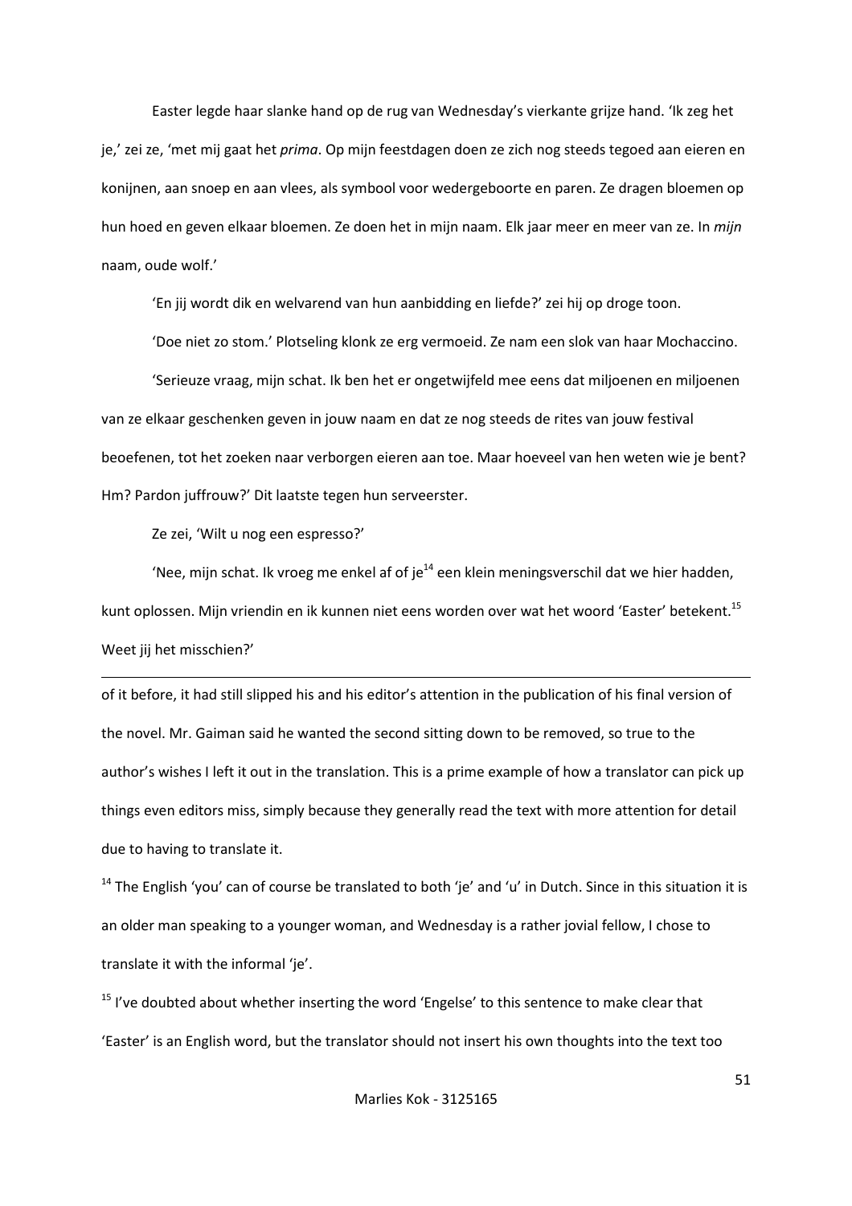Easter legde haar slanke hand op de rug van Wednesday's vierkante grijze hand. 'Ik zeg het je,' zei ze, 'met mij gaat het *prima*. Op mijn feestdagen doen ze zich nog steeds tegoed aan eieren en konijnen, aan snoep en aan vlees, als symbool voor wedergeboorte en paren. Ze dragen bloemen op hun hoed en geven elkaar bloemen. Ze doen het in mijn naam. Elk jaar meer en meer van ze. In *mijn* naam, oude wolf.'

'En jij wordt dik en welvarend van hun aanbidding en liefde?' zei hij op droge toon.

'Doe niet zo stom.' Plotseling klonk ze erg vermoeid. Ze nam een slok van haar Mochaccino.

'Serieuze vraag, mijn schat. Ik ben het er ongetwijfeld mee eens dat miljoenen en miljoenen van ze elkaar geschenken geven in jouw naam en dat ze nog steeds de rites van jouw festival beoefenen, tot het zoeken naar verborgen eieren aan toe. Maar hoeveel van hen weten wie je bent? Hm? Pardon juffrouw?' Dit laatste tegen hun serveerster.

Ze zei, 'Wilt u nog een espresso?'

'Nee, mijn schat. Ik vroeg me enkel af of je[14] een klein meningsverschil dat we hier hadden, kunt oplossen. Mijn vriendin en ik kunnen niet eens worden over wat het woord 'Easter' betekent.[15] Weet jij het misschien?'

---

of it before, it had still slipped his and his editor's attention in the publication of his final version of the novel. Mr. Gaiman said he wanted the second sitting down to be removed, so true to the author's wishes I left it out in the translation. This is a prime example of how a translator can pick up things even editors miss, simply because they generally read the text with more attention for detail due to having to translate it.

[14] The English 'you' can of course be translated to both 'je' and 'u' in Dutch. Since in this situation it is an older man speaking to a younger woman, and Wednesday is a rather jovial fellow, I chose to translate it with the informal 'je'.

[15] I've doubted about whether inserting the word 'Engelse' to this sentence to make clear that 'Easter' is an English word, but the translator should not insert his own thoughts into the text too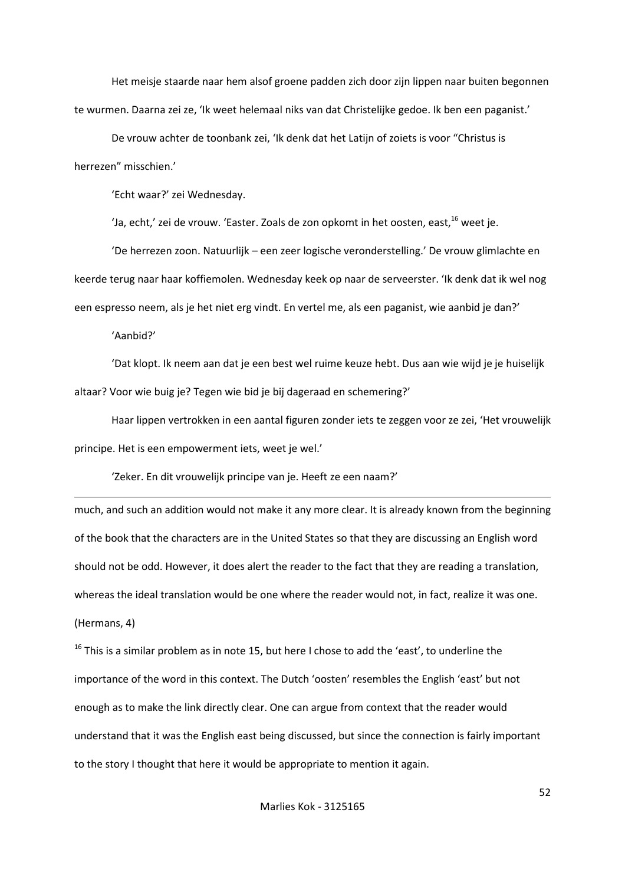Het meisje staarde naar hem alsof groene padden zich door zijn lippen naar buiten begonnen te wurmen. Daarna zei ze, 'Ik weet helemaal niks van dat Christelijke gedoe. Ik ben een paganist.'

De vrouw achter de toonbank zei, 'Ik denk dat het Latijn of zoiets is voor "Christus is herrezen" misschien.'

'Echt waar?' zei Wednesday.

'Ja, echt,' zei de vrouw. 'Easter. Zoals de zon opkomt in het oosten, east,[16] weet je.

'De herrezen zoon. Natuurlijk – een zeer logische veronderstelling.' De vrouw glimlachte en keerde terug naar haar koffiemolen. Wednesday keek op naar de serveerster. 'Ik denk dat ik wel nog een espresso neem, als je het niet erg vindt. En vertel me, als een paganist, wie aanbid je dan?'

'Aanbid?'

'Dat klopt. Ik neem aan dat je een best wel ruime keuze hebt. Dus aan wie wijd je je huiselijk altaar? Voor wie buig je? Tegen wie bid je bij dageraad en schemering?'

Haar lippen vertrokken in een aantal figuren zonder iets te zeggen voor ze zei, 'Het vrouwelijk principe. Het is een empowerment iets, weet je wel.'

'Zeker. En dit vrouwelijk principe van je. Heeft ze een naam?'

---

much, and such an addition would not make it any more clear. It is already known from the beginning of the book that the characters are in the United States so that they are discussing an English word should not be odd. However, it does alert the reader to the fact that they are reading a translation, whereas the ideal translation would be one where the reader would not, in fact, realize it was one. (Hermans, 4)

[16] This is a similar problem as in note 15, but here I chose to add the 'east', to underline the importance of the word in this context. The Dutch 'oosten' resembles the English 'east' but not enough as to make the link directly clear. One can argue from context that the reader would understand that it was the English east being discussed, but since the connection is fairly important to the story I thought that here it would be appropriate to mention it again.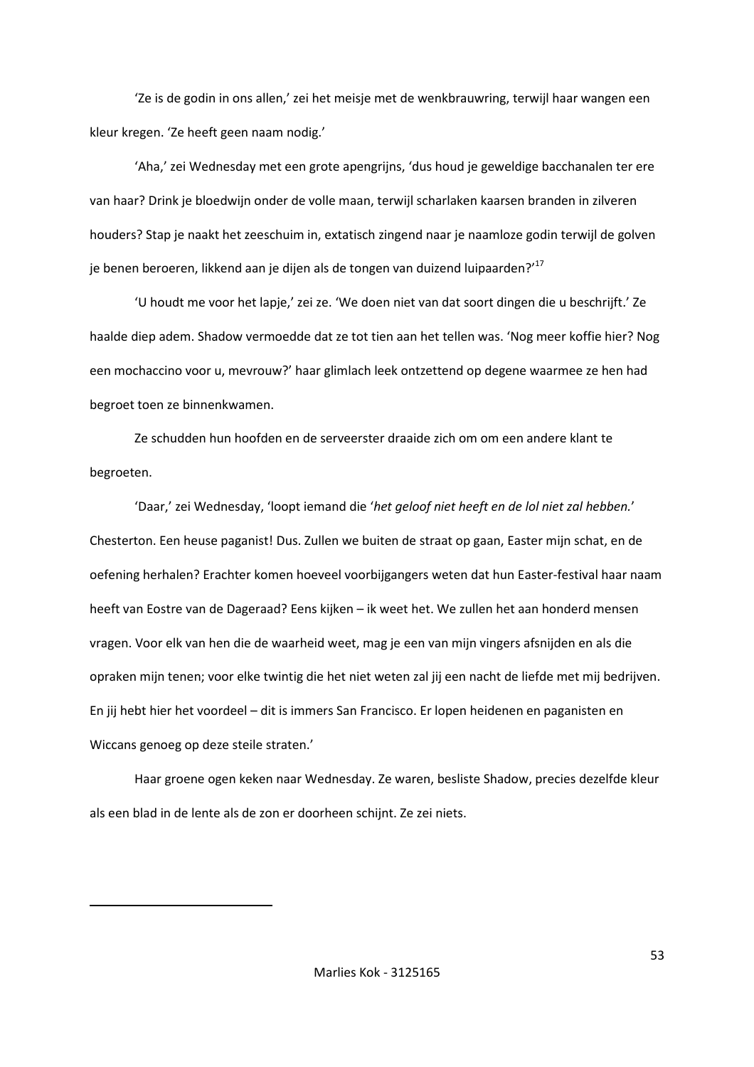'Ze is de godin in ons allen,' zei het meisje met de wenkbrauwring, terwijl haar wangen een kleur kregen. 'Ze heeft geen naam nodig.'

'Aha,' zei Wednesday met een grote apengrijns, 'dus houd je geweldige bacchanalen ter ere van haar? Drink je bloedwijn onder de volle maan, terwijl scharlaken kaarsen branden in zilveren houders? Stap je naakt het zeeschuim in, extatisch zingend naar je naamloze godin terwijl de golven je benen beroeren, likkend aan je dijen als de tongen van duizend luipaarden?'[17]

'U houdt me voor het lapje,' zei ze. 'We doen niet van dat soort dingen die u beschrijft.' Ze haalde diep adem. Shadow vermoedde dat ze tot tien aan het tellen was. 'Nog meer koffie hier? Nog een mochaccino voor u, mevrouw?' haar glimlach leek ontzettend op degene waarmee ze hen had begroet toen ze binnenkwamen.

Ze schudden hun hoofden en de serveerster draaide zich om om een andere klant te begroeten.

'Daar,' zei Wednesday, 'loopt iemand die '*het geloof niet heeft en de lol niet zal hebben.*' Chesterton. Een heuse paganist! Dus. Zullen we buiten de straat op gaan, Easter mijn schat, en de oefening herhalen? Erachter komen hoeveel voorbijgangers weten dat hun Easter-festival haar naam heeft van Eostre van de Dageraad? Eens kijken – ik weet het. We zullen het aan honderd mensen vragen. Voor elk van hen die de waarheid weet, mag je een van mijn vingers afsnijden en als die opraken mijn tenen; voor elke twintig die het niet weten zal jij een nacht de liefde met mij bedrijven. En jij hebt hier het voordeel – dit is immers San Francisco. Er lopen heidenen en paganisten en Wiccans genoeg op deze steile straten.'

Haar groene ogen keken naar Wednesday. Ze waren, besliste Shadow, precies dezelfde kleur als een blad in de lente als de zon er doorheen schijnt. Ze zei niets.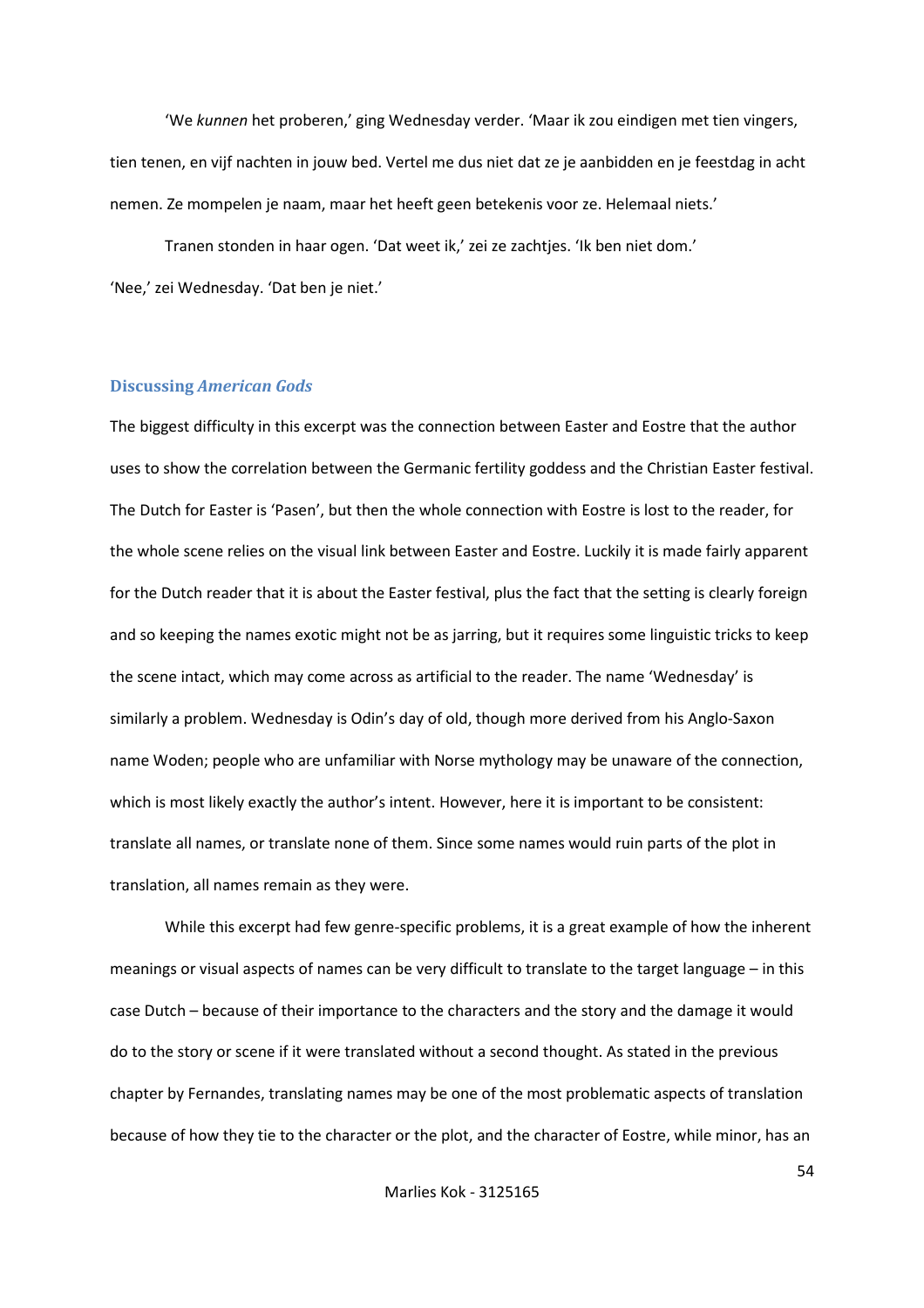'We *kunnen* het proberen,' ging Wednesday verder. 'Maar ik zou eindigen met tien vingers, tien tenen, en vijf nachten in jouw bed. Vertel me dus niet dat ze je aanbidden en je feestdag in acht nemen. Ze mompelen je naam, maar het heeft geen betekenis voor ze. Helemaal niets.'

Tranen stonden in haar ogen. 'Dat weet ik,' zei ze zachtjes. 'Ik ben niet dom.'

'Nee,' zei Wednesday. 'Dat ben je niet.'

### Discussing *American Gods*

The biggest difficulty in this excerpt was the connection between Easter and Eostre that the author uses to show the correlation between the Germanic fertility goddess and the Christian Easter festival. The Dutch for Easter is 'Pasen', but then the whole connection with Eostre is lost to the reader, for the whole scene relies on the visual link between Easter and Eostre. Luckily it is made fairly apparent for the Dutch reader that it is about the Easter festival, plus the fact that the setting is clearly foreign and so keeping the names exotic might not be as jarring, but it requires some linguistic tricks to keep the scene intact, which may come across as artificial to the reader. The name 'Wednesday' is similarly a problem. Wednesday is Odin's day of old, though more derived from his Anglo-Saxon name Woden; people who are unfamiliar with Norse mythology may be unaware of the connection, which is most likely exactly the author's intent. However, here it is important to be consistent: translate all names, or translate none of them. Since some names would ruin parts of the plot in translation, all names remain as they were.

While this excerpt had few genre-specific problems, it is a great example of how the inherent meanings or visual aspects of names can be very difficult to translate to the target language – in this case Dutch – because of their importance to the characters and the story and the damage it would do to the story or scene if it were translated without a second thought. As stated in the previous chapter by Fernandes, translating names may be one of the most problematic aspects of translation because of how they tie to the character or the plot, and the character of Eostre, while minor, has an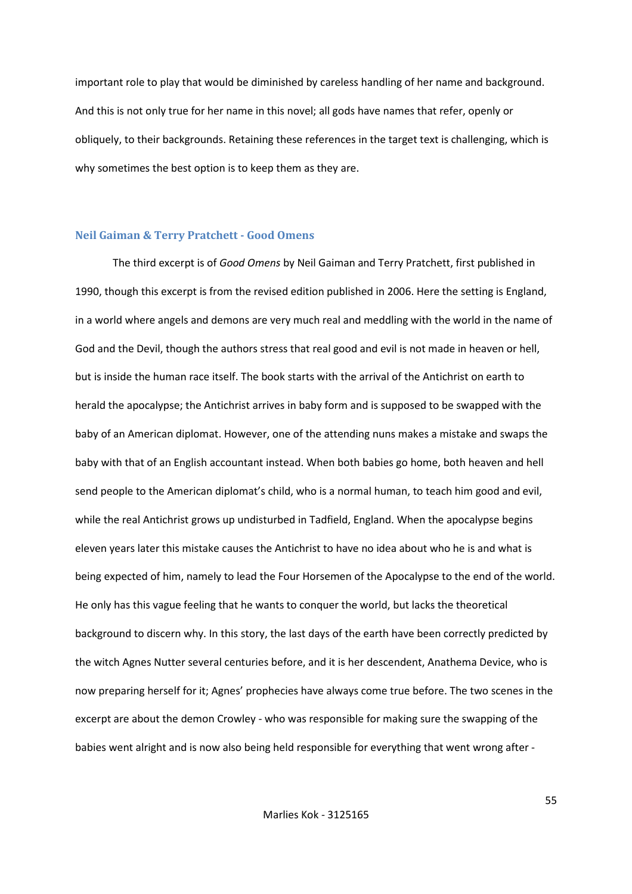important role to play that would be diminished by careless handling of her name and background. And this is not only true for her name in this novel; all gods have names that refer, openly or obliquely, to their backgrounds. Retaining these references in the target text is challenging, which is why sometimes the best option is to keep them as they are.

### Neil Gaiman & Terry Pratchett - Good Omens

The third excerpt is of *Good Omens* by Neil Gaiman and Terry Pratchett, first published in 1990, though this excerpt is from the revised edition published in 2006. Here the setting is England, in a world where angels and demons are very much real and meddling with the world in the name of God and the Devil, though the authors stress that real good and evil is not made in heaven or hell, but is inside the human race itself. The book starts with the arrival of the Antichrist on earth to herald the apocalypse; the Antichrist arrives in baby form and is supposed to be swapped with the baby of an American diplomat. However, one of the attending nuns makes a mistake and swaps the baby with that of an English accountant instead. When both babies go home, both heaven and hell send people to the American diplomat's child, who is a normal human, to teach him good and evil, while the real Antichrist grows up undisturbed in Tadfield, England. When the apocalypse begins eleven years later this mistake causes the Antichrist to have no idea about who he is and what is being expected of him, namely to lead the Four Horsemen of the Apocalypse to the end of the world. He only has this vague feeling that he wants to conquer the world, but lacks the theoretical background to discern why. In this story, the last days of the earth have been correctly predicted by the witch Agnes Nutter several centuries before, and it is her descendent, Anathema Device, who is now preparing herself for it; Agnes' prophecies have always come true before. The two scenes in the excerpt are about the demon Crowley - who was responsible for making sure the swapping of the babies went alright and is now also being held responsible for everything that went wrong after -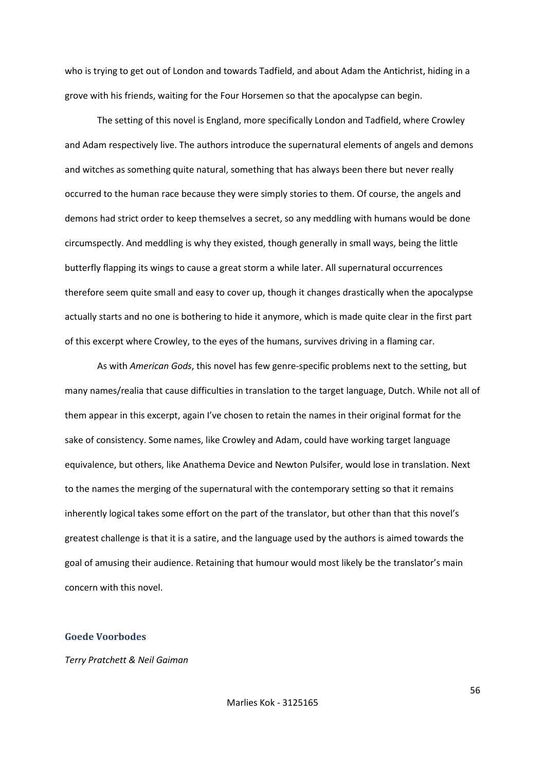who is trying to get out of London and towards Tadfield, and about Adam the Antichrist, hiding in a grove with his friends, waiting for the Four Horsemen so that the apocalypse can begin.

The setting of this novel is England, more specifically London and Tadfield, where Crowley and Adam respectively live. The authors introduce the supernatural elements of angels and demons and witches as something quite natural, something that has always been there but never really occurred to the human race because they were simply stories to them. Of course, the angels and demons had strict order to keep themselves a secret, so any meddling with humans would be done circumspectly. And meddling is why they existed, though generally in small ways, being the little butterfly flapping its wings to cause a great storm a while later. All supernatural occurrences therefore seem quite small and easy to cover up, though it changes drastically when the apocalypse actually starts and no one is bothering to hide it anymore, which is made quite clear in the first part of this excerpt where Crowley, to the eyes of the humans, survives driving in a flaming car.

As with *American Gods*, this novel has few genre-specific problems next to the setting, but many names/realia that cause difficulties in translation to the target language, Dutch. While not all of them appear in this excerpt, again I've chosen to retain the names in their original format for the sake of consistency. Some names, like Crowley and Adam, could have working target language equivalence, but others, like Anathema Device and Newton Pulsifer, would lose in translation. Next to the names the merging of the supernatural with the contemporary setting so that it remains inherently logical takes some effort on the part of the translator, but other than that this novel's greatest challenge is that it is a satire, and the language used by the authors is aimed towards the goal of amusing their audience. Retaining that humour would most likely be the translator's main concern with this novel.

### Goede Voorbodes

*Terry Pratchett & Neil Gaiman*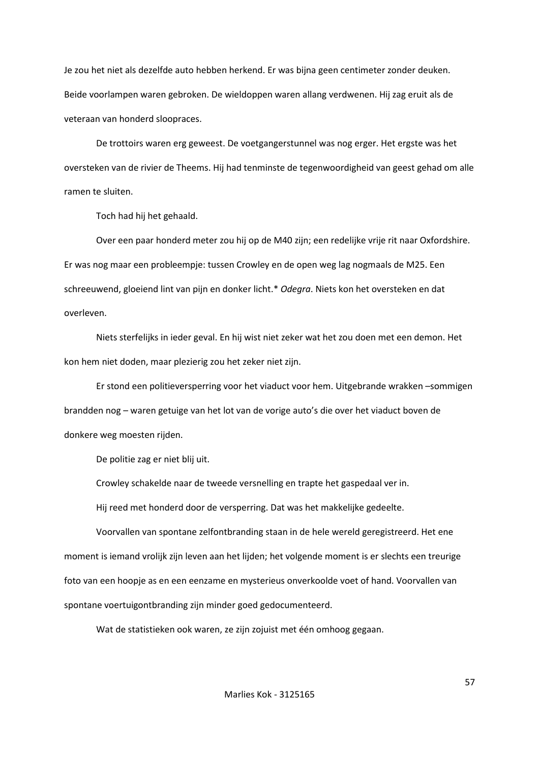Je zou het niet als dezelfde auto hebben herkend. Er was bijna geen centimeter zonder deuken. Beide voorlampen waren gebroken. De wieldoppen waren allang verdwenen. Hij zag eruit als de veteraan van honderd sloopraces.

De trottoirs waren erg geweest. De voetgangerstunnel was nog erger. Het ergste was het oversteken van de rivier de Theems. Hij had tenminste de tegenwoordigheid van geest gehad om alle ramen te sluiten.

Toch had hij het gehaald.

Over een paar honderd meter zou hij op de M40 zijn; een redelijke vrije rit naar Oxfordshire. Er was nog maar een probleempje: tussen Crowley en de open weg lag nogmaals de M25. Een schreeuwend, gloeiend lint van pijn en donker licht.* *Odegra*. Niets kon het oversteken en dat overleven.

Niets sterfelijks in ieder geval. En hij wist niet zeker wat het zou doen met een demon. Het kon hem niet doden, maar plezierig zou het zeker niet zijn.

Er stond een politieversperring voor het viaduct voor hem. Uitgebrande wrakken –sommigen brandden nog – waren getuige van het lot van de vorige auto's die over het viaduct boven de donkere weg moesten rijden.

De politie zag er niet blij uit.

Crowley schakelde naar de tweede versnelling en trapte het gaspedaal ver in.

Hij reed met honderd door de versperring. Dat was het makkelijke gedeelte.

Voorvallen van spontane zelfontbranding staan in de hele wereld geregistreerd. Het ene moment is iemand vrolijk zijn leven aan het lijden; het volgende moment is er slechts een treurige foto van een hoopje as en een eenzame en mysterieus onverkoolde voet of hand. Voorvallen van spontane voertuigontbranding zijn minder goed gedocumenteerd.

Wat de statistieken ook waren, ze zijn zojuist met één omhoog gegaan.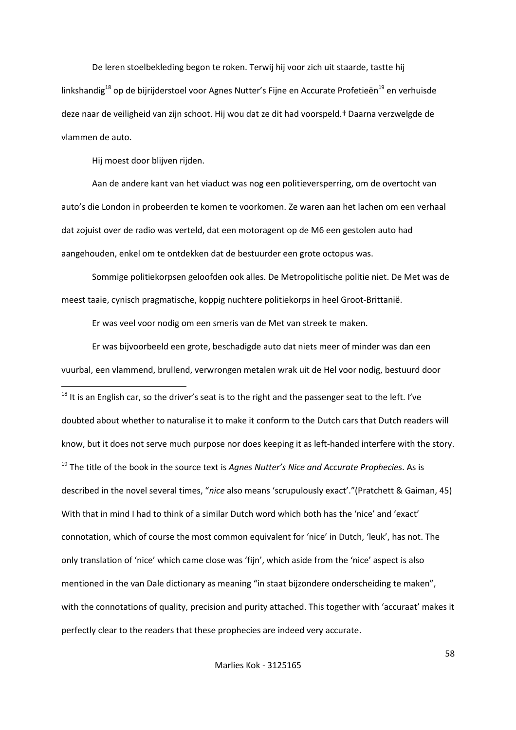De leren stoelbekleding begon te roken. Terwij hij voor zich uit staarde, tastte hij linkshandig[18] op de bijrijderstoel voor Agnes Nutter's Fijne en Accurate Profetieën[19] en verhuisde deze naar de veiligheid van zijn schoot. Hij wou dat ze dit had voorspeld.† Daarna verzwelgde de vlammen de auto.

Hij moest door blijven rijden.

Aan de andere kant van het viaduct was nog een politieversperring, om de overtocht van auto's die London in probeerden te komen te voorkomen. Ze waren aan het lachen om een verhaal dat zojuist over de radio was verteld, dat een motoragent op de M6 een gestolen auto had aangehouden, enkel om te ontdekken dat de bestuurder een grote octopus was.

Sommige politiekorpsen geloofden ook alles. De Metropolitische politie niet. De Met was de meest taaie, cynisch pragmatische, koppig nuchtere politiekorps in heel Groot-Brittanië.

Er was veel voor nodig om een smeris van de Met van streek te maken.

Er was bijvoorbeeld een grote, beschadigde auto dat niets meer of minder was dan een vuurbal, een vlammend, brullend, verwrongen metalen wrak uit de Hel voor nodig, bestuurd door

---

[18] It is an English car, so the driver's seat is to the right and the passenger seat to the left. I've doubted about whether to naturalise it to make it conform to the Dutch cars that Dutch readers will know, but it does not serve much purpose nor does keeping it as left-handed interfere with the story.

[19] The title of the book in the source text is *Agnes Nutter's Nice and Accurate Prophecies*. As is described in the novel several times, "*nice* also means 'scrupulously exact'."(Pratchett & Gaiman, 45) With that in mind I had to think of a similar Dutch word which both has the 'nice' and 'exact' connotation, which of course the most common equivalent for 'nice' in Dutch, 'leuk', has not. The only translation of 'nice' which came close was 'fijn', which aside from the 'nice' aspect is also mentioned in the van Dale dictionary as meaning "in staat bijzondere onderscheiding te maken", with the connotations of quality, precision and purity attached. This together with 'accuraat' makes it perfectly clear to the readers that these prophecies are indeed very accurate.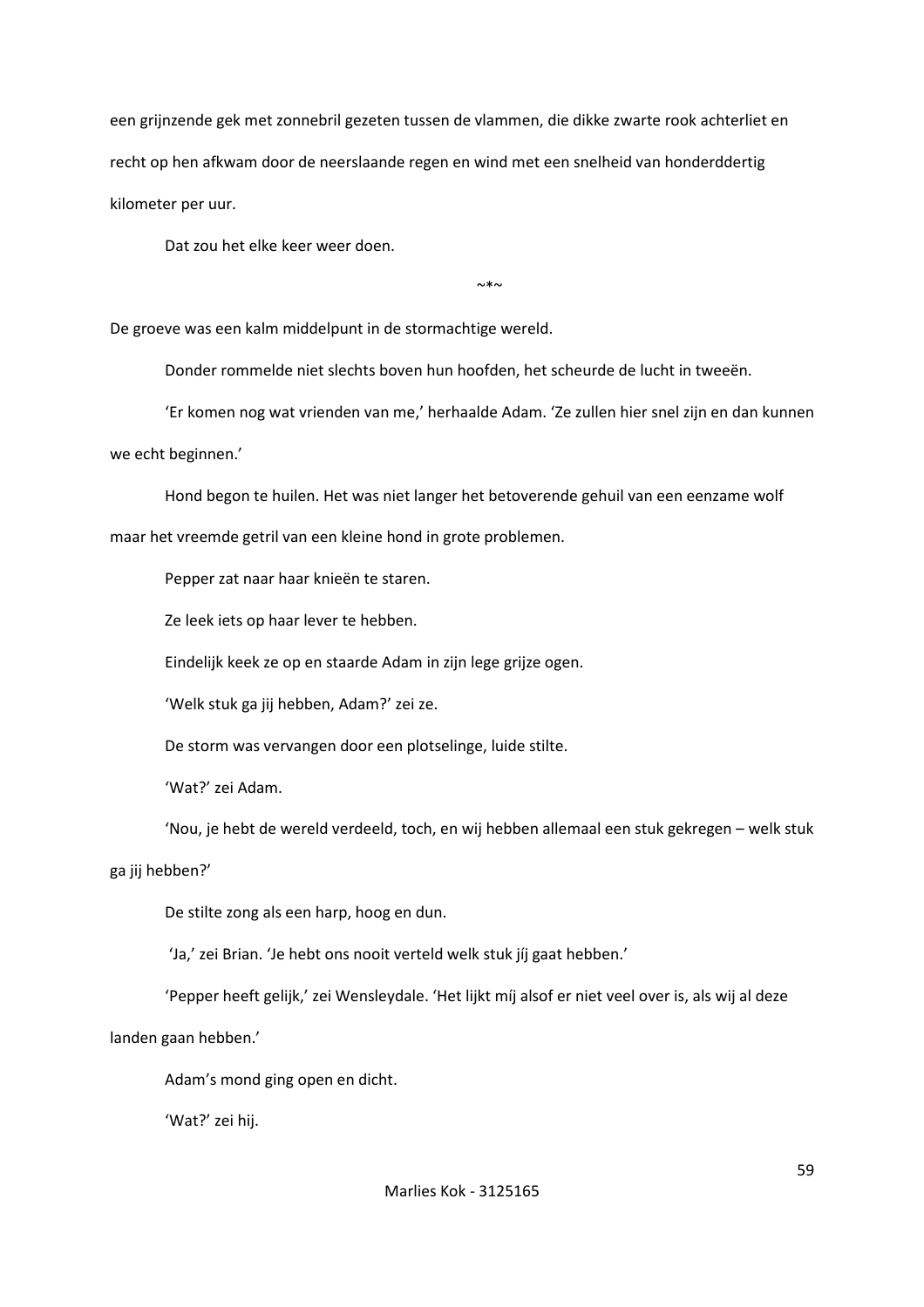een grijnzende gek met zonnebril gezeten tussen de vlammen, die dikke zwarte rook achterliet en recht op hen afkwam door de neerslaande regen en wind met een snelheid van honderddertig kilometer per uur.

Dat zou het elke keer weer doen.

~*~

De groeve was een kalm middelpunt in de stormachtige wereld.

Donder rommelde niet slechts boven hun hoofden, het scheurde de lucht in tweeën.

'Er komen nog wat vrienden van me,' herhaalde Adam. 'Ze zullen hier snel zijn en dan kunnen we echt beginnen.'

Hond begon te huilen. Het was niet langer het betoverende gehuil van een eenzame wolf maar het vreemde getril van een kleine hond in grote problemen.

Pepper zat naar haar knieën te staren.

Ze leek iets op haar lever te hebben.

Eindelijk keek ze op en staarde Adam in zijn lege grijze ogen.

'Welk stuk ga jij hebben, Adam?' zei ze.

De storm was vervangen door een plotselinge, luide stilte.

'Wat?' zei Adam.

'Nou, je hebt de wereld verdeeld, toch, en wij hebben allemaal een stuk gekregen – welk stuk ga jij hebben?'

De stilte zong als een harp, hoog en dun.

'Ja,' zei Brian. 'Je hebt ons nooit verteld welk stuk jíj gaat hebben.'

'Pepper heeft gelijk,' zei Wensleydale. 'Het lijkt míj alsof er niet veel over is, als wij al deze landen gaan hebben.'

Adam's mond ging open en dicht.

'Wat?' zei hij.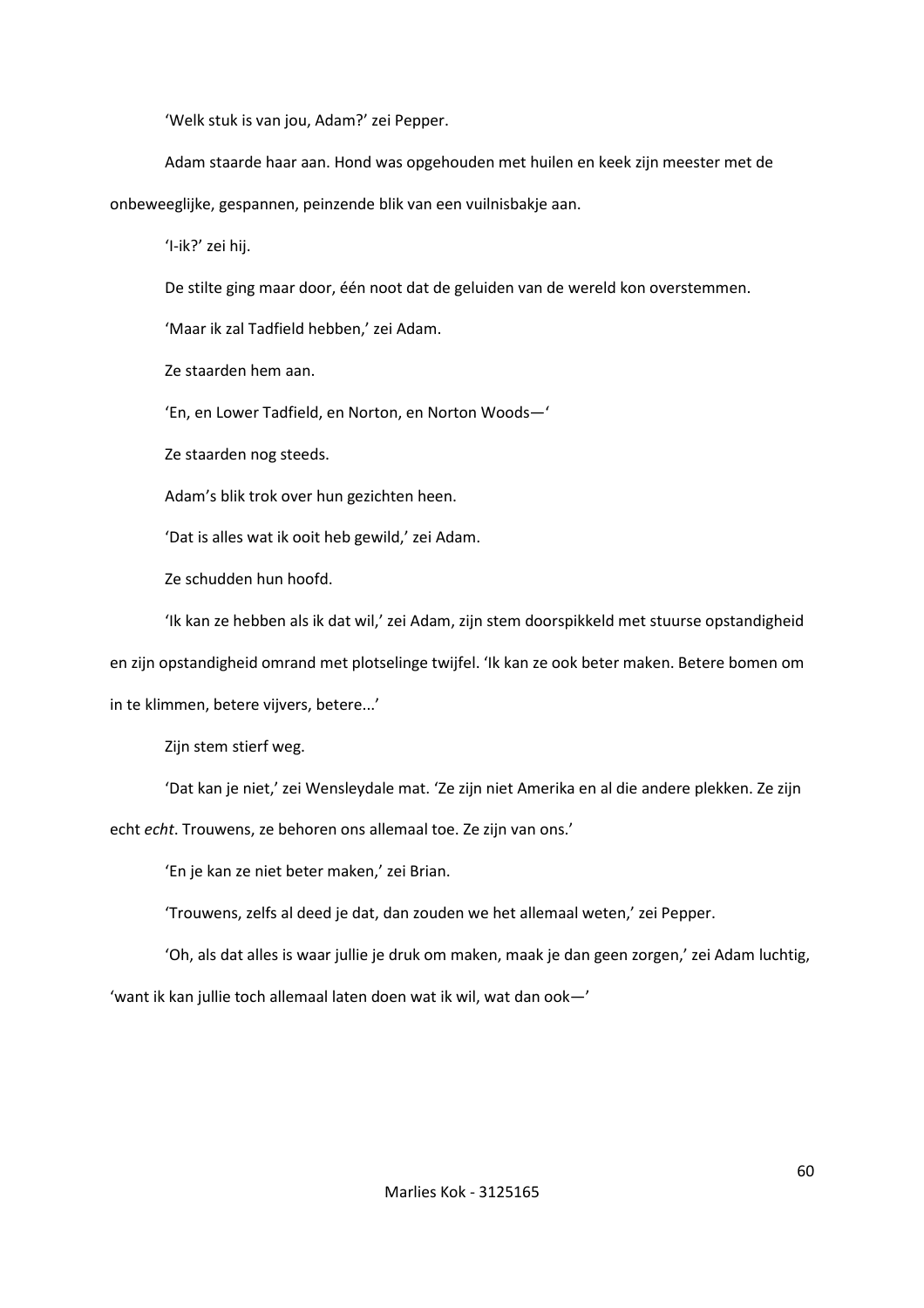'Welk stuk is van jou, Adam?' zei Pepper.

Adam staarde haar aan. Hond was opgehouden met huilen en keek zijn meester met de onbeweeglijke, gespannen, peinzende blik van een vuilnisbakje aan.

'I-ik?' zei hij.

De stilte ging maar door, één noot dat de geluiden van de wereld kon overstemmen.

'Maar ik zal Tadfield hebben,' zei Adam.

Ze staarden hem aan.

'En, en Lower Tadfield, en Norton, en Norton Woods—'

Ze staarden nog steeds.

Adam's blik trok over hun gezichten heen.

'Dat is alles wat ik ooit heb gewild,' zei Adam.

Ze schudden hun hoofd.

'Ik kan ze hebben als ik dat wil,' zei Adam, zijn stem doorspikkeld met stuurse opstandigheid en zijn opstandigheid omrand met plotselinge twijfel. 'Ik kan ze ook beter maken. Betere bomen om in te klimmen, betere vijvers, betere...'

Zijn stem stierf weg.

'Dat kan je niet,' zei Wensleydale mat. 'Ze zijn niet Amerika en al die andere plekken. Ze zijn echt *echt*. Trouwens, ze behoren ons allemaal toe. Ze zijn van ons.'

'En je kan ze niet beter maken,' zei Brian.

'Trouwens, zelfs al deed je dat, dan zouden we het allemaal weten,' zei Pepper.

'Oh, als dat alles is waar jullie je druk om maken, maak je dan geen zorgen,' zei Adam luchtig, 'want ik kan jullie toch allemaal laten doen wat ik wil, wat dan ook—'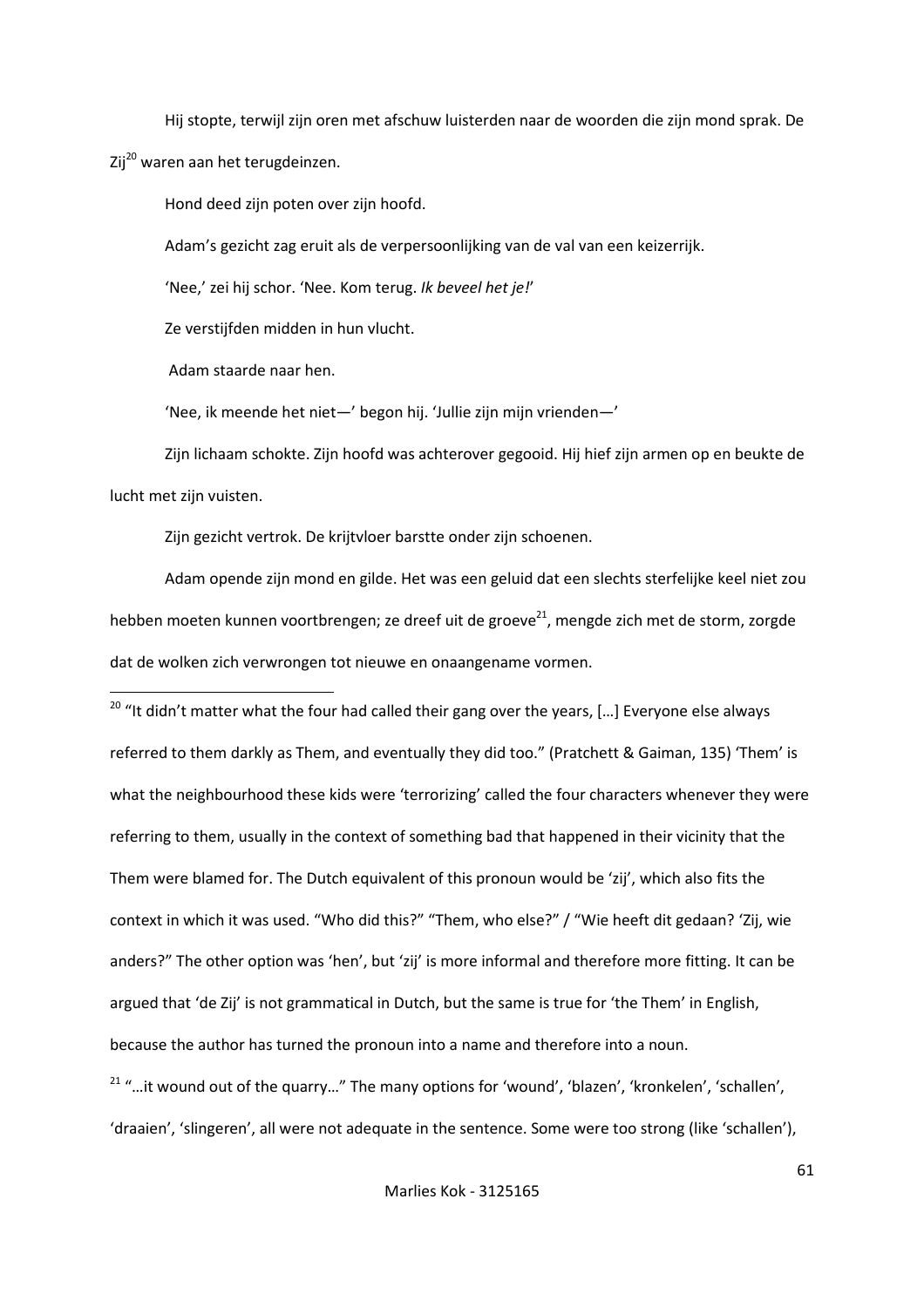Hij stopte, terwijl zijn oren met afschuw luisterden naar de woorden die zijn mond sprak. De Zij[20] waren aan het terugdeinzen.

Hond deed zijn poten over zijn hoofd.

Adam's gezicht zag eruit als de verpersoonlijking van de val van een keizerrijk.

'Nee,' zei hij schor. 'Nee. Kom terug. *Ik beveel het je!*'

Ze verstijfden midden in hun vlucht.

Adam staarde naar hen.

'Nee, ik meende het niet—' begon hij. 'Jullie zijn mijn vrienden—'

Zijn lichaam schokte. Zijn hoofd was achterover gegooid. Hij hief zijn armen op en beukte de lucht met zijn vuisten.

Zijn gezicht vertrok. De krijtvloer barstte onder zijn schoenen.

Adam opende zijn mond en gilde. Het was een geluid dat een slechts sterfelijke keel niet zou hebben moeten kunnen voortbrengen; ze dreef uit de groeve[21], mengde zich met de storm, zorgde dat de wolken zich verwrongen tot nieuwe en onaangename vormen.

---

[20] "It didn't matter what the four had called their gang over the years, […] Everyone else always referred to them darkly as Them, and eventually they did too." (Pratchett & Gaiman, 135) 'Them' is what the neighbourhood these kids were 'terrorizing' called the four characters whenever they were referring to them, usually in the context of something bad that happened in their vicinity that the Them were blamed for. The Dutch equivalent of this pronoun would be 'zij', which also fits the context in which it was used. "Who did this?" "Them, who else?" / "Wie heeft dit gedaan? 'Zij, wie anders?" The other option was 'hen', but 'zij' is more informal and therefore more fitting. It can be argued that 'de Zij' is not grammatical in Dutch, but the same is true for 'the Them' in English, because the author has turned the pronoun into a name and therefore into a noun.

[21] "…it wound out of the quarry…" The many options for 'wound', 'blazen', 'kronkelen', 'schallen', 'draaien', 'slingeren', all were not adequate in the sentence. Some were too strong (like 'schallen'),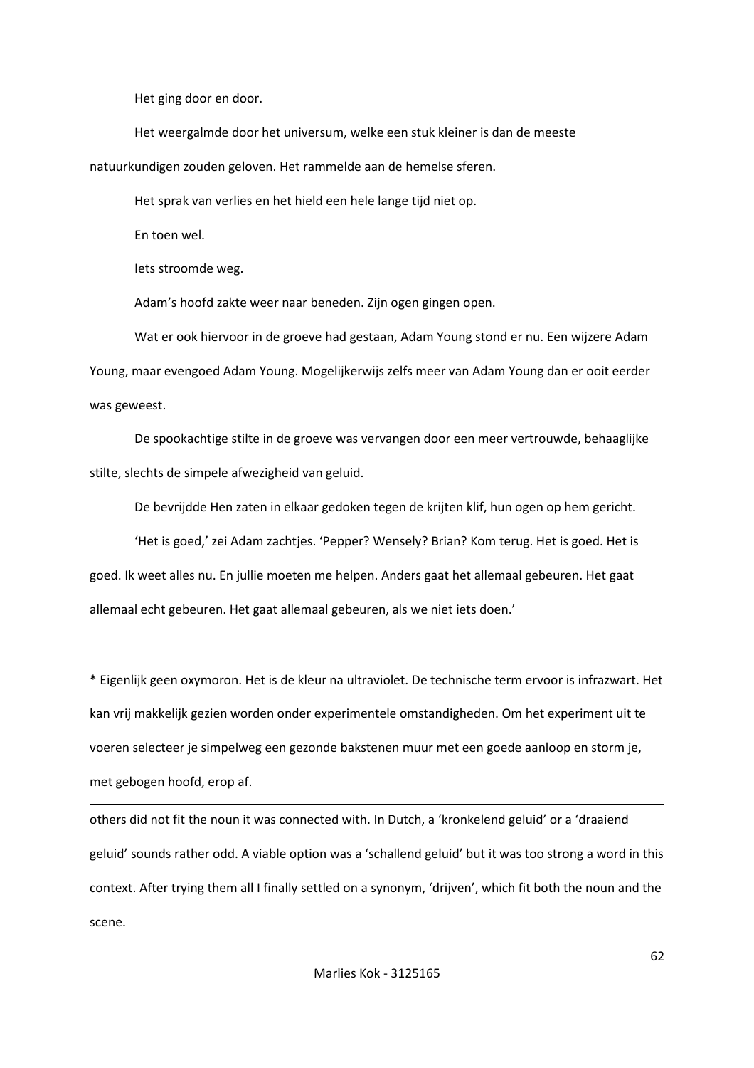Het ging door en door.

Het weergalmde door het universum, welke een stuk kleiner is dan de meeste natuurkundigen zouden geloven. Het rammelde aan de hemelse sferen.

Het sprak van verlies en het hield een hele lange tijd niet op.

En toen wel.

Iets stroomde weg.

Adam's hoofd zakte weer naar beneden. Zijn ogen gingen open.

Wat er ook hiervoor in de groeve had gestaan, Adam Young stond er nu. Een wijzere Adam Young, maar evengoed Adam Young. Mogelijkerwijs zelfs meer van Adam Young dan er ooit eerder was geweest.

De spookachtige stilte in de groeve was vervangen door een meer vertrouwde, behaaglijke stilte, slechts de simpele afwezigheid van geluid.

De bevrijdde Hen zaten in elkaar gedoken tegen de krijten klif, hun ogen op hem gericht.

'Het is goed,' zei Adam zachtjes. 'Pepper? Wensely? Brian? Kom terug. Het is goed. Het is goed. Ik weet alles nu. En jullie moeten me helpen. Anders gaat het allemaal gebeuren. Het gaat allemaal echt gebeuren. Het gaat allemaal gebeuren, als we niet iets doen.'

---

* Eigenlijk geen oxymoron. Het is de kleur na ultraviolet. De technische term ervoor is infrazwart. Het kan vrij makkelijk gezien worden onder experimentele omstandigheden. Om het experiment uit te voeren selecteer je simpelweg een gezonde bakstenen muur met een goede aanloop en storm je, met gebogen hoofd, erop af.

---

others did not fit the noun it was connected with. In Dutch, a 'kronkelend geluid' or a 'draaiend geluid' sounds rather odd. A viable option was a 'schallend geluid' but it was too strong a word in this context. After trying them all I finally settled on a synonym, 'drijven', which fit both the noun and the scene.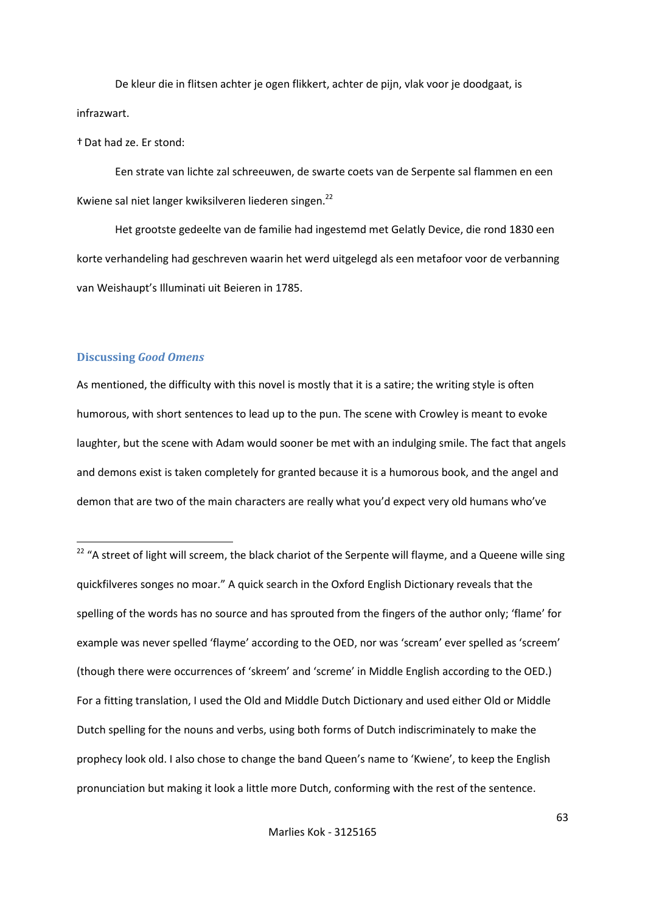De kleur die in flitsen achter je ogen flikkert, achter de pijn, vlak voor je doodgaat, is infrazwart.

† Dat had ze. Er stond:

Een strate van lichte zal schreeuwen, de swarte coets van de Serpente sal flammen en een Kwiene sal niet langer kwiksilveren liederen singen.[22]

Het grootste gedeelte van de familie had ingestemd met Gelatly Device, die rond 1830 een korte verhandeling had geschreven waarin het werd uitgelegd als een metafoor voor de verbanning van Weishaupt's Illuminati uit Beieren in 1785.

### Discussing *Good Omens*

As mentioned, the difficulty with this novel is mostly that it is a satire; the writing style is often humorous, with short sentences to lead up to the pun. The scene with Crowley is meant to evoke laughter, but the scene with Adam would sooner be met with an indulging smile. The fact that angels and demons exist is taken completely for granted because it is a humorous book, and the angel and demon that are two of the main characters are really what you'd expect very old humans who've

[22] "A street of light will screem, the black chariot of the Serpente will flayme, and a Queene wille sing quickfilveres songes no moar." A quick search in the Oxford English Dictionary reveals that the spelling of the words has no source and has sprouted from the fingers of the author only; 'flame' for example was never spelled 'flayme' according to the OED, nor was 'scream' ever spelled as 'screem' (though there were occurrences of 'skreem' and 'screme' in Middle English according to the OED.) For a fitting translation, I used the Old and Middle Dutch Dictionary and used either Old or Middle Dutch spelling for the nouns and verbs, using both forms of Dutch indiscriminately to make the prophecy look old. I also chose to change the band Queen's name to 'Kwiene', to keep the English pronunciation but making it look a little more Dutch, conforming with the rest of the sentence.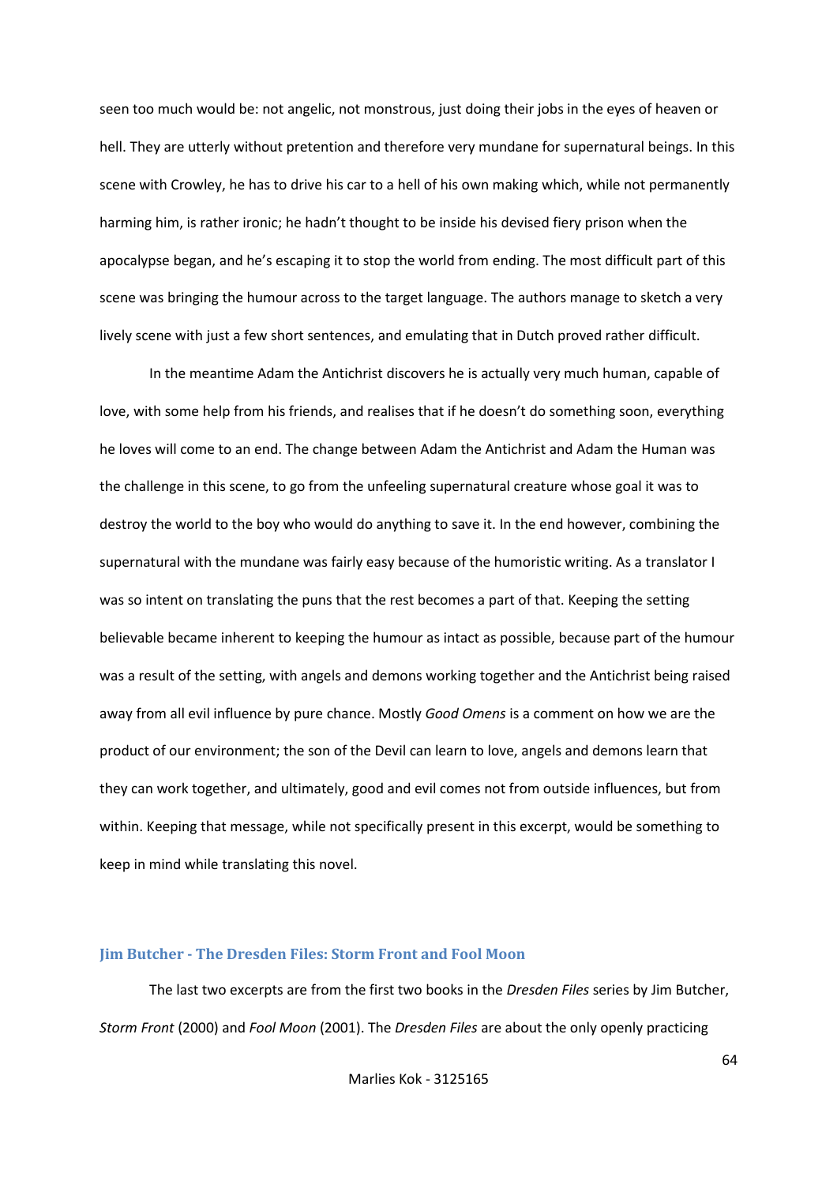seen too much would be: not angelic, not monstrous, just doing their jobs in the eyes of heaven or hell. They are utterly without pretention and therefore very mundane for supernatural beings. In this scene with Crowley, he has to drive his car to a hell of his own making which, while not permanently harming him, is rather ironic; he hadn't thought to be inside his devised fiery prison when the apocalypse began, and he's escaping it to stop the world from ending. The most difficult part of this scene was bringing the humour across to the target language. The authors manage to sketch a very lively scene with just a few short sentences, and emulating that in Dutch proved rather difficult.

In the meantime Adam the Antichrist discovers he is actually very much human, capable of love, with some help from his friends, and realises that if he doesn't do something soon, everything he loves will come to an end. The change between Adam the Antichrist and Adam the Human was the challenge in this scene, to go from the unfeeling supernatural creature whose goal it was to destroy the world to the boy who would do anything to save it. In the end however, combining the supernatural with the mundane was fairly easy because of the humoristic writing. As a translator I was so intent on translating the puns that the rest becomes a part of that. Keeping the setting believable became inherent to keeping the humour as intact as possible, because part of the humour was a result of the setting, with angels and demons working together and the Antichrist being raised away from all evil influence by pure chance. Mostly *Good Omens* is a comment on how we are the product of our environment; the son of the Devil can learn to love, angels and demons learn that they can work together, and ultimately, good and evil comes not from outside influences, but from within. Keeping that message, while not specifically present in this excerpt, would be something to keep in mind while translating this novel.

### Jim Butcher - The Dresden Files: Storm Front and Fool Moon

The last two excerpts are from the first two books in the *Dresden Files* series by Jim Butcher, *Storm Front* (2000) and *Fool Moon* (2001). The *Dresden Files* are about the only openly practicing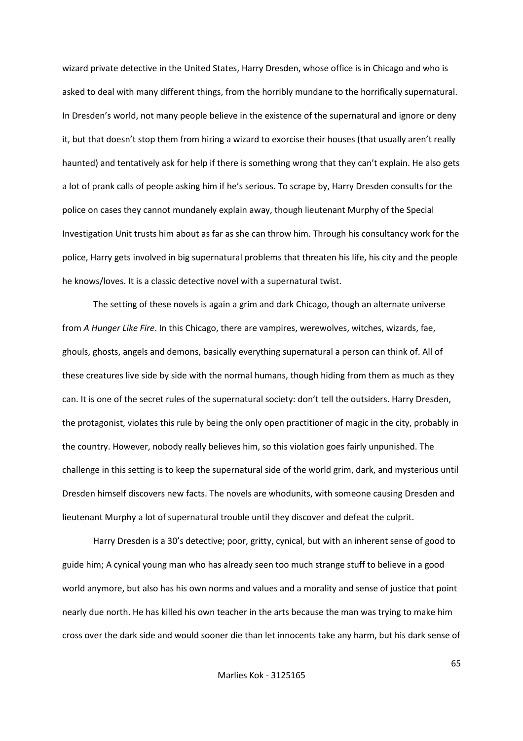wizard private detective in the United States, Harry Dresden, whose office is in Chicago and who is asked to deal with many different things, from the horribly mundane to the horrifically supernatural. In Dresden's world, not many people believe in the existence of the supernatural and ignore or deny it, but that doesn't stop them from hiring a wizard to exorcise their houses (that usually aren't really haunted) and tentatively ask for help if there is something wrong that they can't explain. He also gets a lot of prank calls of people asking him if he's serious. To scrape by, Harry Dresden consults for the police on cases they cannot mundanely explain away, though lieutenant Murphy of the Special Investigation Unit trusts him about as far as she can throw him. Through his consultancy work for the police, Harry gets involved in big supernatural problems that threaten his life, his city and the people he knows/loves. It is a classic detective novel with a supernatural twist.

The setting of these novels is again a grim and dark Chicago, though an alternate universe from *A Hunger Like Fire*. In this Chicago, there are vampires, werewolves, witches, wizards, fae, ghouls, ghosts, angels and demons, basically everything supernatural a person can think of. All of these creatures live side by side with the normal humans, though hiding from them as much as they can. It is one of the secret rules of the supernatural society: don't tell the outsiders. Harry Dresden, the protagonist, violates this rule by being the only open practitioner of magic in the city, probably in the country. However, nobody really believes him, so this violation goes fairly unpunished. The challenge in this setting is to keep the supernatural side of the world grim, dark, and mysterious until Dresden himself discovers new facts. The novels are whodunits, with someone causing Dresden and lieutenant Murphy a lot of supernatural trouble until they discover and defeat the culprit.

Harry Dresden is a 30's detective; poor, gritty, cynical, but with an inherent sense of good to guide him; A cynical young man who has already seen too much strange stuff to believe in a good world anymore, but also has his own norms and values and a morality and sense of justice that point nearly due north. He has killed his own teacher in the arts because the man was trying to make him cross over the dark side and would sooner die than let innocents take any harm, but his dark sense of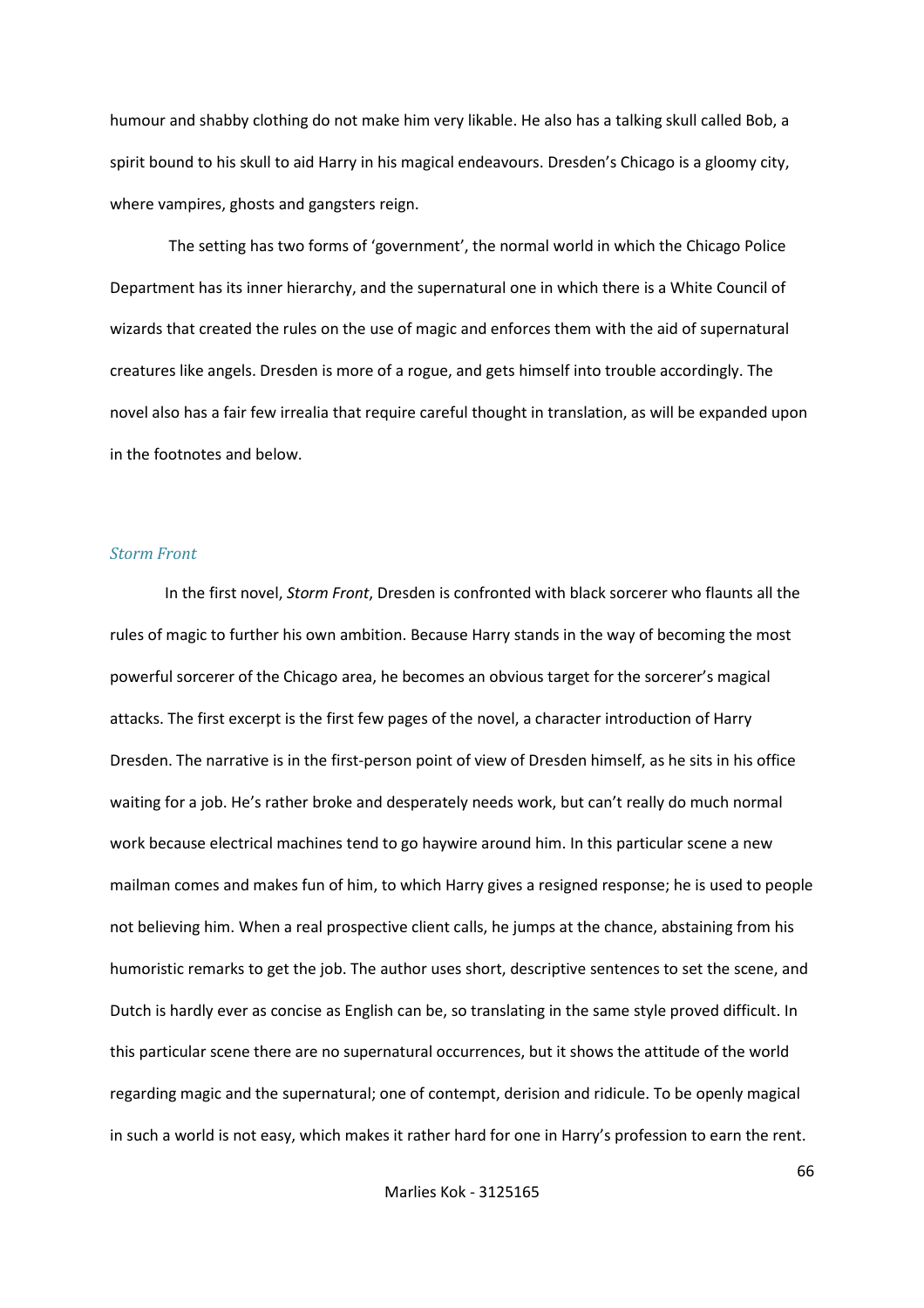humour and shabby clothing do not make him very likable. He also has a talking skull called Bob, a spirit bound to his skull to aid Harry in his magical endeavours. Dresden's Chicago is a gloomy city, where vampires, ghosts and gangsters reign.

The setting has two forms of 'government', the normal world in which the Chicago Police Department has its inner hierarchy, and the supernatural one in which there is a White Council of wizards that created the rules on the use of magic and enforces them with the aid of supernatural creatures like angels. Dresden is more of a rogue, and gets himself into trouble accordingly. The novel also has a fair few irrealia that require careful thought in translation, as will be expanded upon in the footnotes and below.

### *Storm Front*

In the first novel, *Storm Front*, Dresden is confronted with black sorcerer who flaunts all the rules of magic to further his own ambition. Because Harry stands in the way of becoming the most powerful sorcerer of the Chicago area, he becomes an obvious target for the sorcerer's magical attacks. The first excerpt is the first few pages of the novel, a character introduction of Harry Dresden. The narrative is in the first-person point of view of Dresden himself, as he sits in his office waiting for a job. He's rather broke and desperately needs work, but can't really do much normal work because electrical machines tend to go haywire around him. In this particular scene a new mailman comes and makes fun of him, to which Harry gives a resigned response; he is used to people not believing him. When a real prospective client calls, he jumps at the chance, abstaining from his humoristic remarks to get the job. The author uses short, descriptive sentences to set the scene, and Dutch is hardly ever as concise as English can be, so translating in the same style proved difficult. In this particular scene there are no supernatural occurrences, but it shows the attitude of the world regarding magic and the supernatural; one of contempt, derision and ridicule. To be openly magical in such a world is not easy, which makes it rather hard for one in Harry's profession to earn the rent.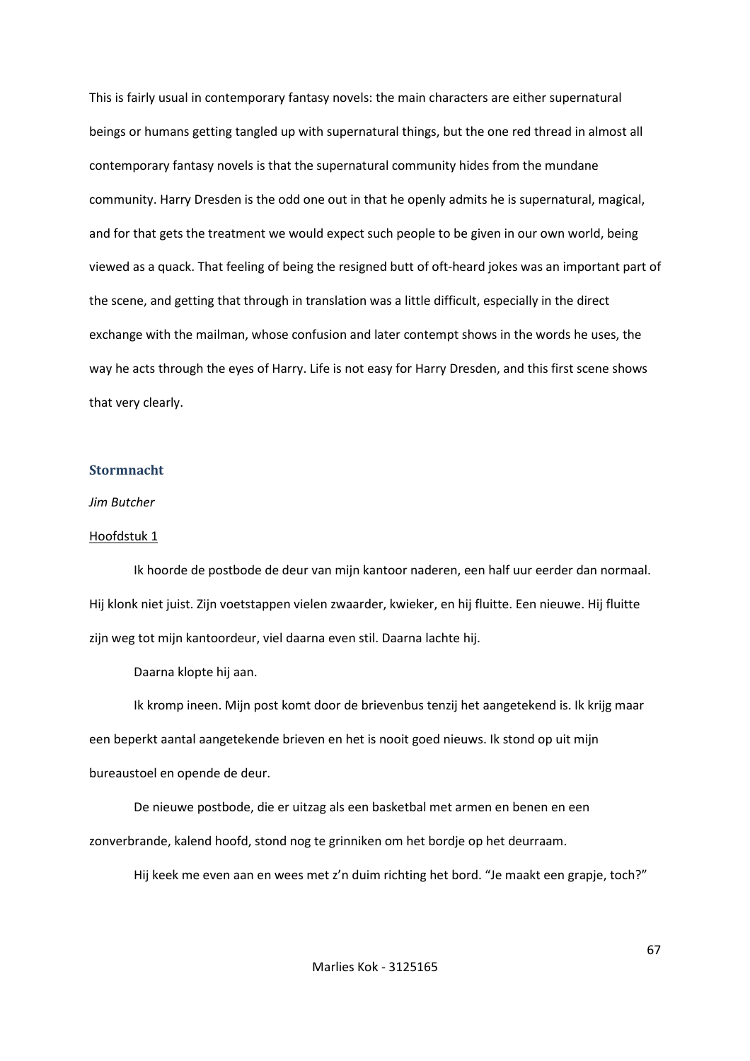This is fairly usual in contemporary fantasy novels: the main characters are either supernatural beings or humans getting tangled up with supernatural things, but the one red thread in almost all contemporary fantasy novels is that the supernatural community hides from the mundane community. Harry Dresden is the odd one out in that he openly admits he is supernatural, magical, and for that gets the treatment we would expect such people to be given in our own world, being viewed as a quack. That feeling of being the resigned butt of oft-heard jokes was an important part of the scene, and getting that through in translation was a little difficult, especially in the direct exchange with the mailman, whose confusion and later contempt shows in the words he uses, the way he acts through the eyes of Harry. Life is not easy for Harry Dresden, and this first scene shows that very clearly.

### Stormnacht

*Jim Butcher*

Hoofdstuk 1

Ik hoorde de postbode de deur van mijn kantoor naderen, een half uur eerder dan normaal. Hij klonk niet juist. Zijn voetstappen vielen zwaarder, kwieker, en hij fluitte. Een nieuwe. Hij fluitte zijn weg tot mijn kantoordeur, viel daarna even stil. Daarna lachte hij.

Daarna klopte hij aan.

Ik kromp ineen. Mijn post komt door de brievenbus tenzij het aangetekend is. Ik krijg maar een beperkt aantal aangetekende brieven en het is nooit goed nieuws. Ik stond op uit mijn bureaustoel en opende de deur.

De nieuwe postbode, die er uitzag als een basketbal met armen en benen en een zonverbrande, kalend hoofd, stond nog te grinniken om het bordje op het deurraam.

Hij keek me even aan en wees met z'n duim richting het bord. "Je maakt een grapje, toch?"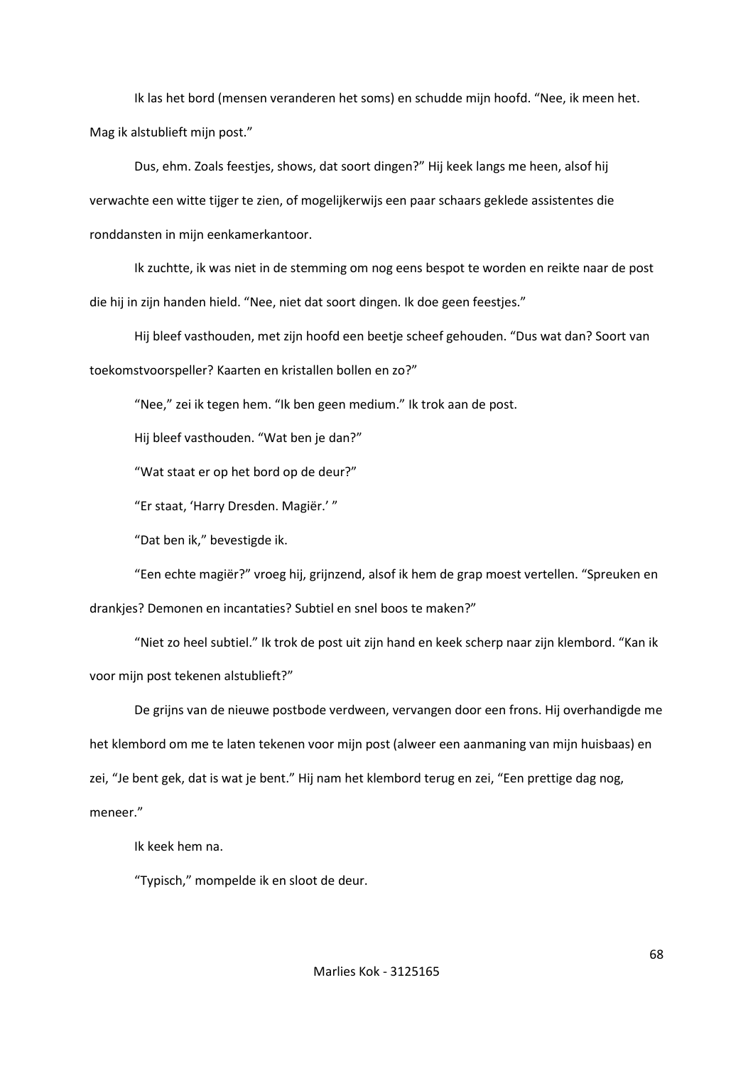Ik las het bord (mensen veranderen het soms) en schudde mijn hoofd. “Nee, ik meen het. Mag ik alstublieft mijn post.”

Dus, ehm. Zoals feestjes, shows, dat soort dingen?” Hij keek langs me heen, alsof hij verwachtte een witte tijger te zien, of mogelijkerwijs een paar schaars geklede assistentes die ronddansten in mijn eenkamerkantoor.

Ik zuchtte, ik was niet in de stemming om nog eens bespot te worden en reikte naar de post die hij in zijn handen hield. “Nee, niet dat soort dingen. Ik doe geen feestjes.”

Hij bleef vasthouden, met zijn hoofd een beetje scheef gehouden. “Dus wat dan? Soort van toekomstvoorspeller? Kaarten en kristallen bollen en zo?”

“Nee,” zei ik tegen hem. “Ik ben geen medium.” Ik trok aan de post.

Hij bleef vasthouden. “Wat ben je dan?”

“Wat staat er op het bord op de deur?”

“Er staat, ‘Harry Dresden. Magiër.’ ”

“Dat ben ik,” bevestigde ik.

“Een echte magiër?” vroeg hij, grijnzend, alsof ik hem de grap moest vertellen. “Spreuken en drankjes? Demonen en incantaties? Subtiel en snel boos te maken?”

“Niet zo heel subtiel.” Ik trok de post uit zijn hand en keek scherp naar zijn klembord. “Kan ik voor mijn post tekenen alstublieft?”

De grijns van de nieuwe postbode verdween, vervangen door een frons. Hij overhandigde me het klembord om me te laten tekenen voor mijn post (alweer een aanmaning van mijn huisbaas) en zei, “Je bent gek, dat is wat je bent.” Hij nam het klembord terug en zei, “Een prettige dag nog, meneer.”

Ik keek hem na.

“Typisch,” mompelde ik en sloot de deur.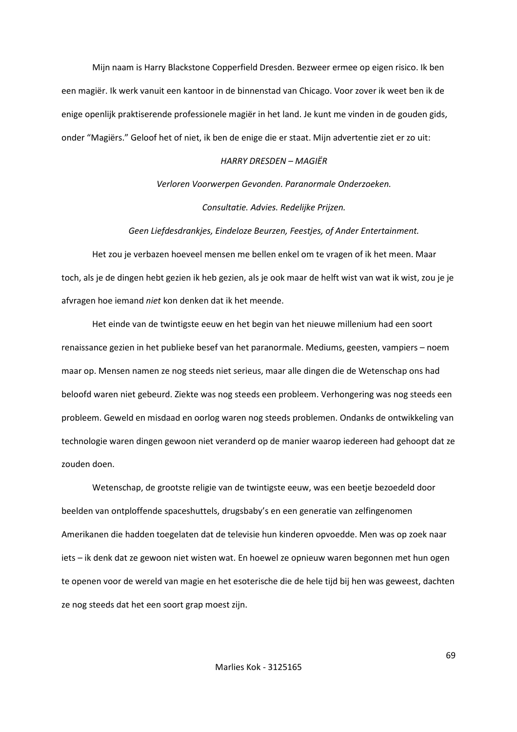Mijn naam is Harry Blackstone Copperfield Dresden. Bezweer ermee op eigen risico. Ik ben een magiër. Ik werk vanuit een kantoor in de binnenstad van Chicago. Voor zover ik weet ben ik de enige openlijk praktiserende professionele magiër in het land. Je kunt me vinden in de gouden gids, onder "Magiërs." Geloof het of niet, ik ben de enige die er staat. Mijn advertentie ziet er zo uit:

*HARRY DRESDEN – MAGIËR*

*Verloren Voorwerpen Gevonden. Paranormale Onderzoeken.*

*Consultatie. Advies. Redelijke Prijzen.*

*Geen Liefdesdrankjes, Eindeloze Beurzen, Feestjes, of Ander Entertainment.*

Het zou je verbazen hoeveel mensen me bellen enkel om te vragen of ik het meen. Maar toch, als je de dingen hebt gezien ik heb gezien, als je ook maar de helft wist van wat ik wist, zou je je afvragen hoe iemand *niet* kon denken dat ik het meende.

Het einde van de twintigste eeuw en het begin van het nieuwe millenium had een soort renaissance gezien in het publieke besef van het paranormale. Mediums, geesten, vampiers – noem maar op. Mensen namen ze nog steeds niet serieus, maar alle dingen die de Wetenschap ons had beloofd waren niet gebeurd. Ziekte was nog steeds een probleem. Verhongering was nog steeds een probleem. Geweld en misdaad en oorlog waren nog steeds problemen. Ondanks de ontwikkeling van technologie waren dingen gewoon niet veranderd op de manier waarop iedereen had gehoopt dat ze zouden doen.

Wetenschap, de grootste religie van de twintigste eeuw, was een beetje bezoedeld door beelden van ontploffende spaceshuttels, drugsbaby's en een generatie van zelfingenomen Amerikanen die hadden toegelaten dat de televisie hun kinderen opvoedde. Men was op zoek naar iets – ik denk dat ze gewoon niet wisten wat. En hoewel ze opnieuw waren begonnen met hun ogen te openen voor de wereld van magie en het esoterische die de hele tijd bij hen was geweest, dachten ze nog steeds dat het een soort grap moest zijn.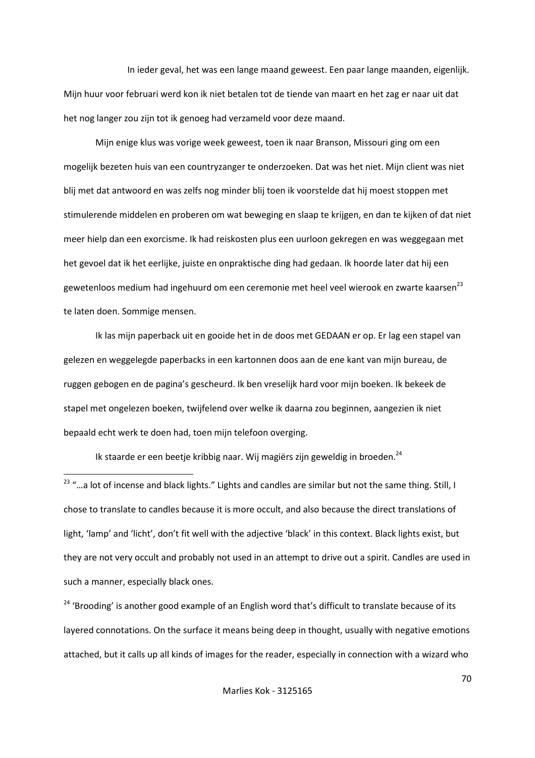In ieder geval, het was een lange maand geweest. Een paar lange maanden, eigenlijk. Mijn huur voor februari werd kon ik niet betalen tot de tiende van maart en het zag er naar uit dat het nog langer zou zijn tot ik genoeg had verzameld voor deze maand.

Mijn enige klus was vorige week geweest, toen ik naar Branson, Missouri ging om een mogelijk bezeten huis van een countryzanger te onderzoeken. Dat was het niet. Mijn client was niet blij met dat antwoord en was zelfs nog minder blij toen ik voorstelde dat hij moest stoppen met stimulerende middelen en proberen om wat beweging en slaap te krijgen, en dan te kijken of dat niet meer hielp dan een exorcisme. Ik had reiskosten plus een uurloon gekregen en was weggegaan met het gevoel dat ik het eerlijke, juiste en onpraktische ding had gedaan. Ik hoorde later dat hij een gewetenloos medium had ingehuurd om een ceremonie met heel veel wierook en zwarte kaarsen[23] te laten doen. Sommige mensen.

Ik las mijn paperback uit en gooide het in de doos met GEDAAN er op. Er lag een stapel van gelezen en weggelegde paperbacks in een kartonnen doos aan de ene kant van mijn bureau, de ruggen gebogen en de pagina's gescheurd. Ik ben vreselijk hard voor mijn boeken. Ik bekeek de stapel met ongelezen boeken, twijfelend over welke ik daarna zou beginnen, aangezien ik niet bepaald echt werk te doen had, toen mijn telefoon overging.

Ik staarde er een beetje kribbig naar. Wij magiërs zijn geweldig in broeden.[24]

---

[23] "…a lot of incense and black lights." Lights and candles are similar but not the same thing. Still, I chose to translate to candles because it is more occult, and also because the direct translations of light, 'lamp' and 'licht', don't fit well with the adjective 'black' in this context. Black lights exist, but they are not very occult and probably not used in an attempt to drive out a spirit. Candles are used in such a manner, especially black ones.

[24] 'Brooding' is another good example of an English word that's difficult to translate because of its layered connotations. On the surface it means being deep in thought, usually with negative emotions attached, but it calls up all kinds of images for the reader, especially in connection with a wizard who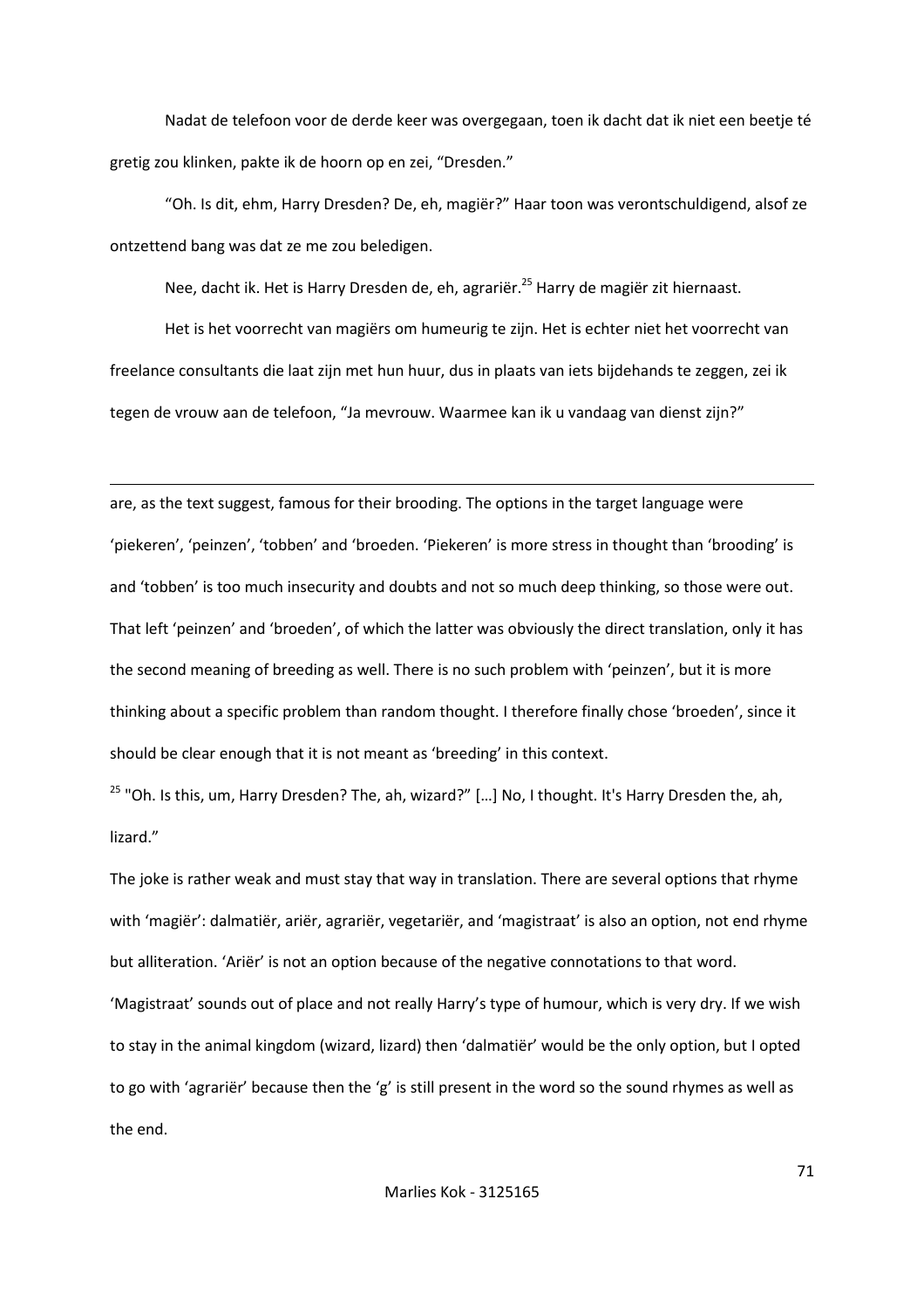Nadat de telefoon voor de derde keer was overgegaan, toen ik dacht dat ik niet een beetje té gretig zou klinken, pakte ik de hoorn op en zei, "Dresden."

"Oh. Is dit, ehm, Harry Dresden? De, eh, magiër?" Haar toon was verontschuldigend, alsof ze ontzettend bang was dat ze me zou beledigen.

Nee, dacht ik. Het is Harry Dresden de, eh, agrariër.[25] Harry de magiër zit hiernaast.

Het is het voorrecht van magiërs om humeurig te zijn. Het is echter niet het voorrecht van freelance consultants die laat zijn met hun huur, dus in plaats van iets bijdehands te zeggen, zei ik tegen de vrouw aan de telefoon, "Ja mevrouw. Waarmee kan ik u vandaag van dienst zijn?"

---

are, as the text suggest, famous for their brooding. The options in the target language were 'piekeren', 'peinzen', 'tobben' and 'broeden. 'Piekeren' is more stress in thought than 'brooding' is and 'tobben' is too much insecurity and doubts and not so much deep thinking, so those were out. That left 'peinzen' and 'broeden', of which the latter was obviously the direct translation, only it has the second meaning of breeding as well. There is no such problem with 'peinzen', but it is more thinking about a specific problem than random thought. I therefore finally chose 'broeden', since it should be clear enough that it is not meant as 'breeding' in this context.

[25] "Oh. Is this, um, Harry Dresden? The, ah, wizard?" […] No, I thought. It's Harry Dresden the, ah, lizard."

The joke is rather weak and must stay that way in translation. There are several options that rhyme with 'magiër': dalmatiër, ariër, agrariër, vegetariër, and 'magistraat' is also an option, not end rhyme but alliteration. 'Ariër' is not an option because of the negative connotations to that word. 'Magistraat' sounds out of place and not really Harry's type of humour, which is very dry. If we wish to stay in the animal kingdom (wizard, lizard) then 'dalmatiër' would be the only option, but I opted to go with 'agrariër' because then the 'g' is still present in the word so the sound rhymes as well as the end.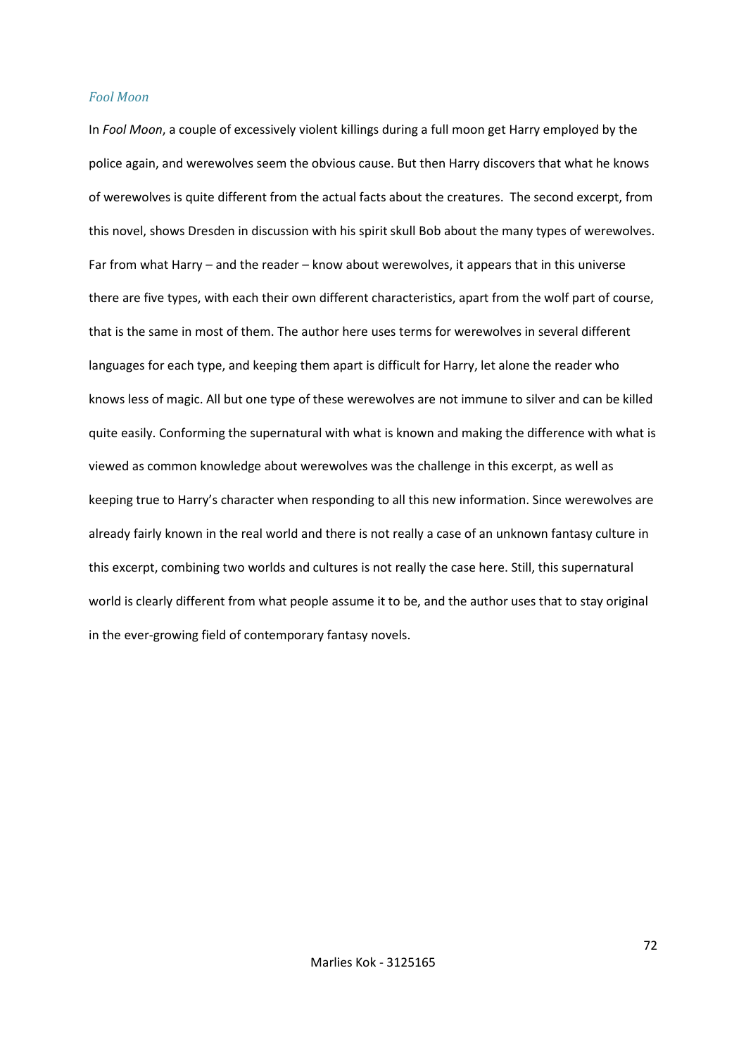### *Fool Moon*

In *Fool Moon*, a couple of excessively violent killings during a full moon get Harry employed by the police again, and werewolves seem the obvious cause. But then Harry discovers that what he knows of werewolves is quite different from the actual facts about the creatures. The second excerpt, from this novel, shows Dresden in discussion with his spirit skull Bob about the many types of werewolves. Far from what Harry – and the reader – know about werewolves, it appears that in this universe there are five types, with each their own different characteristics, apart from the wolf part of course, that is the same in most of them. The author here uses terms for werewolves in several different languages for each type, and keeping them apart is difficult for Harry, let alone the reader who knows less of magic. All but one type of these werewolves are not immune to silver and can be killed quite easily. Conforming the supernatural with what is known and making the difference with what is viewed as common knowledge about werewolves was the challenge in this excerpt, as well as keeping true to Harry's character when responding to all this new information. Since werewolves are already fairly known in the real world and there is not really a case of an unknown fantasy culture in this excerpt, combining two worlds and cultures is not really the case here. Still, this supernatural world is clearly different from what people assume it to be, and the author uses that to stay original in the ever-growing field of contemporary fantasy novels.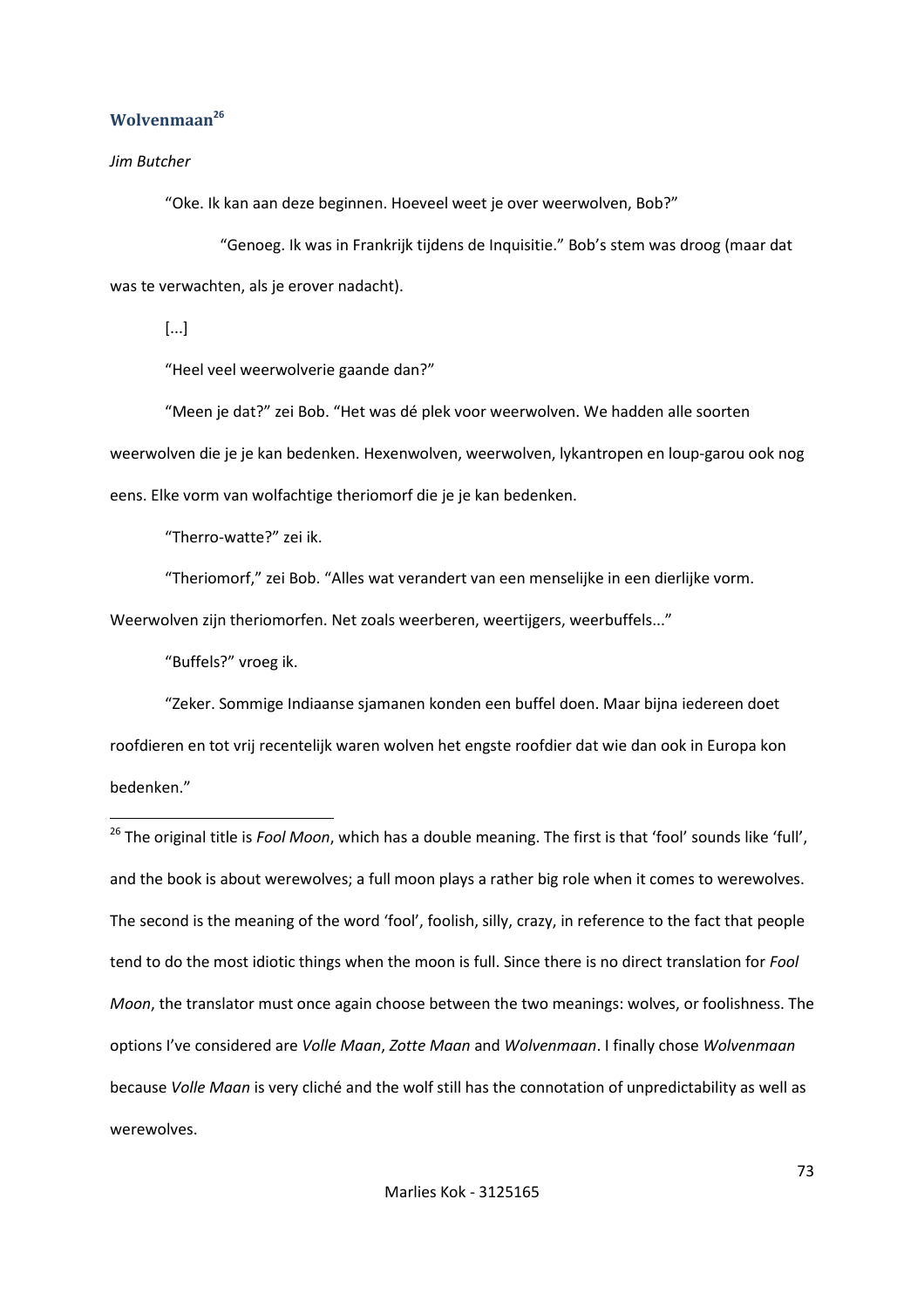### Wolvenmaan[26]

*Jim Butcher*

"Oke. Ik kan aan deze beginnen. Hoeveel weet je over weerwolven, Bob?"

"Genoeg. Ik was in Frankrijk tijdens de Inquisitie." Bob's stem was droog (maar dat was te verwachten, als je erover nadacht).

[...]

"Heel veel weerwolverie gaande dan?"

"Meen je dat?" zei Bob. "Het was dé plek voor weerwolven. We hadden alle soorten weerwolven die je je kan bedenken. Hexenwolven, weerwolven, lykantropen en loup-garou ook nog eens. Elke vorm van wolfachtige theriomorf die je je kan bedenken.

"Therro-watte?" zei ik.

"Theriomorf," zei Bob. "Alles wat verandert van een menselijke in een dierlijke vorm. Weerwolven zijn theriomorfen. Net zoals weerberen, weertijgers, weerbuffels..."

"Buffels?" vroeg ik.

"Zeker. Sommige Indiaanse sjamanen konden een buffel doen. Maar bijna iedereen doet roofdieren en tot vrij recentelijk waren wolven het engste roofdier dat wie dan ook in Europa kon bedenken."

---

[26] The original title is *Fool Moon*, which has a double meaning. The first is that 'fool' sounds like 'full', and the book is about werewolves; a full moon plays a rather big role when it comes to werewolves. The second is the meaning of the word 'fool', foolish, silly, crazy, in reference to the fact that people tend to do the most idiotic things when the moon is full. Since there is no direct translation for *Fool Moon*, the translator must once again choose between the two meanings: wolves, or foolishness. The options I've considered are *Volle Maan*, *Zotte Maan* and *Wolvenmaan*. I finally chose *Wolvenmaan* because *Volle Maan* is very cliché and the wolf still has the connotation of unpredictability as well as werewolves.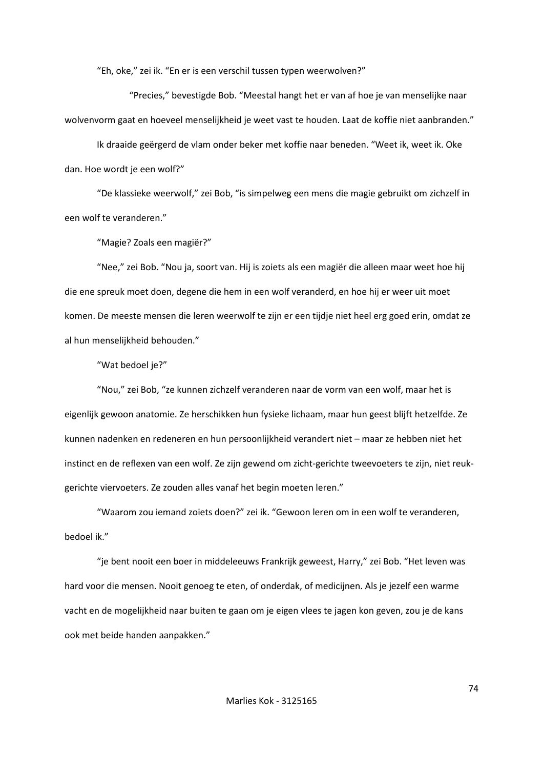"Eh, oke," zei ik. "En er is een verschil tussen typen weerwolven?"

"Precies," bevestigde Bob. "Meestal hangt het er van af hoe je van menselijke naar wolvenvorm gaat en hoeveel menselijkheid je weet vast te houden. Laat de koffie niet aanbranden."

Ik draaide geërgerd de vlam onder beker met koffie naar beneden. "Weet ik, weet ik. Oke dan. Hoe wordt je een wolf?"

"De klassieke weerwolf," zei Bob, "is simpelweg een mens die magie gebruikt om zichzelf in een wolf te veranderen."

"Magie? Zoals een magiër?"

"Nee," zei Bob. "Nou ja, soort van. Hij is zoiets als een magiër die alleen maar weet hoe hij die ene spreuk moet doen, degene die hem in een wolf veranderd, en hoe hij er weer uit moet komen. De meeste mensen die leren weerwolf te zijn er een tijdje niet heel erg goed erin, omdat ze al hun menselijkheid behouden."

"Wat bedoel je?"

"Nou," zei Bob, "ze kunnen zichzelf veranderen naar de vorm van een wolf, maar het is eigenlijk gewoon anatomie. Ze herschikken hun fysieke lichaam, maar hun geest blijft hetzelfde. Ze kunnen nadenken en redeneren en hun persoonlijkheid verandert niet – maar ze hebben niet het instinct en de reflexen van een wolf. Ze zijn gewend om zicht-gerichte tweevoeters te zijn, niet reuk-gerichte viervoeters. Ze zouden alles vanaf het begin moeten leren."

"Waarom zou iemand zoiets doen?" zei ik. "Gewoon leren om in een wolf te veranderen, bedoel ik."

"je bent nooit een boer in middeleeuws Frankrijk geweest, Harry," zei Bob. "Het leven was hard voor die mensen. Nooit genoeg te eten, of onderdak, of medicijnen. Als je jezelf een warme vacht en de mogelijkheid naar buiten te gaan om je eigen vlees te jagen kon geven, zou je de kans ook met beide handen aanpakken."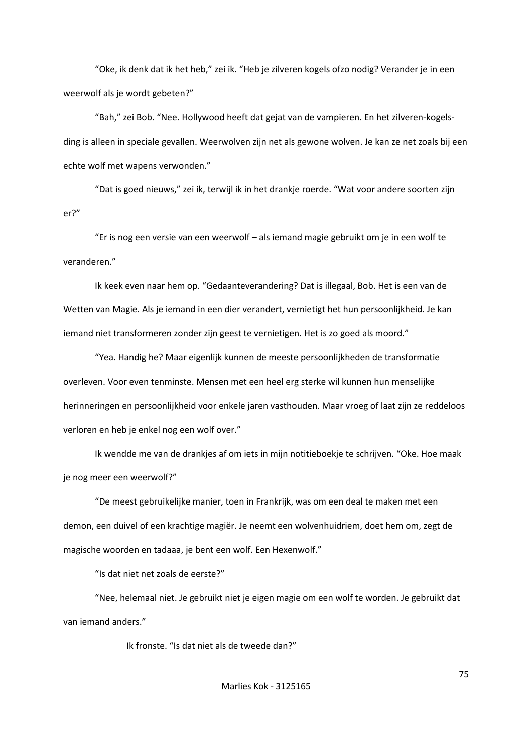"Oke, ik denk dat ik het heb," zei ik. "Heb je zilveren kogels ofzo nodig? Verander je in een weerwolf als je wordt gebeten?"

"Bah," zei Bob. "Nee. Hollywood heeft dat gejat van de vampieren. En het zilveren-kogels-ding is alleen in speciale gevallen. Weerwolven zijn net als gewone wolven. Je kan ze net zoals bij een echte wolf met wapens verwonden."

"Dat is goed nieuws," zei ik, terwijl ik in het drankje roerde. "Wat voor andere soorten zijn er?"

"Er is nog een versie van een weerwolf – als iemand magie gebruikt om je in een wolf te veranderen."

Ik keek even naar hem op. "Gedaanteverandering? Dat is illegaal, Bob. Het is een van de Wetten van Magie. Als je iemand in een dier verandert, vernietigt het hun persoonlijkheid. Je kan iemand niet transformeren zonder zijn geest te vernietigen. Het is zo goed als moord."

"Yea. Handig he? Maar eigenlijk kunnen de meeste persoonlijkheden de transformatie overleven. Voor even tenminste. Mensen met een heel erg sterke wil kunnen hun menselijke herinneringen en persoonlijkheid voor enkele jaren vasthouden. Maar vroeg of laat zijn ze reddeloos verloren en heb je enkel nog een wolf over."

Ik wendde me van de drankjes af om iets in mijn notitieboekje te schrijven. "Oke. Hoe maak je nog meer een weerwolf?"

"De meest gebruikelijke manier, toen in Frankrijk, was om een deal te maken met een demon, een duivel of een krachtige magiër. Je neemt een wolvenhuidriem, doet hem om, zegt de magische woorden en tadaaa, je bent een wolf. Een Hexenwolf."

"Is dat niet net zoals de eerste?"

"Nee, helemaal niet. Je gebruikt niet je eigen magie om een wolf te worden. Je gebruikt dat van iemand anders."

Ik fronste. "Is dat niet als de tweede dan?"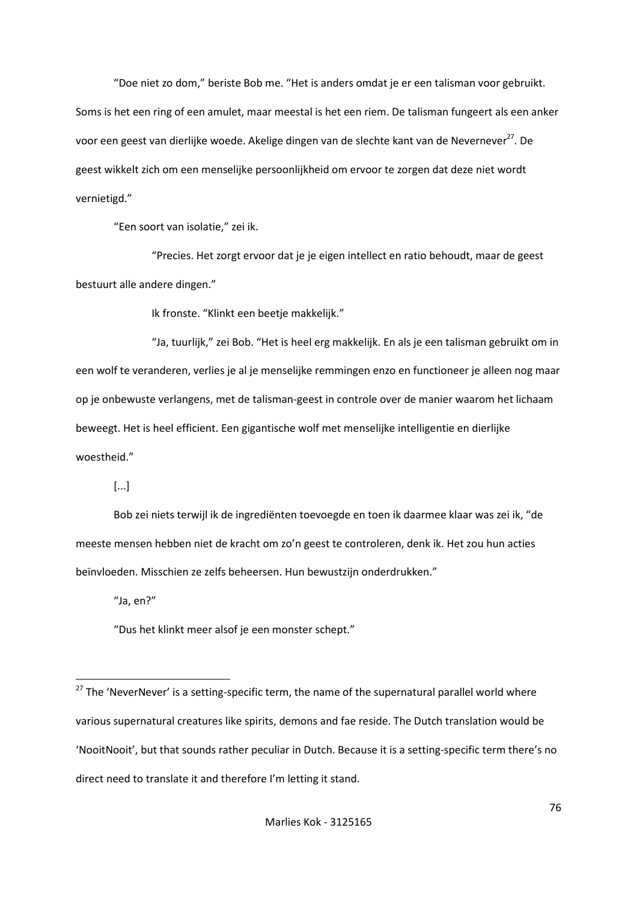"Doe niet zo dom," beriste Bob me. "Het is anders omdat je er een talisman voor gebruikt. Soms is het een ring of een amulet, maar meestal is het een riem. De talisman fungeert als een anker voor een geest van dierlijke woede. Akelige dingen van de slechte kant van de Nevernever[27]. De geest wikkelt zich om een menselijke persoonlijkheid om ervoor te zorgen dat deze niet wordt vernietigd."

"Een soort van isolatie," zei ik.

"Precies. Het zorgt ervoor dat je je eigen intellect en ratio behoudt, maar de geest bestuurt alle andere dingen."

Ik fronste. "Klinkt een beetje makkelijk."

"Ja, tuurlijk," zei Bob. "Het is heel erg makkelijk. En als je een talisman gebruikt om in een wolf te veranderen, verlies je al je menselijke remmingen enzo en functioneer je alleen nog maar op je onbewuste verlangens, met de talisman-geest in controle over de manier waarom het lichaam beweegt. Het is heel efficient. Een gigantische wolf met menselijke intelligentie en dierlijke woestheid."

[...]

Bob zei niets terwijl ik de ingrediënten toevoegde en toen ik daarmee klaar was zei ik, "de meeste mensen hebben niet de kracht om zo'n geest te controleren, denk ik. Het zou hun acties beïnvloeden. Misschien ze zelfs beheersen. Hun bewustzijn onderdrukken."

"Ja, en?"

"Dus het klinkt meer alsof je een monster schept."

---

[27] The 'NeverNever' is a setting-specific term, the name of the supernatural parallel world where various supernatural creatures like spirits, demons and fae reside. The Dutch translation would be 'NooitNooit', but that sounds rather peculiar in Dutch. Because it is a setting-specific term there's no direct need to translate it and therefore I'm letting it stand.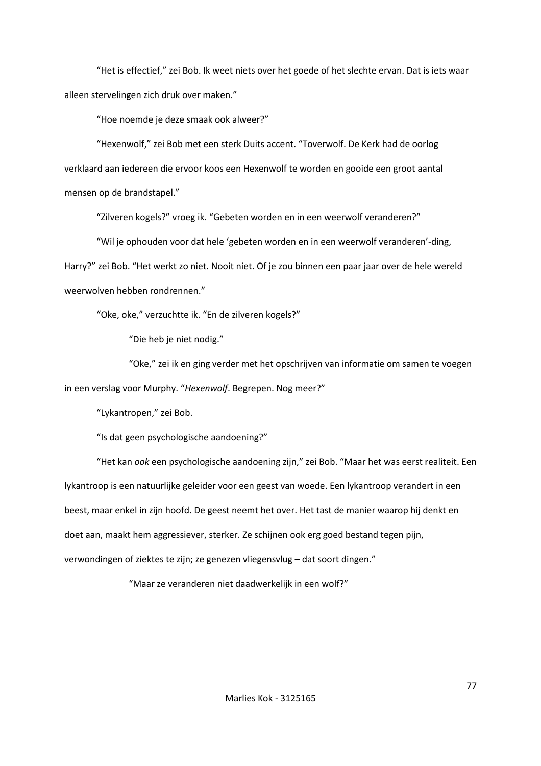“Het is effectief,” zei Bob. Ik weet niets over het goede of het slechte ervan. Dat is iets waar alleen stervelingen zich druk over maken.”

“Hoe noemde je deze smaak ook alweer?”

“Hexenwolf,” zei Bob met een sterk Duits accent. “Toverwolf. De Kerk had de oorlog verklaard aan iedereen die ervoor koos een Hexenwolf te worden en gooide een groot aantal mensen op de brandstapel.”

“Zilveren kogels?” vroeg ik. “Gebeten worden en in een weerwolf veranderen?”

“Wil je ophouden voor dat hele ‘gebeten worden en in een weerwolf veranderen’-ding, Harry?” zei Bob. “Het werkt zo niet. Nooit niet. Of je zou binnen een paar jaar over de hele wereld weerwolven hebben rondrennen.”

“Oke, oke,” verzuchtte ik. “En de zilveren kogels?”

“Die heb je niet nodig.”

“Oke,” zei ik en ging verder met het opschrijven van informatie om samen te voegen in een verslag voor Murphy. “*Hexenwolf*. Begrepen. Nog meer?”

“Lykantropen,” zei Bob.

“Is dat geen psychologische aandoening?”

“Het kan *ook* een psychologische aandoening zijn,” zei Bob. “Maar het was eerst realiteit. Een lykantroop is een natuurlijke geleider voor een geest van woede. Een lykantroop verandert in een beest, maar enkel in zijn hoofd. De geest neemt het over. Het tast de manier waarop hij denkt en doet aan, maakt hem aggressiever, sterker. Ze schijnen ook erg goed bestand tegen pijn, verwondingen of ziektes te zijn; ze genezen vliegensvlug – dat soort dingen.”

“Maar ze veranderen niet daadwerkelijk in een wolf?”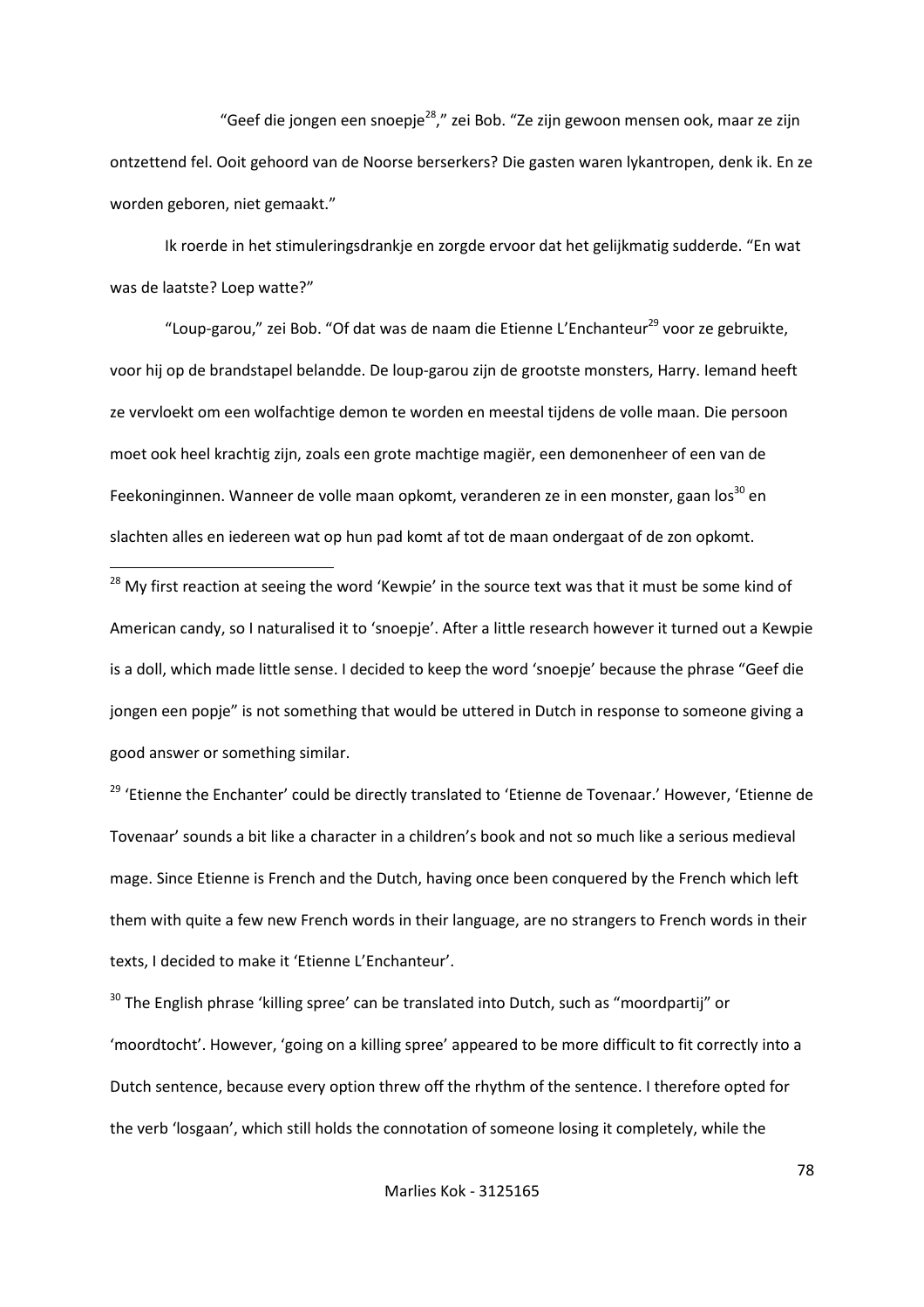"Geef die jongen een snoepje[28]," zei Bob. "Ze zijn gewoon mensen ook, maar ze zijn ontzettend fel. Ooit gehoord van de Noorse berserkers? Die gasten waren lykantropen, denk ik. En ze worden geboren, niet gemaakt."

Ik roerde in het stimuleringsdrankje en zorgde ervoor dat het gelijkmatig sudderde. "En wat was de laatste? Loep watte?"

"Loup-garou," zei Bob. "Of dat was de naam die Etienne L'Enchanteur[29] voor ze gebruikte, voor hij op de brandstapel belandde. De loup-garou zijn de grootste monsters, Harry. Iemand heeft ze vervloekt om een wolfachtige demon te worden en meestal tijdens de volle maan. Die persoon moet ook heel krachtig zijn, zoals een grote machtige magiër, een demonenheer of een van de Feekoninginnen. Wanneer de volle maan opkomt, veranderen ze in een monster, gaan los[30] en slachten alles en iedereen wat op hun pad komt af tot de maan ondergaat of de zon opkomt.

---

[28] My first reaction at seeing the word 'Kewpie' in the source text was that it must be some kind of American candy, so I naturalised it to 'snoepje'. After a little research however it turned out a Kewpie is a doll, which made little sense. I decided to keep the word 'snoepje' because the phrase "Geef die jongen een popje" is not something that would be uttered in Dutch in response to someone giving a good answer or something similar.

[29] 'Etienne the Enchanter' could be directly translated to 'Etienne de Tovenaar.' However, 'Etienne de Tovenaar' sounds a bit like a character in a children's book and not so much like a serious medieval mage. Since Etienne is French and the Dutch, having once been conquered by the French which left them with quite a few new French words in their language, are no strangers to French words in their texts, I decided to make it 'Etienne L'Enchanteur'.

[30] The English phrase 'killing spree' can be translated into Dutch, such as "moordpartij" or 'moordtocht'. However, 'going on a killing spree' appeared to be more difficult to fit correctly into a Dutch sentence, because every option threw off the rhythm of the sentence. I therefore opted for the verb 'losgaan', which still holds the connotation of someone losing it completely, while the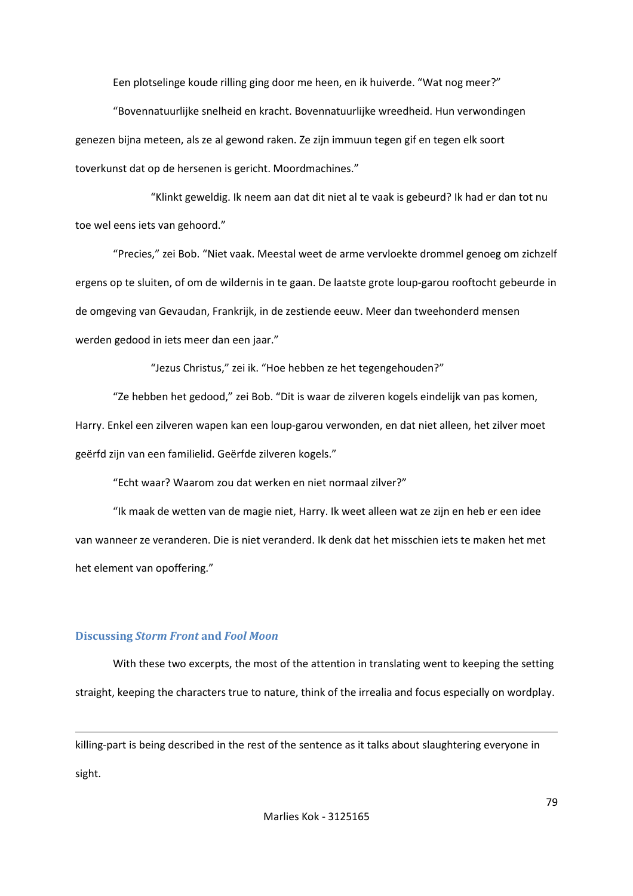Een plotselinge koude rilling ging door me heen, en ik huiverde. “Wat nog meer?”

“Bovennatuurlijke snelheid en kracht. Bovennatuurlijke wreedheid. Hun verwondingen genezen bijna meteen, als ze al gewond raken. Ze zijn immuun tegen gif en tegen elk soort toverkunst dat op de hersenen is gericht. Moordmachines.”

“Klinkt geweldig. Ik neem aan dat dit niet al te vaak is gebeurd? Ik had er dan tot nu toe wel eens iets van gehoord.”

“Precies,” zei Bob. “Niet vaak. Meestal weet de arme vervloekte drommel genoeg om zichzelf ergens op te sluiten, of om de wildernis in te gaan. De laatste grote loup-garou rooftocht gebeurde in de omgeving van Gevaudan, Frankrijk, in de zestiende eeuw. Meer dan tweehonderd mensen werden gedood in iets meer dan een jaar.”

“Jezus Christus,” zei ik. “Hoe hebben ze het tegengehouden?”

“Ze hebben het gedood,” zei Bob. “Dit is waar de zilveren kogels eindelijk van pas komen, Harry. Enkel een zilveren wapen kan een loup-garou verwonden, en dat niet alleen, het zilver moet geërfd zijn van een familielid. Geërfde zilveren kogels.”

“Echt waar? Waarom zou dat werken en niet normaal zilver?”

“Ik maak de wetten van de magie niet, Harry. Ik weet alleen wat ze zijn en heb er een idee van wanneer ze veranderen. Die is niet veranderd. Ik denk dat het misschien iets te maken het met het element van opoffering.”

## Discussing *Storm Front* and *Fool Moon*

With these two excerpts, the most of the attention in translating went to keeping the setting straight, keeping the characters true to nature, think of the irrealia and focus especially on wordplay.

---

killing-part is being described in the rest of the sentence as it talks about slaughtering everyone in sight.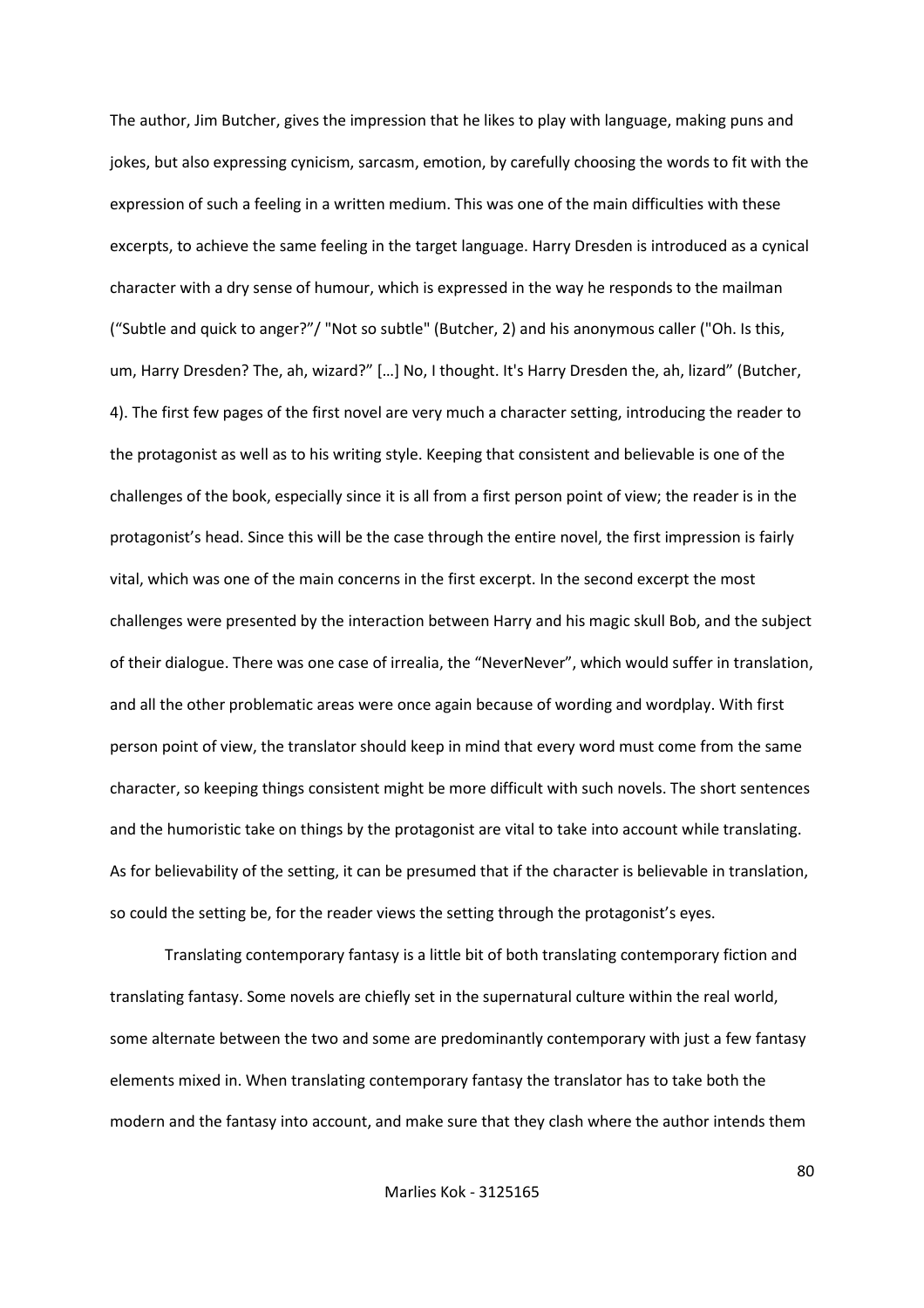The author, Jim Butcher, gives the impression that he likes to play with language, making puns and jokes, but also expressing cynicism, sarcasm, emotion, by carefully choosing the words to fit with the expression of such a feeling in a written medium. This was one of the main difficulties with these excerpts, to achieve the same feeling in the target language. Harry Dresden is introduced as a cynical character with a dry sense of humour, which is expressed in the way he responds to the mailman ("Subtle and quick to anger?"/ "Not so subtle" (Butcher, 2) and his anonymous caller ("Oh. Is this, um, Harry Dresden? The, ah, wizard?" […] No, I thought. It's Harry Dresden the, ah, lizard" (Butcher, 4). The first few pages of the first novel are very much a character setting, introducing the reader to the protagonist as well as to his writing style. Keeping that consistent and believable is one of the challenges of the book, especially since it is all from a first person point of view; the reader is in the protagonist's head. Since this will be the case through the entire novel, the first impression is fairly vital, which was one of the main concerns in the first excerpt. In the second excerpt the most challenges were presented by the interaction between Harry and his magic skull Bob, and the subject of their dialogue. There was one case of irrealia, the "NeverNever", which would suffer in translation, and all the other problematic areas were once again because of wording and wordplay. With first person point of view, the translator should keep in mind that every word must come from the same character, so keeping things consistent might be more difficult with such novels. The short sentences and the humoristic take on things by the protagonist are vital to take into account while translating. As for believability of the setting, it can be presumed that if the character is believable in translation, so could the setting be, for the reader views the setting through the protagonist's eyes.

Translating contemporary fantasy is a little bit of both translating contemporary fiction and translating fantasy. Some novels are chiefly set in the supernatural culture within the real world, some alternate between the two and some are predominantly contemporary with just a few fantasy elements mixed in. When translating contemporary fantasy the translator has to take both the modern and the fantasy into account, and make sure that they clash where the author intends them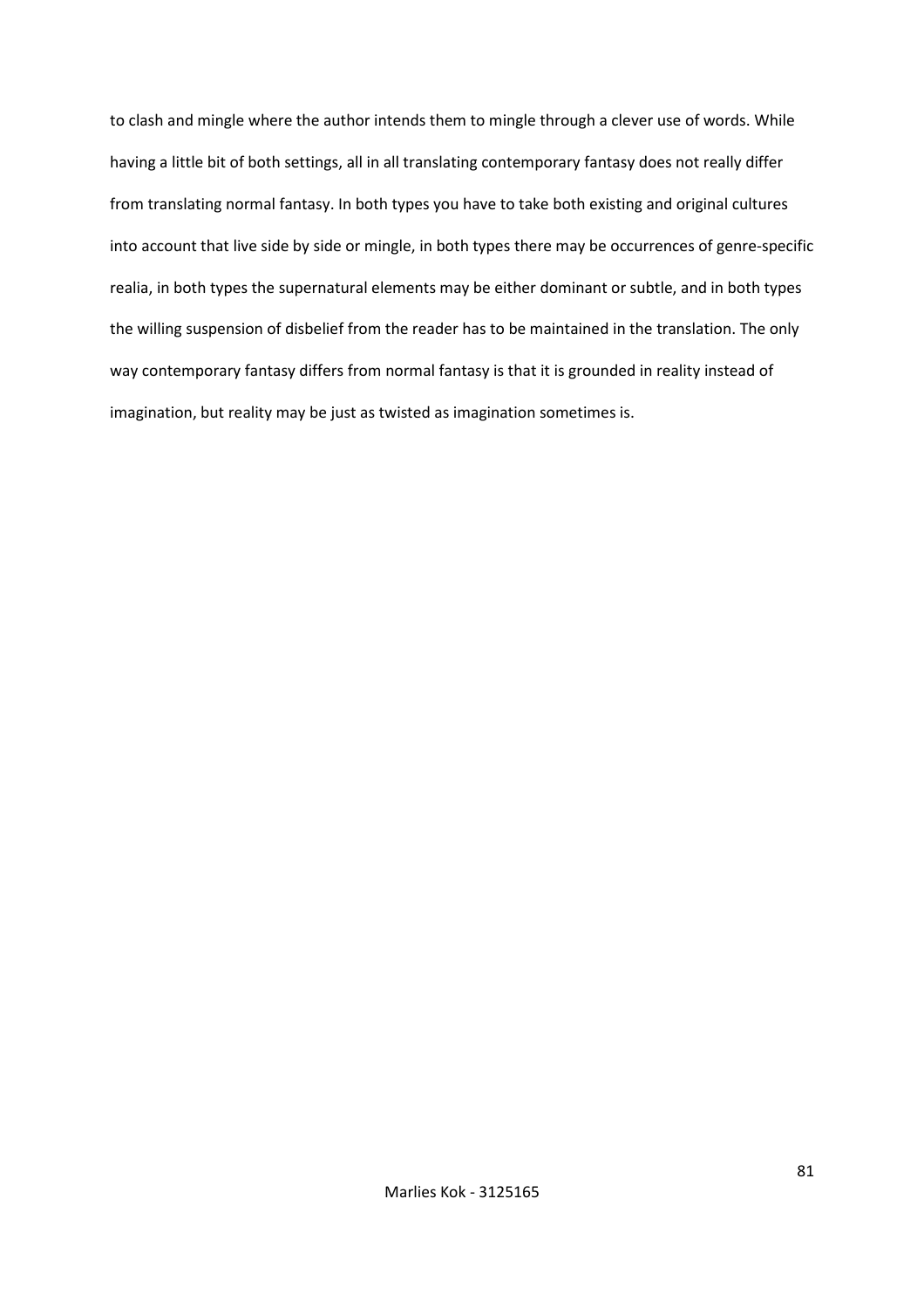to clash and mingle where the author intends them to mingle through a clever use of words. While having a little bit of both settings, all in all translating contemporary fantasy does not really differ from translating normal fantasy. In both types you have to take both existing and original cultures into account that live side by side or mingle, in both types there may be occurrences of genre-specific realia, in both types the supernatural elements may be either dominant or subtle, and in both types the willing suspension of disbelief from the reader has to be maintained in the translation. The only way contemporary fantasy differs from normal fantasy is that it is grounded in reality instead of imagination, but reality may be just as twisted as imagination sometimes is.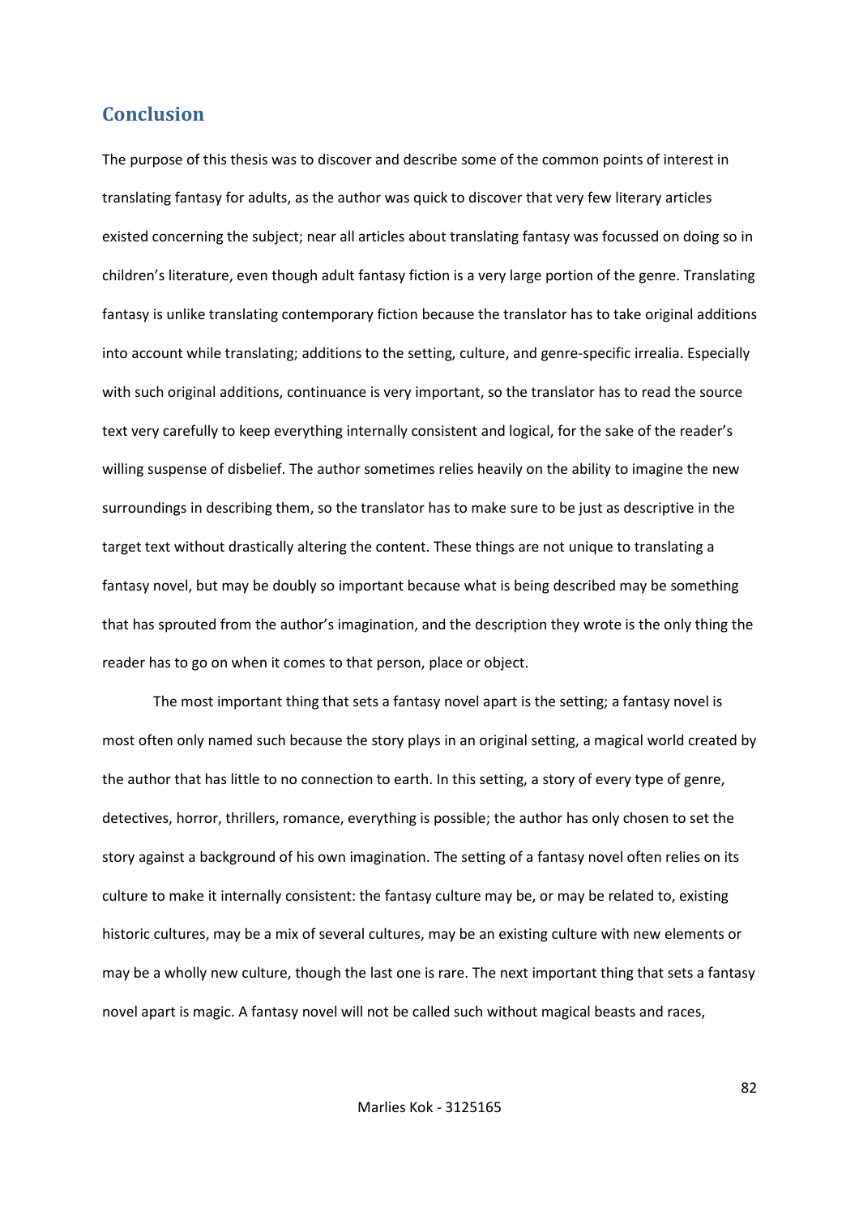## Conclusion

The purpose of this thesis was to discover and describe some of the common points of interest in translating fantasy for adults, as the author was quick to discover that very few literary articles existed concerning the subject; near all articles about translating fantasy was focussed on doing so in children's literature, even though adult fantasy fiction is a very large portion of the genre. Translating fantasy is unlike translating contemporary fiction because the translator has to take original additions into account while translating; additions to the setting, culture, and genre-specific irrealia. Especially with such original additions, continuance is very important, so the translator has to read the source text very carefully to keep everything internally consistent and logical, for the sake of the reader's willing suspense of disbelief. The author sometimes relies heavily on the ability to imagine the new surroundings in describing them, so the translator has to make sure to be just as descriptive in the target text without drastically altering the content. These things are not unique to translating a fantasy novel, but may be doubly so important because what is being described may be something that has sprouted from the author's imagination, and the description they wrote is the only thing the reader has to go on when it comes to that person, place or object.

The most important thing that sets a fantasy novel apart is the setting; a fantasy novel is most often only named such because the story plays in an original setting, a magical world created by the author that has little to no connection to earth. In this setting, a story of every type of genre, detectives, horror, thrillers, romance, everything is possible; the author has only chosen to set the story against a background of his own imagination. The setting of a fantasy novel often relies on its culture to make it internally consistent: the fantasy culture may be, or may be related to, existing historic cultures, may be a mix of several cultures, may be an existing culture with new elements or may be a wholly new culture, though the last one is rare. The next important thing that sets a fantasy novel apart is magic. A fantasy novel will not be called such without magical beasts and races,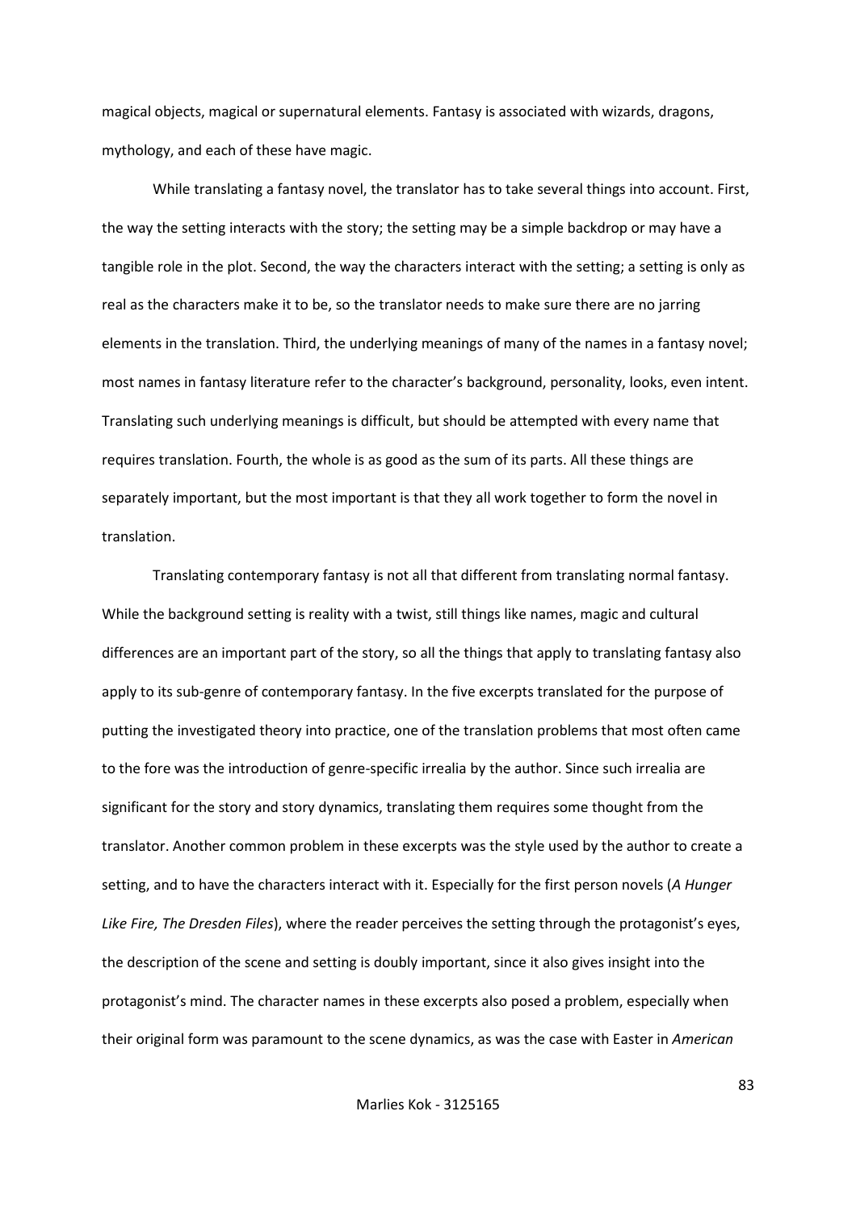magical objects, magical or supernatural elements. Fantasy is associated with wizards, dragons, mythology, and each of these have magic.

While translating a fantasy novel, the translator has to take several things into account. First, the way the setting interacts with the story; the setting may be a simple backdrop or may have a tangible role in the plot. Second, the way the characters interact with the setting; a setting is only as real as the characters make it to be, so the translator needs to make sure there are no jarring elements in the translation. Third, the underlying meanings of many of the names in a fantasy novel; most names in fantasy literature refer to the character's background, personality, looks, even intent. Translating such underlying meanings is difficult, but should be attempted with every name that requires translation. Fourth, the whole is as good as the sum of its parts. All these things are separately important, but the most important is that they all work together to form the novel in translation.

Translating contemporary fantasy is not all that different from translating normal fantasy. While the background setting is reality with a twist, still things like names, magic and cultural differences are an important part of the story, so all the things that apply to translating fantasy also apply to its sub-genre of contemporary fantasy. In the five excerpts translated for the purpose of putting the investigated theory into practice, one of the translation problems that most often came to the fore was the introduction of genre-specific irrealia by the author. Since such irrealia are significant for the story and story dynamics, translating them requires some thought from the translator. Another common problem in these excerpts was the style used by the author to create a setting, and to have the characters interact with it. Especially for the first person novels (*A Hunger Like Fire, The Dresden Files*), where the reader perceives the setting through the protagonist's eyes, the description of the scene and setting is doubly important, since it also gives insight into the protagonist's mind. The character names in these excerpts also posed a problem, especially when their original form was paramount to the scene dynamics, as was the case with Easter in *American*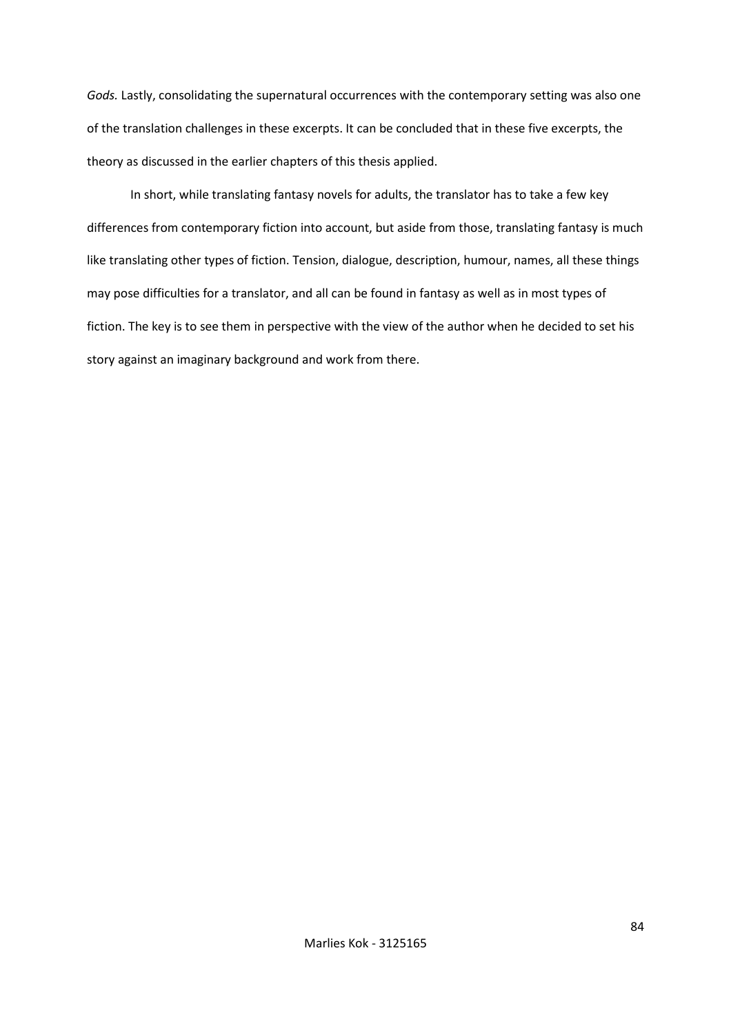*Gods.* Lastly, consolidating the supernatural occurrences with the contemporary setting was also one of the translation challenges in these excerpts. It can be concluded that in these five excerpts, the theory as discussed in the earlier chapters of this thesis applied.

In short, while translating fantasy novels for adults, the translator has to take a few key differences from contemporary fiction into account, but aside from those, translating fantasy is much like translating other types of fiction. Tension, dialogue, description, humour, names, all these things may pose difficulties for a translator, and all can be found in fantasy as well as in most types of fiction. The key is to see them in perspective with the view of the author when he decided to set his story against an imaginary background and work from there.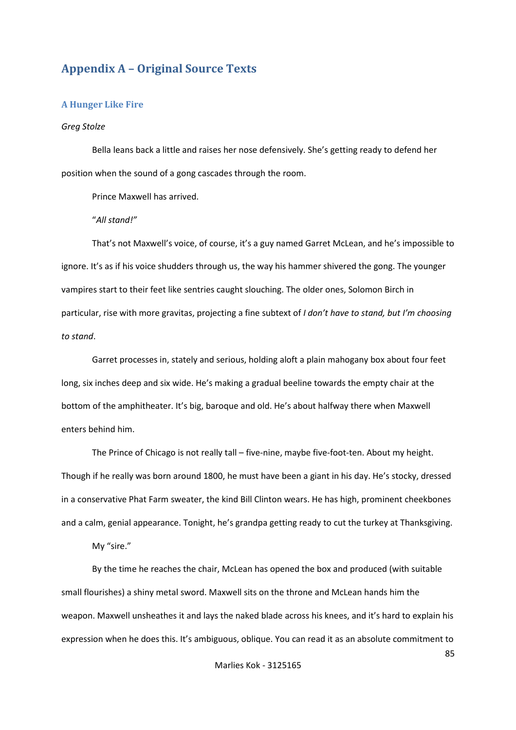# Appendix A – Original Source Texts

## A Hunger Like Fire

*Greg Stolze*

Bella leans back a little and raises her nose defensively. She's getting ready to defend her position when the sound of a gong cascades through the room.

Prince Maxwell has arrived.

"*All stand!*"

That's not Maxwell's voice, of course, it's a guy named Garret McLean, and he's impossible to ignore. It's as if his voice shudders through us, the way his hammer shivered the gong. The younger vampires start to their feet like sentries caught slouching. The older ones, Solomon Birch in particular, rise with more gravitas, projecting a fine subtext of *I don't have to stand, but I'm choosing to stand*.

Garret processes in, stately and serious, holding aloft a plain mahogany box about four feet long, six inches deep and six wide. He's making a gradual beeline towards the empty chair at the bottom of the amphitheater. It's big, baroque and old. He's about halfway there when Maxwell enters behind him.

The Prince of Chicago is not really tall – five-nine, maybe five-foot-ten. About my height. Though if he really was born around 1800, he must have been a giant in his day. He's stocky, dressed in a conservative Phat Farm sweater, the kind Bill Clinton wears. He has high, prominent cheekbones and a calm, genial appearance. Tonight, he's grandpa getting ready to cut the turkey at Thanksgiving.

My "sire."

By the time he reaches the chair, McLean has opened the box and produced (with suitable small flourishes) a shiny metal sword. Maxwell sits on the throne and McLean hands him the weapon. Maxwell unsheathes it and lays the naked blade across his knees, and it's hard to explain his expression when he does this. It's ambiguous, oblique. You can read it as an absolute commitment to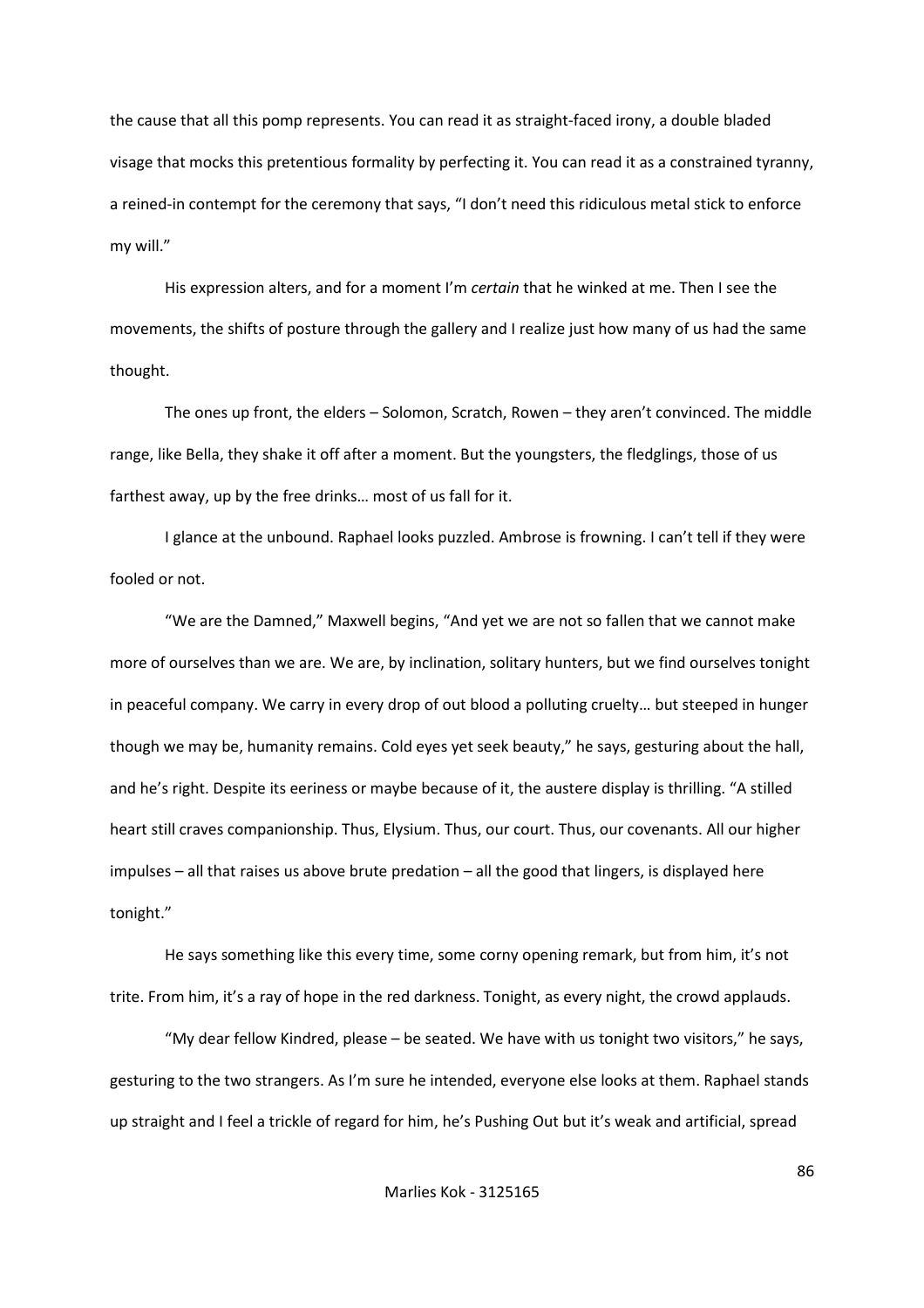the cause that all this pomp represents. You can read it as straight-faced irony, a double bladed visage that mocks this pretentious formality by perfecting it. You can read it as a constrained tyranny, a reined-in contempt for the ceremony that says, "I don't need this ridiculous metal stick to enforce my will."

His expression alters, and for a moment I'm *certain* that he winked at me. Then I see the movements, the shifts of posture through the gallery and I realize just how many of us had the same thought.

The ones up front, the elders – Solomon, Scratch, Rowen – they aren't convinced. The middle range, like Bella, they shake it off after a moment. But the youngsters, the fledglings, those of us farthest away, up by the free drinks… most of us fall for it.

I glance at the unbound. Raphael looks puzzled. Ambrose is frowning. I can't tell if they were fooled or not.

"We are the Damned," Maxwell begins, "And yet we are not so fallen that we cannot make more of ourselves than we are. We are, by inclination, solitary hunters, but we find ourselves tonight in peaceful company. We carry in every drop of out blood a polluting cruelty… but steeped in hunger though we may be, humanity remains. Cold eyes yet seek beauty," he says, gesturing about the hall, and he's right. Despite its eeriness or maybe because of it, the austere display is thrilling. "A stilled heart still craves companionship. Thus, Elysium. Thus, our court. Thus, our covenants. All our higher impulses – all that raises us above brute predation – all the good that lingers, is displayed here tonight."

He says something like this every time, some corny opening remark, but from him, it's not trite. From him, it's a ray of hope in the red darkness. Tonight, as every night, the crowd applauds.

"My dear fellow Kindred, please – be seated. We have with us tonight two visitors," he says, gesturing to the two strangers. As I'm sure he intended, everyone else looks at them. Raphael stands up straight and I feel a trickle of regard for him, he's Pushing Out but it's weak and artificial, spread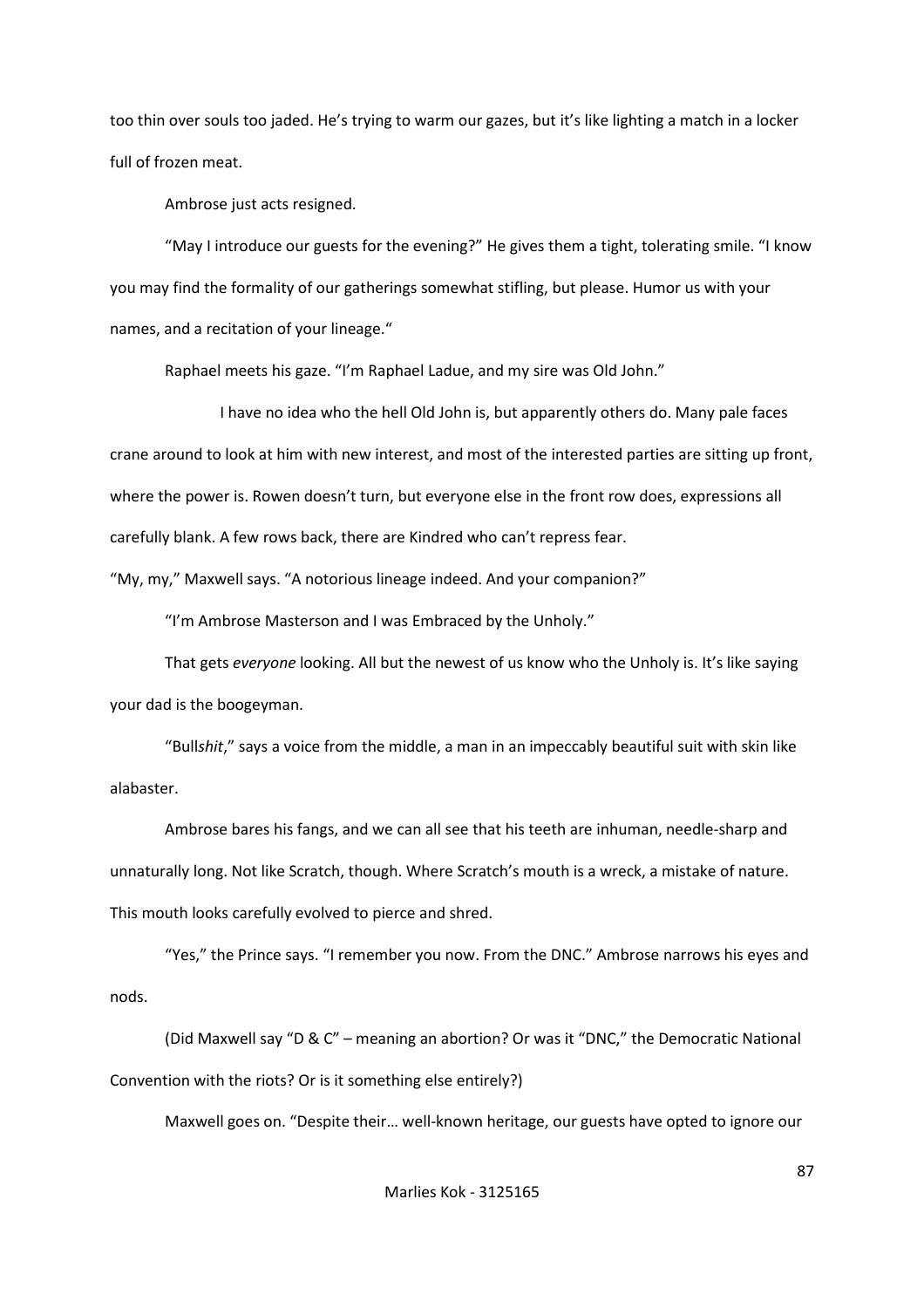too thin over souls too jaded. He's trying to warm our gazes, but it's like lighting a match in a locker full of frozen meat.

Ambrose just acts resigned.

"May I introduce our guests for the evening?" He gives them a tight, tolerating smile. "I know you may find the formality of our gatherings somewhat stifling, but please. Humor us with your names, and a recitation of your lineage."

Raphael meets his gaze. "I'm Raphael Ladue, and my sire was Old John."

I have no idea who the hell Old John is, but apparently others do. Many pale faces crane around to look at him with new interest, and most of the interested parties are sitting up front, where the power is. Rowen doesn't turn, but everyone else in the front row does, expressions all carefully blank. A few rows back, there are Kindred who can't repress fear.

"My, my," Maxwell says. "A notorious lineage indeed. And your companion?"

"I'm Ambrose Masterson and I was Embraced by the Unholy."

That gets *everyone* looking. All but the newest of us know who the Unholy is. It's like saying your dad is the boogeyman.

"Bull*shit*," says a voice from the middle, a man in an impeccably beautiful suit with skin like alabaster.

Ambrose bares his fangs, and we can all see that his teeth are inhuman, needle-sharp and unnaturally long. Not like Scratch, though. Where Scratch's mouth is a wreck, a mistake of nature. This mouth looks carefully evolved to pierce and shred.

"Yes," the Prince says. "I remember you now. From the DNC." Ambrose narrows his eyes and nods.

(Did Maxwell say "D & C" – meaning an abortion? Or was it "DNC," the Democratic National Convention with the riots? Or is it something else entirely?)

Maxwell goes on. "Despite their… well-known heritage, our guests have opted to ignore our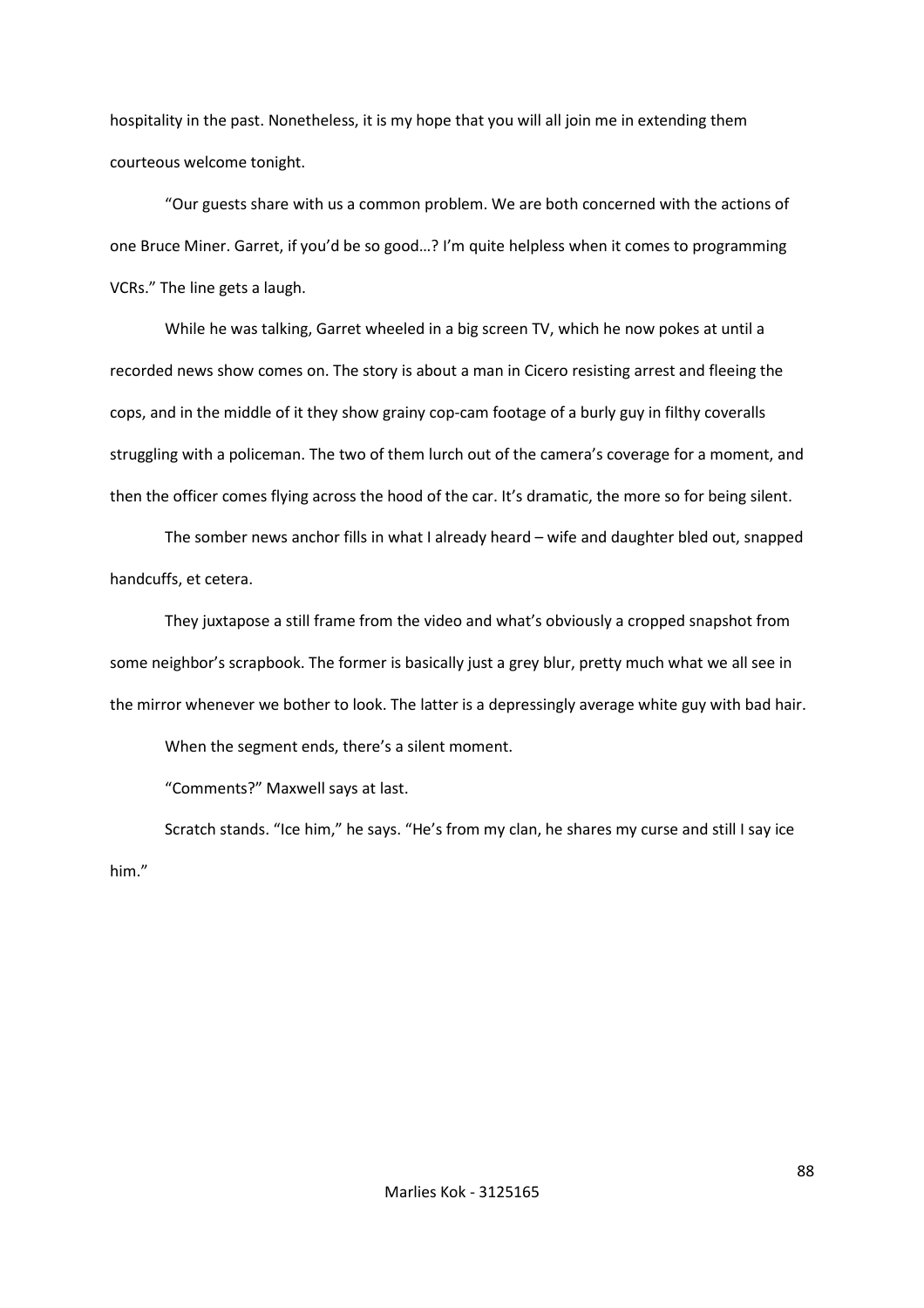hospitality in the past. Nonetheless, it is my hope that you will all join me in extending them courteous welcome tonight.

“Our guests share with us a common problem. We are both concerned with the actions of one Bruce Miner. Garret, if you’d be so good…? I’m quite helpless when it comes to programming VCRs.” The line gets a laugh.

While he was talking, Garret wheeled in a big screen TV, which he now pokes at until a recorded news show comes on. The story is about a man in Cicero resisting arrest and fleeing the cops, and in the middle of it they show grainy cop-cam footage of a burly guy in filthy coveralls struggling with a policeman. The two of them lurch out of the camera’s coverage for a moment, and then the officer comes flying across the hood of the car. It’s dramatic, the more so for being silent.

The somber news anchor fills in what I already heard – wife and daughter bled out, snapped handcuffs, et cetera.

They juxtapose a still frame from the video and what’s obviously a cropped snapshot from some neighbor’s scrapbook. The former is basically just a grey blur, pretty much what we all see in the mirror whenever we bother to look. The latter is a depressingly average white guy with bad hair.

When the segment ends, there’s a silent moment.

“Comments?” Maxwell says at last.

Scratch stands. “Ice him,” he says. “He’s from my clan, he shares my curse and still I say ice him.”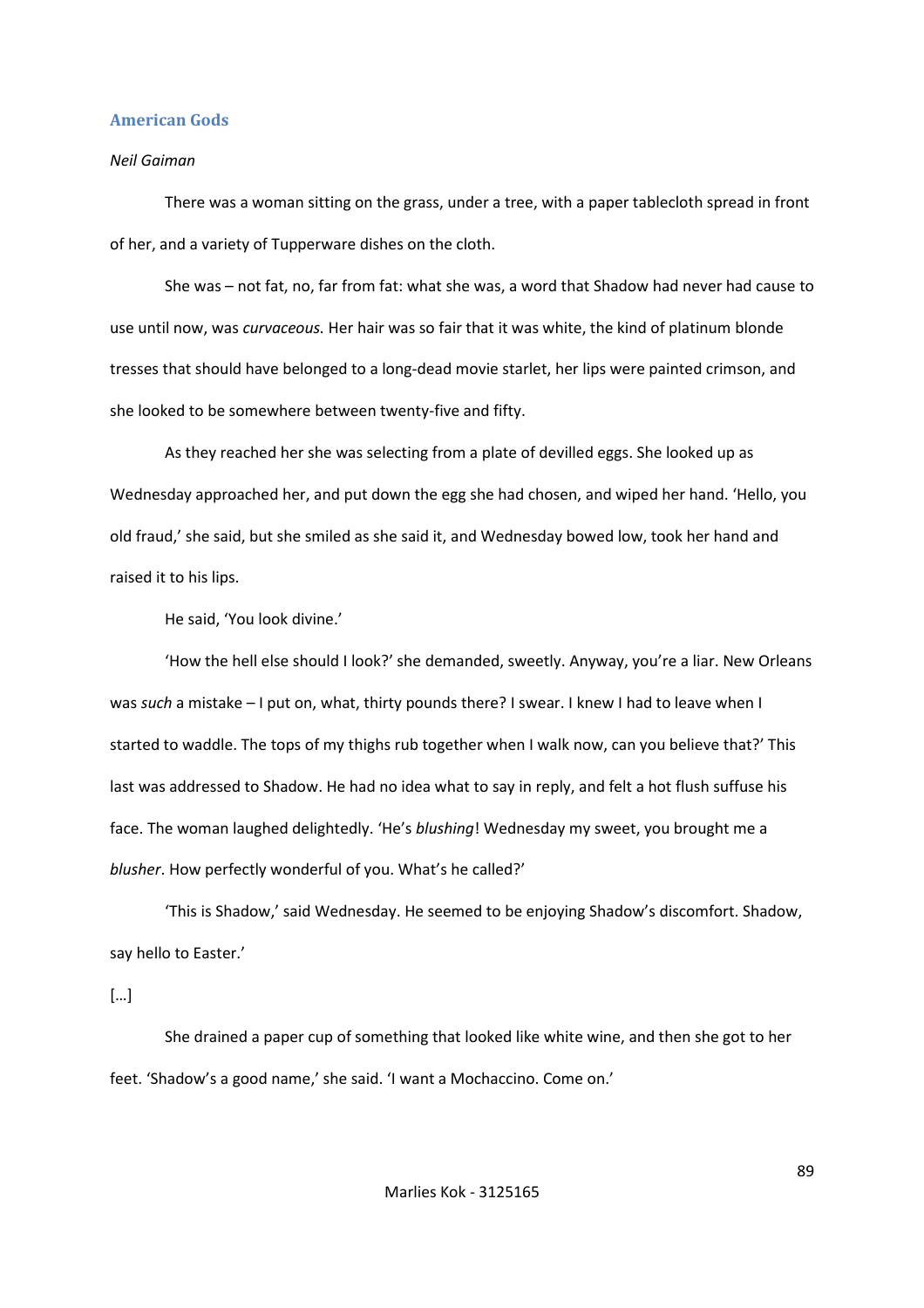## American Gods

*Neil Gaiman*

There was a woman sitting on the grass, under a tree, with a paper tablecloth spread in front of her, and a variety of Tupperware dishes on the cloth.

She was – not fat, no, far from fat: what she was, a word that Shadow had never had cause to use until now, was *curvaceous.* Her hair was so fair that it was white, the kind of platinum blonde tresses that should have belonged to a long-dead movie starlet, her lips were painted crimson, and she looked to be somewhere between twenty-five and fifty.

As they reached her she was selecting from a plate of devilled eggs. She looked up as Wednesday approached her, and put down the egg she had chosen, and wiped her hand. 'Hello, you old fraud,' she said, but she smiled as she said it, and Wednesday bowed low, took her hand and raised it to his lips.

He said, 'You look divine.'

'How the hell else should I look?' she demanded, sweetly. Anyway, you're a liar. New Orleans was *such* a mistake – I put on, what, thirty pounds there? I swear. I knew I had to leave when I started to waddle. The tops of my thighs rub together when I walk now, can you believe that?' This last was addressed to Shadow. He had no idea what to say in reply, and felt a hot flush suffuse his face. The woman laughed delightedly. 'He's *blushing*! Wednesday my sweet, you brought me a *blusher*. How perfectly wonderful of you. What's he called?'

'This is Shadow,' said Wednesday. He seemed to be enjoying Shadow's discomfort. Shadow, say hello to Easter.'

[…]

She drained a paper cup of something that looked like white wine, and then she got to her feet. 'Shadow's a good name,' she said. 'I want a Mochaccino. Come on.'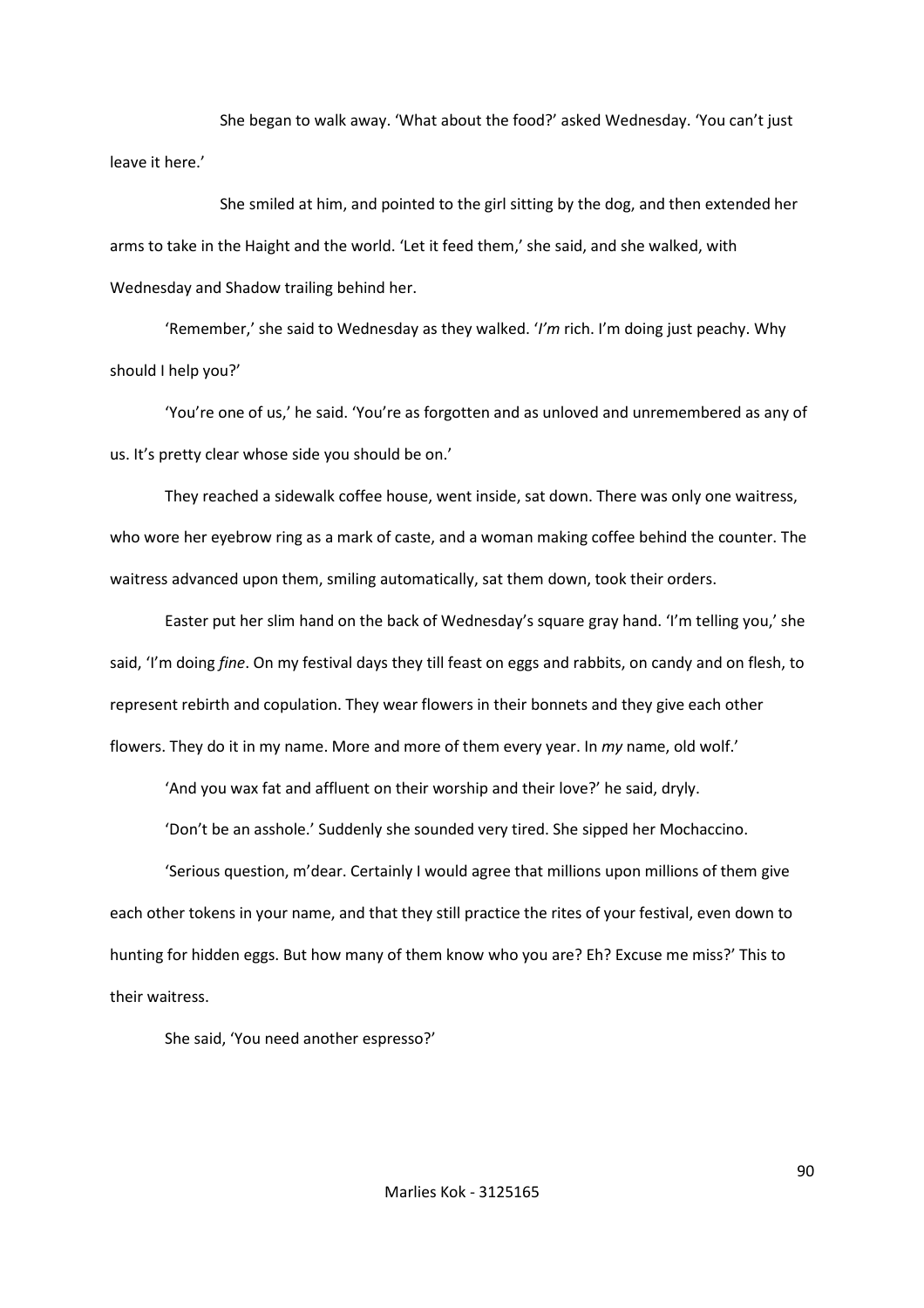She began to walk away. 'What about the food?' asked Wednesday. 'You can't just leave it here.'

She smiled at him, and pointed to the girl sitting by the dog, and then extended her arms to take in the Haight and the world. 'Let it feed them,' she said, and she walked, with Wednesday and Shadow trailing behind her.

'Remember,' she said to Wednesday as they walked. '*I'm* rich. I'm doing just peachy. Why should I help you?'

'You're one of us,' he said. 'You're as forgotten and as unloved and unremembered as any of us. It's pretty clear whose side you should be on.'

They reached a sidewalk coffee house, went inside, sat down. There was only one waitress, who wore her eyebrow ring as a mark of caste, and a woman making coffee behind the counter. The waitress advanced upon them, smiling automatically, sat them down, took their orders.

Easter put her slim hand on the back of Wednesday's square gray hand. 'I'm telling you,' she said, 'I'm doing *fine*. On my festival days they till feast on eggs and rabbits, on candy and on flesh, to represent rebirth and copulation. They wear flowers in their bonnets and they give each other flowers. They do it in my name. More and more of them every year. In *my* name, old wolf.'

'And you wax fat and affluent on their worship and their love?' he said, dryly.

'Don't be an asshole.' Suddenly she sounded very tired. She sipped her Mochaccino.

'Serious question, m'dear. Certainly I would agree that millions upon millions of them give each other tokens in your name, and that they still practice the rites of your festival, even down to hunting for hidden eggs. But how many of them know who you are? Eh? Excuse me miss?' This to their waitress.

She said, 'You need another espresso?'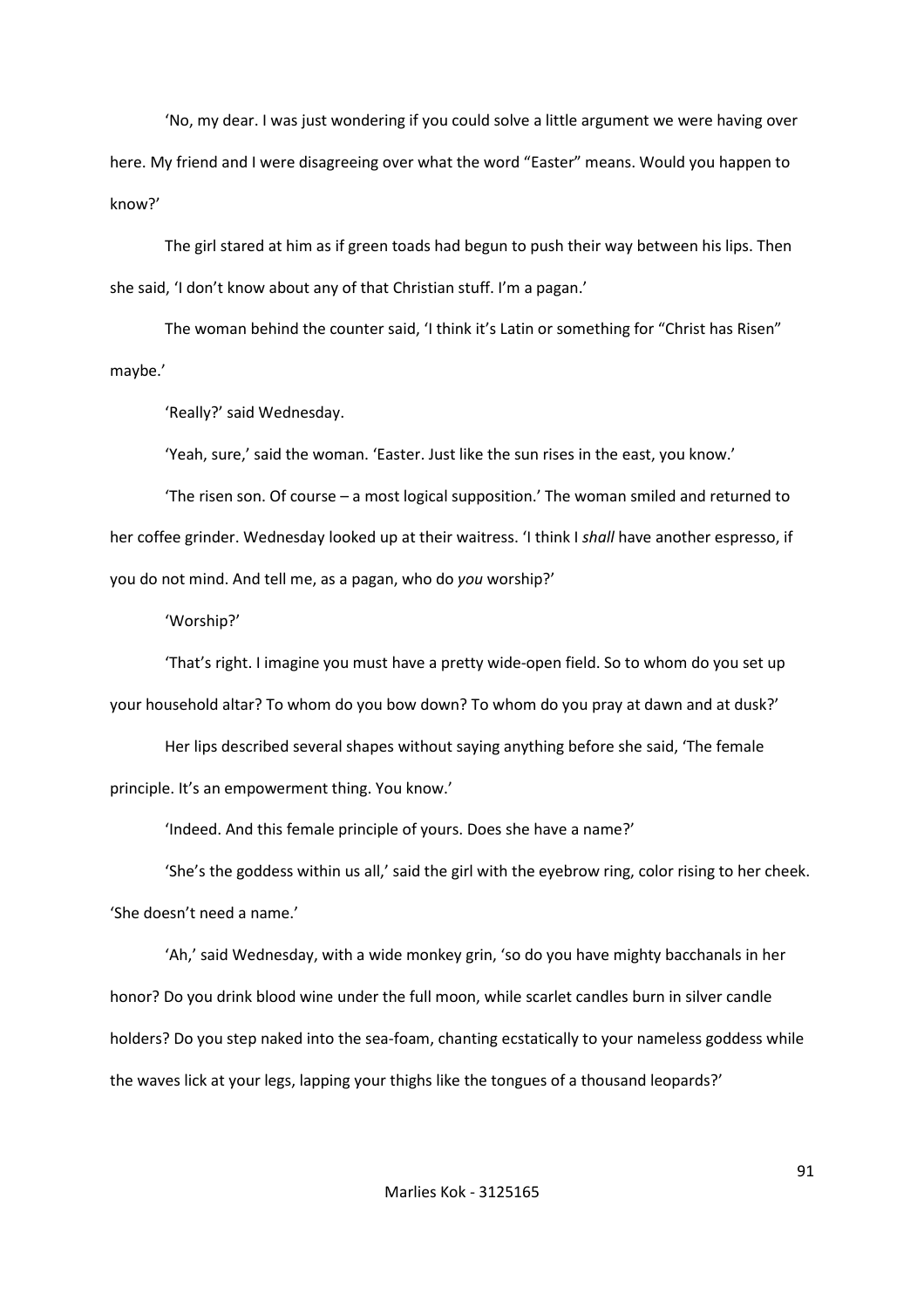'No, my dear. I was just wondering if you could solve a little argument we were having over here. My friend and I were disagreeing over what the word "Easter" means. Would you happen to know?'

The girl stared at him as if green toads had begun to push their way between his lips. Then she said, 'I don't know about any of that Christian stuff. I'm a pagan.'

The woman behind the counter said, 'I think it's Latin or something for "Christ has Risen" maybe.'

'Really?' said Wednesday.

'Yeah, sure,' said the woman. 'Easter. Just like the sun rises in the east, you know.'

'The risen son. Of course – a most logical supposition.' The woman smiled and returned to her coffee grinder. Wednesday looked up at their waitress. 'I think I *shall* have another espresso, if you do not mind. And tell me, as a pagan, who do *you* worship?'

'Worship?'

'That's right. I imagine you must have a pretty wide-open field. So to whom do you set up your household altar? To whom do you bow down? To whom do you pray at dawn and at dusk?'

Her lips described several shapes without saying anything before she said, 'The female principle. It's an empowerment thing. You know.'

'Indeed. And this female principle of yours. Does she have a name?'

'She's the goddess within us all,' said the girl with the eyebrow ring, color rising to her cheek. 'She doesn't need a name.'

'Ah,' said Wednesday, with a wide monkey grin, 'so do you have mighty bacchanals in her honor? Do you drink blood wine under the full moon, while scarlet candles burn in silver candle holders? Do you step naked into the sea-foam, chanting ecstatically to your nameless goddess while the waves lick at your legs, lapping your thighs like the tongues of a thousand leopards?'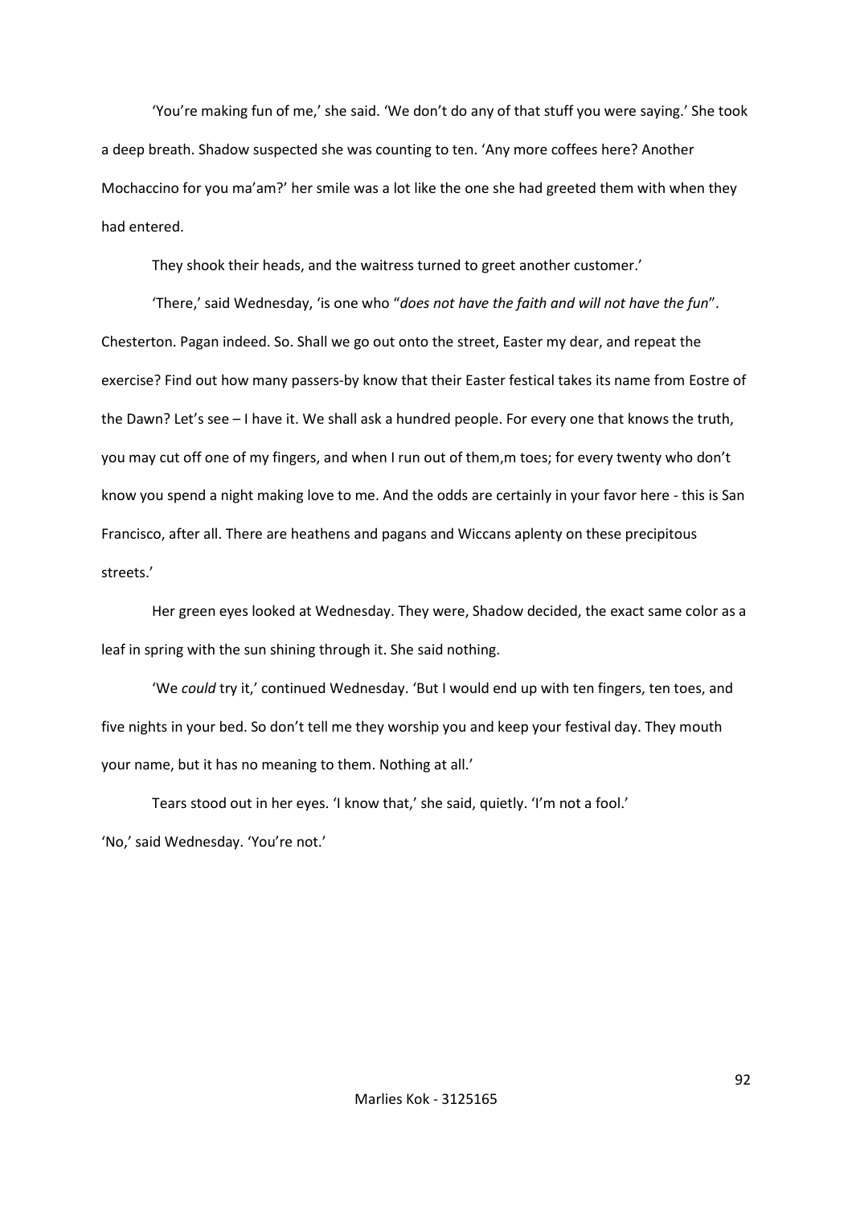'You're making fun of me,' she said. 'We don't do any of that stuff you were saying.' She took a deep breath. Shadow suspected she was counting to ten. 'Any more coffees here? Another Mochaccino for you ma'am?' her smile was a lot like the one she had greeted them with when they had entered.

They shook their heads, and the waitress turned to greet another customer.'

'There,' said Wednesday, 'is one who "*does not have the faith and will not have the fun*". Chesterton. Pagan indeed. So. Shall we go out onto the street, Easter my dear, and repeat the exercise? Find out how many passers-by know that their Easter festical takes its name from Eostre of the Dawn? Let's see – I have it. We shall ask a hundred people. For every one that knows the truth, you may cut off one of my fingers, and when I run out of them,m toes; for every twenty who don't know you spend a night making love to me. And the odds are certainly in your favor here - this is San Francisco, after all. There are heathens and pagans and Wiccans aplenty on these precipitous streets.'

Her green eyes looked at Wednesday. They were, Shadow decided, the exact same color as a leaf in spring with the sun shining through it. She said nothing.

'We *could* try it,' continued Wednesday. 'But I would end up with ten fingers, ten toes, and five nights in your bed. So don't tell me they worship you and keep your festival day. They mouth your name, but it has no meaning to them. Nothing at all.'

Tears stood out in her eyes. 'I know that,' she said, quietly. 'I'm not a fool.'

'No,' said Wednesday. 'You're not.'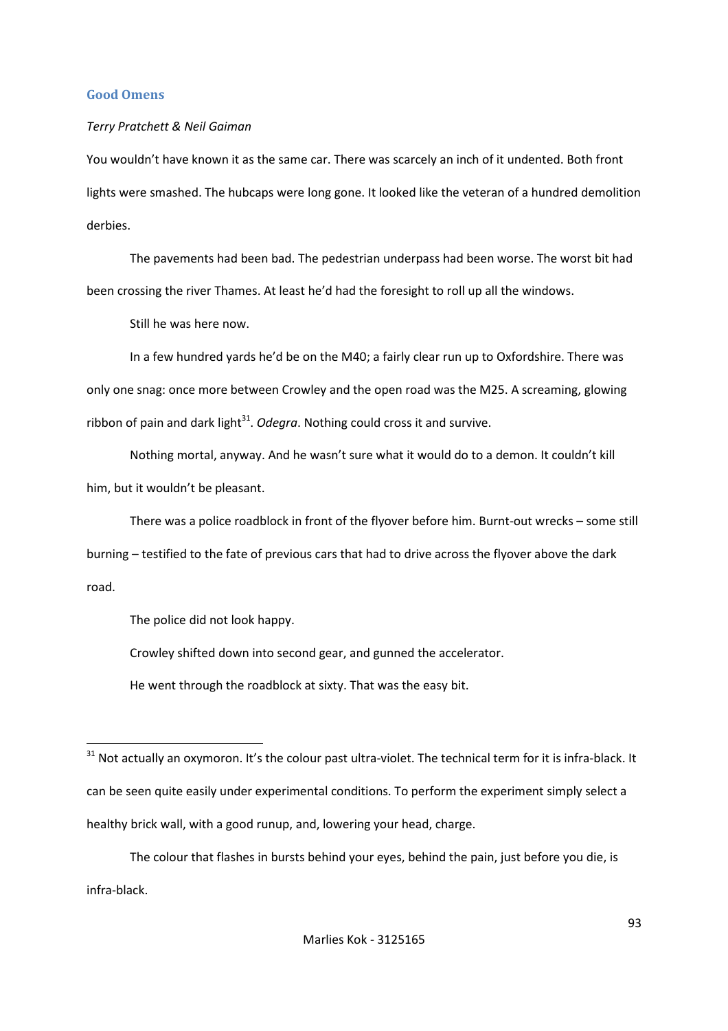## Good Omens

*Terry Pratchett & Neil Gaiman*

You wouldn't have known it as the same car. There was scarcely an inch of it undented. Both front lights were smashed. The hubcaps were long gone. It looked like the veteran of a hundred demolition derbies.

The pavements had been bad. The pedestrian underpass had been worse. The worst bit had been crossing the river Thames. At least he'd had the foresight to roll up all the windows.

Still he was here now.

In a few hundred yards he'd be on the M40; a fairly clear run up to Oxfordshire. There was only one snag: once more between Crowley and the open road was the M25. A screaming, glowing ribbon of pain and dark light[31]. *Odegra*. Nothing could cross it and survive.

Nothing mortal, anyway. And he wasn't sure what it would do to a demon. It couldn't kill him, but it wouldn't be pleasant.

There was a police roadblock in front of the flyover before him. Burnt-out wrecks – some still burning – testified to the fate of previous cars that had to drive across the flyover above the dark road.

The police did not look happy.

Crowley shifted down into second gear, and gunned the accelerator.

He went through the roadblock at sixty. That was the easy bit.

---

[31] Not actually an oxymoron. It's the colour past ultra-violet. The technical term for it is infra-black. It can be seen quite easily under experimental conditions. To perform the experiment simply select a healthy brick wall, with a good runup, and, lowering your head, charge.

The colour that flashes in bursts behind your eyes, behind the pain, just before you die, is infra-black.

Marlies Kok - 3125165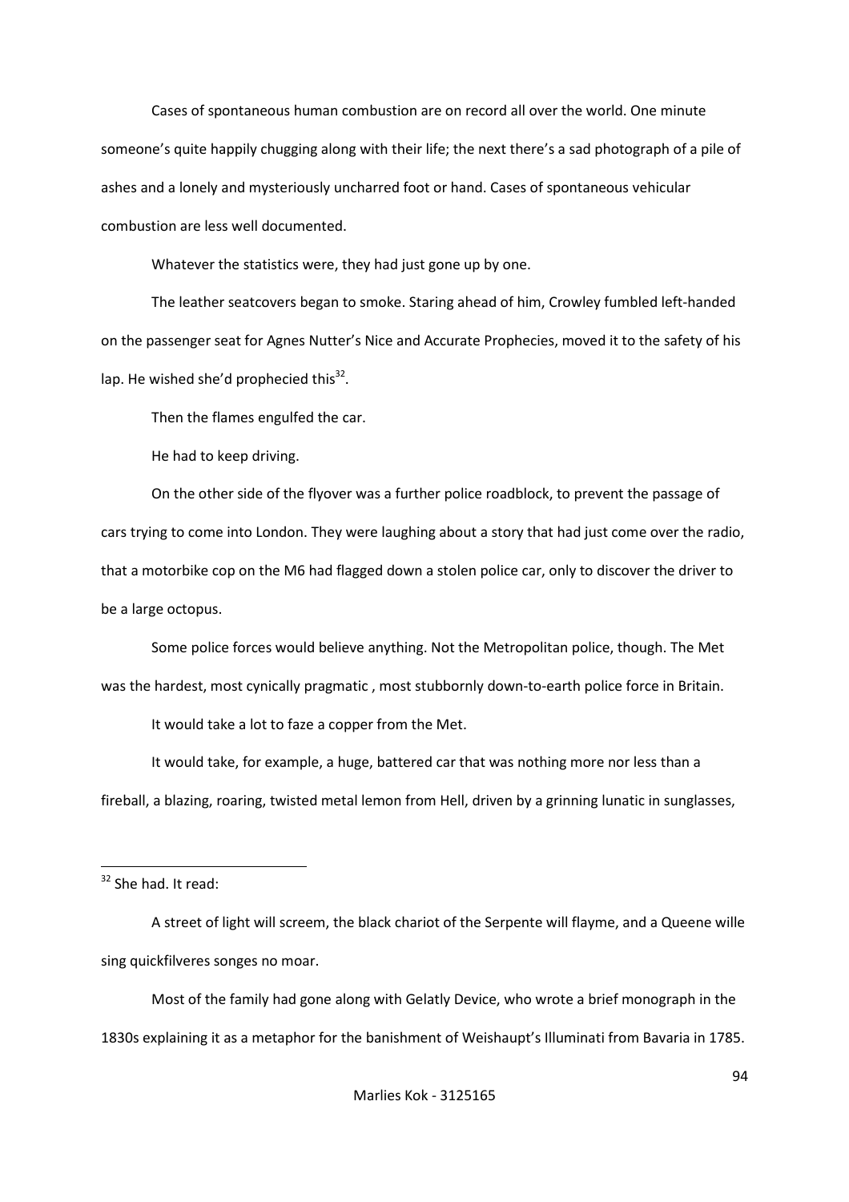Cases of spontaneous human combustion are on record all over the world. One minute someone's quite happily chugging along with their life; the next there's a sad photograph of a pile of ashes and a lonely and mysteriously uncharred foot or hand. Cases of spontaneous vehicular combustion are less well documented.

Whatever the statistics were, they had just gone up by one.

The leather seatcovers began to smoke. Staring ahead of him, Crowley fumbled left-handed on the passenger seat for Agnes Nutter's Nice and Accurate Prophecies, moved it to the safety of his lap. He wished she'd prophecied this[32].

Then the flames engulfed the car.

He had to keep driving.

On the other side of the flyover was a further police roadblock, to prevent the passage of cars trying to come into London. They were laughing about a story that had just come over the radio, that a motorbike cop on the M6 had flagged down a stolen police car, only to discover the driver to be a large octopus.

Some police forces would believe anything. Not the Metropolitan police, though. The Met was the hardest, most cynically pragmatic , most stubbornly down-to-earth police force in Britain.

It would take a lot to faze a copper from the Met.

It would take, for example, a huge, battered car that was nothing more nor less than a fireball, a blazing, roaring, twisted metal lemon from Hell, driven by a grinning lunatic in sunglasses,

---

[32] She had. It read:

A street of light will screem, the black chariot of the Serpente will flayme, and a Queene wille sing quickfilveres songes no moar.

Most of the family had gone along with Gelatly Device, who wrote a brief monograph in the 1830s explaining it as a metaphor for the banishment of Weishaupt's Illuminati from Bavaria in 1785.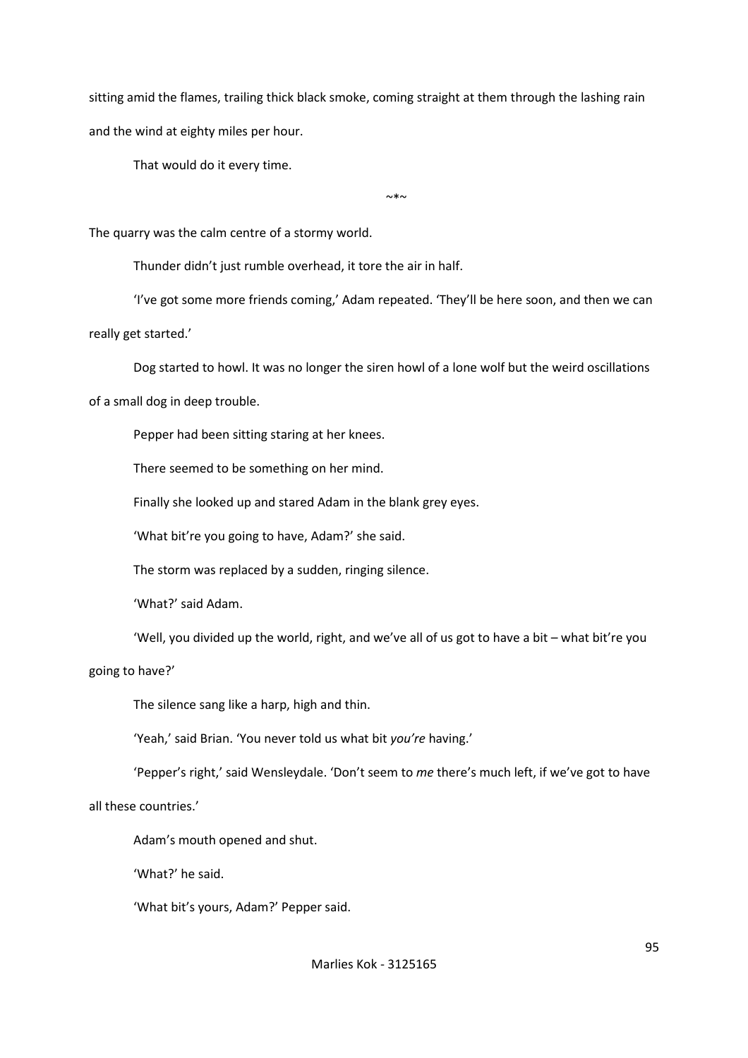sitting amid the flames, trailing thick black smoke, coming straight at them through the lashing rain and the wind at eighty miles per hour.

That would do it every time.

~*~

The quarry was the calm centre of a stormy world.

Thunder didn't just rumble overhead, it tore the air in half.

'I've got some more friends coming,' Adam repeated. 'They'll be here soon, and then we can really get started.'

Dog started to howl. It was no longer the siren howl of a lone wolf but the weird oscillations of a small dog in deep trouble.

Pepper had been sitting staring at her knees.

There seemed to be something on her mind.

Finally she looked up and stared Adam in the blank grey eyes.

'What bit're you going to have, Adam?' she said.

The storm was replaced by a sudden, ringing silence.

'What?' said Adam.

'Well, you divided up the world, right, and we've all of us got to have a bit – what bit're you going to have?'

The silence sang like a harp, high and thin.

'Yeah,' said Brian. 'You never told us what bit *you're* having.'

'Pepper's right,' said Wensleydale. 'Don't seem to *me* there's much left, if we've got to have all these countries.'

Adam's mouth opened and shut.

'What?' he said.

'What bit's yours, Adam?' Pepper said.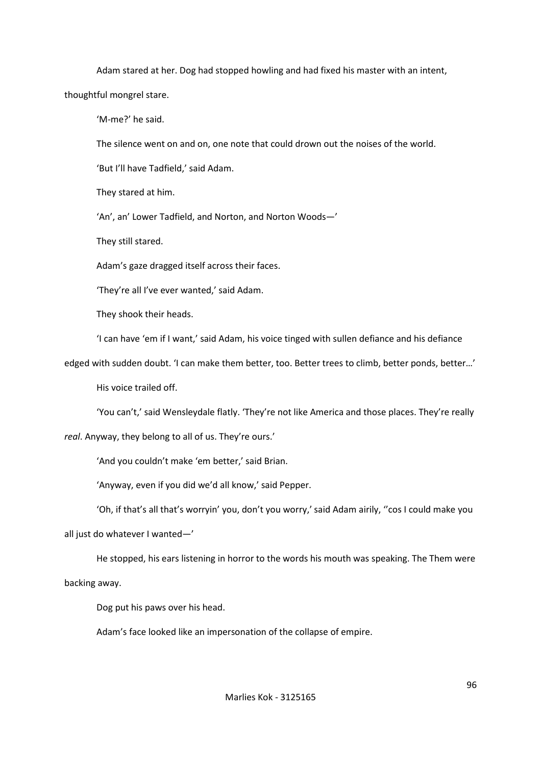Adam stared at her. Dog had stopped howling and had fixed his master with an intent, thoughtful mongrel stare.

'M-me?' he said.

The silence went on and on, one note that could drown out the noises of the world.

'But I'll have Tadfield,' said Adam.

They stared at him.

'An', an' Lower Tadfield, and Norton, and Norton Woods—'

They still stared.

Adam's gaze dragged itself across their faces.

'They're all I've ever wanted,' said Adam.

They shook their heads.

'I can have 'em if I want,' said Adam, his voice tinged with sullen defiance and his defiance edged with sudden doubt. 'I can make them better, too. Better trees to climb, better ponds, better…'

His voice trailed off.

'You can't,' said Wensleydale flatly. 'They're not like America and those places. They're really *real*. Anyway, they belong to all of us. They're ours.'

'And you couldn't make 'em better,' said Brian.

'Anyway, even if you did we'd all know,' said Pepper.

'Oh, if that's all that's worryin' you, don't you worry,' said Adam airily, ''cos I could make you all just do whatever I wanted—'

He stopped, his ears listening in horror to the words his mouth was speaking. The Them were backing away.

Dog put his paws over his head.

Adam's face looked like an impersonation of the collapse of empire.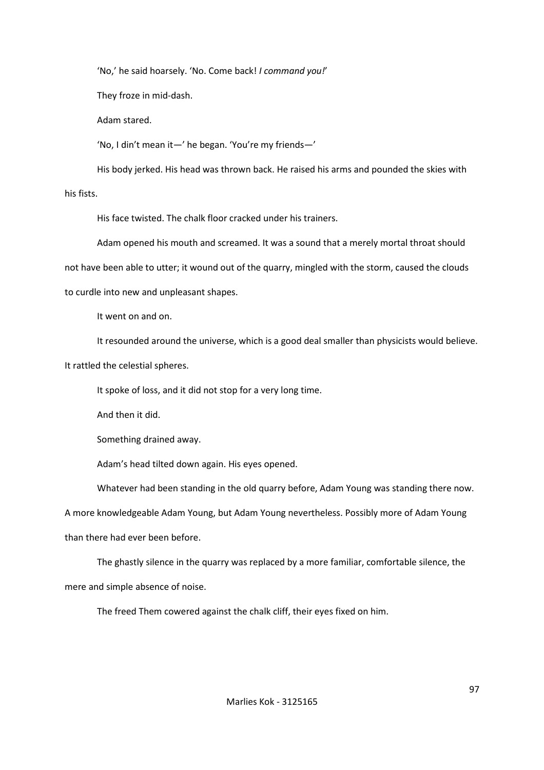'No,' he said hoarsely. 'No. Come back! *I command you!*'

They froze in mid-dash.

Adam stared.

'No, I din't mean it—' he began. 'You're my friends—'

His body jerked. His head was thrown back. He raised his arms and pounded the skies with his fists.

His face twisted. The chalk floor cracked under his trainers.

Adam opened his mouth and screamed. It was a sound that a merely mortal throat should not have been able to utter; it wound out of the quarry, mingled with the storm, caused the clouds to curdle into new and unpleasant shapes.

It went on and on.

It resounded around the universe, which is a good deal smaller than physicists would believe. It rattled the celestial spheres.

It spoke of loss, and it did not stop for a very long time.

And then it did.

Something drained away.

Adam's head tilted down again. His eyes opened.

Whatever had been standing in the old quarry before, Adam Young was standing there now. A more knowledgeable Adam Young, but Adam Young nevertheless. Possibly more of Adam Young than there had ever been before.

The ghastly silence in the quarry was replaced by a more familiar, comfortable silence, the mere and simple absence of noise.

The freed Them cowered against the chalk cliff, their eyes fixed on him.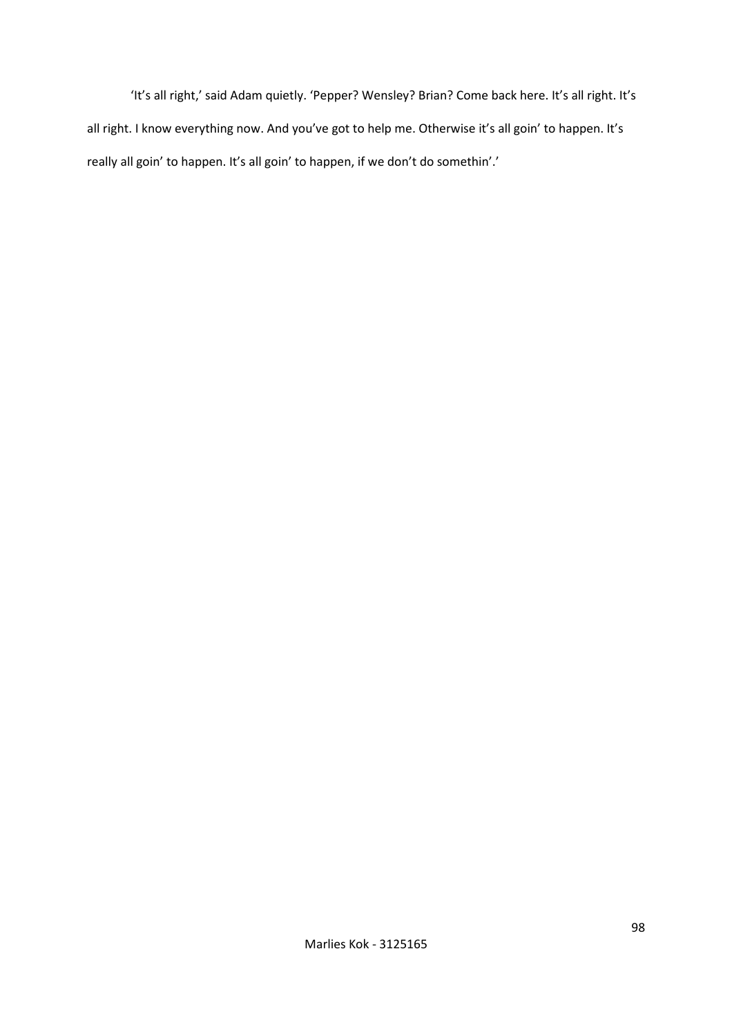'It's all right,' said Adam quietly. 'Pepper? Wensley? Brian? Come back here. It's all right. It's all right. I know everything now. And you've got to help me. Otherwise it's all goin' to happen. It's really all goin' to happen. It's all goin' to happen, if we don't do somethin'.'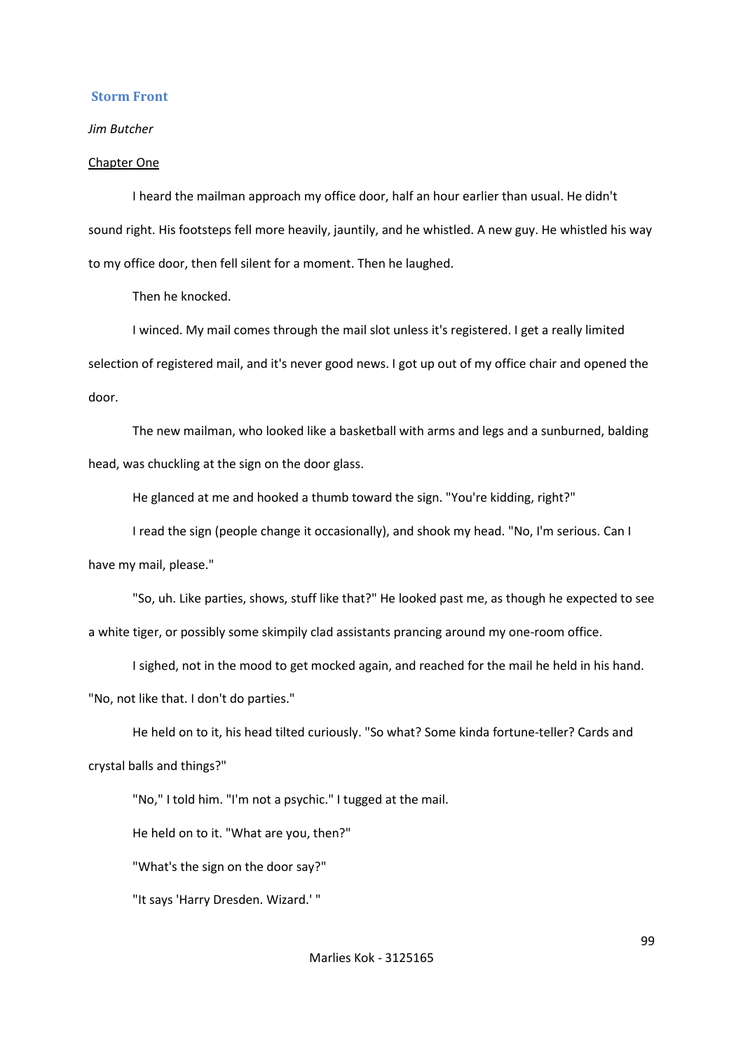## Storm Front

*Jim Butcher*

Chapter One

I heard the mailman approach my office door, half an hour earlier than usual. He didn't sound right. His footsteps fell more heavily, jauntily, and he whistled. A new guy. He whistled his way to my office door, then fell silent for a moment. Then he laughed.

Then he knocked.

I winced. My mail comes through the mail slot unless it's registered. I get a really limited selection of registered mail, and it's never good news. I got up out of my office chair and opened the door.

The new mailman, who looked like a basketball with arms and legs and a sunburned, balding head, was chuckling at the sign on the door glass.

He glanced at me and hooked a thumb toward the sign. "You're kidding, right?"

I read the sign (people change it occasionally), and shook my head. "No, I'm serious. Can I have my mail, please."

"So, uh. Like parties, shows, stuff like that?" He looked past me, as though he expected to see a white tiger, or possibly some skimpily clad assistants prancing around my one-room office.

I sighed, not in the mood to get mocked again, and reached for the mail he held in his hand. "No, not like that. I don't do parties."

He held on to it, his head tilted curiously. "So what? Some kinda fortune-teller? Cards and crystal balls and things?"

"No," I told him. "I'm not a psychic." I tugged at the mail.

He held on to it. "What are you, then?"

"What's the sign on the door say?"

"It says 'Harry Dresden. Wizard.' "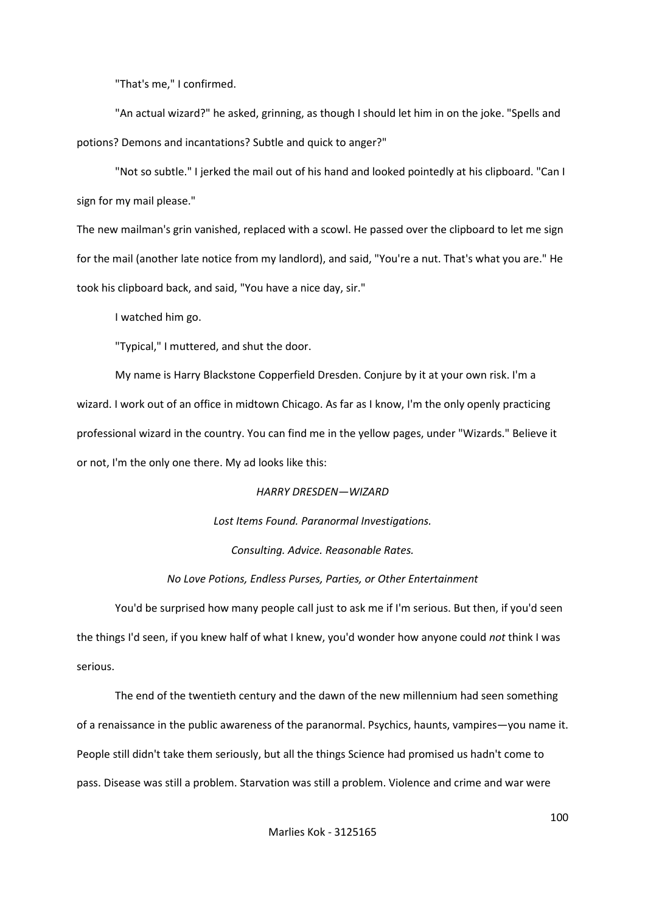"That's me," I confirmed.

"An actual wizard?" he asked, grinning, as though I should let him in on the joke. "Spells and potions? Demons and incantations? Subtle and quick to anger?"

"Not so subtle." I jerked the mail out of his hand and looked pointedly at his clipboard. "Can I sign for my mail please."

The new mailman's grin vanished, replaced with a scowl. He passed over the clipboard to let me sign for the mail (another late notice from my landlord), and said, "You're a nut. That's what you are." He took his clipboard back, and said, "You have a nice day, sir."

I watched him go.

"Typical," I muttered, and shut the door.

My name is Harry Blackstone Copperfield Dresden. Conjure by it at your own risk. I'm a wizard. I work out of an office in midtown Chicago. As far as I know, I'm the only openly practicing professional wizard in the country. You can find me in the yellow pages, under "Wizards." Believe it or not, I'm the only one there. My ad looks like this:

*HARRY DRESDEN—WIZARD*

*Lost Items Found. Paranormal Investigations.*

*Consulting. Advice. Reasonable Rates.*

*No Love Potions, Endless Purses, Parties, or Other Entertainment*

You'd be surprised how many people call just to ask me if I'm serious. But then, if you'd seen the things I'd seen, if you knew half of what I knew, you'd wonder how anyone could *not* think I was serious.

The end of the twentieth century and the dawn of the new millennium had seen something of a renaissance in the public awareness of the paranormal. Psychics, haunts, vampires—you name it. People still didn't take them seriously, but all the things Science had promised us hadn't come to pass. Disease was still a problem. Starvation was still a problem. Violence and crime and war were

Marlies Kok - 3125165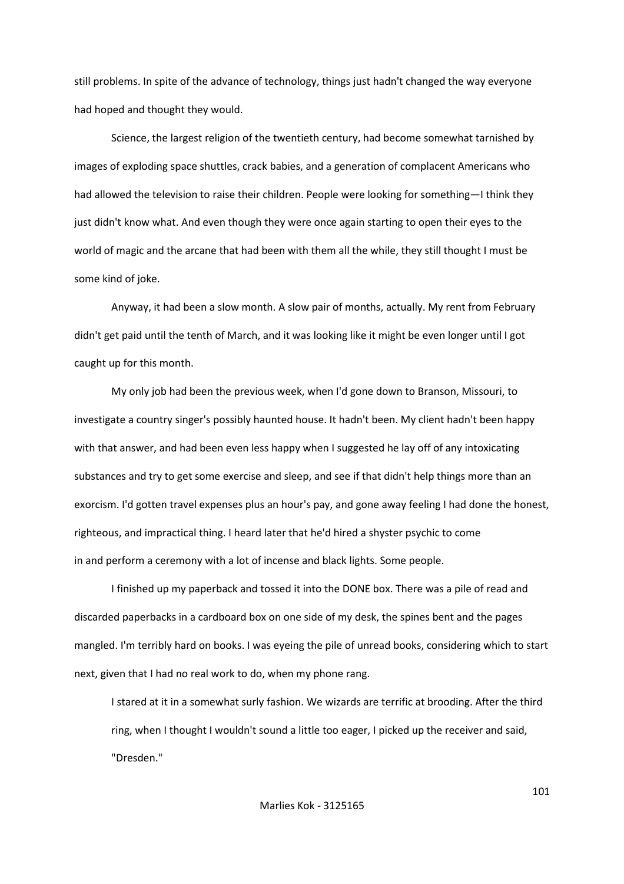still problems. In spite of the advance of technology, things just hadn't changed the way everyone had hoped and thought they would.

Science, the largest religion of the twentieth century, had become somewhat tarnished by images of exploding space shuttles, crack babies, and a generation of complacent Americans who had allowed the television to raise their children. People were looking for something—I think they just didn't know what. And even though they were once again starting to open their eyes to the world of magic and the arcane that had been with them all the while, they still thought I must be some kind of joke.

Anyway, it had been a slow month. A slow pair of months, actually. My rent from February didn't get paid until the tenth of March, and it was looking like it might be even longer until I got caught up for this month.

My only job had been the previous week, when I'd gone down to Branson, Missouri, to investigate a country singer's possibly haunted house. It hadn't been. My client hadn't been happy with that answer, and had been even less happy when I suggested he lay off of any intoxicating substances and try to get some exercise and sleep, and see if that didn't help things more than an exorcism. I'd gotten travel expenses plus an hour's pay, and gone away feeling I had done the honest, righteous, and impractical thing. I heard later that he'd hired a shyster psychic to come in and perform a ceremony with a lot of incense and black lights. Some people.

I finished up my paperback and tossed it into the DONE box. There was a pile of read and discarded paperbacks in a cardboard box on one side of my desk, the spines bent and the pages mangled. I'm terribly hard on books. I was eyeing the pile of unread books, considering which to start next, given that I had no real work to do, when my phone rang.

I stared at it in a somewhat surly fashion. We wizards are terrific at brooding. After the third ring, when I thought I wouldn't sound a little too eager, I picked up the receiver and said, "Dresden."

Marlies Kok - 3125165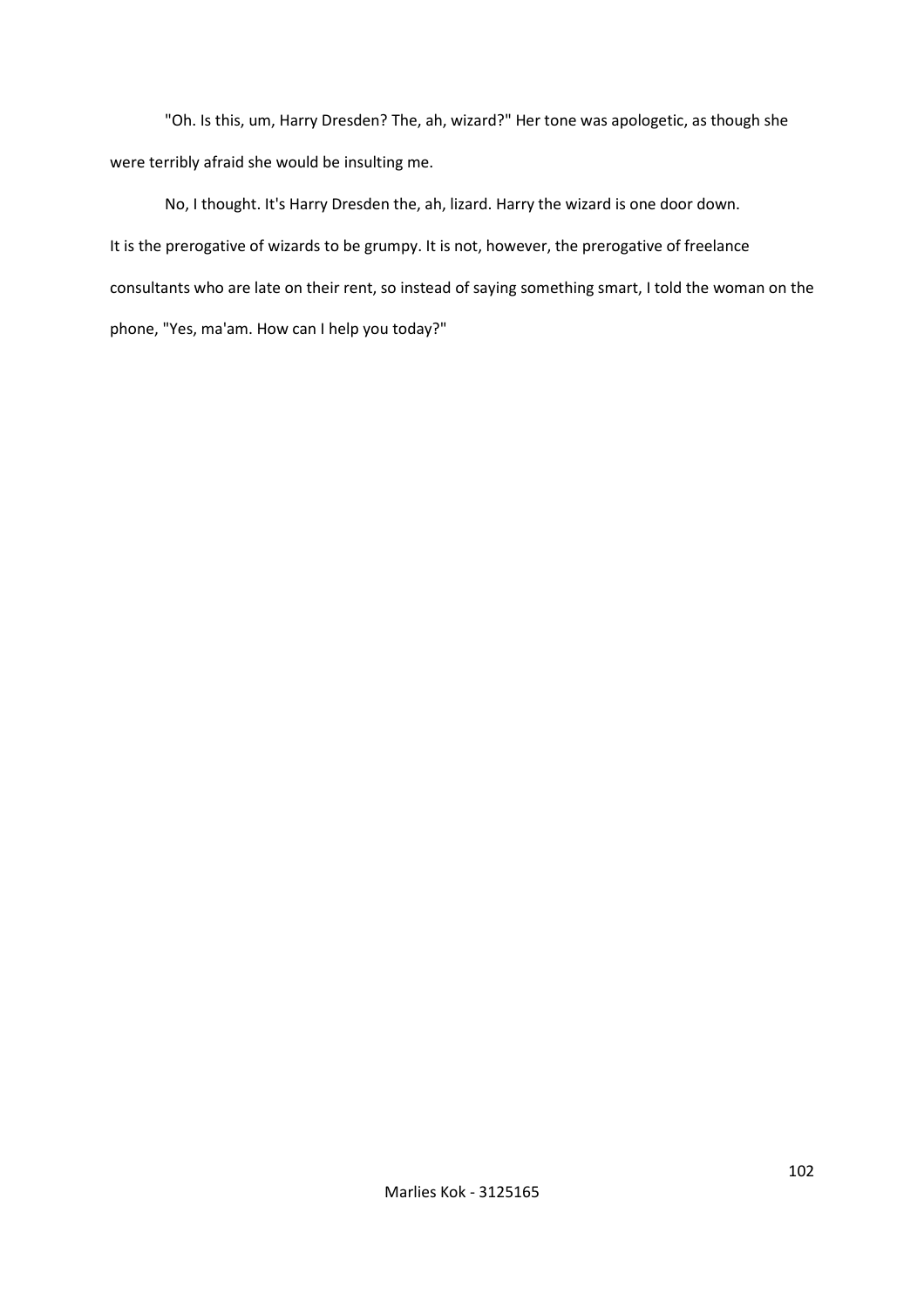"Oh. Is this, um, Harry Dresden? The, ah, wizard?" Her tone was apologetic, as though she were terribly afraid she would be insulting me.

No, I thought. It's Harry Dresden the, ah, lizard. Harry the wizard is one door down.
It is the prerogative of wizards to be grumpy. It is not, however, the prerogative of freelance consultants who are late on their rent, so instead of saying something smart, I told the woman on the phone, "Yes, ma'am. How can I help you today?"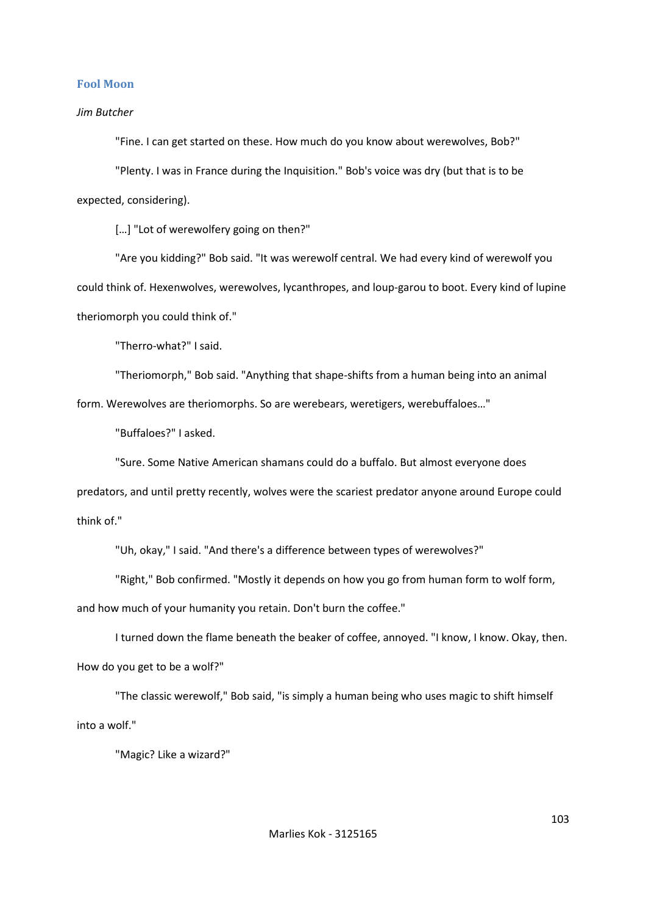## Fool Moon

*Jim Butcher*

"Fine. I can get started on these. How much do you know about werewolves, Bob?"

"Plenty. I was in France during the Inquisition." Bob's voice was dry (but that is to be expected, considering).

[…] "Lot of werewolfery going on then?"

"Are you kidding?" Bob said. "It was werewolf central. We had every kind of werewolf you could think of. Hexenwolves, werewolves, lycanthropes, and loup-garou to boot. Every kind of lupine theriomorph you could think of."

"Therro-what?" I said.

"Theriomorph," Bob said. "Anything that shape-shifts from a human being into an animal form. Werewolves are theriomorphs. So are werebears, weretigers, werebuffaloes…"

"Buffaloes?" I asked.

"Sure. Some Native American shamans could do a buffalo. But almost everyone does predators, and until pretty recently, wolves were the scariest predator anyone around Europe could think of."

"Uh, okay," I said. "And there's a difference between types of werewolves?"

"Right," Bob confirmed. "Mostly it depends on how you go from human form to wolf form, and how much of your humanity you retain. Don't burn the coffee."

I turned down the flame beneath the beaker of coffee, annoyed. "I know, I know. Okay, then. How do you get to be a wolf?"

"The classic werewolf," Bob said, "is simply a human being who uses magic to shift himself into a wolf."

"Magic? Like a wizard?"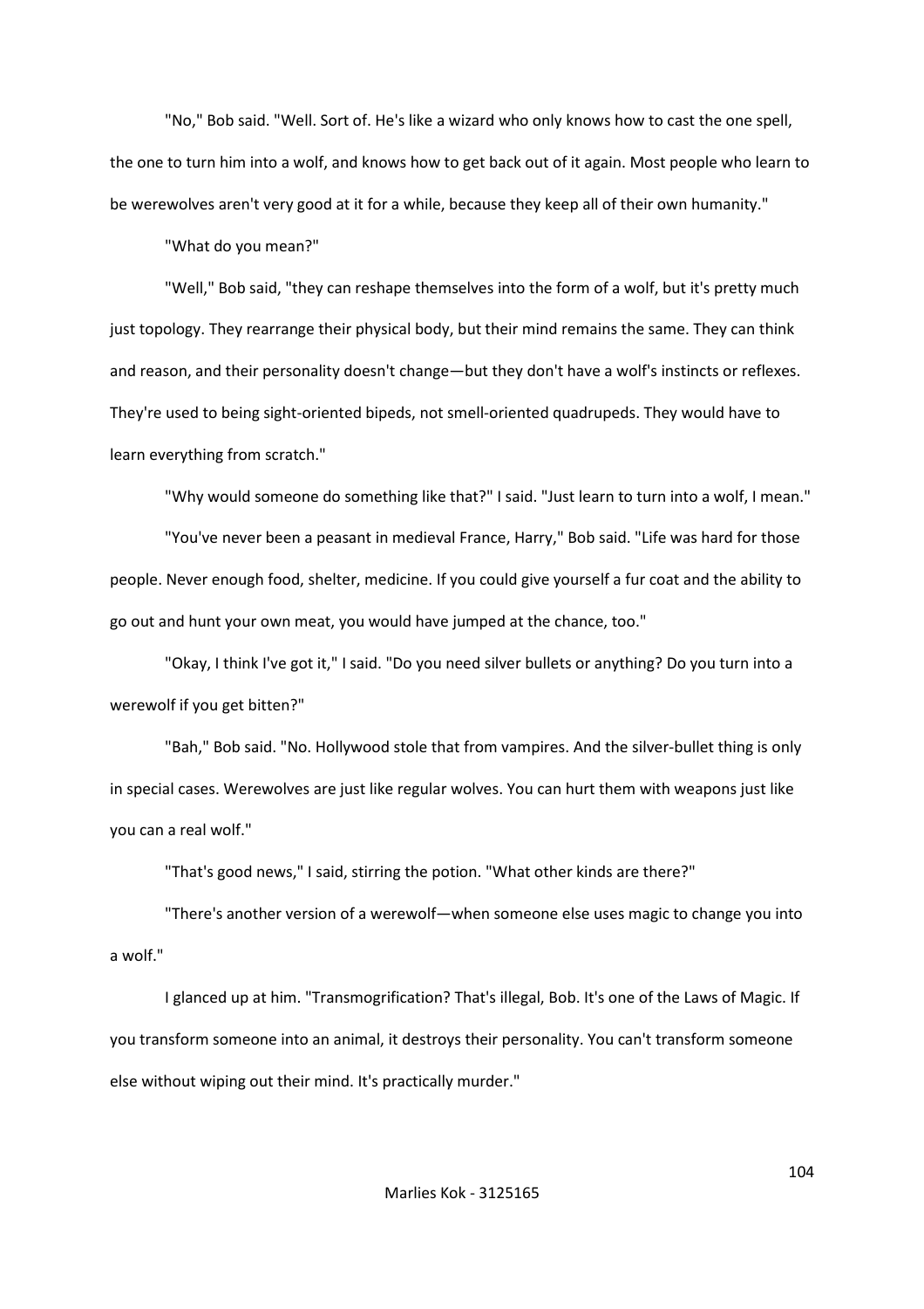"No," Bob said. "Well. Sort of. He's like a wizard who only knows how to cast the one spell, the one to turn him into a wolf, and knows how to get back out of it again. Most people who learn to be werewolves aren't very good at it for a while, because they keep all of their own humanity."

"What do you mean?"

"Well," Bob said, "they can reshape themselves into the form of a wolf, but it's pretty much just topology. They rearrange their physical body, but their mind remains the same. They can think and reason, and their personality doesn't change—but they don't have a wolf's instincts or reflexes. They're used to being sight-oriented bipeds, not smell-oriented quadrupeds. They would have to learn everything from scratch."

"Why would someone do something like that?" I said. "Just learn to turn into a wolf, I mean."

"You've never been a peasant in medieval France, Harry," Bob said. "Life was hard for those people. Never enough food, shelter, medicine. If you could give yourself a fur coat and the ability to go out and hunt your own meat, you would have jumped at the chance, too."

"Okay, I think I've got it," I said. "Do you need silver bullets or anything? Do you turn into a werewolf if you get bitten?"

"Bah," Bob said. "No. Hollywood stole that from vampires. And the silver-bullet thing is only in special cases. Werewolves are just like regular wolves. You can hurt them with weapons just like you can a real wolf."

"That's good news," I said, stirring the potion. "What other kinds are there?"

"There's another version of a werewolf—when someone else uses magic to change you into a wolf."

I glanced up at him. "Transmogrification? That's illegal, Bob. It's one of the Laws of Magic. If you transform someone into an animal, it destroys their personality. You can't transform someone else without wiping out their mind. It's practically murder."

Marlies Kok - 3125165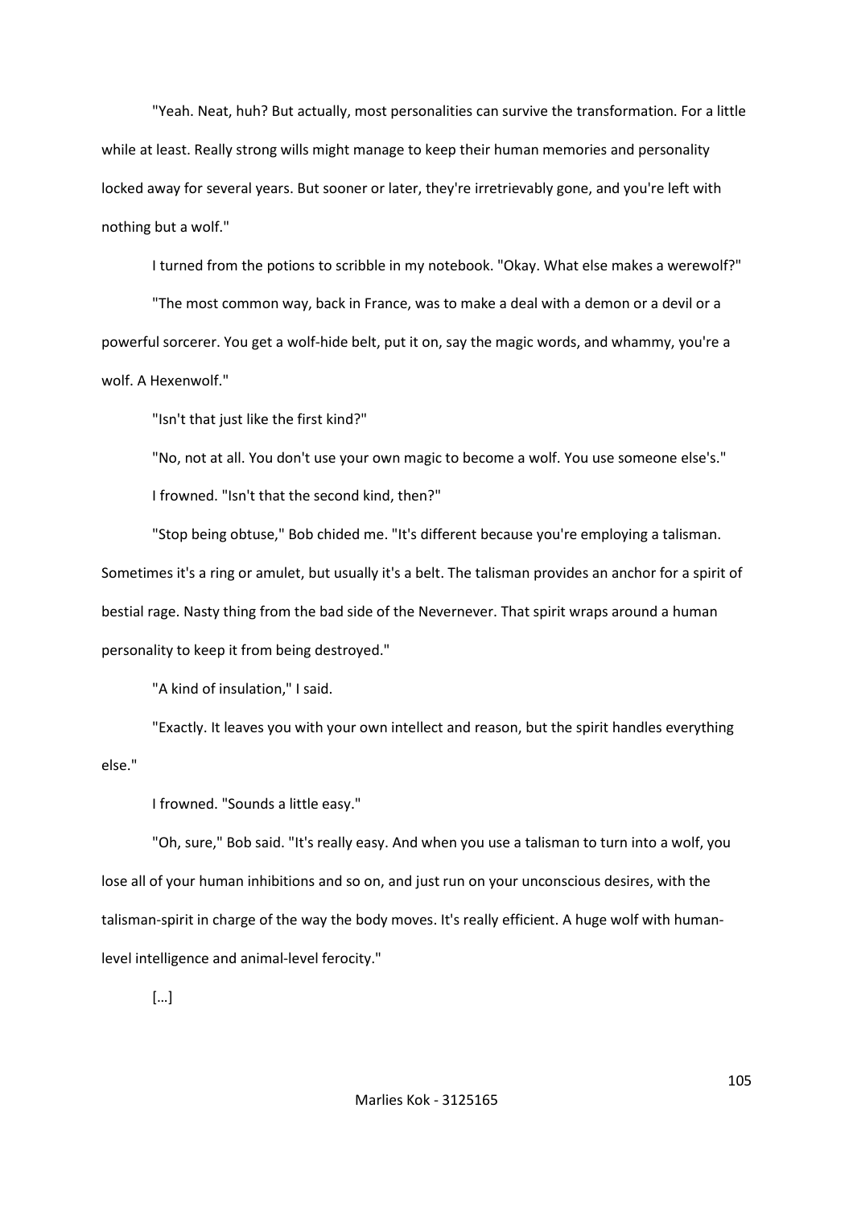"Yeah. Neat, huh? But actually, most personalities can survive the transformation. For a little while at least. Really strong wills might manage to keep their human memories and personality locked away for several years. But sooner or later, they're irretrievably gone, and you're left with nothing but a wolf."

I turned from the potions to scribble in my notebook. "Okay. What else makes a werewolf?"

"The most common way, back in France, was to make a deal with a demon or a devil or a powerful sorcerer. You get a wolf-hide belt, put it on, say the magic words, and whammy, you're a wolf. A Hexenwolf."

"Isn't that just like the first kind?"

"No, not at all. You don't use your own magic to become a wolf. You use someone else's."

I frowned. "Isn't that the second kind, then?"

"Stop being obtuse," Bob chided me. "It's different because you're employing a talisman. Sometimes it's a ring or amulet, but usually it's a belt. The talisman provides an anchor for a spirit of bestial rage. Nasty thing from the bad side of the Nevernever. That spirit wraps around a human personality to keep it from being destroyed."

"A kind of insulation," I said.

"Exactly. It leaves you with your own intellect and reason, but the spirit handles everything else."

I frowned. "Sounds a little easy."

"Oh, sure," Bob said. "It's really easy. And when you use a talisman to turn into a wolf, you lose all of your human inhibitions and so on, and just run on your unconscious desires, with the talisman-spirit in charge of the way the body moves. It's really efficient. A huge wolf with human-level intelligence and animal-level ferocity."

[…]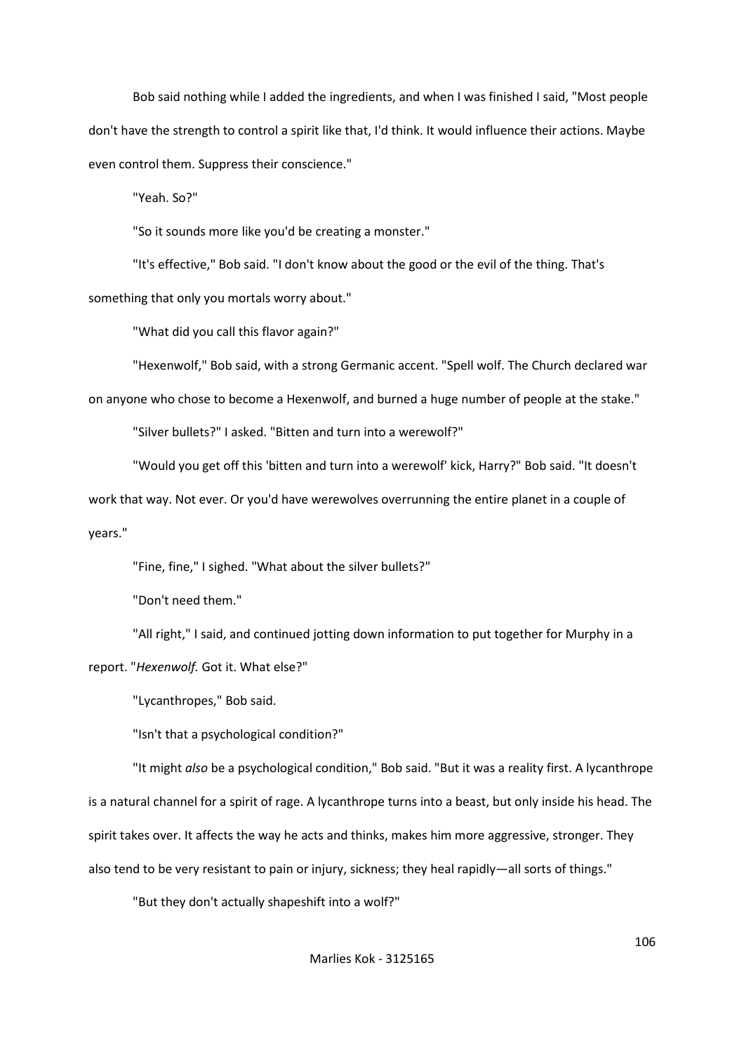Bob said nothing while I added the ingredients, and when I was finished I said, "Most people don't have the strength to control a spirit like that, I'd think. It would influence their actions. Maybe even control them. Suppress their conscience."

"Yeah. So?"

"So it sounds more like you'd be creating a monster."

"It's effective," Bob said. "I don't know about the good or the evil of the thing. That's something that only you mortals worry about."

"What did you call this flavor again?"

"Hexenwolf," Bob said, with a strong Germanic accent. "Spell wolf. The Church declared war on anyone who chose to become a Hexenwolf, and burned a huge number of people at the stake."

"Silver bullets?" I asked. "Bitten and turn into a werewolf?"

"Would you get off this 'bitten and turn into a werewolf' kick, Harry?" Bob said. "It doesn't work that way. Not ever. Or you'd have werewolves overrunning the entire planet in a couple of years."

"Fine, fine," I sighed. "What about the silver bullets?"

"Don't need them."

"All right," I said, and continued jotting down information to put together for Murphy in a report. "*Hexenwolf.* Got it. What else?"

"Lycanthropes," Bob said.

"Isn't that a psychological condition?"

"It might *also* be a psychological condition," Bob said. "But it was a reality first. A lycanthrope is a natural channel for a spirit of rage. A lycanthrope turns into a beast, but only inside his head. The spirit takes over. It affects the way he acts and thinks, makes him more aggressive, stronger. They also tend to be very resistant to pain or injury, sickness; they heal rapidly—all sorts of things."

"But they don't actually shapeshift into a wolf?"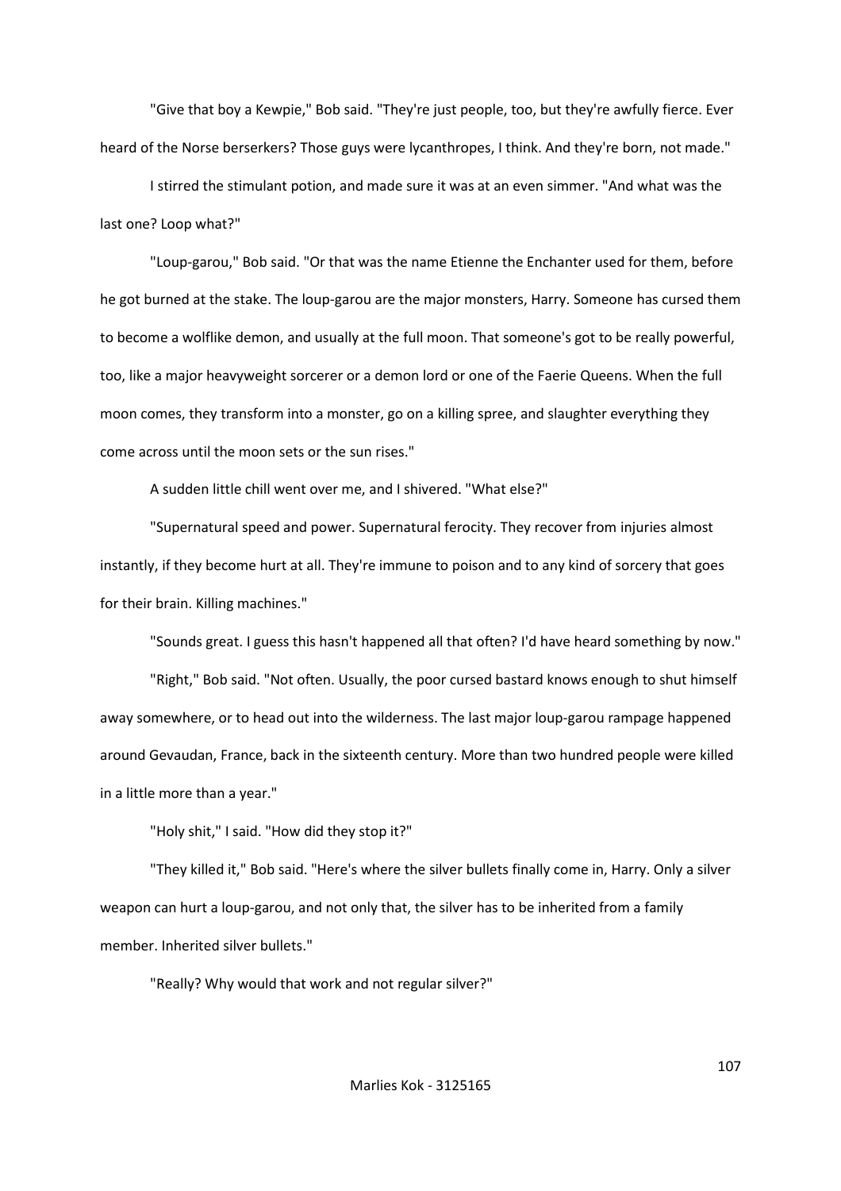"Give that boy a Kewpie," Bob said. "They're just people, too, but they're awfully fierce. Ever heard of the Norse berserkers? Those guys were lycanthropes, I think. And they're born, not made."

I stirred the stimulant potion, and made sure it was at an even simmer. "And what was the last one? Loop what?"

"Loup-garou," Bob said. "Or that was the name Etienne the Enchanter used for them, before he got burned at the stake. The loup-garou are the major monsters, Harry. Someone has cursed them to become a wolflike demon, and usually at the full moon. That someone's got to be really powerful, too, like a major heavyweight sorcerer or a demon lord or one of the Faerie Queens. When the full moon comes, they transform into a monster, go on a killing spree, and slaughter everything they come across until the moon sets or the sun rises."

A sudden little chill went over me, and I shivered. "What else?"

"Supernatural speed and power. Supernatural ferocity. They recover from injuries almost instantly, if they become hurt at all. They're immune to poison and to any kind of sorcery that goes for their brain. Killing machines."

"Sounds great. I guess this hasn't happened all that often? I'd have heard something by now."

"Right," Bob said. "Not often. Usually, the poor cursed bastard knows enough to shut himself away somewhere, or to head out into the wilderness. The last major loup-garou rampage happened around Gevaudan, France, back in the sixteenth century. More than two hundred people were killed in a little more than a year."

"Holy shit," I said. "How did they stop it?"

"They killed it," Bob said. "Here's where the silver bullets finally come in, Harry. Only a silver weapon can hurt a loup-garou, and not only that, the silver has to be inherited from a family member. Inherited silver bullets."

"Really? Why would that work and not regular silver?"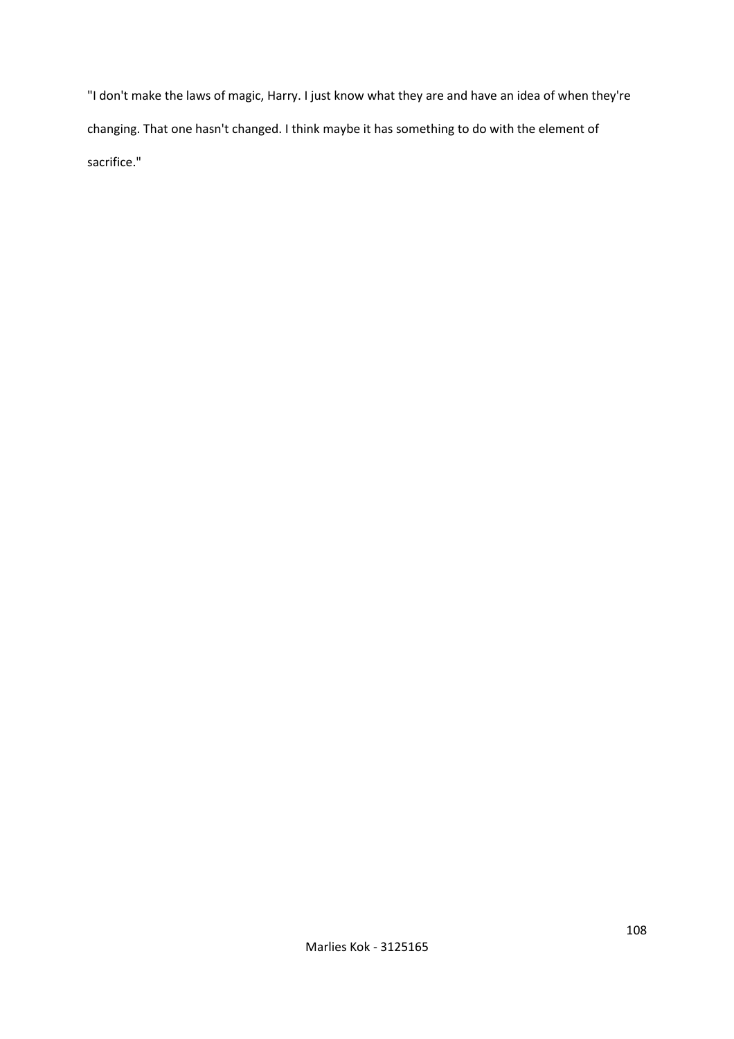"I don't make the laws of magic, Harry. I just know what they are and have an idea of when they're changing. That one hasn't changed. I think maybe it has something to do with the element of sacrifice."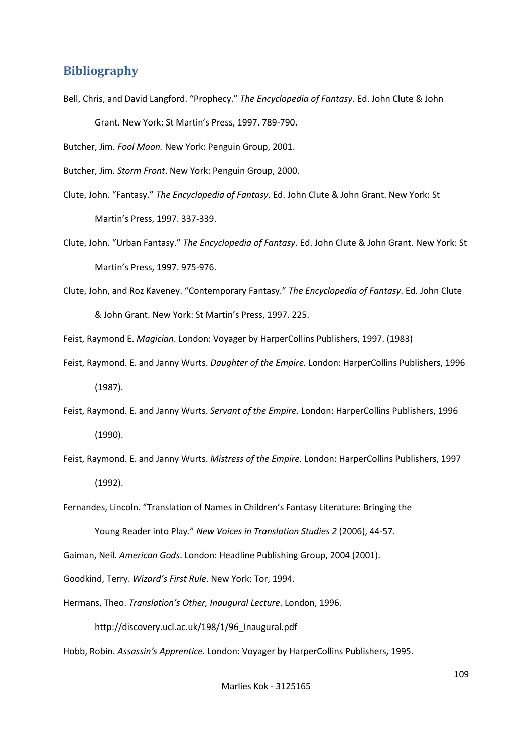## Bibliography

Bell, Chris, and David Langford. "Prophecy." *The Encyclopedia of Fantasy*. Ed. John Clute & John Grant. New York: St Martin's Press, 1997. 789-790.

Butcher, Jim. *Fool Moon.* New York: Penguin Group, 2001.

Butcher, Jim. *Storm Front*. New York: Penguin Group, 2000.

Clute, John. "Fantasy." *The Encyclopedia of Fantasy*. Ed. John Clute & John Grant. New York: St Martin's Press, 1997. 337-339.

Clute, John. "Urban Fantasy." *The Encyclopedia of Fantasy*. Ed. John Clute & John Grant. New York: St Martin's Press, 1997. 975-976.

Clute, John, and Roz Kaveney. "Contemporary Fantasy." *The Encyclopedia of Fantasy*. Ed. John Clute & John Grant. New York: St Martin's Press, 1997. 225.

Feist, Raymond E. *Magician*. London: Voyager by HarperCollins Publishers, 1997. (1983)

Feist, Raymond. E. and Janny Wurts. *Daughter of the Empire.* London: HarperCollins Publishers, 1996 (1987).

Feist, Raymond. E. and Janny Wurts. *Servant of the Empire.* London: HarperCollins Publishers, 1996 (1990).

Feist, Raymond. E. and Janny Wurts. *Mistress of the Empire.* London: HarperCollins Publishers, 1997 (1992).

Fernandes, Lincoln. "Translation of Names in Children's Fantasy Literature: Bringing the Young Reader into Play." *New Voices in Translation Studies 2* (2006), 44-57.

Gaiman, Neil. *American Gods*. London: Headline Publishing Group, 2004 (2001).

Goodkind, Terry. *Wizard's First Rule*. New York: Tor, 1994.

Hermans, Theo. *Translation's Other, Inaugural Lecture*. London, 1996. http://discovery.ucl.ac.uk/198/1/96_Inaugural.pdf

Hobb, Robin. *Assassin's Apprentice.* London: Voyager by HarperCollins Publishers, 1995.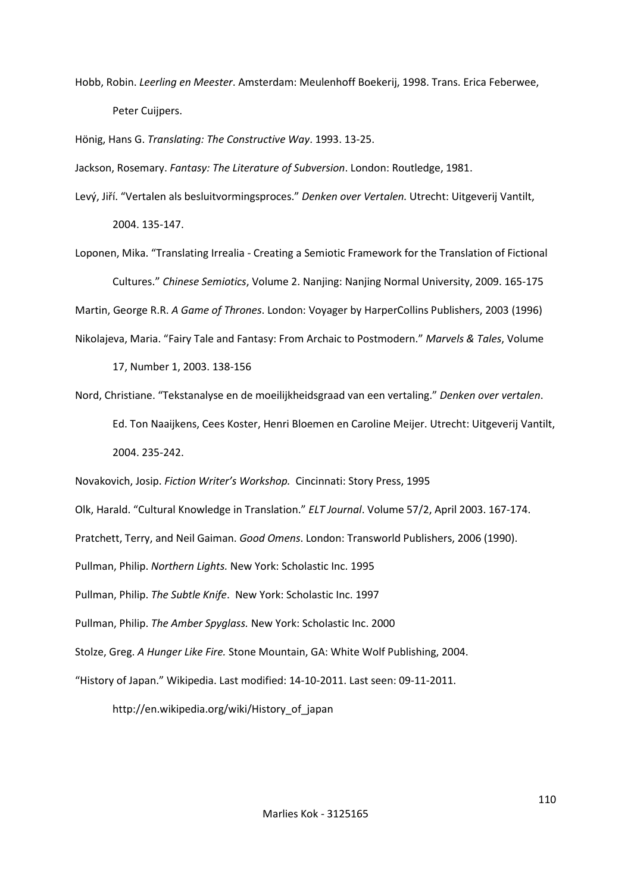Hobb, Robin. *Leerling en Meester*. Amsterdam: Meulenhoff Boekerij, 1998. Trans. Erica Feberwee, Peter Cuijpers.

Hönig, Hans G. *Translating: The Constructive Way*. 1993. 13-25.

Jackson, Rosemary. *Fantasy: The Literature of Subversion*. London: Routledge, 1981.

Levý, Jiří. "Vertalen als besluitvormingsproces." *Denken over Vertalen.* Utrecht: Uitgeverij Vantilt, 2004. 135-147.

Loponen, Mika. "Translating Irrealia - Creating a Semiotic Framework for the Translation of Fictional Cultures." *Chinese Semiotics*, Volume 2. Nanjing: Nanjing Normal University, 2009. 165-175

Martin, George R.R. *A Game of Thrones*. London: Voyager by HarperCollins Publishers, 2003 (1996)

Nikolajeva, Maria. "Fairy Tale and Fantasy: From Archaic to Postmodern." *Marvels & Tales*, Volume 17, Number 1, 2003. 138-156

Nord, Christiane. "Tekstanalyse en de moeilijkheidsgraad van een vertaling." *Denken over vertalen*. Ed. Ton Naaijkens, Cees Koster, Henri Bloemen en Caroline Meijer. Utrecht: Uitgeverij Vantilt, 2004. 235-242.

Novakovich, Josip. *Fiction Writer's Workshop.* Cincinnati: Story Press, 1995

Olk, Harald. "Cultural Knowledge in Translation." *ELT Journal*. Volume 57/2, April 2003. 167-174.

Pratchett, Terry, and Neil Gaiman. *Good Omens*. London: Transworld Publishers, 2006 (1990).

Pullman, Philip. *Northern Lights.* New York: Scholastic Inc. 1995

Pullman, Philip. *The Subtle Knife*. New York: Scholastic Inc. 1997

Pullman, Philip. *The Amber Spyglass.* New York: Scholastic Inc. 2000

Stolze, Greg. *A Hunger Like Fire.* Stone Mountain, GA: White Wolf Publishing, 2004.

"History of Japan." Wikipedia. Last modified: 14-10-2011. Last seen: 09-11-2011. http://en.wikipedia.org/wiki/History_of_japan